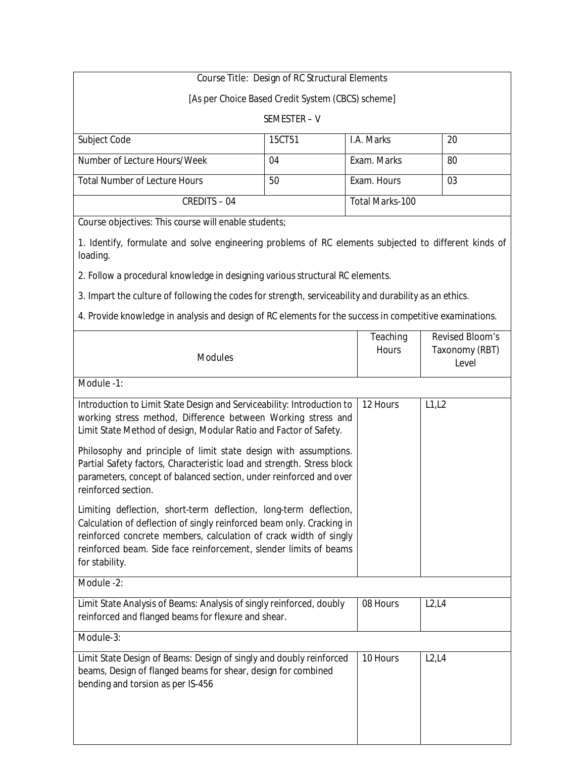Course Title: Design of RC Structural Elements

[As per Choice Based Credit System (CBCS) scheme]

SEMESTER – V

| Subject Code | 15CT51 | I.A. Marks | 20 |
|---|---|---|---|
| Number of Lecture Hours/Week | 04 | Exam. Marks | 80 |
| Total Number of Lecture Hours | 50 | Exam. Hours | 03 |
| CREDITS – 04 | | Total Marks-100 | |

Course objectives: This course will enable students;

1. Identify, formulate and solve engineering problems of RC elements subjected to different kinds of loading.

2. Follow a procedural knowledge in designing various structural RC elements.

3. Impart the culture of following the codes for strength, serviceability and durability as an ethics.

4. Provide knowledge in analysis and design of RC elements for the success in competitive examinations.

| Modules | Teaching Hours | Revised Bloom's Taxonomy (RBT) Level |
|---|---|---|
| **Module -1:** | | |
| Introduction to Limit State Design and Serviceability: Introduction to working stress method, Difference between Working stress and Limit State Method of design, Modular Ratio and Factor of Safety.<br><br>Philosophy and principle of limit state design with assumptions. Partial Safety factors, Characteristic load and strength. Stress block parameters, concept of balanced section, under reinforced and over reinforced section.<br><br>Limiting deflection, short-term deflection, long-term deflection, Calculation of deflection of singly reinforced beam only. Cracking in reinforced concrete members, calculation of crack width of singly reinforced beam. Side face reinforcement, slender limits of beams for stability. | 12 Hours | L1,L2 |
| **Module -2:** | | |
| Limit State Analysis of Beams: Analysis of singly reinforced, doubly reinforced and flanged beams for flexure and shear. | 08 Hours | L2,L4 |
| **Module-3:** | | |
| Limit State Design of Beams: Design of singly and doubly reinforced beams, Design of flanged beams for shear, design for combined bending and torsion as per IS-456 | 10 Hours | L2,L4 |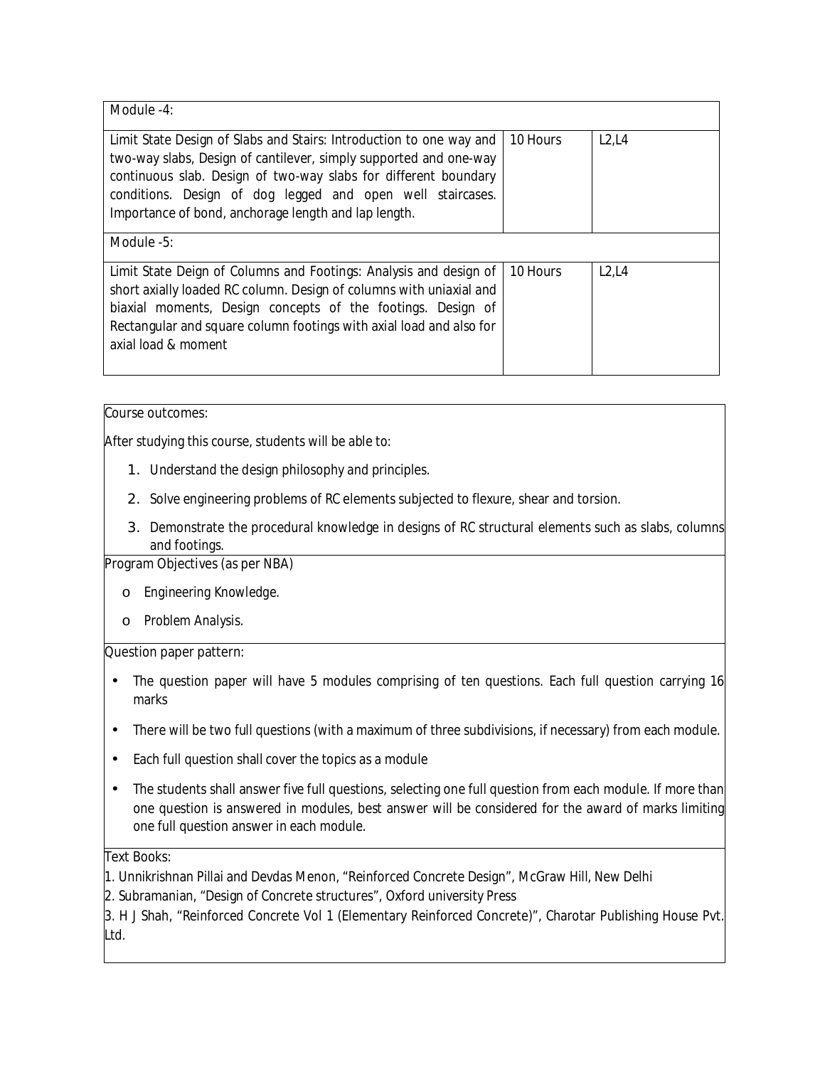| Module -4: | | |
|---|---|---|
| Limit State Design of Slabs and Stairs: Introduction to one way and two-way slabs, Design of cantilever, simply supported and one-way continuous slab. Design of two-way slabs for different boundary conditions. Design of dog legged and open well staircases. Importance of bond, anchorage length and lap length. | 10 Hours | L2,L4 |
| Module -5: | | |
| Limit State Deign of Columns and Footings: Analysis and design of short axially loaded RC column. Design of columns with uniaxial and biaxial moments, Design concepts of the footings. Design of Rectangular and square column footings with axial load and also for axial load & moment | 10 Hours | L2,L4 |

Course outcomes:

After studying this course, students will be able to:

1. Understand the design philosophy and principles.
2. Solve engineering problems of RC elements subjected to flexure, shear and torsion.
3. Demonstrate the procedural knowledge in designs of RC structural elements such as slabs, columns and footings.

Program Objectives (as per NBA)

- Engineering Knowledge.
- Problem Analysis.

Question paper pattern:

- The question paper will have 5 modules comprising of ten questions. Each full question carrying 16 marks
- There will be two full questions (with a maximum of three subdivisions, if necessary) from each module.
- Each full question shall cover the topics as a module
- The students shall answer five full questions, selecting one full question from each module. If more than one question is answered in modules, best answer will be considered for the award of marks limiting one full question answer in each module.

Text Books:

1. Unnikrishnan Pillai and Devdas Menon, "Reinforced Concrete Design", McGraw Hill, New Delhi
2. Subramanian, "Design of Concrete structures", Oxford university Press
3. H J Shah, "Reinforced Concrete Vol 1 (Elementary Reinforced Concrete)", Charotar Publishing House Pvt. Ltd.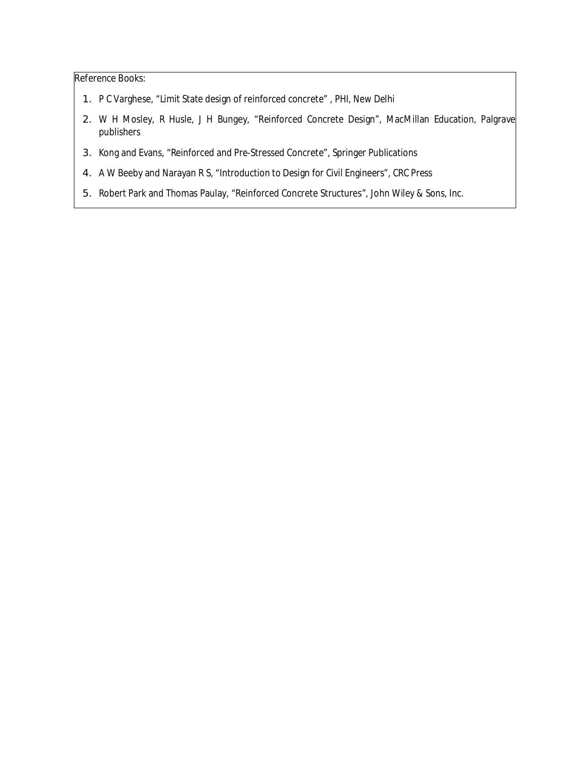Reference Books:

1. P C Varghese, “Limit State design of reinforced concrete” , PHI, New Delhi
2. W H Mosley, R Husle, J H Bungey, “Reinforced Concrete Design”, MacMillan Education, Palgrave publishers
3. Kong and Evans, “Reinforced and Pre-Stressed Concrete”, Springer Publications
4. A W Beeby and Narayan R S, “Introduction to Design for Civil Engineers”, CRC Press
5. Robert Park and Thomas Paulay, “Reinforced Concrete Structures”, John Wiley & Sons, Inc.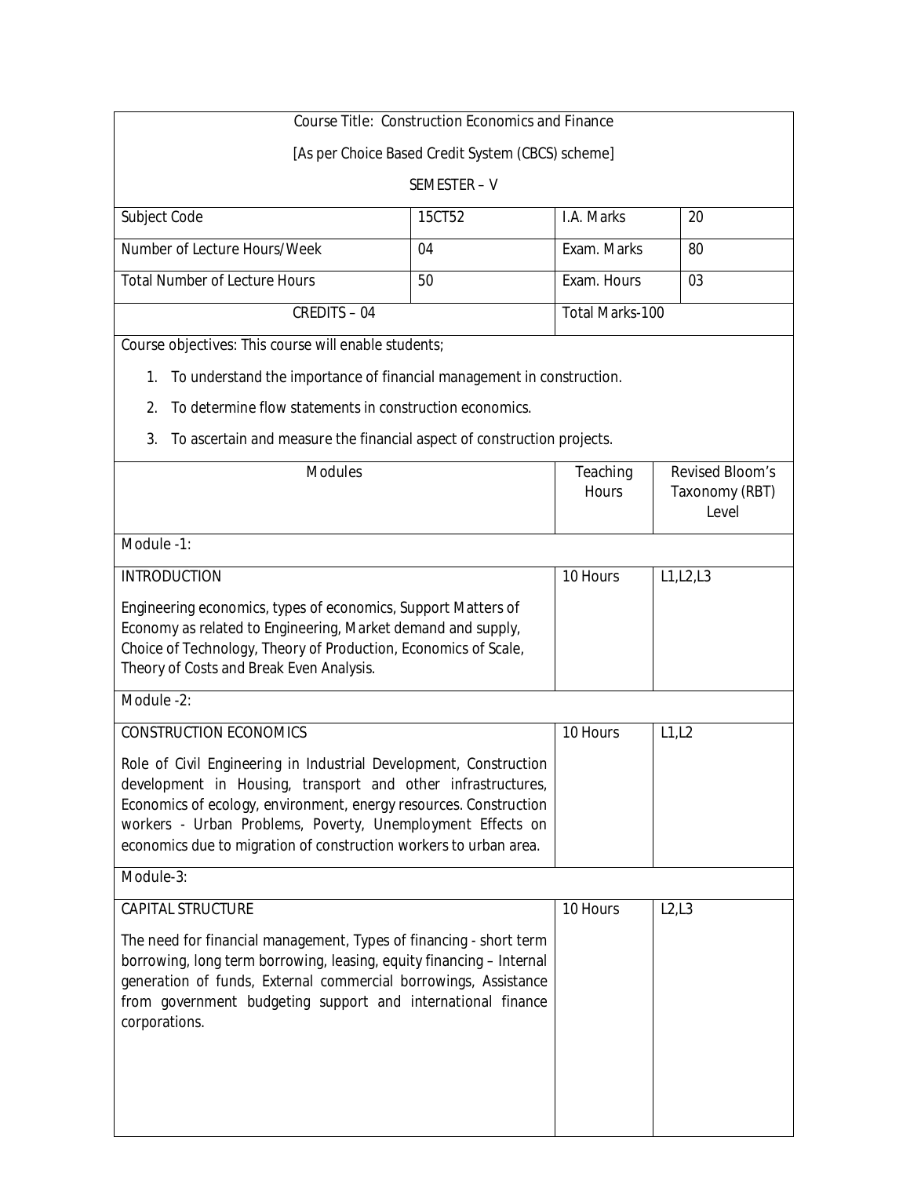Course Title: Construction Economics and Finance

[As per Choice Based Credit System (CBCS) scheme]

SEMESTER – V

| Subject Code | 15CT52 | I.A. Marks | 20 |
|---|---|---|---|
| Number of Lecture Hours/Week | 04 | Exam. Marks | 80 |
| Total Number of Lecture Hours | 50 | Exam. Hours | 03 |
| CREDITS – 04 | | Total Marks-100 | |

Course objectives: This course will enable students;

1. To understand the importance of financial management in construction.
2. To determine flow statements in construction economics.
3. To ascertain and measure the financial aspect of construction projects.

| Modules | Teaching Hours | Revised Bloom's Taxonomy (RBT) Level |
|---|---|---|
| **Module -1:** | | |
| INTRODUCTION<br><br>Engineering economics, types of economics, Support Matters of Economy as related to Engineering, Market demand and supply, Choice of Technology, Theory of Production, Economics of Scale, Theory of Costs and Break Even Analysis. | 10 Hours | L1,L2,L3 |
| **Module -2:** | | |
| CONSTRUCTION ECONOMICS<br><br>Role of Civil Engineering in Industrial Development, Construction development in Housing, transport and other infrastructures, Economics of ecology, environment, energy resources. Construction workers - Urban Problems, Poverty, Unemployment Effects on economics due to migration of construction workers to urban area. | 10 Hours | L1,L2 |
| **Module-3:** | | |
| CAPITAL STRUCTURE<br><br>The need for financial management, Types of financing - short term borrowing, long term borrowing, leasing, equity financing – Internal generation of funds, External commercial borrowings, Assistance from government budgeting support and international finance corporations. | 10 Hours | L2,L3 |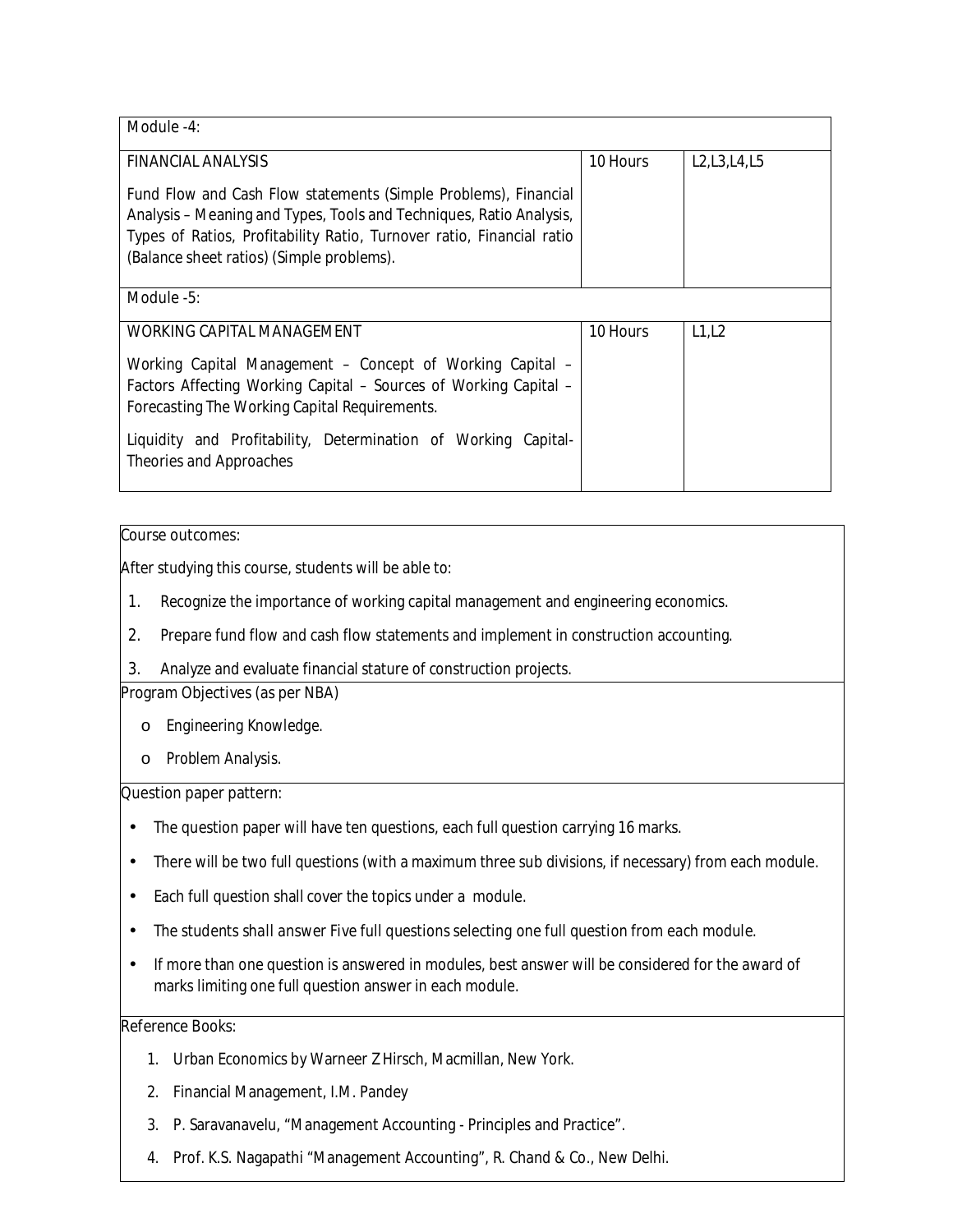| Module -4: | | |
|---|---|---|
| FINANCIAL ANALYSIS<br><br>Fund Flow and Cash Flow statements (Simple Problems), Financial Analysis – Meaning and Types, Tools and Techniques, Ratio Analysis, Types of Ratios, Profitability Ratio, Turnover ratio, Financial ratio (Balance sheet ratios) (Simple problems). | 10 Hours | L2,L3,L4,L5 |
| **Module -5:** | | |
| WORKING CAPITAL MANAGEMENT<br><br>Working Capital Management – Concept of Working Capital – Factors Affecting Working Capital – Sources of Working Capital – Forecasting The Working Capital Requirements.<br><br>Liquidity and Profitability, Determination of Working Capital-Theories and Approaches | 10 Hours | L1,L2 |

Course outcomes:

After studying this course, students will be able to:

1. Recognize the importance of working capital management and engineering economics.
2. Prepare fund flow and cash flow statements and implement in construction accounting.
3. Analyze and evaluate financial stature of construction projects.

Program Objectives (as per NBA)

- Engineering Knowledge.
- Problem Analysis.

Question paper pattern:

- The question paper will have ten questions, each full question carrying 16 marks.
- There will be two full questions (with a maximum three sub divisions, if necessary) from each module.
- Each full question shall cover the topics under a module.
- The students shall answer Five full questions selecting one full question from each module.
- If more than one question is answered in modules, best answer will be considered for the award of marks limiting one full question answer in each module.

Reference Books:

1. Urban Economics by Warneer Z Hirsch, Macmillan, New York.
2. Financial Management, I.M. Pandey
3. P. Saravanavelu, "Management Accounting - Principles and Practice".
4. Prof. K.S. Nagapathi "Management Accounting", R. Chand & Co., New Delhi.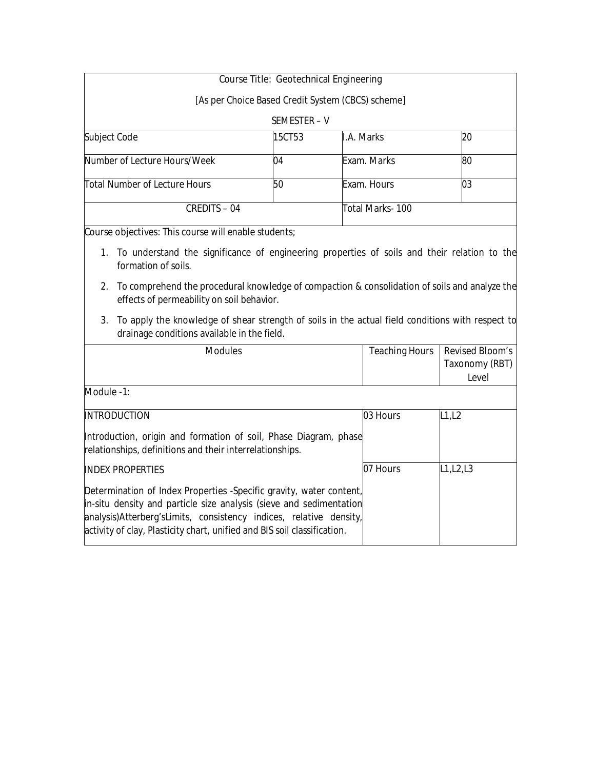| Course Title: Geotechnical Engineering | | | |
|---|---|---|---|
| [As per Choice Based Credit System (CBCS) scheme] | | | |
| SEMESTER – V | | | |
| Subject Code | 15CT53 | I.A. Marks | 20 |
| Number of Lecture Hours/Week | 04 | Exam. Marks | 80 |
| Total Number of Lecture Hours | 50 | Exam. Hours | 03 |
| CREDITS – 04 | | Total Marks- 100 | |

Course objectives: This course will enable students;

1. To understand the significance of engineering properties of soils and their relation to the formation of soils.
2. To comprehend the procedural knowledge of compaction & consolidation of soils and analyze the effects of permeability on soil behavior.
3. To apply the knowledge of shear strength of soils in the actual field conditions with respect to drainage conditions available in the field.

| Modules | Teaching Hours | Revised Bloom's Taxonomy (RBT) Level |
|---|---|---|
| Module -1: | | |
| INTRODUCTION<br><br>Introduction, origin and formation of soil, Phase Diagram, phase relationships, definitions and their interrelationships. | 03 Hours | L1,L2 |
| INDEX PROPERTIES<br><br>Determination of Index Properties -Specific gravity, water content, in-situ density and particle size analysis (sieve and sedimentation analysis)Atterberg'sLimits, consistency indices, relative density, activity of clay, Plasticity chart, unified and BIS soil classification. | 07 Hours | L1,L2,L3 |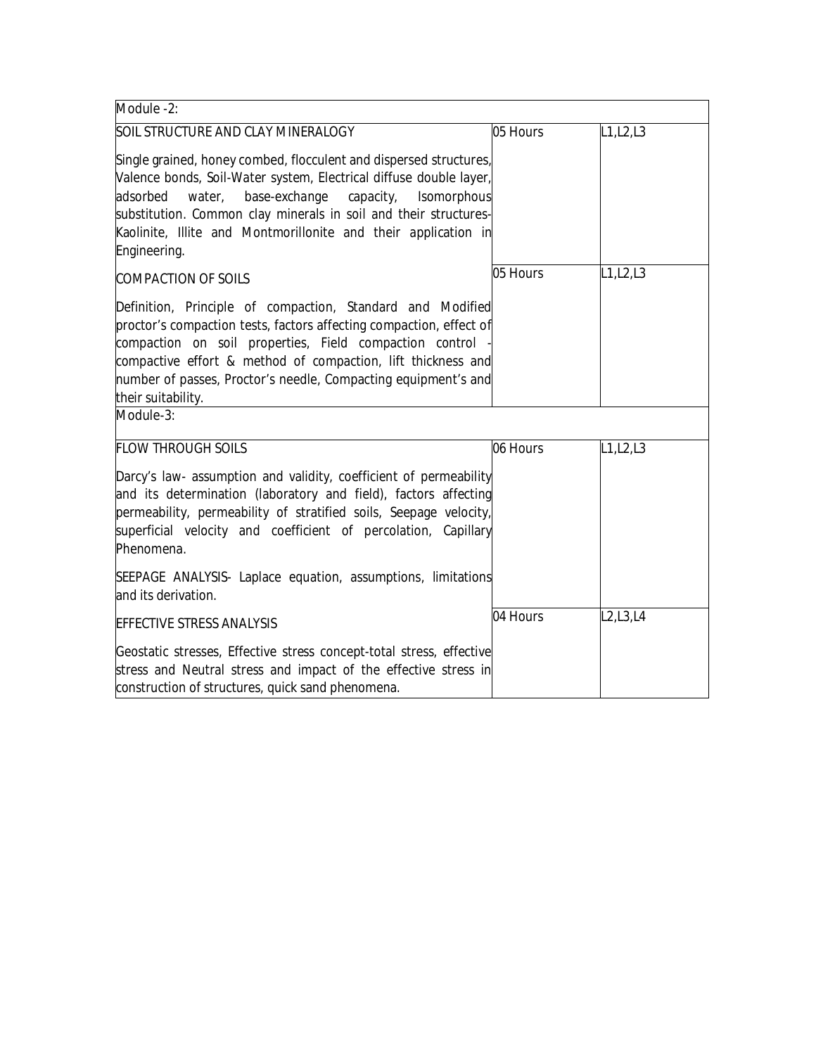| Module -2: | | |
|---|---|---|
| SOIL STRUCTURE AND CLAY MINERALOGY<br><br>Single grained, honey combed, flocculent and dispersed structures, Valence bonds, Soil-Water system, Electrical diffuse double layer, adsorbed water, base-exchange capacity, Isomorphous substitution. Common clay minerals in soil and their structures-Kaolinite, Illite and Montmorillonite and their application in Engineering. | 05 Hours | L1,L2,L3 |
| COMPACTION OF SOILS<br><br>Definition, Principle of compaction, Standard and Modified proctor's compaction tests, factors affecting compaction, effect of compaction on soil properties, Field compaction control - compactive effort & method of compaction, lift thickness and number of passes, Proctor's needle, Compacting equipment's and their suitability. | 05 Hours | L1,L2,L3 |
| Module-3: | | |
| FLOW THROUGH SOILS<br><br>Darcy's law- assumption and validity, coefficient of permeability and its determination (laboratory and field), factors affecting permeability, permeability of stratified soils, Seepage velocity, superficial velocity and coefficient of percolation, Capillary Phenomena.<br><br>SEEPAGE ANALYSIS- Laplace equation, assumptions, limitations and its derivation. | 06 Hours | L1,L2,L3 |
| EFFECTIVE STRESS ANALYSIS<br><br>Geostatic stresses, Effective stress concept-total stress, effective stress and Neutral stress and impact of the effective stress in construction of structures, quick sand phenomena. | 04 Hours | L2,L3,L4 |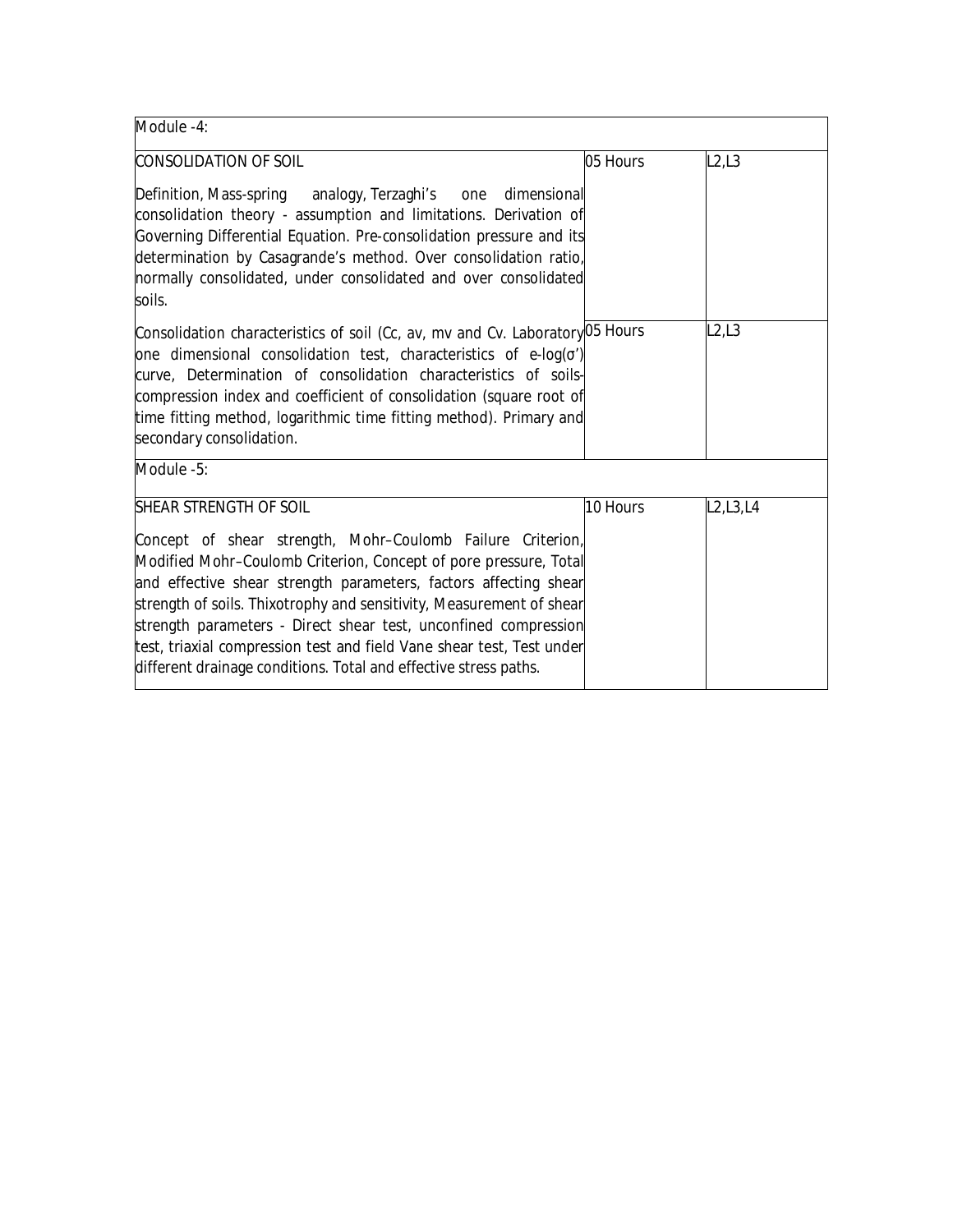| Module -4: | | |
|---|---|---|
| CONSOLIDATION OF SOIL<br><br>Definition, Mass-spring analogy, Terzaghi's one dimensional consolidation theory - assumption and limitations. Derivation of Governing Differential Equation. Pre-consolidation pressure and its determination by Casagrande's method. Over consolidation ratio, normally consolidated, under consolidated and over consolidated soils. | 05 Hours | L2,L3 |
| Consolidation characteristics of soil ($C_c$, $a_v$, $m_v$ and $C_v$. Laboratory one dimensional consolidation test, characteristics of e-log($\sigma'$) curve, Determination of consolidation characteristics of soils-compression index and coefficient of consolidation (square root of time fitting method, logarithmic time fitting method). Primary and secondary consolidation. | 05 Hours | L2,L3 |
| **Module -5:** | | |
| SHEAR STRENGTH OF SOIL<br><br>Concept of shear strength, Mohr–Coulomb Failure Criterion, Modified Mohr–Coulomb Criterion, Concept of pore pressure, Total and effective shear strength parameters, factors affecting shear strength of soils. Thixotrophy and sensitivity, Measurement of shear strength parameters - Direct shear test, unconfined compression test, triaxial compression test and field Vane shear test, Test under different drainage conditions. Total and effective stress paths. | 10 Hours | L2,L3,L4 |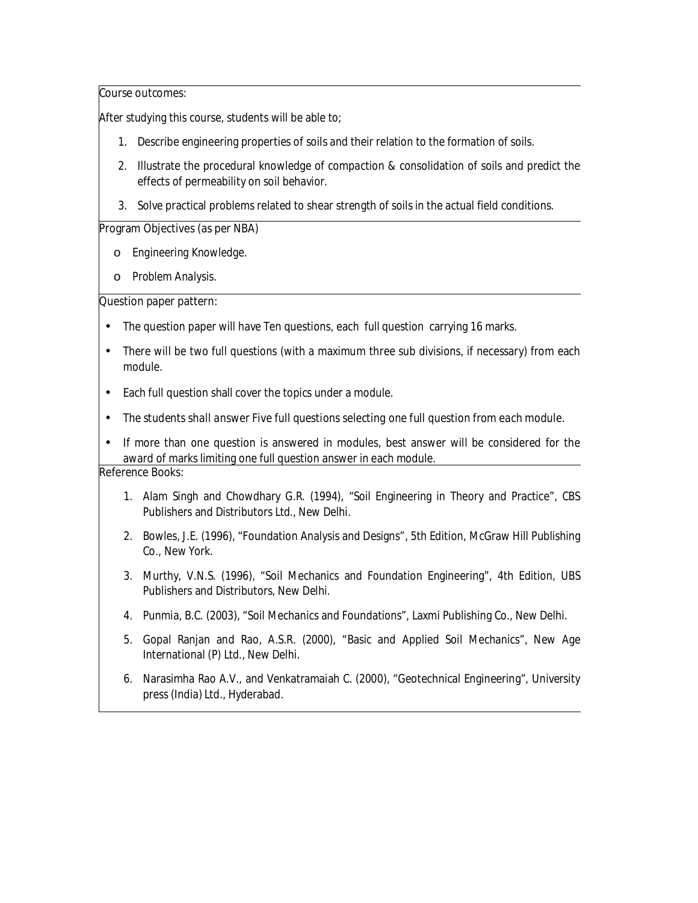Course outcomes:

After studying this course, students will be able to;

1. Describe engineering properties of soils and their relation to the formation of soils.
2. Illustrate the procedural knowledge of compaction & consolidation of soils and predict the effects of permeability on soil behavior.
3. Solve practical problems related to shear strength of soils in the actual field conditions.

Program Objectives (as per NBA)

- Engineering Knowledge.
- Problem Analysis.

Question paper pattern:

- The question paper will have Ten questions, each full question carrying 16 marks.
- There will be two full questions (with a maximum three sub divisions, if necessary) from each module.
- Each full question shall cover the topics under a module.
- The students shall answer Five full questions selecting one full question from each module.
- If more than one question is answered in modules, best answer will be considered for the award of marks limiting one full question answer in each module.

Reference Books:

1. Alam Singh and Chowdhary G.R. (1994), "Soil Engineering in Theory and Practice", CBS Publishers and Distributors Ltd., New Delhi.
2. Bowles, J.E. (1996), "Foundation Analysis and Designs", 5th Edition, McGraw Hill Publishing Co., New York.
3. Murthy, V.N.S. (1996), "Soil Mechanics and Foundation Engineering", 4th Edition, UBS Publishers and Distributors, New Delhi.
4. Punmia, B.C. (2003), "Soil Mechanics and Foundations", Laxmi Publishing Co., New Delhi.
5. Gopal Ranjan and Rao, A.S.R. (2000), "Basic and Applied Soil Mechanics", New Age International (P) Ltd., New Delhi.
6. Narasimha Rao A.V., and Venkatramaiah C. (2000), "Geotechnical Engineering", University press (India) Ltd., Hyderabad.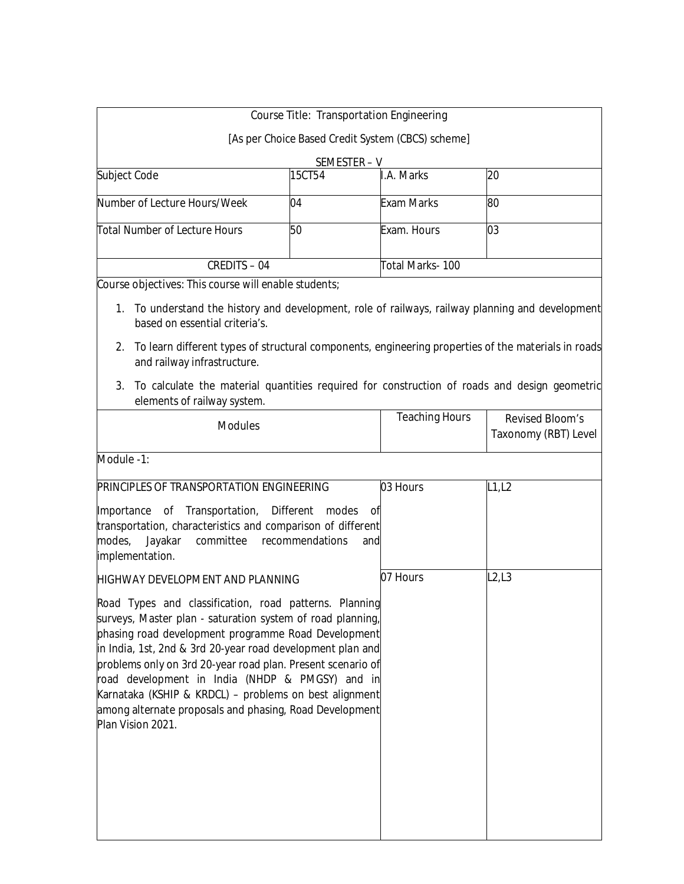Course Title: Transportation Engineering

[As per Choice Based Credit System (CBCS) scheme]

SEMESTER – V

| Subject Code | 15CT54 | I.A. Marks | 20 |
|---|---|---|---|
| Number of Lecture Hours/Week | 04 | Exam Marks | 80 |
| Total Number of Lecture Hours | 50 | Exam. Hours | 03 |
| CREDITS – 04 | | Total Marks- 100 | |

Course objectives: This course will enable students;

1. To understand the history and development, role of railways, railway planning and development based on essential criteria's.
2. To learn different types of structural components, engineering properties of the materials in roads and railway infrastructure.
3. To calculate the material quantities required for construction of roads and design geometric elements of railway system.

| Modules | Teaching Hours | Revised Bloom's Taxonomy (RBT) Level |
|---|---|---|
| Module -1: | | |
| PRINCIPLES OF TRANSPORTATION ENGINEERING<br>Importance of Transportation, Different modes of transportation, characteristics and comparison of different modes, Jayakar committee recommendations and implementation. | 03 Hours | L1,L2 |
| HIGHWAY DEVELOPMENT AND PLANNING<br>Road Types and classification, road patterns. Planning surveys, Master plan - saturation system of road planning, phasing road development programme Road Development in India, 1st, 2nd & 3rd 20-year road development plan and problems only on 3rd 20-year road plan. Present scenario of road development in India (NHDP & PMGSY) and in Karnataka (KSHIP & KRDCL) – problems on best alignment among alternate proposals and phasing, Road Development Plan Vision 2021. | 07 Hours | L2,L3 |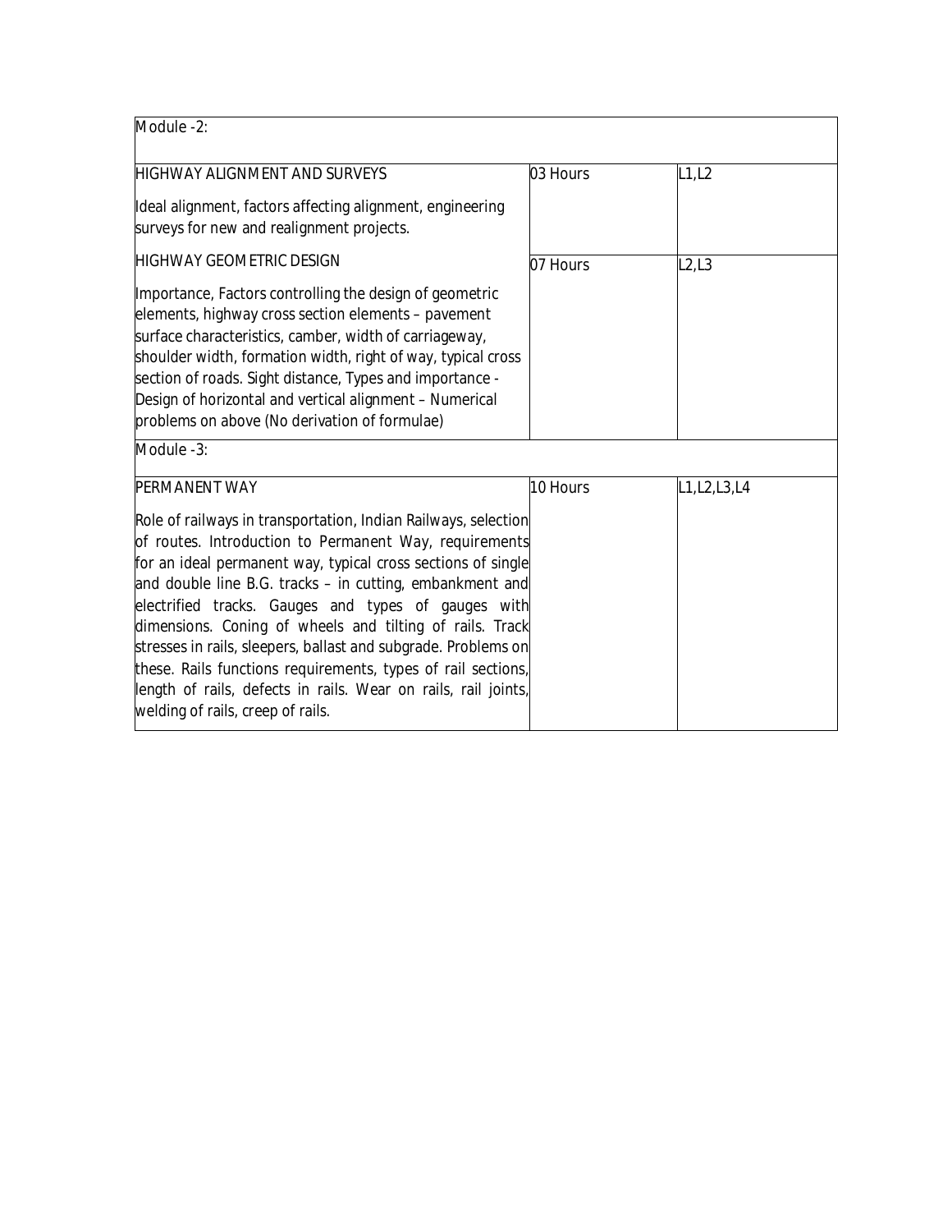| Module -2: | | |
|---|---|---|
| HIGHWAY ALIGNMENT AND SURVEYS<br><br>Ideal alignment, factors affecting alignment, engineering surveys for new and realignment projects. | 03 Hours | L1,L2 |
| HIGHWAY GEOMETRIC DESIGN<br><br>Importance, Factors controlling the design of geometric elements, highway cross section elements – pavement surface characteristics, camber, width of carriageway, shoulder width, formation width, right of way, typical cross section of roads. Sight distance, Types and importance - Design of horizontal and vertical alignment – Numerical problems on above (No derivation of formulae) | 07 Hours | L2,L3 |
| Module -3: | | |
| PERMANENT WAY<br><br>Role of railways in transportation, Indian Railways, selection of routes. Introduction to Permanent Way, requirements for an ideal permanent way, typical cross sections of single and double line B.G. tracks – in cutting, embankment and electrified tracks. Gauges and types of gauges with dimensions. Coning of wheels and tilting of rails. Track stresses in rails, sleepers, ballast and subgrade. Problems on these. Rails functions requirements, types of rail sections, length of rails, defects in rails. Wear on rails, rail joints, welding of rails, creep of rails. | 10 Hours | L1,L2,L3,L4 |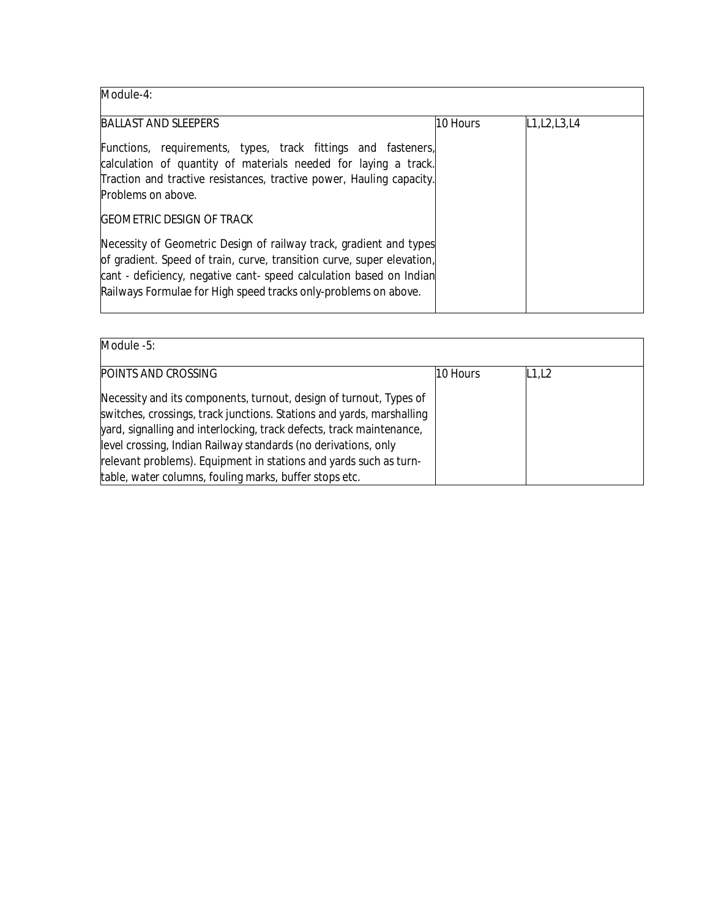| Module-4: | | |
|---|---|---|
| BALLAST AND SLEEPERS<br><br>Functions, requirements, types, track fittings and fasteners, calculation of quantity of materials needed for laying a track. Traction and tractive resistances, tractive power, Hauling capacity. Problems on above.<br><br>GEOMETRIC DESIGN OF TRACK<br><br>Necessity of Geometric Design of railway track, gradient and types of gradient. Speed of train, curve, transition curve, super elevation, cant - deficiency, negative cant- speed calculation based on Indian Railways Formulae for High speed tracks only-problems on above. | 10 Hours | L1,L2,L3,L4 |

| Module -5: | | |
|---|---|---|
| POINTS AND CROSSING<br><br>Necessity and its components, turnout, design of turnout, Types of switches, crossings, track junctions. Stations and yards, marshalling yard, signalling and interlocking, track defects, track maintenance, level crossing, Indian Railway standards (no derivations, only relevant problems). Equipment in stations and yards such as turn-table, water columns, fouling marks, buffer stops etc. | 10 Hours | L1,L2 |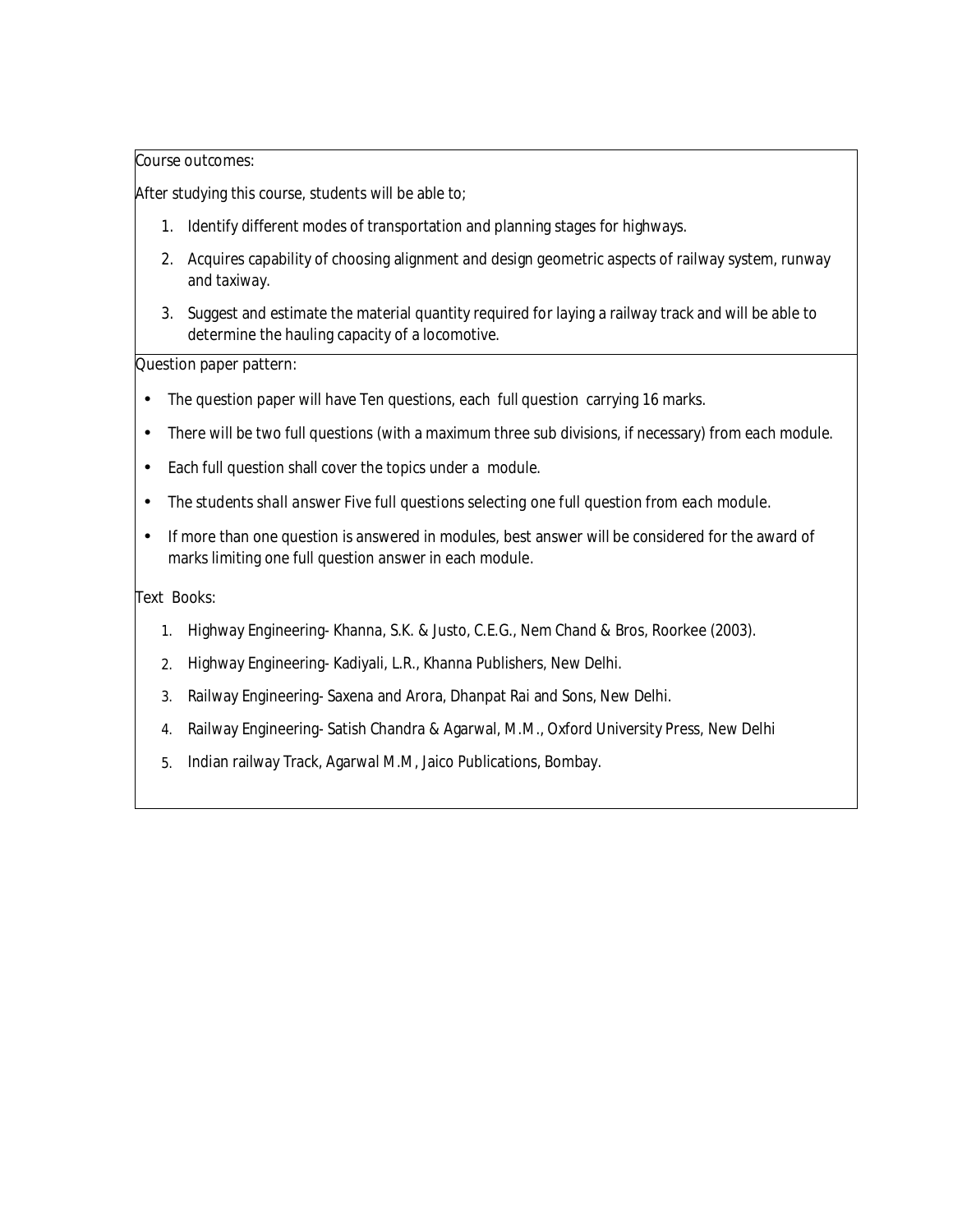Course outcomes:

After studying this course, students will be able to;

1. Identify different modes of transportation and planning stages for highways.
2. Acquires capability of choosing alignment and design geometric aspects of railway system, runway and taxiway.
3. Suggest and estimate the material quantity required for laying a railway track and will be able to determine the hauling capacity of a locomotive.

Question paper pattern:

- The question paper will have Ten questions, each full question carrying 16 marks.
- There will be two full questions (with a maximum three sub divisions, if necessary) from each module.
- Each full question shall cover the topics under a module.
- The students shall answer Five full questions selecting one full question from each module.
- If more than one question is answered in modules, best answer will be considered for the award of marks limiting one full question answer in each module.

Text Books:

1. Highway Engineering- Khanna, S.K. & Justo, C.E.G., Nem Chand & Bros, Roorkee (2003).
2. Highway Engineering- Kadiyali, L.R., Khanna Publishers, New Delhi.
3. Railway Engineering- Saxena and Arora, Dhanpat Rai and Sons, New Delhi.
4. Railway Engineering- Satish Chandra & Agarwal, M.M., Oxford University Press, New Delhi
5. Indian railway Track, Agarwal M.M, Jaico Publications, Bombay.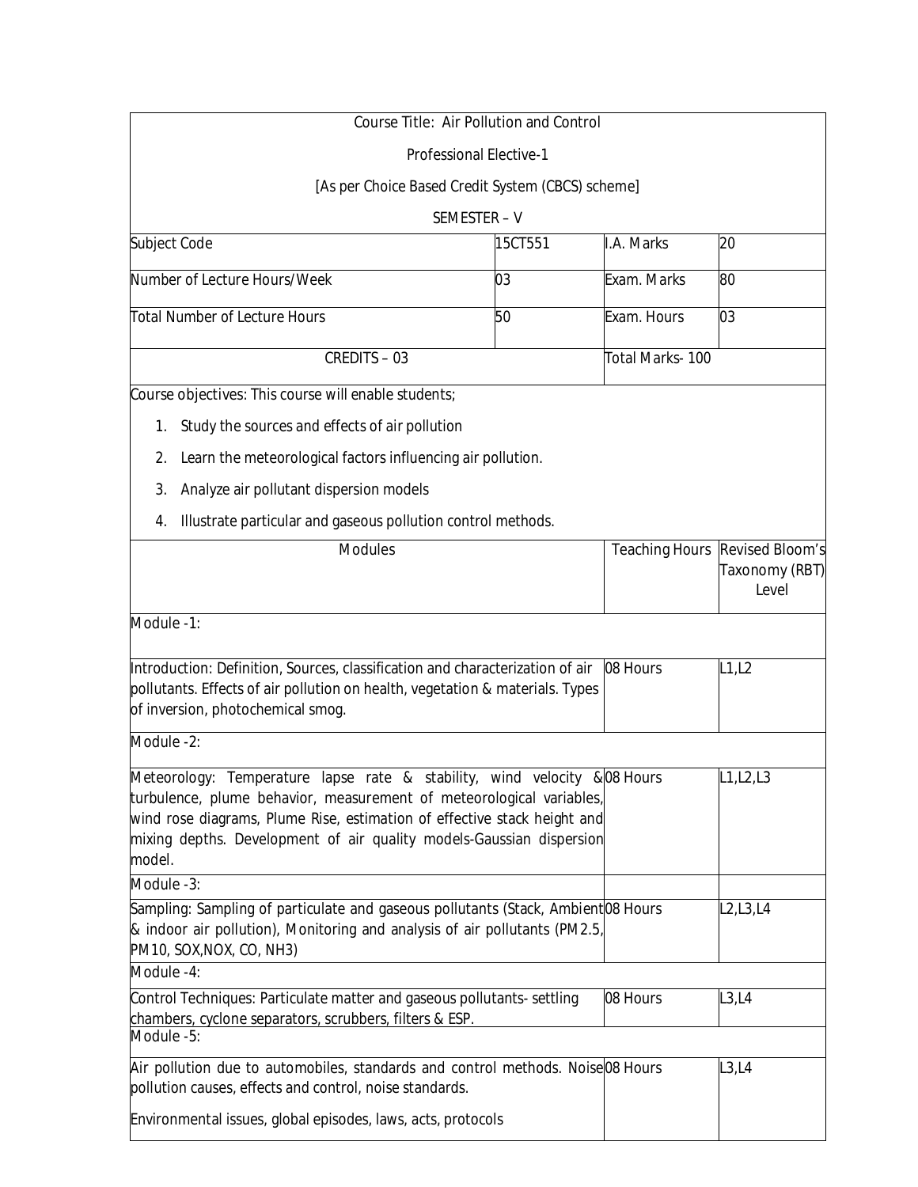| Course Title: Air Pollution and Control | | | |
|---|---|---|---|
| Professional Elective-1 | | | |
| [As per Choice Based Credit System (CBCS) scheme] | | | |
| SEMESTER – V | | | |
| Subject Code | 15CT551 | I.A. Marks | 20 |
| Number of Lecture Hours/Week | 03 | Exam. Marks | 80 |
| Total Number of Lecture Hours | 50 | Exam. Hours | 03 |
| CREDITS – 03 | | Total Marks- 100 | |

Course objectives: This course will enable students;

1. Study the sources and effects of air pollution
2. Learn the meteorological factors influencing air pollution.
3. Analyze air pollutant dispersion models
4. Illustrate particular and gaseous pollution control methods.

| Modules | Teaching Hours | Revised Bloom's Taxonomy (RBT) Level |
|---|---|---|
| **Module -1:** | | |
| Introduction: Definition, Sources, classification and characterization of air pollutants. Effects of air pollution on health, vegetation & materials. Types of inversion, photochemical smog. | 08 Hours | L1,L2 |
| **Module -2:** | | |
| Meteorology: Temperature lapse rate & stability, wind velocity & turbulence, plume behavior, measurement of meteorological variables, wind rose diagrams, Plume Rise, estimation of effective stack height and mixing depths. Development of air quality models-Gaussian dispersion model. | 08 Hours | L1,L2,L3 |
| **Module -3:** | | |
| Sampling: Sampling of particulate and gaseous pollutants (Stack, Ambient & indoor air pollution), Monitoring and analysis of air pollutants (PM2.5, PM10, SOX,NOX, CO, NH3) | 08 Hours | L2,L3,L4 |
| **Module -4:** | | |
| Control Techniques: Particulate matter and gaseous pollutants- settling chambers, cyclone separators, scrubbers, filters & ESP. | 08 Hours | L3,L4 |
| **Module -5:** | | |
| Air pollution due to automobiles, standards and control methods. Noise pollution causes, effects and control, noise standards.<br><br>Environmental issues, global episodes, laws, acts, protocols | 08 Hours | L3,L4 |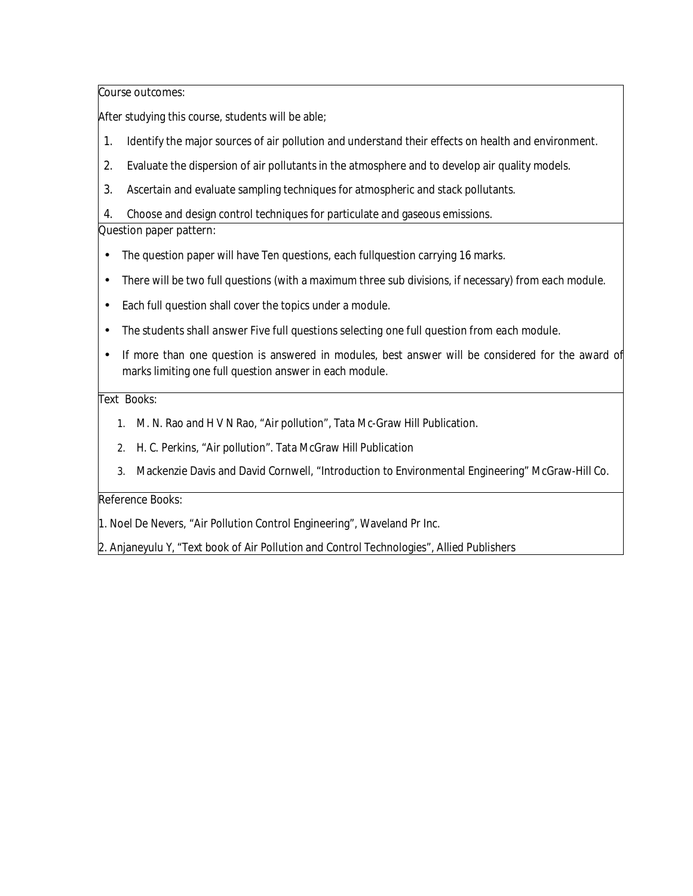Course outcomes:

After studying this course, students will be able;

1. Identify the major sources of air pollution and understand their effects on health and environment.
2. Evaluate the dispersion of air pollutants in the atmosphere and to develop air quality models.
3. Ascertain and evaluate sampling techniques for atmospheric and stack pollutants.
4. Choose and design control techniques for particulate and gaseous emissions.

Question paper pattern:

- The question paper will have Ten questions, each fullquestion carrying 16 marks.
- There will be two full questions (with a maximum three sub divisions, if necessary) from each module.
- Each full question shall cover the topics under a module.
- The students shall answer Five full questions selecting one full question from each module.
- If more than one question is answered in modules, best answer will be considered for the award of marks limiting one full question answer in each module.

Text Books:

1. M. N. Rao and H V N Rao, "Air pollution", Tata Mc-Graw Hill Publication.
2. H. C. Perkins, "Air pollution". Tata McGraw Hill Publication
3. Mackenzie Davis and David Cornwell, "Introduction to Environmental Engineering" McGraw-Hill Co.

Reference Books:

1. Noel De Nevers, "Air Pollution Control Engineering", Waveland Pr Inc.

2. Anjaneyulu Y, "Text book of Air Pollution and Control Technologies", Allied Publishers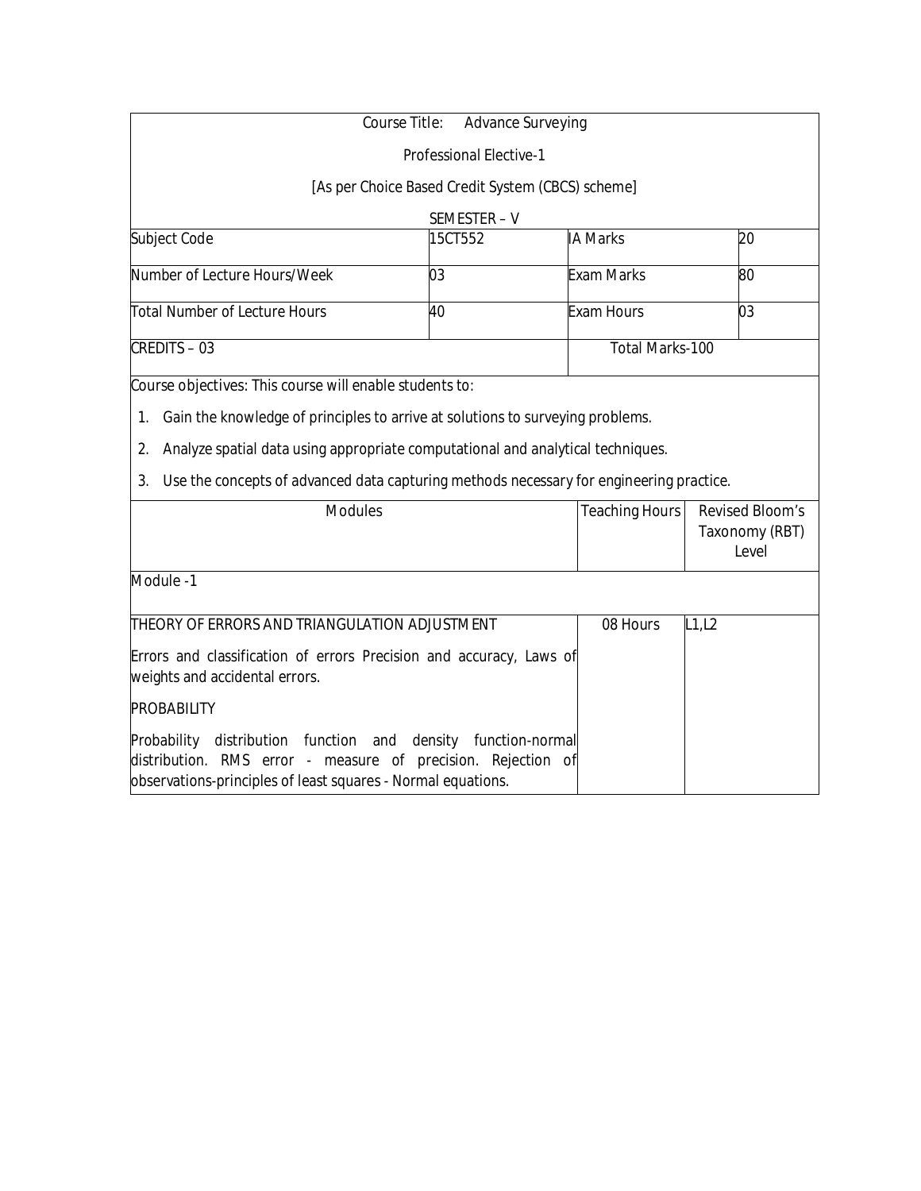Course Title: Advance Surveying

Professional Elective-1

[As per Choice Based Credit System (CBCS) scheme]

SEMESTER – V

| Subject Code | 15CT552 | IA Marks | 20 |
|---|---|---|---|
| Number of Lecture Hours/Week | 03 | Exam Marks | 80 |
| Total Number of Lecture Hours | 40 | Exam Hours | 03 |
| CREDITS – 03 | | Total Marks-100 | |

Course objectives: This course will enable students to:

1. Gain the knowledge of principles to arrive at solutions to surveying problems.
2. Analyze spatial data using appropriate computational and analytical techniques.
3. Use the concepts of advanced data capturing methods necessary for engineering practice.

| Modules | Teaching Hours | Revised Bloom's Taxonomy (RBT) Level |
|---|---|---|
| **Module -1** | | |
| THEORY OF ERRORS AND TRIANGULATION ADJUSTMENT<br><br>Errors and classification of errors Precision and accuracy, Laws of weights and accidental errors.<br><br>PROBABILITY<br><br>Probability distribution function and density function-normal distribution. RMS error - measure of precision. Rejection of observations-principles of least squares - Normal equations. | 08 Hours | L1,L2 |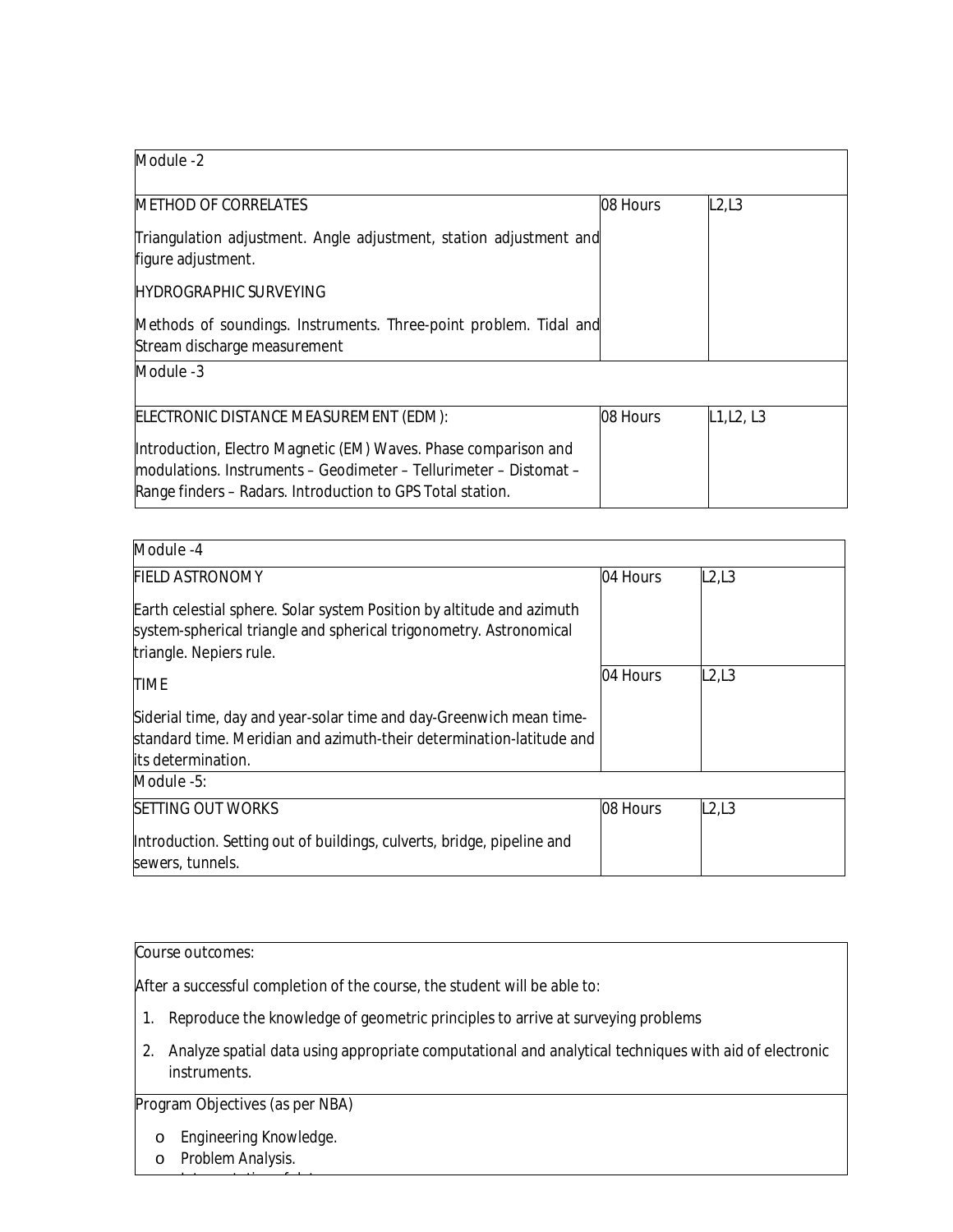| Module -2 | | |
|---|---|---|
| METHOD OF CORRELATES<br><br>Triangulation adjustment. Angle adjustment, station adjustment and figure adjustment.<br><br>HYDROGRAPHIC SURVEYING<br><br>Methods of soundings. Instruments. Three-point problem. Tidal and Stream discharge measurement | 08 Hours | L2,L3 |
| **Module -3** | | |
| ELECTRONIC DISTANCE MEASUREMENT (EDM):<br><br>Introduction, Electro Magnetic (EM) Waves. Phase comparison and modulations. Instruments – Geodimeter – Tellurimeter – Distomat – Range finders – Radars. Introduction to GPS Total station. | 08 Hours | L1,L2, L3 |

| Module -4 | | |
|---|---|---|
| FIELD ASTRONOMY<br><br>Earth celestial sphere. Solar system Position by altitude and azimuth system-spherical triangle and spherical trigonometry. Astronomical triangle. Nepiers rule. | 04 Hours | L2,L3 |
| TIME<br><br>Siderial time, day and year-solar time and day-Greenwich mean time-standard time. Meridian and azimuth-their determination-latitude and its determination. | 04 Hours | L2,L3 |
| **Module -5:** | | |
| SETTING OUT WORKS<br><br>Introduction. Setting out of buildings, culverts, bridge, pipeline and sewers, tunnels. | 08 Hours | L2,L3 |

Course outcomes:

After a successful completion of the course, the student will be able to:

1. Reproduce the knowledge of geometric principles to arrive at surveying problems
2. Analyze spatial data using appropriate computational and analytical techniques with aid of electronic instruments.

Program Objectives (as per NBA)

- Engineering Knowledge.
- Problem Analysis.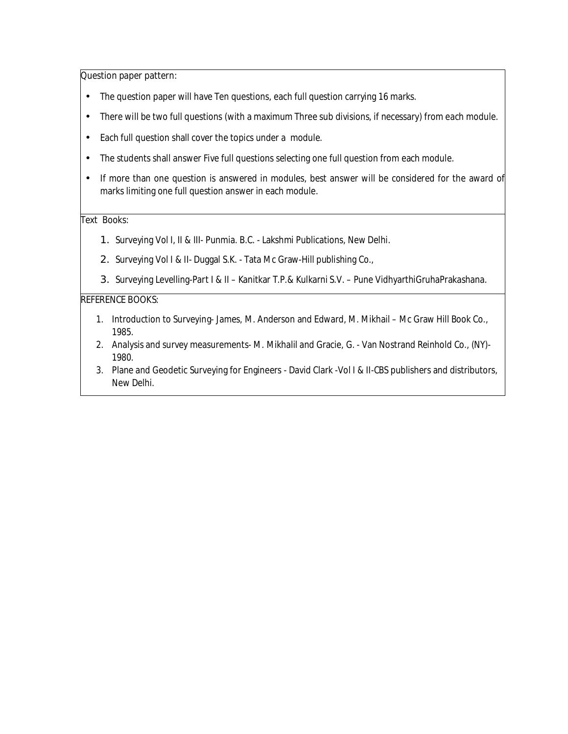Question paper pattern:

- The question paper will have Ten questions, each full question carrying 16 marks.
- There will be two full questions (with a maximum Three sub divisions, if necessary) from each module.
- Each full question shall cover the topics under a module.
- The students shall answer Five full questions selecting one full question from each module.
- If more than one question is answered in modules, best answer will be considered for the award of marks limiting one full question answer in each module.

Text Books:

1. Surveying Vol I, II & III- Punmia. B.C. - Lakshmi Publications, New Delhi.
2. Surveying Vol I & II- Duggal S.K. - Tata Mc Graw-Hill publishing Co.,
3. Surveying Levelling-Part I & II – Kanitkar T.P.& Kulkarni S.V. – Pune VidhyarthiGruhaPrakashana.

REFERENCE BOOKS:

1. Introduction to Surveying- James, M. Anderson and Edward, M. Mikhail – Mc Graw Hill Book Co., 1985.
2. Analysis and survey measurements- M. Mikhalil and Gracie, G. - Van Nostrand Reinhold Co., (NY)-1980.
3. Plane and Geodetic Surveying for Engineers - David Clark -Vol I & II-CBS publishers and distributors, New Delhi.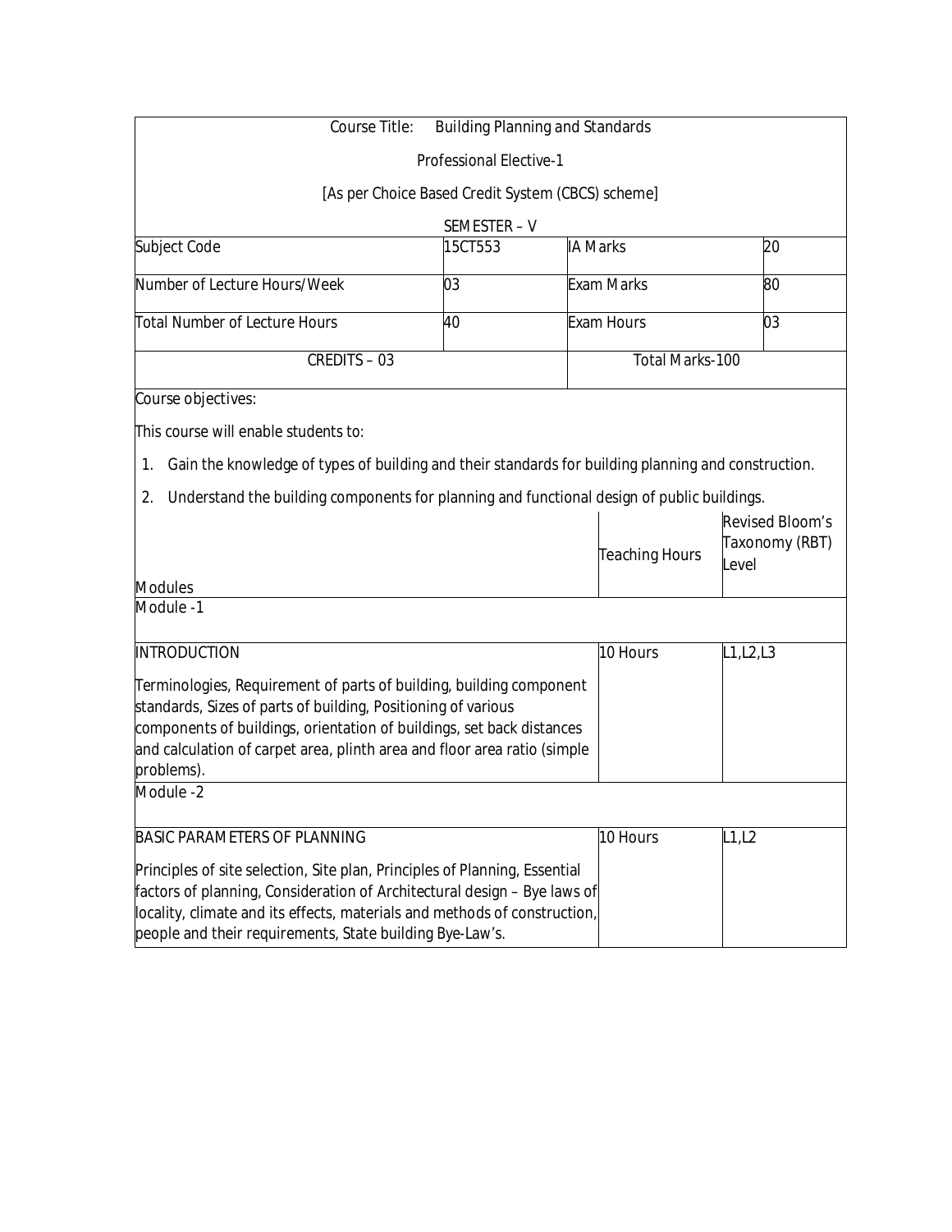Course Title: Building Planning and Standards

Professional Elective-1

[As per Choice Based Credit System (CBCS) scheme]

SEMESTER – V

| Subject Code | 15CT553 | IA Marks | 20 |
|---|---|---|---|
| Number of Lecture Hours/Week | 03 | Exam Marks | 80 |
| Total Number of Lecture Hours | 40 | Exam Hours | 03 |
| CREDITS – 03 | | Total Marks-100 | |

Course objectives:

This course will enable students to:

1. Gain the knowledge of types of building and their standards for building planning and construction.
2. Understand the building components for planning and functional design of public buildings.

| Modules | Teaching Hours | Revised Bloom's Taxonomy (RBT) Level |
|---|---|---|
| **Module -1** | | |
| INTRODUCTION<br><br>Terminologies, Requirement of parts of building, building component standards, Sizes of parts of building, Positioning of various components of buildings, orientation of buildings, set back distances and calculation of carpet area, plinth area and floor area ratio (simple problems). | 10 Hours | L1,L2,L3 |
| **Module -2** | | |
| BASIC PARAMETERS OF PLANNING<br><br>Principles of site selection, Site plan, Principles of Planning, Essential factors of planning, Consideration of Architectural design – Bye laws of locality, climate and its effects, materials and methods of construction, people and their requirements, State building Bye-Law's. | 10 Hours | L1,L2 |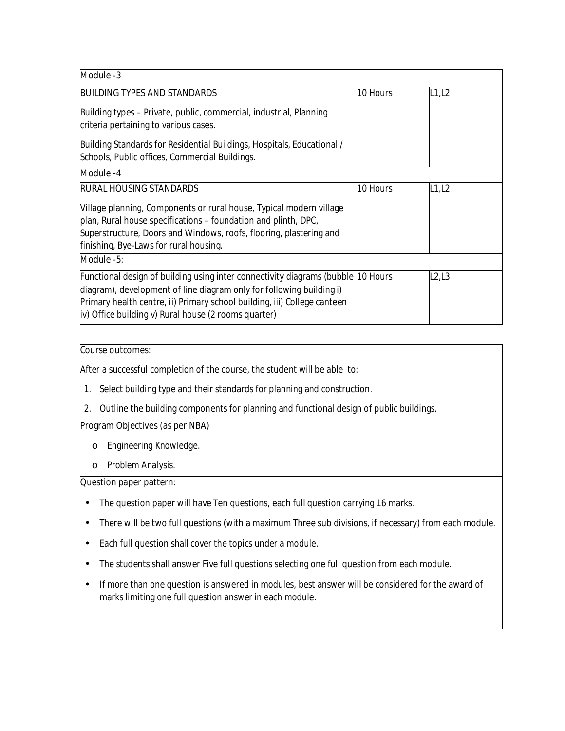| Module -3 | | |
|---|---|---|
| BUILDING TYPES AND STANDARDS<br><br>Building types – Private, public, commercial, industrial, Planning criteria pertaining to various cases.<br><br>Building Standards for Residential Buildings, Hospitals, Educational / Schools, Public offices, Commercial Buildings. | 10 Hours | L1,L2 |
| **Module -4** | | |
| RURAL HOUSING STANDARDS<br><br>Village planning, Components or rural house, Typical modern village plan, Rural house specifications – foundation and plinth, DPC, Superstructure, Doors and Windows, roofs, flooring, plastering and finishing, Bye-Laws for rural housing. | 10 Hours | L1,L2 |
| **Module -5:** | | |
| Functional design of building using inter connectivity diagrams (bubble diagram), development of line diagram only for following building i) Primary health centre, ii) Primary school building, iii) College canteen iv) Office building v) Rural house (2 rooms quarter) | 10 Hours | L2,L3 |

Course outcomes:

After a successful completion of the course, the student will be able to:

1. Select building type and their standards for planning and construction.
2. Outline the building components for planning and functional design of public buildings.

Program Objectives (as per NBA)

- Engineering Knowledge.
- Problem Analysis.

Question paper pattern:

- The question paper will have Ten questions, each full question carrying 16 marks.
- There will be two full questions (with a maximum Three sub divisions, if necessary) from each module.
- Each full question shall cover the topics under a module.
- The students shall answer Five full questions selecting one full question from each module.
- If more than one question is answered in modules, best answer will be considered for the award of marks limiting one full question answer in each module.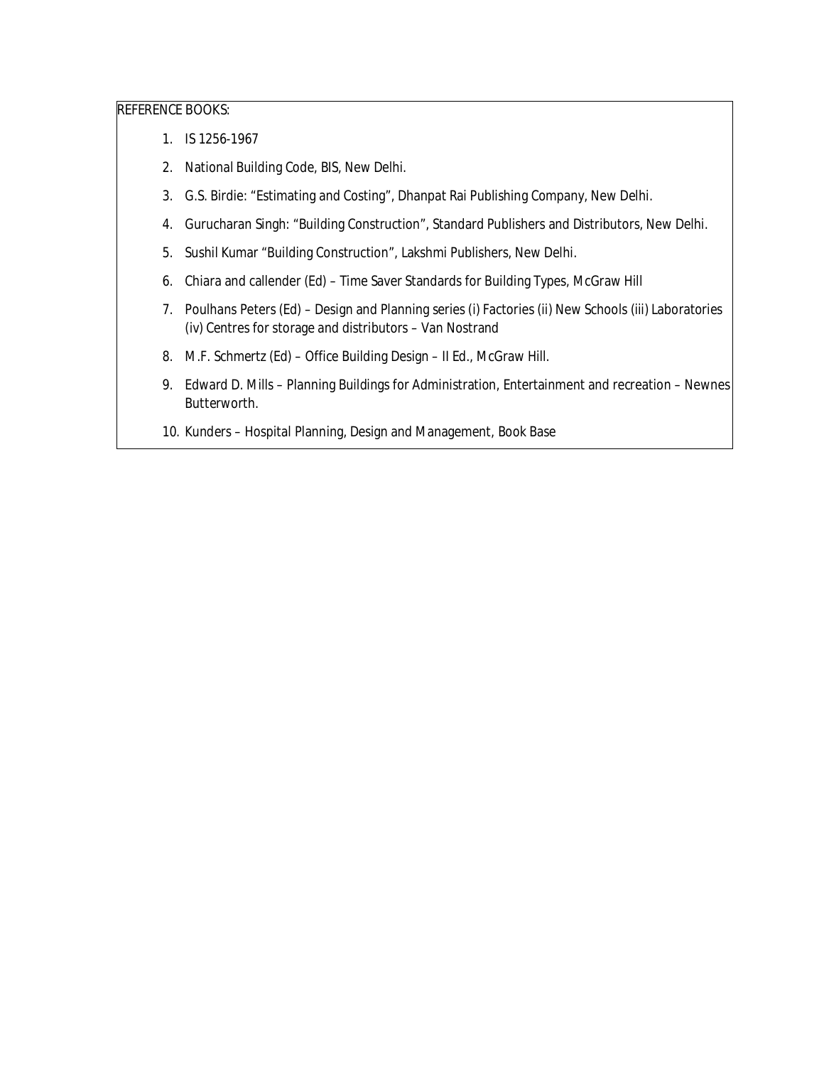REFERENCE BOOKS:

1. IS 1256-1967
2. National Building Code, BIS, New Delhi.
3. G.S. Birdie: "Estimating and Costing", Dhanpat Rai Publishing Company, New Delhi.
4. Gurucharan Singh: "Building Construction", Standard Publishers and Distributors, New Delhi.
5. Sushil Kumar "Building Construction", Lakshmi Publishers, New Delhi.
6. Chiara and callender (Ed) – Time Saver Standards for Building Types, McGraw Hill
7. Poulhans Peters (Ed) – Design and Planning series (i) Factories (ii) New Schools (iii) Laboratories (iv) Centres for storage and distributors – Van Nostrand
8. M.F. Schmertz (Ed) – Office Building Design – II Ed., McGraw Hill.
9. Edward D. Mills – Planning Buildings for Administration, Entertainment and recreation – Newnes Butterworth.
10. Kunders – Hospital Planning, Design and Management, Book Base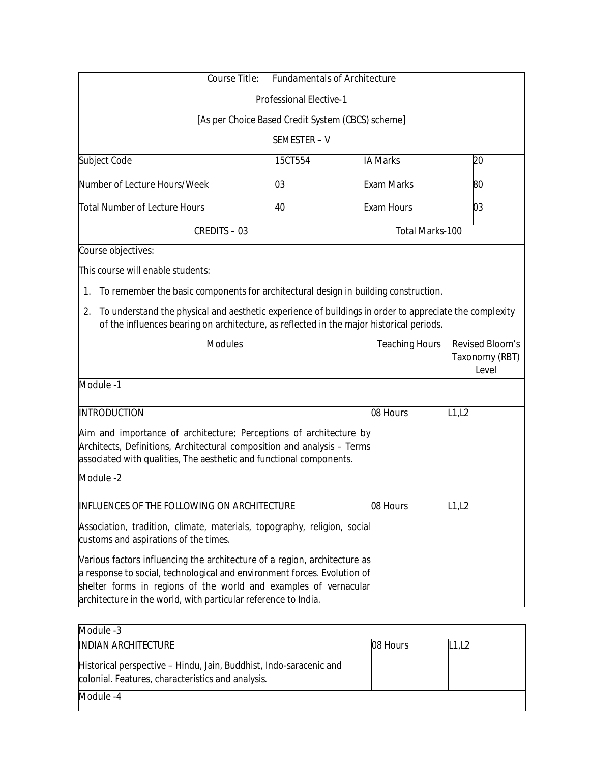Course Title: Fundamentals of Architecture

Professional Elective-1

[As per Choice Based Credit System (CBCS) scheme]

SEMESTER – V

| Subject Code | 15CT554 | IA Marks | 20 |
|---|---|---|---|
| Number of Lecture Hours/Week | 03 | Exam Marks | 80 |
| Total Number of Lecture Hours | 40 | Exam Hours | 03 |
| CREDITS – 03 | | Total Marks-100 | |

Course objectives:

This course will enable students:

1. To remember the basic components for architectural design in building construction.
2. To understand the physical and aesthetic experience of buildings in order to appreciate the complexity of the influences bearing on architecture, as reflected in the major historical periods.

| Modules | Teaching Hours | Revised Bloom's Taxonomy (RBT) Level |
|---|---|---|
| **Module -1** | | |
| INTRODUCTION<br><br>Aim and importance of architecture; Perceptions of architecture by Architects, Definitions, Architectural composition and analysis – Terms associated with qualities, The aesthetic and functional components. | 08 Hours | L1,L2 |
| **Module -2** | | |
| INFLUENCES OF THE FOLLOWING ON ARCHITECTURE<br><br>Association, tradition, climate, materials, topography, religion, social customs and aspirations of the times.<br><br>Various factors influencing the architecture of a region, architecture as a response to social, technological and environment forces. Evolution of shelter forms in regions of the world and examples of vernacular architecture in the world, with particular reference to India. | 08 Hours | L1,L2 |
| **Module -3** | | |
| INDIAN ARCHITECTURE<br><br>Historical perspective – Hindu, Jain, Buddhist, Indo-saracenic and colonial. Features, characteristics and analysis. | 08 Hours | L1,L2 |
| **Module -4** | | |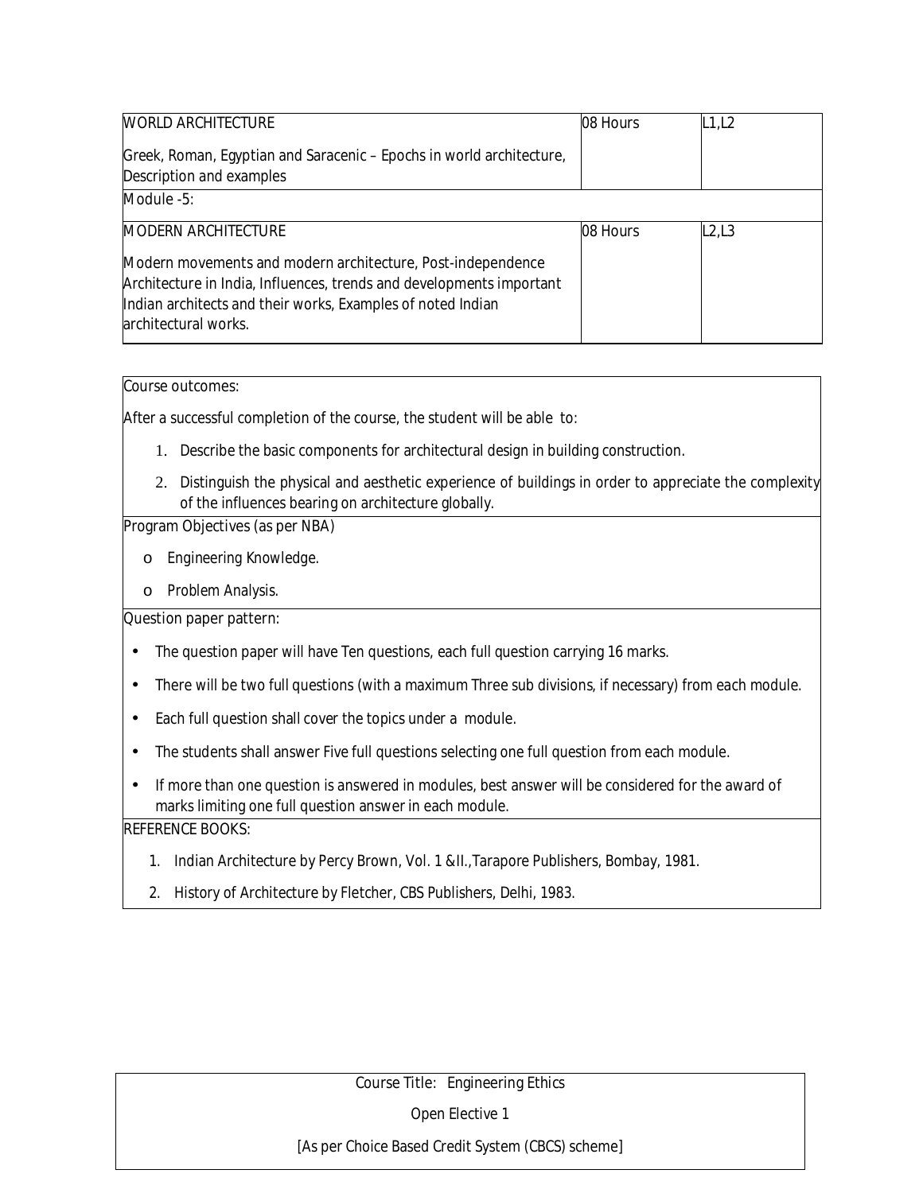| | | |
|---|---|---|
| WORLD ARCHITECTURE<br><br>Greek, Roman, Egyptian and Saracenic – Epochs in world architecture, Description and examples | 08 Hours | L1,L2 |
| Module -5: | | |
| MODERN ARCHITECTURE<br><br>Modern movements and modern architecture, Post-independence Architecture in India, Influences, trends and developments important Indian architects and their works, Examples of noted Indian architectural works. | 08 Hours | L2,L3 |

Course outcomes:

After a successful completion of the course, the student will be able to:

1. Describe the basic components for architectural design in building construction.
2. Distinguish the physical and aesthetic experience of buildings in order to appreciate the complexity of the influences bearing on architecture globally.

Program Objectives (as per NBA)

- Engineering Knowledge.
- Problem Analysis.

Question paper pattern:

- The question paper will have Ten questions, each full question carrying 16 marks.
- There will be two full questions (with a maximum Three sub divisions, if necessary) from each module.
- Each full question shall cover the topics under a module.
- The students shall answer Five full questions selecting one full question from each module.
- If more than one question is answered in modules, best answer will be considered for the award of marks limiting one full question answer in each module.

REFERENCE BOOKS:

1. Indian Architecture by Percy Brown, Vol. 1 &II.,Tarapore Publishers, Bombay, 1981.
2. History of Architecture by Fletcher, CBS Publishers, Delhi, 1983.

Course Title: Engineering Ethics

Open Elective 1

[As per Choice Based Credit System (CBCS) scheme]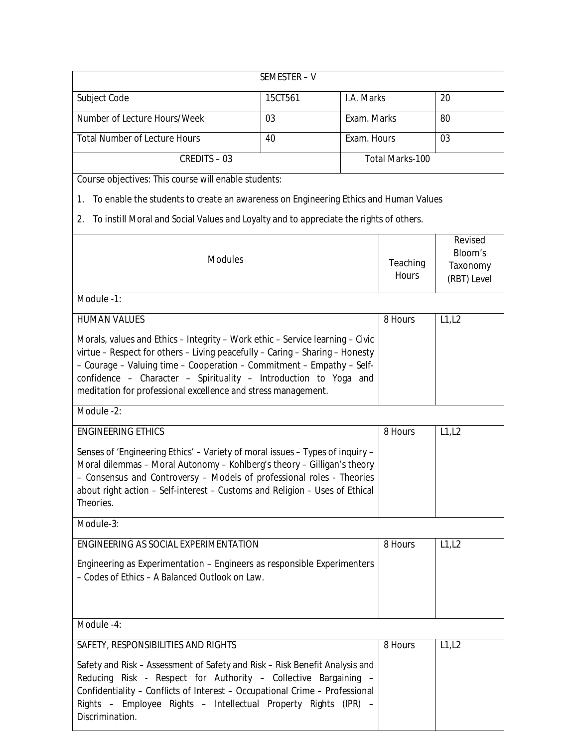| SEMESTER – V | | | |
|---|---|---|---|
| Subject Code | 15CT561 | I.A. Marks | 20 |
| Number of Lecture Hours/Week | 03 | Exam. Marks | 80 |
| Total Number of Lecture Hours | 40 | Exam. Hours | 03 |
| CREDITS – 03 | | Total Marks-100 | |

Course objectives: This course will enable students:

1. To enable the students to create an awareness on Engineering Ethics and Human Values
2. To instill Moral and Social Values and Loyalty and to appreciate the rights of others.

| Modules | Teaching Hours | Revised Bloom's Taxonomy (RBT) Level |
|---|---|---|
| **Module -1:** | | |
| HUMAN VALUES<br><br>Morals, values and Ethics – Integrity – Work ethic – Service learning – Civic virtue – Respect for others – Living peacefully – Caring – Sharing – Honesty – Courage – Valuing time – Cooperation – Commitment – Empathy – Self-confidence – Character – Spirituality – Introduction to Yoga and meditation for professional excellence and stress management. | 8 Hours | L1,L2 |
| **Module -2:** | | |
| ENGINEERING ETHICS<br><br>Senses of 'Engineering Ethics' – Variety of moral issues – Types of inquiry – Moral dilemmas – Moral Autonomy – Kohlberg's theory – Gilligan's theory – Consensus and Controversy – Models of professional roles - Theories about right action – Self-interest – Customs and Religion – Uses of Ethical Theories. | 8 Hours | L1,L2 |
| **Module-3:** | | |
| ENGINEERING AS SOCIAL EXPERIMENTATION<br><br>Engineering as Experimentation – Engineers as responsible Experimenters – Codes of Ethics – A Balanced Outlook on Law. | 8 Hours | L1,L2 |
| **Module -4:** | | |
| SAFETY, RESPONSIBILITIES AND RIGHTS<br><br>Safety and Risk – Assessment of Safety and Risk – Risk Benefit Analysis and Reducing Risk - Respect for Authority – Collective Bargaining – Confidentiality – Conflicts of Interest – Occupational Crime – Professional Rights – Employee Rights – Intellectual Property Rights (IPR) – Discrimination. | 8 Hours | L1,L2 |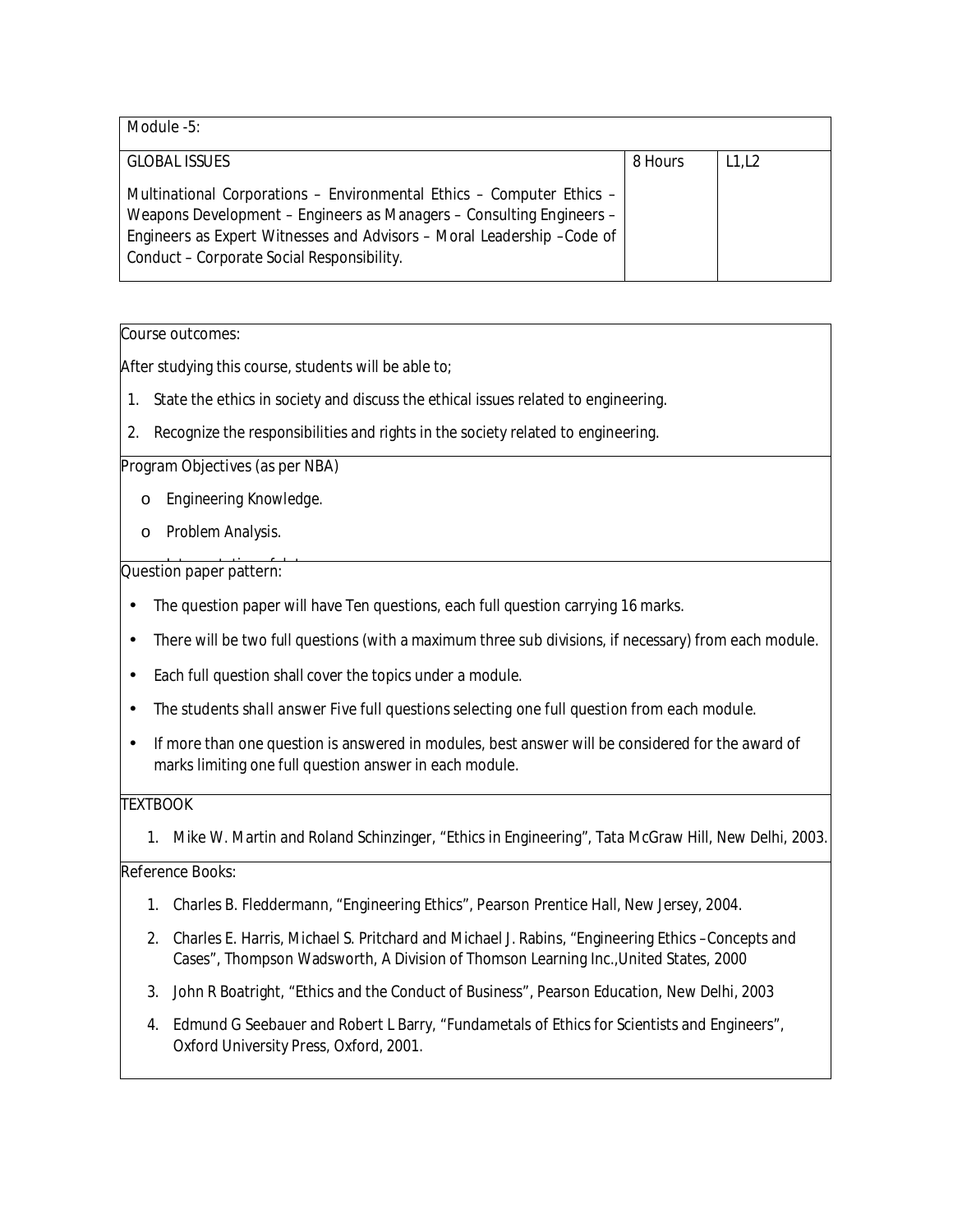| Module -5: | | |
|---|---|---|
| GLOBAL ISSUES<br><br>Multinational Corporations – Environmental Ethics – Computer Ethics – Weapons Development – Engineers as Managers – Consulting Engineers – Engineers as Expert Witnesses and Advisors – Moral Leadership –Code of Conduct – Corporate Social Responsibility. | 8 Hours | L1,L2 |

Course outcomes:

After studying this course, students will be able to;

1. State the ethics in society and discuss the ethical issues related to engineering.
2. Recognize the responsibilities and rights in the society related to engineering.

Program Objectives (as per NBA)

- Engineering Knowledge.
- Problem Analysis.
- Interpretation of data.

Question paper pattern:

- The question paper will have Ten questions, each full question carrying 16 marks.
- There will be two full questions (with a maximum three sub divisions, if necessary) from each module.
- Each full question shall cover the topics under a module.
- The students shall answer Five full questions selecting one full question from each module.
- If more than one question is answered in modules, best answer will be considered for the award of marks limiting one full question answer in each module.

TEXTBOOK

1. Mike W. Martin and Roland Schinzinger, "Ethics in Engineering", Tata McGraw Hill, New Delhi, 2003.

Reference Books:

1. Charles B. Fleddermann, "Engineering Ethics", Pearson Prentice Hall, New Jersey, 2004.
2. Charles E. Harris, Michael S. Pritchard and Michael J. Rabins, "Engineering Ethics –Concepts and Cases", Thompson Wadsworth, A Division of Thomson Learning Inc.,United States, 2000
3. John R Boatright, "Ethics and the Conduct of Business", Pearson Education, New Delhi, 2003
4. Edmund G Seebauer and Robert L Barry, "Fundametals of Ethics for Scientists and Engineers", Oxford University Press, Oxford, 2001.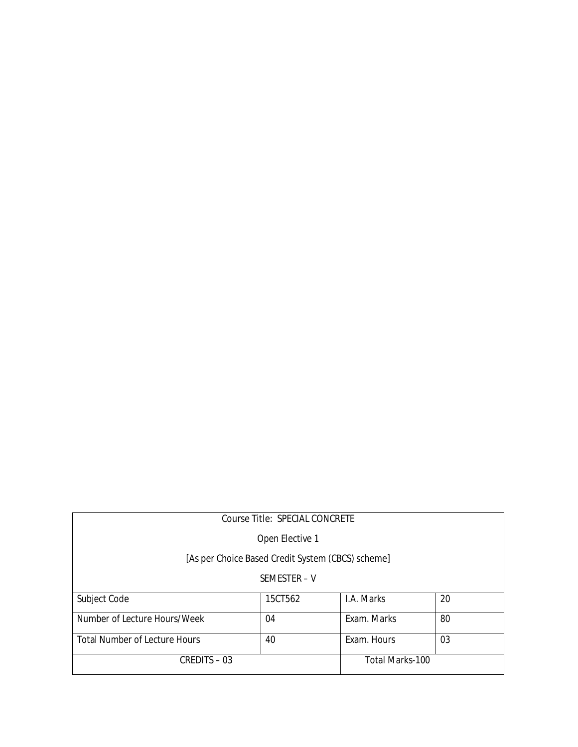| Course Title: SPECIAL CONCRETE<br>Open Elective 1<br>[As per Choice Based Credit System (CBCS) scheme]<br>SEMESTER – V | | | |
|---|---|---|---|
| Subject Code | 15CT562 | I.A. Marks | 20 |
| Number of Lecture Hours/Week | 04 | Exam. Marks | 80 |
| Total Number of Lecture Hours | 40 | Exam. Hours | 03 |
| CREDITS – 03 | | Total Marks-100 | |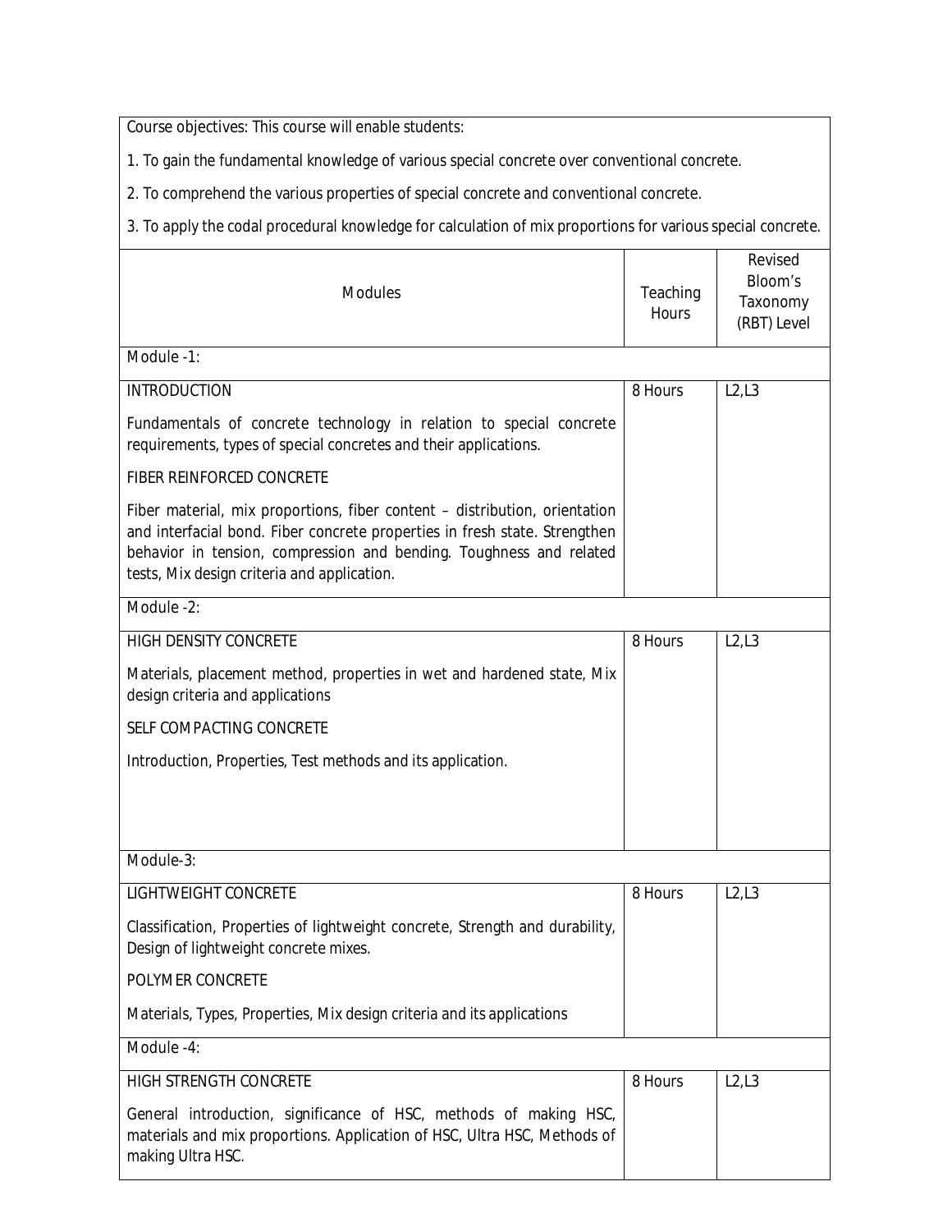Course objectives: This course will enable students:

1. To gain the fundamental knowledge of various special concrete over conventional concrete.
2. To comprehend the various properties of special concrete and conventional concrete.
3. To apply the codal procedural knowledge for calculation of mix proportions for various special concrete.

| Modules | Teaching Hours | Revised Bloom's Taxonomy (RBT) Level |
|---|---|---|
| **Module -1:** | | |
| INTRODUCTION<br><br>Fundamentals of concrete technology in relation to special concrete requirements, types of special concretes and their applications.<br><br>FIBER REINFORCED CONCRETE<br><br>Fiber material, mix proportions, fiber content – distribution, orientation and interfacial bond. Fiber concrete properties in fresh state. Strengthen behavior in tension, compression and bending. Toughness and related tests, Mix design criteria and application. | 8 Hours | L2,L3 |
| **Module -2:** | | |
| HIGH DENSITY CONCRETE<br><br>Materials, placement method, properties in wet and hardened state, Mix design criteria and applications<br><br>SELF COMPACTING CONCRETE<br><br>Introduction, Properties, Test methods and its application. | 8 Hours | L2,L3 |
| **Module-3:** | | |
| LIGHTWEIGHT CONCRETE<br><br>Classification, Properties of lightweight concrete, Strength and durability, Design of lightweight concrete mixes.<br><br>POLYMER CONCRETE<br><br>Materials, Types, Properties, Mix design criteria and its applications | 8 Hours | L2,L3 |
| **Module -4:** | | |
| HIGH STRENGTH CONCRETE<br><br>General introduction, significance of HSC, methods of making HSC, materials and mix proportions. Application of HSC, Ultra HSC, Methods of making Ultra HSC. | 8 Hours | L2,L3 |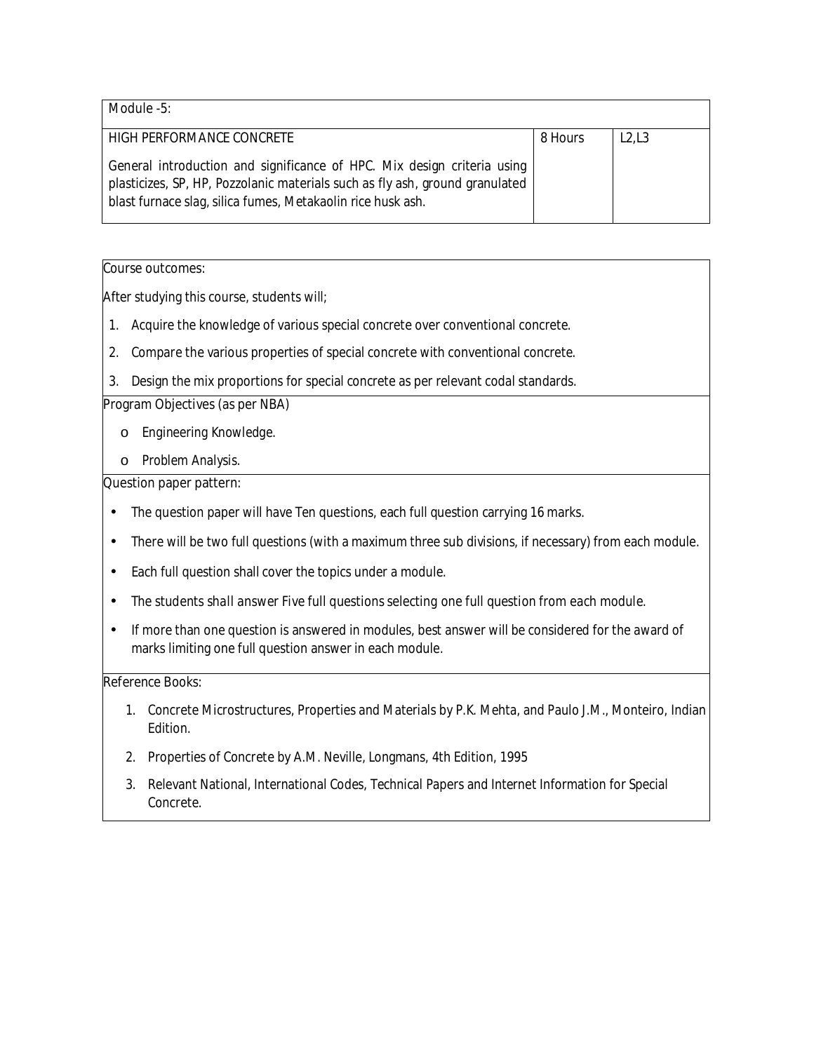| Module -5: | | |
|---|---|---|
| HIGH PERFORMANCE CONCRETE<br><br>General introduction and significance of HPC. Mix design criteria using plasticizes, SP, HP, Pozzolanic materials such as fly ash, ground granulated blast furnace slag, silica fumes, Metakaolin rice husk ash. | 8 Hours | L2,L3 |

Course outcomes:

After studying this course, students will;

1. Acquire the knowledge of various special concrete over conventional concrete.
2. Compare the various properties of special concrete with conventional concrete.
3. Design the mix proportions for special concrete as per relevant codal standards.

Program Objectives (as per NBA)

- o Engineering Knowledge.
- o Problem Analysis.

Question paper pattern:

- The question paper will have Ten questions, each full question carrying 16 marks.
- There will be two full questions (with a maximum three sub divisions, if necessary) from each module.
- Each full question shall cover the topics under a module.
- The students shall answer Five full questions selecting one full question from each module.
- If more than one question is answered in modules, best answer will be considered for the award of marks limiting one full question answer in each module.

Reference Books:

1. Concrete Microstructures, Properties and Materials by P.K. Mehta, and Paulo J.M., Monteiro, Indian Edition.
2. Properties of Concrete by A.M. Neville, Longmans, 4th Edition, 1995
3. Relevant National, International Codes, Technical Papers and Internet Information for Special Concrete.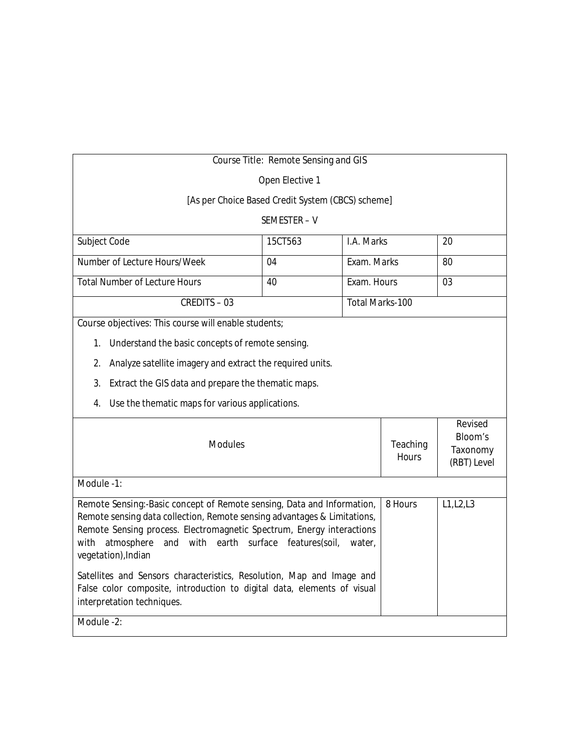Course Title: Remote Sensing and GIS

Open Elective 1

[As per Choice Based Credit System (CBCS) scheme]

SEMESTER – V

| Subject Code | 15CT563 | I.A. Marks | 20 |
|---|---|---|---|
| Number of Lecture Hours/Week | 04 | Exam. Marks | 80 |
| Total Number of Lecture Hours | 40 | Exam. Hours | 03 |
| CREDITS – 03 | | Total Marks-100 | |

Course objectives: This course will enable students;

1. Understand the basic concepts of remote sensing.
2. Analyze satellite imagery and extract the required units.
3. Extract the GIS data and prepare the thematic maps.
4. Use the thematic maps for various applications.

| Modules | Teaching Hours | Revised Bloom's Taxonomy (RBT) Level |
|---|---|---|
| Module -1: | | |
| Remote Sensing:-Basic concept of Remote sensing, Data and Information, Remote sensing data collection, Remote sensing advantages & Limitations, Remote Sensing process. Electromagnetic Spectrum, Energy interactions with atmosphere and with earth surface features(soil, water, vegetation),Indian<br><br>Satellites and Sensors characteristics, Resolution, Map and Image and False color composite, introduction to digital data, elements of visual interpretation techniques. | 8 Hours | L1,L2,L3 |
| Module -2: | | |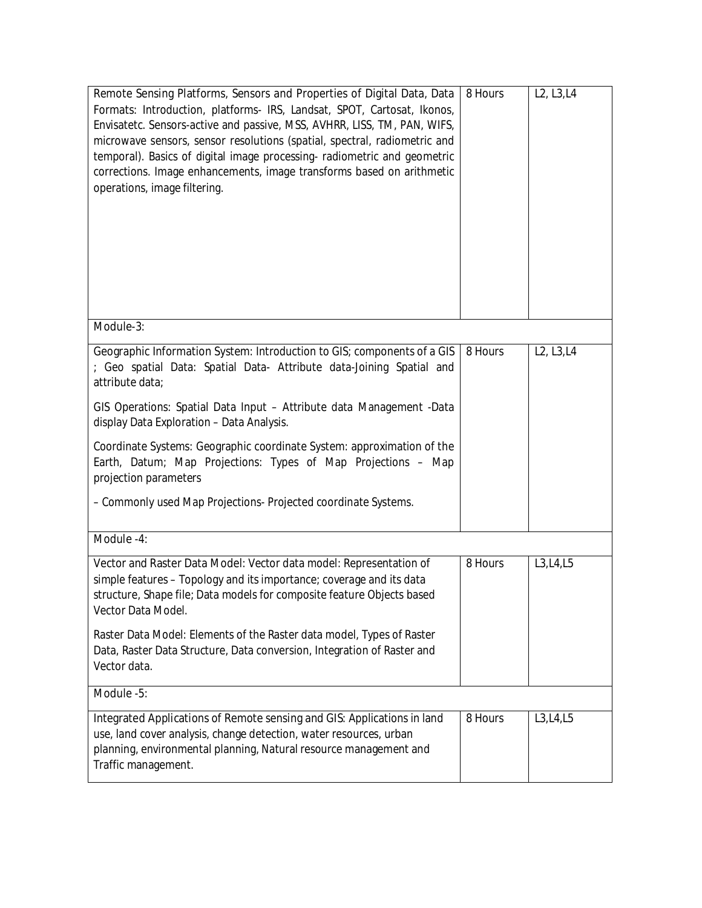| | | |
|---|---|---|
| Remote Sensing Platforms, Sensors and Properties of Digital Data, Data Formats: Introduction, platforms- IRS, Landsat, SPOT, Cartosat, Ikonos, Envisatetc. Sensors-active and passive, MSS, AVHRR, LISS, TM, PAN, WIFS, microwave sensors, sensor resolutions (spatial, spectral, radiometric and temporal). Basics of digital image processing- radiometric and geometric corrections. Image enhancements, image transforms based on arithmetic operations, image filtering. | 8 Hours | L2, L3,L4 |
| Module-3: | | |
| Geographic Information System: Introduction to GIS; components of a GIS ; Geo spatial Data: Spatial Data- Attribute data-Joining Spatial and attribute data;<br><br>GIS Operations: Spatial Data Input – Attribute data Management -Data display Data Exploration – Data Analysis.<br><br>Coordinate Systems: Geographic coordinate System: approximation of the Earth, Datum; Map Projections: Types of Map Projections – Map projection parameters<br><br>– Commonly used Map Projections- Projected coordinate Systems. | 8 Hours | L2, L3,L4 |
| Module -4: | | |
| Vector and Raster Data Model: Vector data model: Representation of simple features – Topology and its importance; coverage and its data structure, Shape file; Data models for composite feature Objects based Vector Data Model.<br><br>Raster Data Model: Elements of the Raster data model, Types of Raster Data, Raster Data Structure, Data conversion, Integration of Raster and Vector data. | 8 Hours | L3,L4,L5 |
| Module -5: | | |
| Integrated Applications of Remote sensing and GIS: Applications in land use, land cover analysis, change detection, water resources, urban planning, environmental planning, Natural resource management and Traffic management. | 8 Hours | L3,L4,L5 |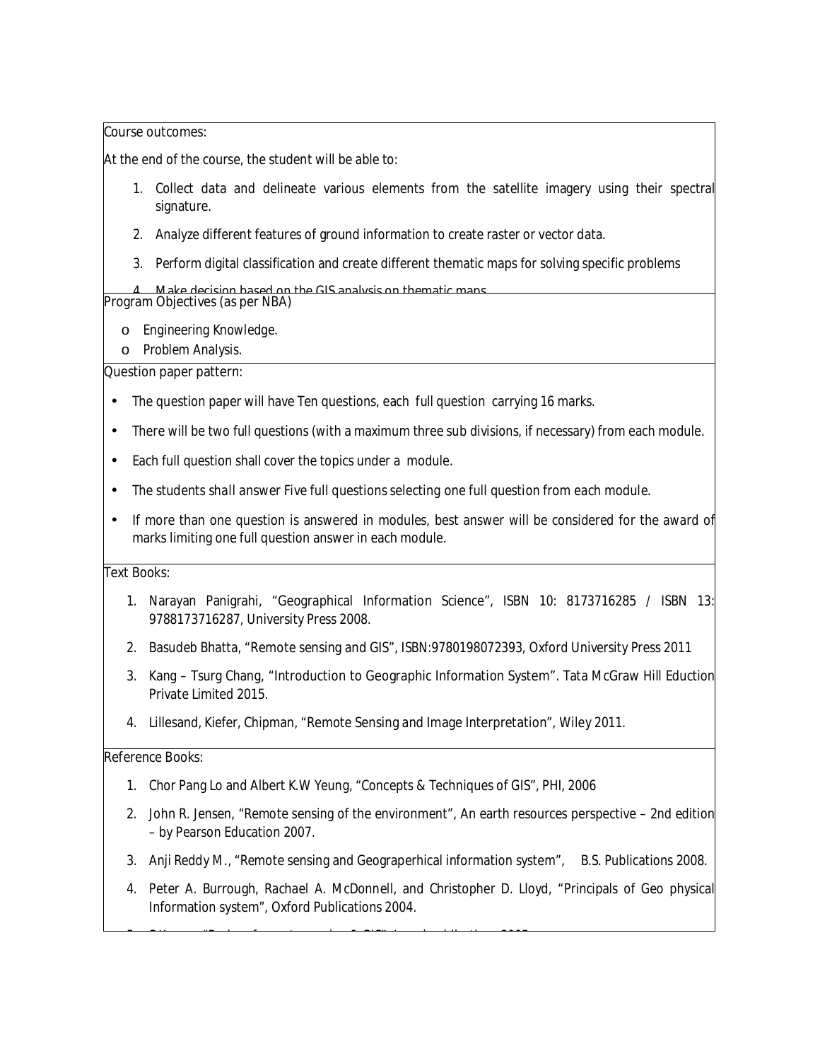Course outcomes:

At the end of the course, the student will be able to:

1. Collect data and delineate various elements from the satellite imagery using their spectral signature.
2. Analyze different features of ground information to create raster or vector data.
3. Perform digital classification and create different thematic maps for solving specific problems
4. Make decision based on the GIS analysis on thematic maps

Program Objectives (as per NBA)

- o Engineering Knowledge.
- o Problem Analysis.

Question paper pattern:

- The question paper will have Ten questions, each full question carrying 16 marks.
- There will be two full questions (with a maximum three sub divisions, if necessary) from each module.
- Each full question shall cover the topics under a module.
- The students shall answer Five full questions selecting one full question from each module.
- If more than one question is answered in modules, best answer will be considered for the award of marks limiting one full question answer in each module.

Text Books:

1. Narayan Panigrahi, "Geographical Information Science", ISBN 10: 8173716285 / ISBN 13: 9788173716287, University Press 2008.
2. Basudeb Bhatta, "Remote sensing and GIS", ISBN:9780198072393, Oxford University Press 2011
3. Kang – Tsurg Chang, "Introduction to Geographic Information System". Tata McGraw Hill Eduction Private Limited 2015.
4. Lillesand, Kiefer, Chipman, "Remote Sensing and Image Interpretation", Wiley 2011.

Reference Books:

1. Chor Pang Lo and Albert K.W Yeung, "Concepts & Techniques of GIS", PHI, 2006
2. John R. Jensen, "Remote sensing of the environment", An earth resources perspective – 2nd edition – by Pearson Education 2007.
3. Anji Reddy M., "Remote sensing and Geograperhical information system", B.S. Publications 2008.
4. Peter A. Burrough, Rachael A. McDonnell, and Christopher D. Lloyd, "Principals of Geo physical Information system", Oxford Publications 2004.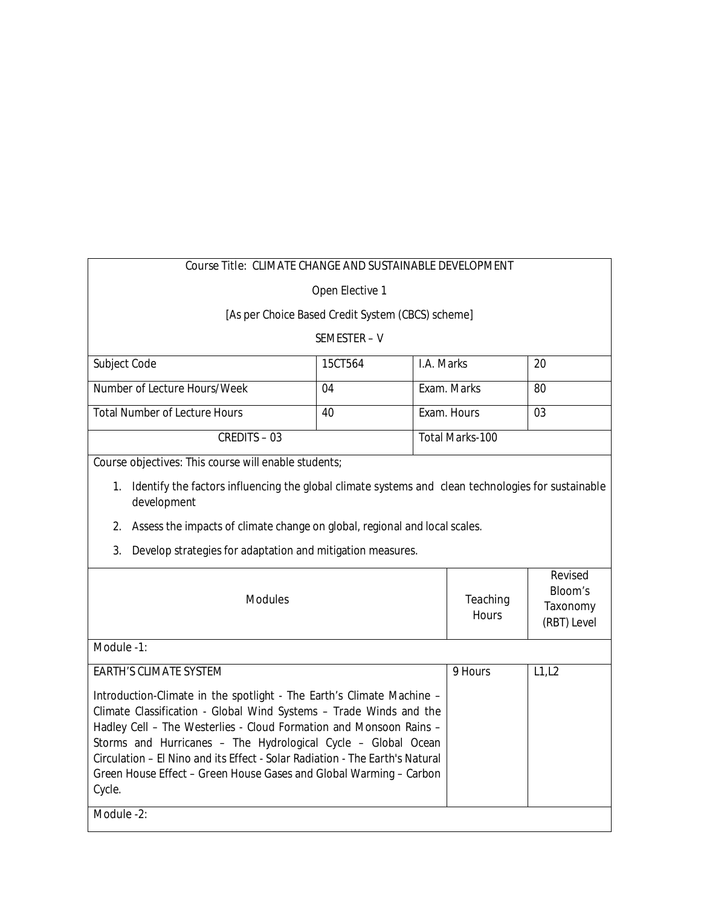Course Title: CLIMATE CHANGE AND SUSTAINABLE DEVELOPMENT

Open Elective 1

[As per Choice Based Credit System (CBCS) scheme]

SEMESTER – V

| Subject Code | 15CT564 | I.A. Marks | 20 |
|---|---|---|---|
| Number of Lecture Hours/Week | 04 | Exam. Marks | 80 |
| Total Number of Lecture Hours | 40 | Exam. Hours | 03 |
| CREDITS – 03 | | Total Marks-100 | |

Course objectives: This course will enable students;

1. Identify the factors influencing the global climate systems and clean technologies for sustainable development
2. Assess the impacts of climate change on global, regional and local scales.
3. Develop strategies for adaptation and mitigation measures.

| Modules | Teaching Hours | Revised Bloom's Taxonomy (RBT) Level |
|---|---|---|
| Module -1: | | |
| EARTH'S CLIMATE SYSTEM<br><br>Introduction-Climate in the spotlight - The Earth's Climate Machine – Climate Classification - Global Wind Systems – Trade Winds and the Hadley Cell – The Westerlies - Cloud Formation and Monsoon Rains – Storms and Hurricanes – The Hydrological Cycle – Global Ocean Circulation – El Nino and its Effect - Solar Radiation - The Earth's Natural Green House Effect – Green House Gases and Global Warming – Carbon Cycle. | 9 Hours | L1,L2 |
| Module -2: | | |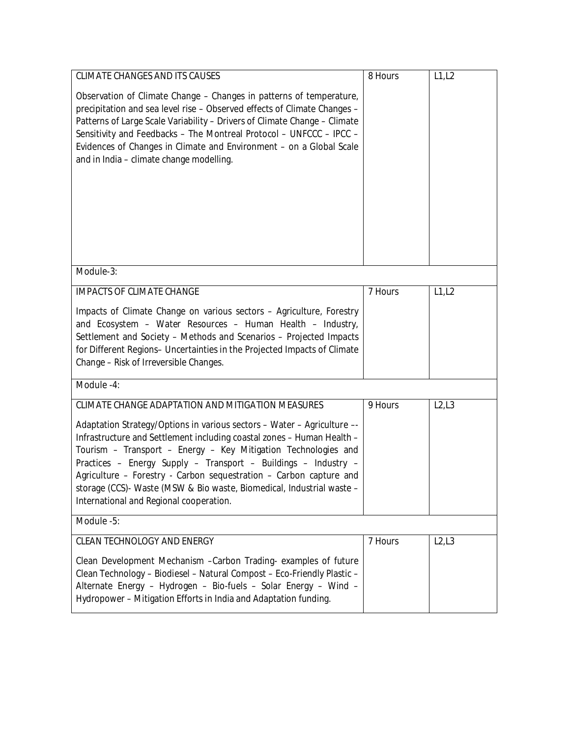| CLIMATE CHANGES AND ITS CAUSES<br><br>Observation of Climate Change – Changes in patterns of temperature, precipitation and sea level rise – Observed effects of Climate Changes – Patterns of Large Scale Variability – Drivers of Climate Change – Climate Sensitivity and Feedbacks – The Montreal Protocol – UNFCCC – IPCC – Evidences of Changes in Climate and Environment – on a Global Scale and in India – climate change modelling. | 8 Hours | L1,L2 |
|---|---|---|
| **Module-3:** | | |
| IMPACTS OF CLIMATE CHANGE<br><br>Impacts of Climate Change on various sectors – Agriculture, Forestry and Ecosystem – Water Resources – Human Health – Industry, Settlement and Society – Methods and Scenarios – Projected Impacts for Different Regions– Uncertainties in the Projected Impacts of Climate Change – Risk of Irreversible Changes. | 7 Hours | L1,L2 |
| **Module -4:** | | |
| CLIMATE CHANGE ADAPTATION AND MITIGATION MEASURES<br><br>Adaptation Strategy/Options in various sectors – Water – Agriculture –- Infrastructure and Settlement including coastal zones – Human Health – Tourism – Transport – Energy – Key Mitigation Technologies and Practices – Energy Supply – Transport – Buildings – Industry – Agriculture – Forestry - Carbon sequestration – Carbon capture and storage (CCS)- Waste (MSW & Bio waste, Biomedical, Industrial waste – International and Regional cooperation. | 9 Hours | L2,L3 |
| **Module -5:** | | |
| CLEAN TECHNOLOGY AND ENERGY<br><br>Clean Development Mechanism –Carbon Trading- examples of future Clean Technology – Biodiesel – Natural Compost – Eco-Friendly Plastic – Alternate Energy – Hydrogen – Bio-fuels – Solar Energy – Wind – Hydropower – Mitigation Efforts in India and Adaptation funding. | 7 Hours | L2,L3 |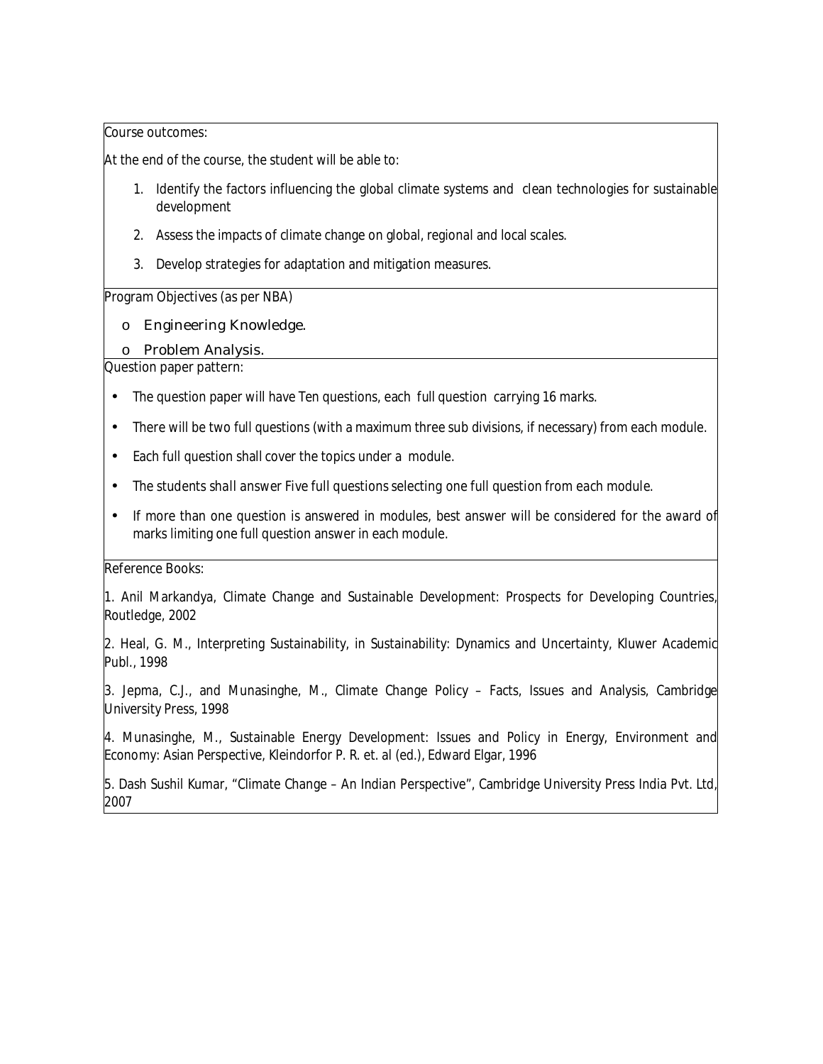Course outcomes:

At the end of the course, the student will be able to:

1. Identify the factors influencing the global climate systems and clean technologies for sustainable development
2. Assess the impacts of climate change on global, regional and local scales.
3. Develop strategies for adaptation and mitigation measures.

Program Objectives (as per NBA)

- Engineering Knowledge.
- Problem Analysis.

Question paper pattern:

- The question paper will have Ten questions, each full question carrying 16 marks.
- There will be two full questions (with a maximum three sub divisions, if necessary) from each module.
- Each full question shall cover the topics under a module.
- The students shall answer Five full questions selecting one full question from each module.
- If more than one question is answered in modules, best answer will be considered for the award of marks limiting one full question answer in each module.

Reference Books:

1. Anil Markandya, Climate Change and Sustainable Development: Prospects for Developing Countries, Routledge, 2002

2. Heal, G. M., Interpreting Sustainability, in Sustainability: Dynamics and Uncertainty, Kluwer Academic Publ., 1998

3. Jepma, C.J., and Munasinghe, M., Climate Change Policy – Facts, Issues and Analysis, Cambridge University Press, 1998

4. Munasinghe, M., Sustainable Energy Development: Issues and Policy in Energy, Environment and Economy: Asian Perspective, Kleindorfor P. R. et. al (ed.), Edward Elgar, 1996

5. Dash Sushil Kumar, "Climate Change – An Indian Perspective", Cambridge University Press India Pvt. Ltd, 2007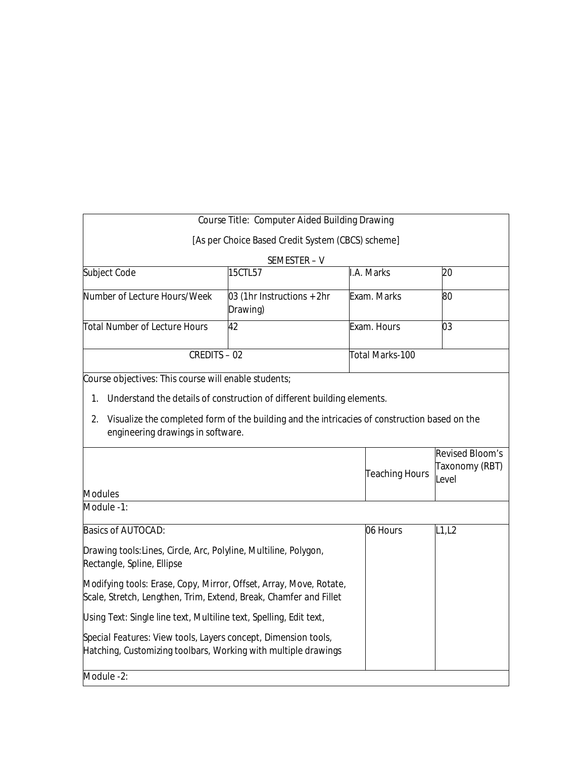Course Title: Computer Aided Building Drawing

[As per Choice Based Credit System (CBCS) scheme]

SEMESTER – V

| Subject Code | 15CTL57 | I.A. Marks | 20 |
|---|---|---|---|
| Number of Lecture Hours/Week | 03 (1hr Instructions + 2hr Drawing) | Exam. Marks | 80 |
| Total Number of Lecture Hours | 42 | Exam. Hours | 03 |
| CREDITS – 02 | | Total Marks-100 | |

Course objectives: This course will enable students;

1. Understand the details of construction of different building elements.
2. Visualize the completed form of the building and the intricacies of construction based on the engineering drawings in software.

| Modules | Teaching Hours | Revised Bloom's Taxonomy (RBT) Level |
|---|---|---|
| Module -1: | | |
| Basics of AUTOCAD:<br><br>Drawing tools:Lines, Circle, Arc, Polyline, Multiline, Polygon, Rectangle, Spline, Ellipse<br><br>Modifying tools: Erase, Copy, Mirror, Offset, Array, Move, Rotate, Scale, Stretch, Lengthen, Trim, Extend, Break, Chamfer and Fillet<br><br>Using Text: Single line text, Multiline text, Spelling, Edit text,<br><br>Special Features: View tools, Layers concept, Dimension tools, Hatching, Customizing toolbars, Working with multiple drawings | 06 Hours | L1,L2 |
| Module -2: | | |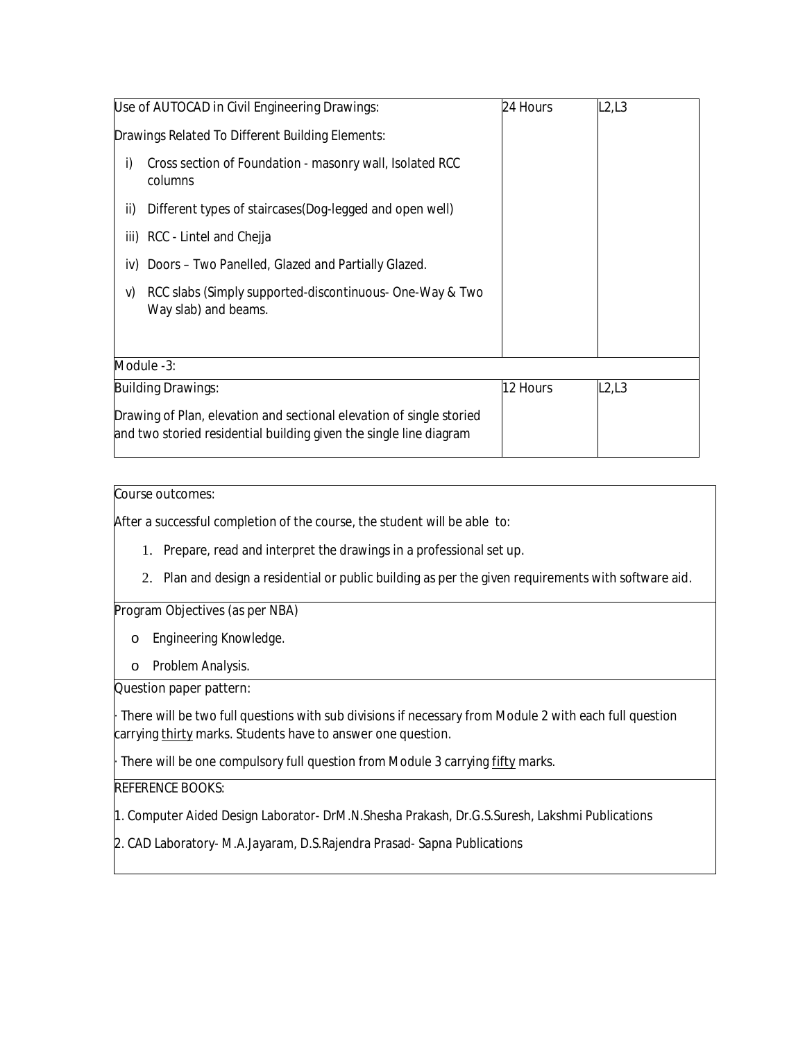| Use of AUTOCAD in Civil Engineering Drawings:<br><br>Drawings Related To Different Building Elements:<br><br>i) Cross section of Foundation - masonry wall, Isolated RCC columns<br><br>ii) Different types of staircases(Dog-legged and open well)<br><br>iii) RCC - Lintel and Chejja<br><br>iv) Doors – Two Panelled, Glazed and Partially Glazed.<br><br>v) RCC slabs (Simply supported-discontinuous- One-Way & Two Way slab) and beams. | 24 Hours | L2,L3 |
|---|---|---|
| **Module -3:** | | |
| Building Drawings:<br><br>Drawing of Plan, elevation and sectional elevation of single storied and two storied residential building given the single line diagram | 12 Hours | L2,L3 |

**Course outcomes:**

After a successful completion of the course, the student will be able to:

1. Prepare, read and interpret the drawings in a professional set up.
2. Plan and design a residential or public building as per the given requirements with software aid.

**Program Objectives (as per NBA)**

- Engineering Knowledge.
- Problem Analysis.

**Question paper pattern:**

· There will be two full questions with sub divisions if necessary from Module 2 with each full question carrying thirty marks. Students have to answer one question.

· There will be one compulsory full question from Module 3 carrying fifty marks.

**REFERENCE BOOKS:**

1. Computer Aided Design Laborator- DrM.N.Shesha Prakash, Dr.G.S.Suresh, Lakshmi Publications
2. CAD Laboratory- M.A.Jayaram, D.S.Rajendra Prasad- Sapna Publications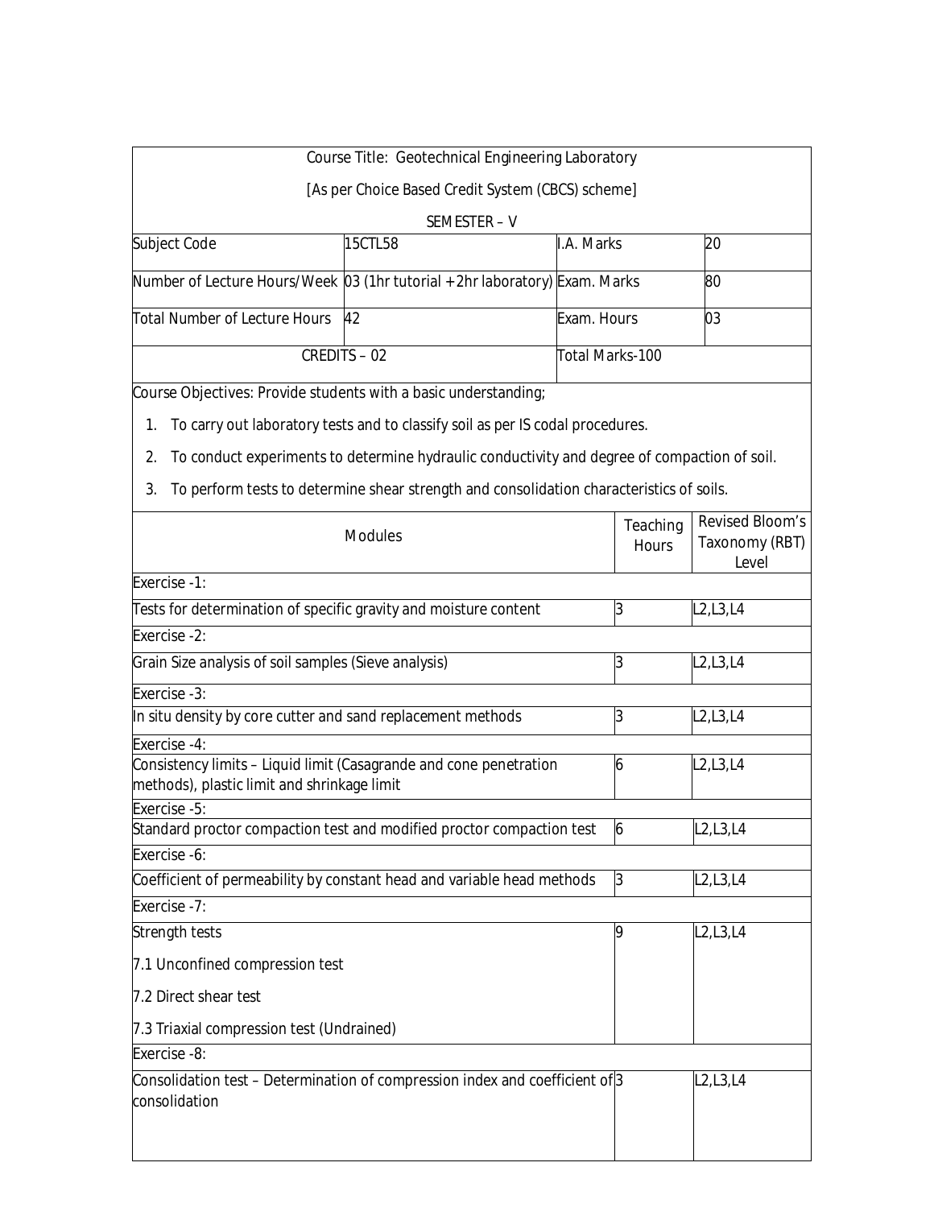Course Title: Geotechnical Engineering Laboratory

[As per Choice Based Credit System (CBCS) scheme]

SEMESTER – V

| | | | |
|---|---|---|---|
| Subject Code | 15CTL58 | I.A. Marks | 20 |
| Number of Lecture Hours/Week | 03 (1hr tutorial + 2hr laboratory) | Exam. Marks | 80 |
| Total Number of Lecture Hours | 42 | Exam. Hours | 03 |
| CREDITS – 02 | | Total Marks-100 | |

Course Objectives: Provide students with a basic understanding;

1. To carry out laboratory tests and to classify soil as per IS codal procedures.
2. To conduct experiments to determine hydraulic conductivity and degree of compaction of soil.
3. To perform tests to determine shear strength and consolidation characteristics of soils.

| Modules | Teaching Hours | Revised Bloom's Taxonomy (RBT) Level |
|---|---|---|
| **Exercise -1:** | | |
| Tests for determination of specific gravity and moisture content | 3 | L2,L3,L4 |
| **Exercise -2:** | | |
| Grain Size analysis of soil samples (Sieve analysis) | 3 | L2,L3,L4 |
| **Exercise -3:** | | |
| In situ density by core cutter and sand replacement methods | 3 | L2,L3,L4 |
| **Exercise -4:** | | |
| Consistency limits – Liquid limit (Casagrande and cone penetration methods), plastic limit and shrinkage limit | 6 | L2,L3,L4 |
| **Exercise -5:** | | |
| Standard proctor compaction test and modified proctor compaction test | 6 | L2,L3,L4 |
| **Exercise -6:** | | |
| Coefficient of permeability by constant head and variable head methods | 3 | L2,L3,L4 |
| **Exercise -7:** | | |
| Strength tests<br>7.1 Unconfined compression test<br>7.2 Direct shear test<br>7.3 Triaxial compression test (Undrained) | 9 | L2,L3,L4 |
| **Exercise -8:** | | |
| Consolidation test – Determination of compression index and coefficient of consolidation | 3 | L2,L3,L4 |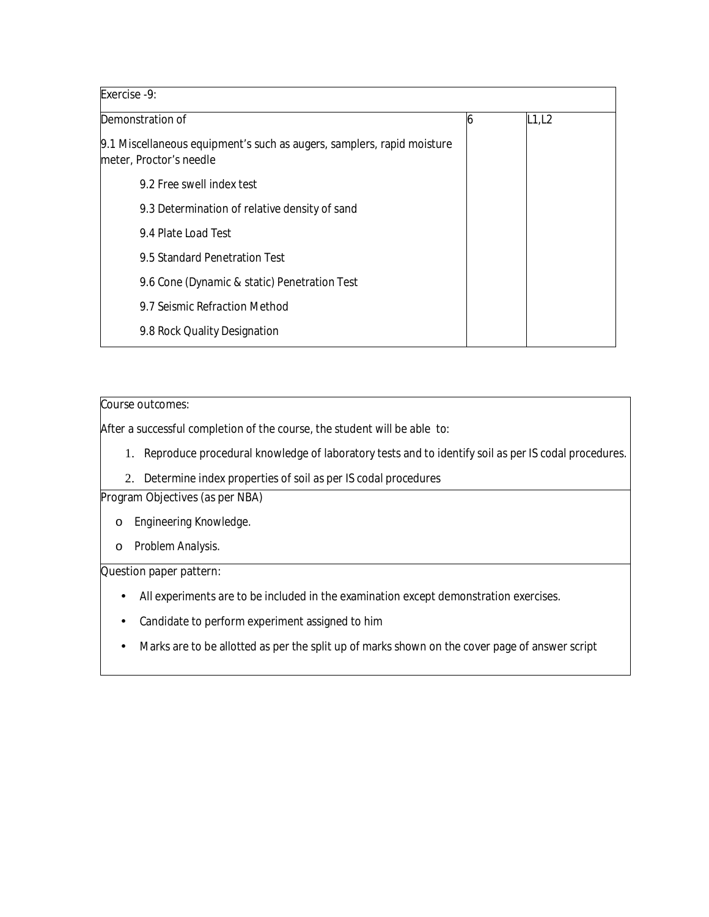| Exercise -9: | | |
|---|---|---|
| Demonstration of<br><br>9.1 Miscellaneous equipment's such as augers, samplers, rapid moisture meter, Proctor's needle<br><br>9.2 Free swell index test<br><br>9.3 Determination of relative density of sand<br><br>9.4 Plate Load Test<br><br>9.5 Standard Penetration Test<br><br>9.6 Cone (Dynamic & static) Penetration Test<br><br>9.7 Seismic Refraction Method<br><br>9.8 Rock Quality Designation | 6 | L1,L2 |

Course outcomes:

After a successful completion of the course, the student will be able to:

1. Reproduce procedural knowledge of laboratory tests and to identify soil as per IS codal procedures.
2. Determine index properties of soil as per IS codal procedures

Program Objectives (as per NBA)

- Engineering Knowledge.
- Problem Analysis.

Question paper pattern:

- All experiments are to be included in the examination except demonstration exercises.
- Candidate to perform experiment assigned to him
- Marks are to be allotted as per the split up of marks shown on the cover page of answer script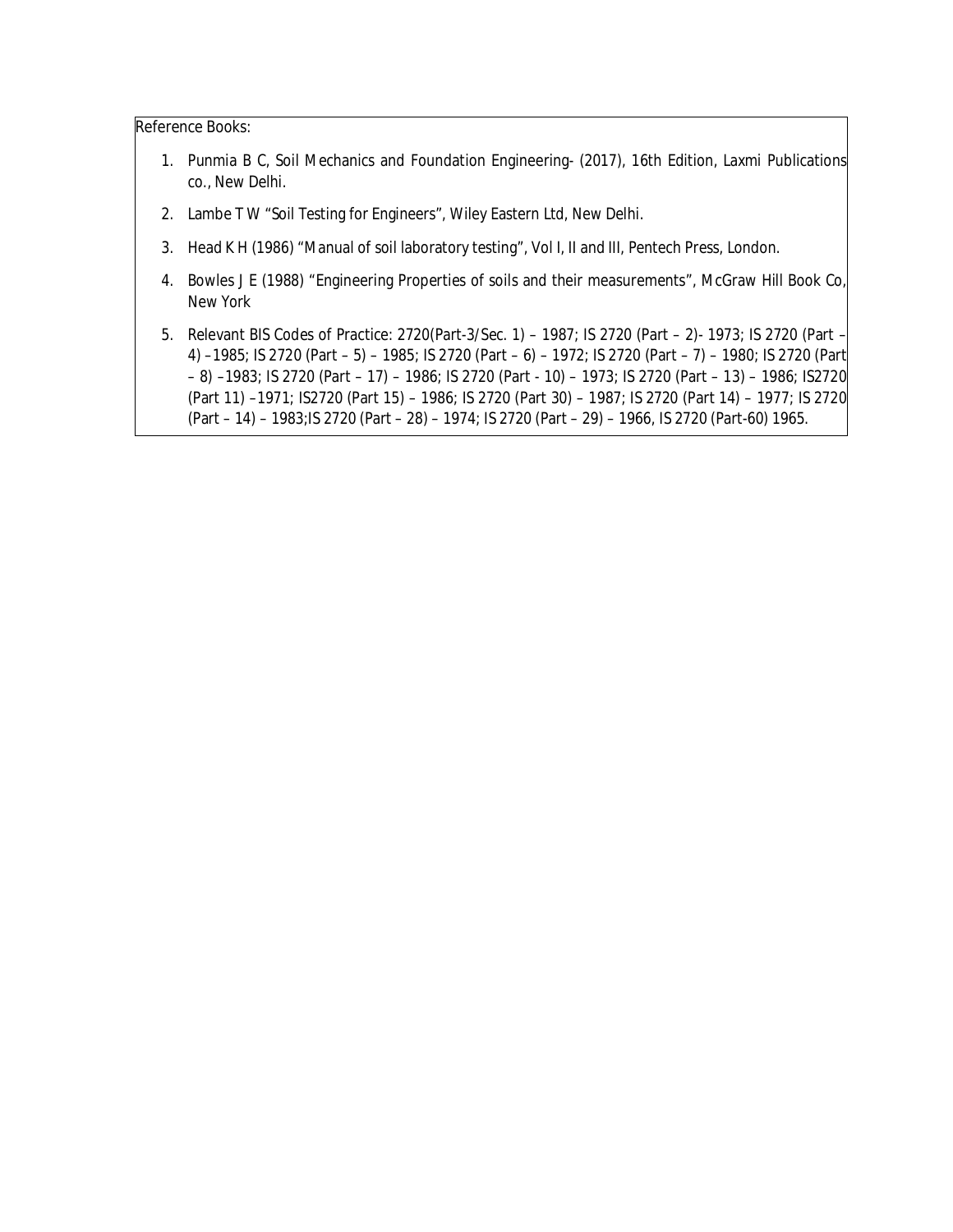Reference Books:

1. Punmia B C, Soil Mechanics and Foundation Engineering- (2017), 16th Edition, Laxmi Publications co., New Delhi.
2. Lambe T W "Soil Testing for Engineers", Wiley Eastern Ltd, New Delhi.
3. Head K H (1986) "Manual of soil laboratory testing", Vol I, II and III, Pentech Press, London.
4. Bowles J E (1988) "Engineering Properties of soils and their measurements", McGraw Hill Book Co, New York
5. Relevant BIS Codes of Practice: 2720(Part-3/Sec. 1) – 1987; IS 2720 (Part – 2)- 1973; IS 2720 (Part – 4) –1985; IS 2720 (Part – 5) – 1985; IS 2720 (Part – 6) – 1972; IS 2720 (Part – 7) – 1980; IS 2720 (Part – 8) –1983; IS 2720 (Part – 17) – 1986; IS 2720 (Part - 10) – 1973; IS 2720 (Part – 13) – 1986; IS2720 (Part 11) –1971; IS2720 (Part 15) – 1986; IS 2720 (Part 30) – 1987; IS 2720 (Part 14) – 1977; IS 2720 (Part – 14) – 1983;IS 2720 (Part – 28) – 1974; IS 2720 (Part – 29) – 1966, IS 2720 (Part-60) 1965.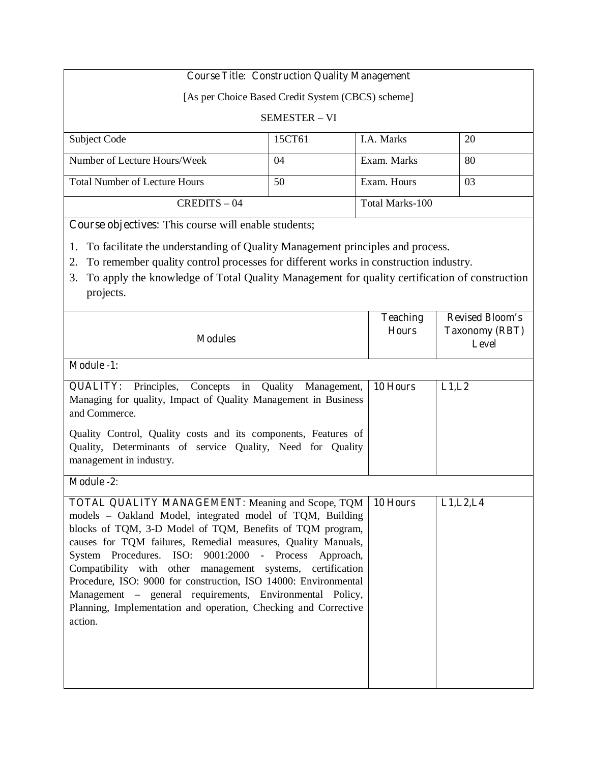**Course Title: Construction Quality Management**

[As per Choice Based Credit System (CBCS) scheme]

SEMESTER – VI

| Subject Code | 15CT61 | I.A. Marks | 20 |
|---|---|---|---|
| Number of Lecture Hours/Week | 04 | Exam. Marks | 80 |
| Total Number of Lecture Hours | 50 | Exam. Hours | 03 |
| CREDITS – 04 | | Total Marks-100 | |

**Course objectives:** This course will enable students;

1. To facilitate the understanding of Quality Management principles and process.
2. To remember quality control processes for different works in construction industry.
3. To apply the knowledge of Total Quality Management for quality certification of construction projects.

| Modules | Teaching Hours | Revised Bloom's Taxonomy (RBT) Level |
|---|---|---|
| **Module -1:** | | |
| **QUALITY:** Principles, Concepts in Quality Management, Managing for quality, Impact of Quality Management in Business and Commerce.<br><br>Quality Control, Quality costs and its components, Features of Quality, Determinants of service Quality, Need for Quality management in industry. | 10 Hours | L1,L2 |
| **Module -2:** | | |
| **TOTAL QUALITY MANAGEMENT:** Meaning and Scope, TQM models – Oakland Model, integrated model of TQM, Building blocks of TQM, 3-D Model of TQM, Benefits of TQM program, causes for TQM failures, Remedial measures, Quality Manuals, System Procedures. ISO: 9001:2000 - Process Approach, Compatibility with other management systems, certification Procedure, ISO: 9000 for construction, ISO 14000: Environmental Management – general requirements, Environmental Policy, Planning, Implementation and operation, Checking and Corrective action. | 10 Hours | L1,L2,L4 |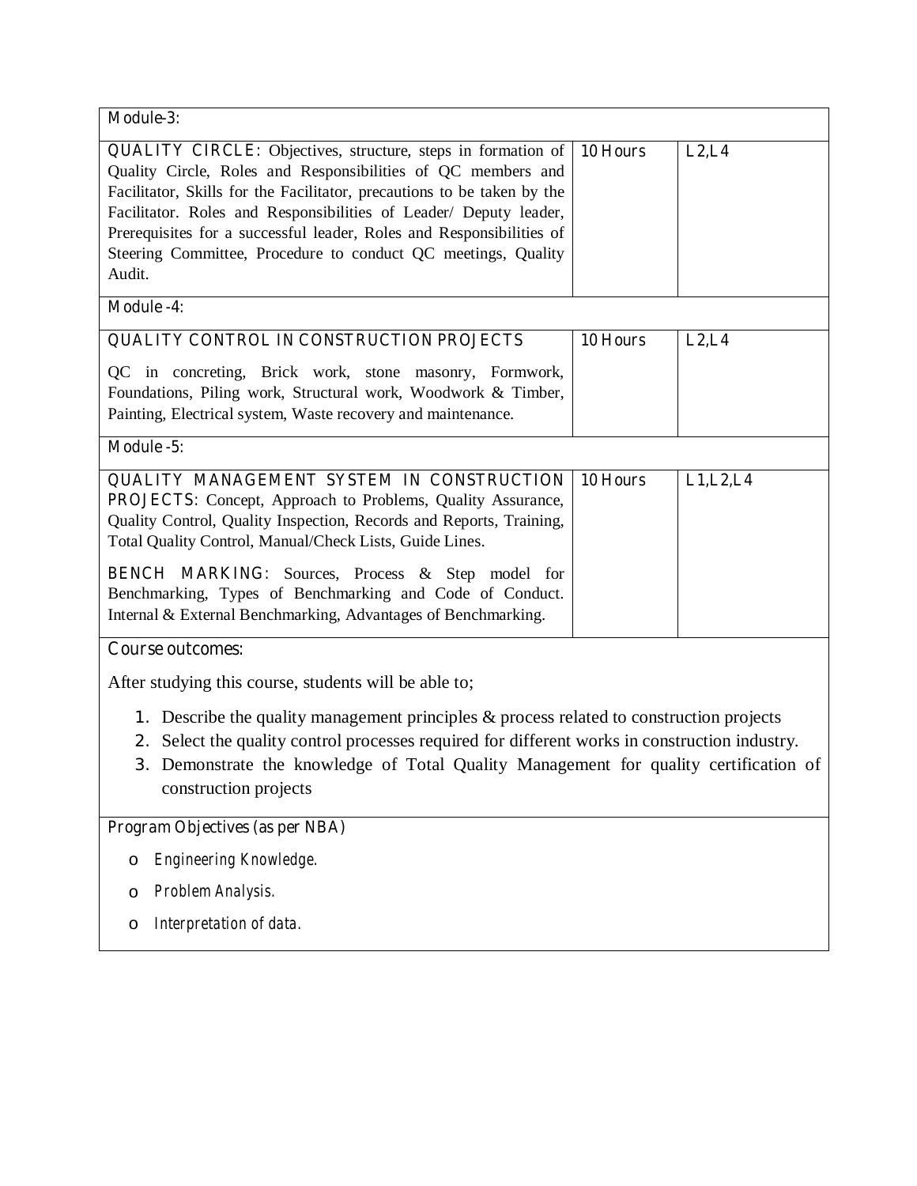| Module-3: | | |
|---|---|---|
| QUALITY CIRCLE: Objectives, structure, steps in formation of Quality Circle, Roles and Responsibilities of QC members and Facilitator, Skills for the Facilitator, precautions to be taken by the Facilitator. Roles and Responsibilities of Leader/ Deputy leader, Prerequisites for a successful leader, Roles and Responsibilities of Steering Committee, Procedure to conduct QC meetings, Quality Audit. | 10 Hours | L2,L4 |
| **Module -4:** | | |
| QUALITY CONTROL IN CONSTRUCTION PROJECTS<br><br>QC in concreting, Brick work, stone masonry, Formwork, Foundations, Piling work, Structural work, Woodwork & Timber, Painting, Electrical system, Waste recovery and maintenance. | 10 Hours | L2,L4 |
| **Module -5:** | | |
| QUALITY MANAGEMENT SYSTEM IN CONSTRUCTION PROJECTS: Concept, Approach to Problems, Quality Assurance, Quality Control, Quality Inspection, Records and Reports, Training, Total Quality Control, Manual/Check Lists, Guide Lines.<br><br>BENCH MARKING: Sources, Process & Step model for Benchmarking, Types of Benchmarking and Code of Conduct. Internal & External Benchmarking, Advantages of Benchmarking. | 10 Hours | L1,L2,L4 |

**Course outcomes:**

After studying this course, students will be able to;

1. Describe the quality management principles & process related to construction projects
2. Select the quality control processes required for different works in construction industry.
3. Demonstrate the knowledge of Total Quality Management for quality certification of construction projects

**Program Objectives (as per NBA)**

- *Engineering Knowledge.*
- *Problem Analysis.*
- *Interpretation of data.*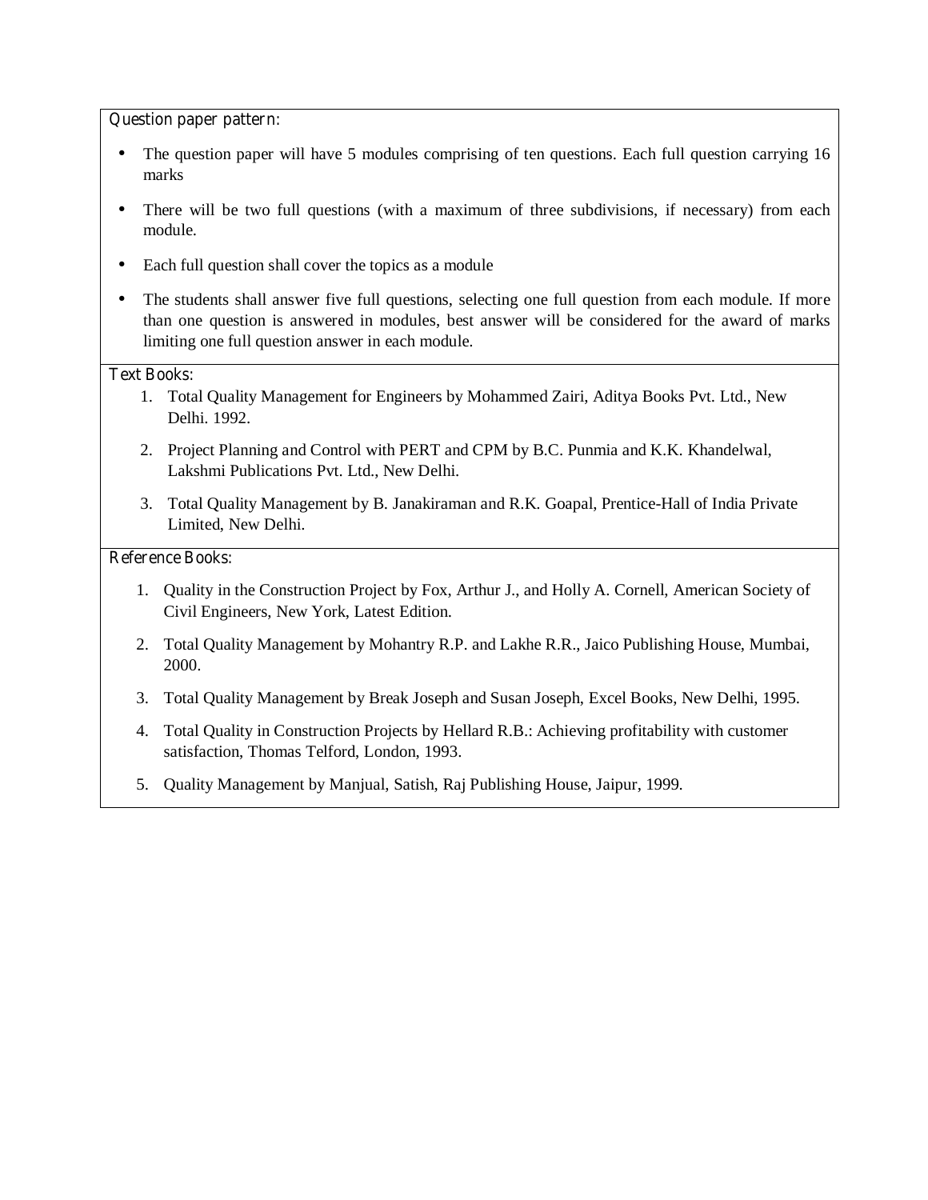**Question paper pattern:**

- The question paper will have 5 modules comprising of ten questions. Each full question carrying 16 marks
- There will be two full questions (with a maximum of three subdivisions, if necessary) from each module.
- Each full question shall cover the topics as a module
- The students shall answer five full questions, selecting one full question from each module. If more than one question is answered in modules, best answer will be considered for the award of marks limiting one full question answer in each module.

**Text Books:**

1. Total Quality Management for Engineers by Mohammed Zairi, Aditya Books Pvt. Ltd., New Delhi. 1992.
2. Project Planning and Control with PERT and CPM by B.C. Punmia and K.K. Khandelwal, Lakshmi Publications Pvt. Ltd., New Delhi.
3. Total Quality Management by B. Janakiraman and R.K. Goapal, Prentice-Hall of India Private Limited, New Delhi.

**Reference Books:**

1. Quality in the Construction Project by Fox, Arthur J., and Holly A. Cornell, American Society of Civil Engineers, New York, Latest Edition.
2. Total Quality Management by Mohantry R.P. and Lakhe R.R., Jaico Publishing House, Mumbai, 2000.
3. Total Quality Management by Break Joseph and Susan Joseph, Excel Books, New Delhi, 1995.
4. Total Quality in Construction Projects by Hellard R.B.: Achieving profitability with customer satisfaction, Thomas Telford, London, 1993.
5. Quality Management by Manjual, Satish, Raj Publishing House, Jaipur, 1999.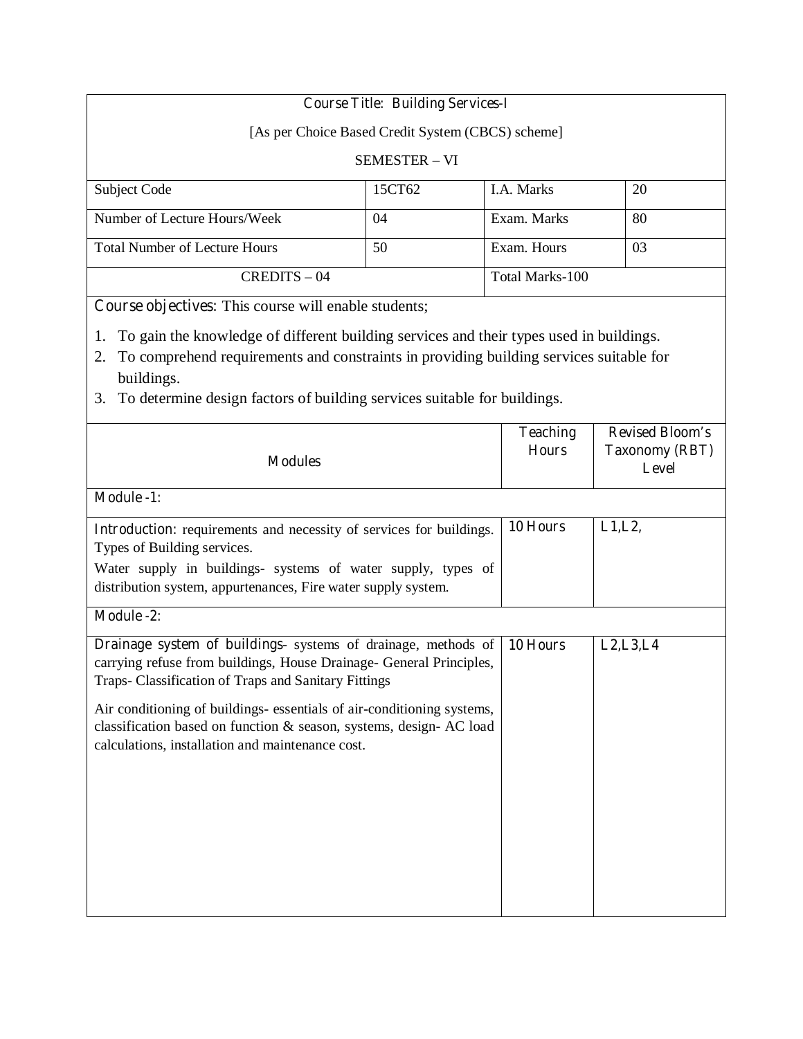**Course Title: Building Services-I**

[As per Choice Based Credit System (CBCS) scheme]

SEMESTER – VI

| Subject Code | 15CT62 | I.A. Marks | 20 |
|---|---|---|---|
| Number of Lecture Hours/Week | 04 | Exam. Marks | 80 |
| Total Number of Lecture Hours | 50 | Exam. Hours | 03 |
| CREDITS – 04 | | Total Marks-100 | |

**Course objectives:** This course will enable students;

1. To gain the knowledge of different building services and their types used in buildings.
2. To comprehend requirements and constraints in providing building services suitable for buildings.
3. To determine design factors of building services suitable for buildings.

| Modules | Teaching Hours | Revised Bloom's Taxonomy (RBT) Level |
|---|---|---|
| **Module -1:** | | |
| **Introduction:** requirements and necessity of services for buildings. Types of Building services.<br>Water supply in buildings- systems of water supply, types of distribution system, appurtenances, Fire water supply system. | 10 Hours | L1,L2, |
| **Module -2:** | | |
| **Drainage system of buildings**- systems of drainage, methods of carrying refuse from buildings, House Drainage- General Principles, Traps- Classification of Traps and Sanitary Fittings<br>Air conditioning of buildings- essentials of air-conditioning systems, classification based on function & season, systems, design- AC load calculations, installation and maintenance cost. | 10 Hours | L2,L3,L4 |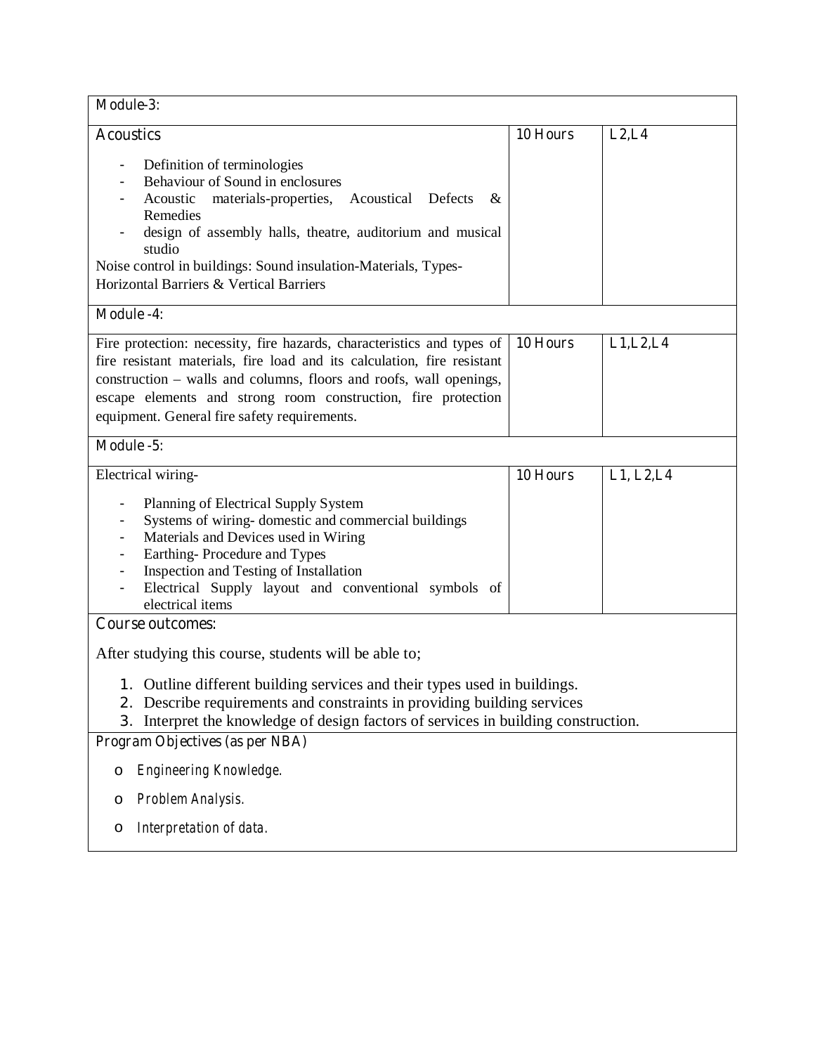| Module-3: | | |
|---|---|---|
| **Acoustics**<br>- Definition of terminologies<br>- Behaviour of Sound in enclosures<br>- Acoustic materials-properties, Acoustical Defects & Remedies<br>- design of assembly halls, theatre, auditorium and musical studio<br>Noise control in buildings: Sound insulation-Materials, Types-Horizontal Barriers & Vertical Barriers | 10 Hours | L2,L4 |
| **Module -4:** | | |
| Fire protection: necessity, fire hazards, characteristics and types of fire resistant materials, fire load and its calculation, fire resistant construction – walls and columns, floors and roofs, wall openings, escape elements and strong room construction, fire protection equipment. General fire safety requirements. | 10 Hours | L1,L2,L4 |
| **Module -5:** | | |
| Electrical wiring-<br>- Planning of Electrical Supply System<br>- Systems of wiring- domestic and commercial buildings<br>- Materials and Devices used in Wiring<br>- Earthing- Procedure and Types<br>- Inspection and Testing of Installation<br>- Electrical Supply layout and conventional symbols of electrical items | 10 Hours | L1, L2,L4 |

**Course outcomes:**

After studying this course, students will be able to;

1. Outline different building services and their types used in buildings.
2. Describe requirements and constraints in providing building services
3. Interpret the knowledge of design factors of services in building construction.

**Program Objectives (as per NBA)**

- *Engineering Knowledge.*
- *Problem Analysis.*
- *Interpretation of data.*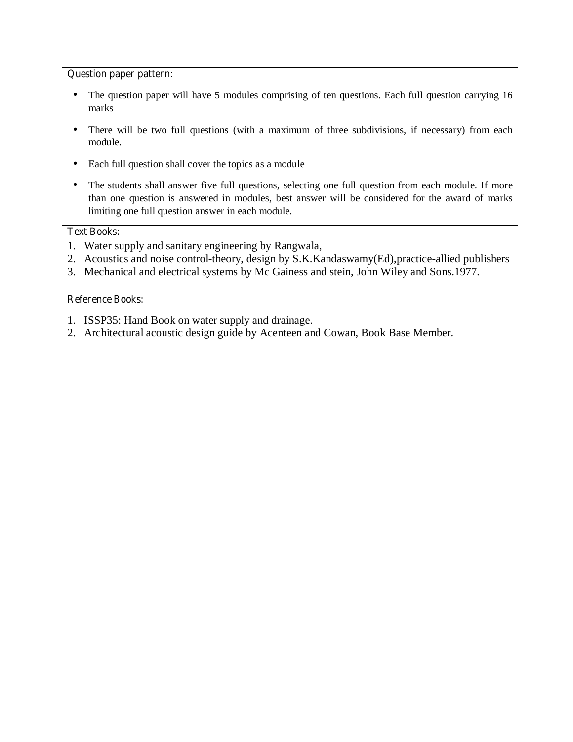Question paper pattern:

- The question paper will have 5 modules comprising of ten questions. Each full question carrying 16 marks
- There will be two full questions (with a maximum of three subdivisions, if necessary) from each module.
- Each full question shall cover the topics as a module
- The students shall answer five full questions, selecting one full question from each module. If more than one question is answered in modules, best answer will be considered for the award of marks limiting one full question answer in each module.

Text Books:

1. Water supply and sanitary engineering by Rangwala,
2. Acoustics and noise control-theory, design by S.K.Kandaswamy(Ed),practice-allied publishers
3. Mechanical and electrical systems by Mc Gainess and stein, John Wiley and Sons.1977.

Reference Books:

1. ISSP35: Hand Book on water supply and drainage.
2. Architectural acoustic design guide by Acenteen and Cowan, Book Base Member.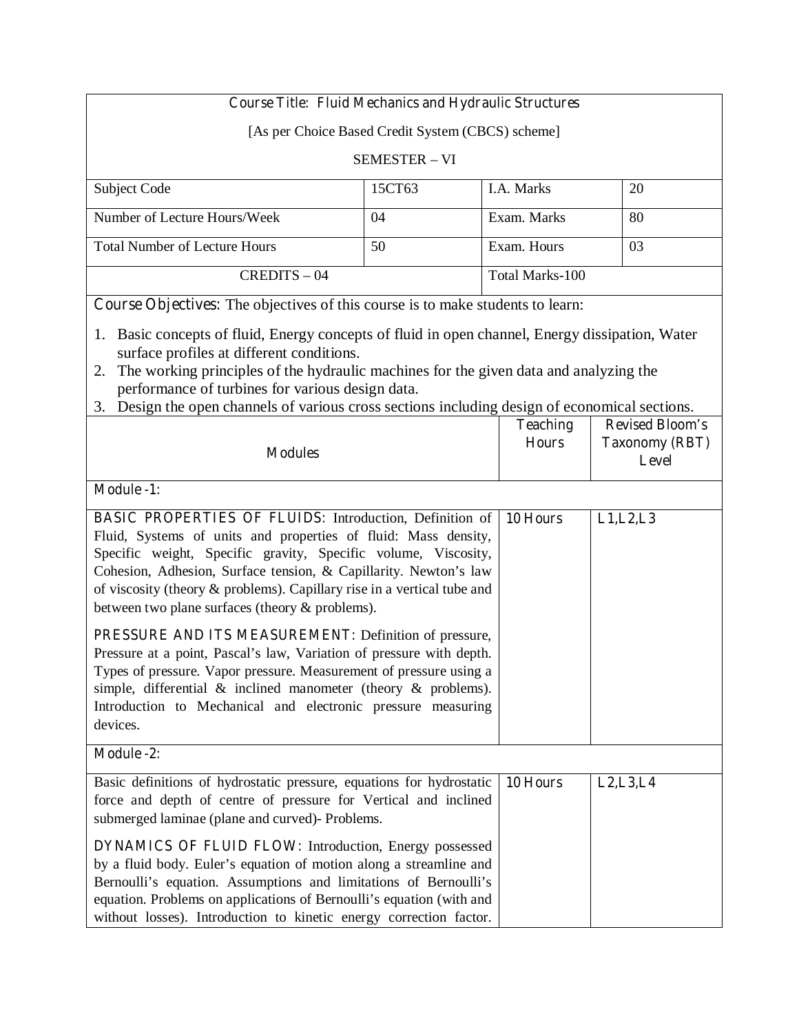| Course Title: Fluid Mechanics and Hydraulic Structures | | | |
|---|---|---|---|
| [As per Choice Based Credit System (CBCS) scheme] | | | |
| SEMESTER – VI | | | |
| Subject Code | 15CT63 | I.A. Marks | 20 |
| Number of Lecture Hours/Week | 04 | Exam. Marks | 80 |
| Total Number of Lecture Hours | 50 | Exam. Hours | 03 |
| CREDITS – 04 | | Total Marks-100 | |

**Course Objectives**: The objectives of this course is to make students to learn:

1. Basic concepts of fluid, Energy concepts of fluid in open channel, Energy dissipation, Water surface profiles at different conditions.
2. The working principles of the hydraulic machines for the given data and analyzing the performance of turbines for various design data.
3. Design the open channels of various cross sections including design of economical sections.

| Modules | Teaching Hours | Revised Bloom's Taxonomy (RBT) Level |
|---|---|---|
| **Module -1:** | | |
| **BASIC PROPERTIES OF FLUIDS**: Introduction, Definition of Fluid, Systems of units and properties of fluid: Mass density, Specific weight, Specific gravity, Specific volume, Viscosity, Cohesion, Adhesion, Surface tension, & Capillarity. Newton's law of viscosity (theory & problems). Capillary rise in a vertical tube and between two plane surfaces (theory & problems).<br><br>**PRESSURE AND ITS MEASUREMENT**: Definition of pressure, Pressure at a point, Pascal's law, Variation of pressure with depth. Types of pressure. Vapor pressure. Measurement of pressure using a simple, differential & inclined manometer (theory & problems). Introduction to Mechanical and electronic pressure measuring devices. | 10 Hours | L1,L2,L3 |
| **Module -2:** | | |
| Basic definitions of hydrostatic pressure, equations for hydrostatic force and depth of centre of pressure for Vertical and inclined submerged laminae (plane and curved)- Problems.<br><br>**DYNAMICS OF FLUID FLOW**: Introduction, Energy possessed by a fluid body. Euler's equation of motion along a streamline and Bernoulli's equation. Assumptions and limitations of Bernoulli's equation. Problems on applications of Bernoulli's equation (with and without losses). Introduction to kinetic energy correction factor. | 10 Hours | L2,L3,L4 |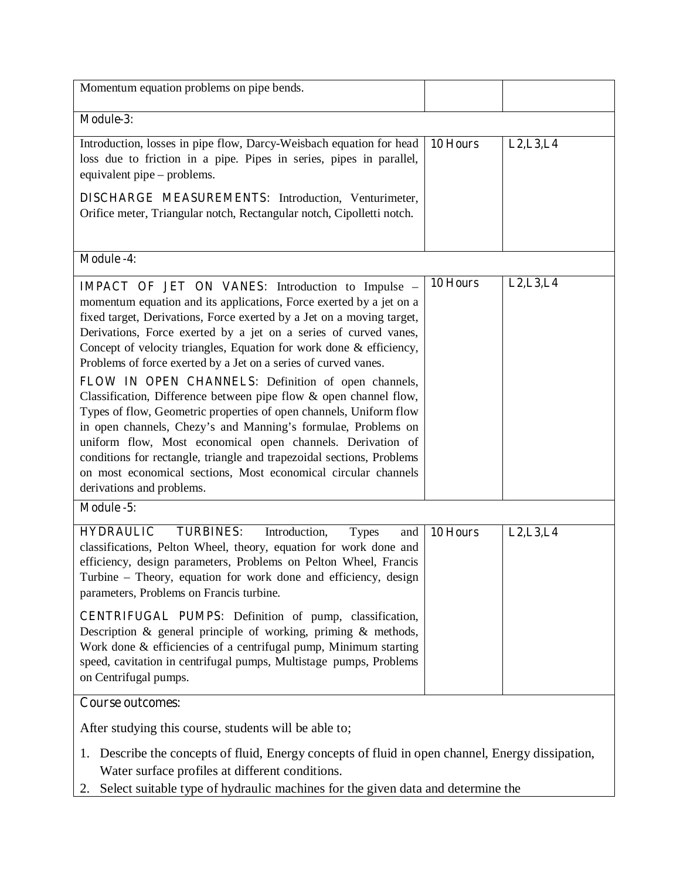| | | |
|---|---|---|
| Momentum equation problems on pipe bends. | | |
| **Module-3:** | | |
| Introduction, losses in pipe flow, Darcy-Weisbach equation for head loss due to friction in a pipe. Pipes in series, pipes in parallel, equivalent pipe – problems.<br><br>DISCHARGE MEASUREMENTS: Introduction, Venturimeter, Orifice meter, Triangular notch, Rectangular notch, Cipolletti notch. | 10 Hours | L2,L3,L4 |
| **Module -4:** | | |
| IMPACT OF JET ON VANES: Introduction to Impulse – momentum equation and its applications, Force exerted by a jet on a fixed target, Derivations, Force exerted by a Jet on a moving target, Derivations, Force exerted by a jet on a series of curved vanes, Concept of velocity triangles, Equation for work done & efficiency, Problems of force exerted by a Jet on a series of curved vanes.<br><br>FLOW IN OPEN CHANNELS: Definition of open channels, Classification, Difference between pipe flow & open channel flow, Types of flow, Geometric properties of open channels, Uniform flow in open channels, Chezy's and Manning's formulae, Problems on uniform flow, Most economical open channels. Derivation of conditions for rectangle, triangle and trapezoidal sections, Problems on most economical sections, Most economical circular channels derivations and problems. | 10 Hours | L2,L3,L4 |
| **Module -5:** | | |
| HYDRAULIC TURBINES: Introduction, Types and classifications, Pelton Wheel, theory, equation for work done and efficiency, design parameters, Problems on Pelton Wheel, Francis Turbine – Theory, equation for work done and efficiency, design parameters, Problems on Francis turbine.<br><br>CENTRIFUGAL PUMPS: Definition of pump, classification, Description & general principle of working, priming & methods, Work done & efficiencies of a centrifugal pump, Minimum starting speed, cavitation in centrifugal pumps, Multistage pumps, Problems on Centrifugal pumps. | 10 Hours | L2,L3,L4 |

**Course outcomes:**

After studying this course, students will be able to;

1. Describe the concepts of fluid, Energy concepts of fluid in open channel, Energy dissipation, Water surface profiles at different conditions.
2. Select suitable type of hydraulic machines for the given data and determine the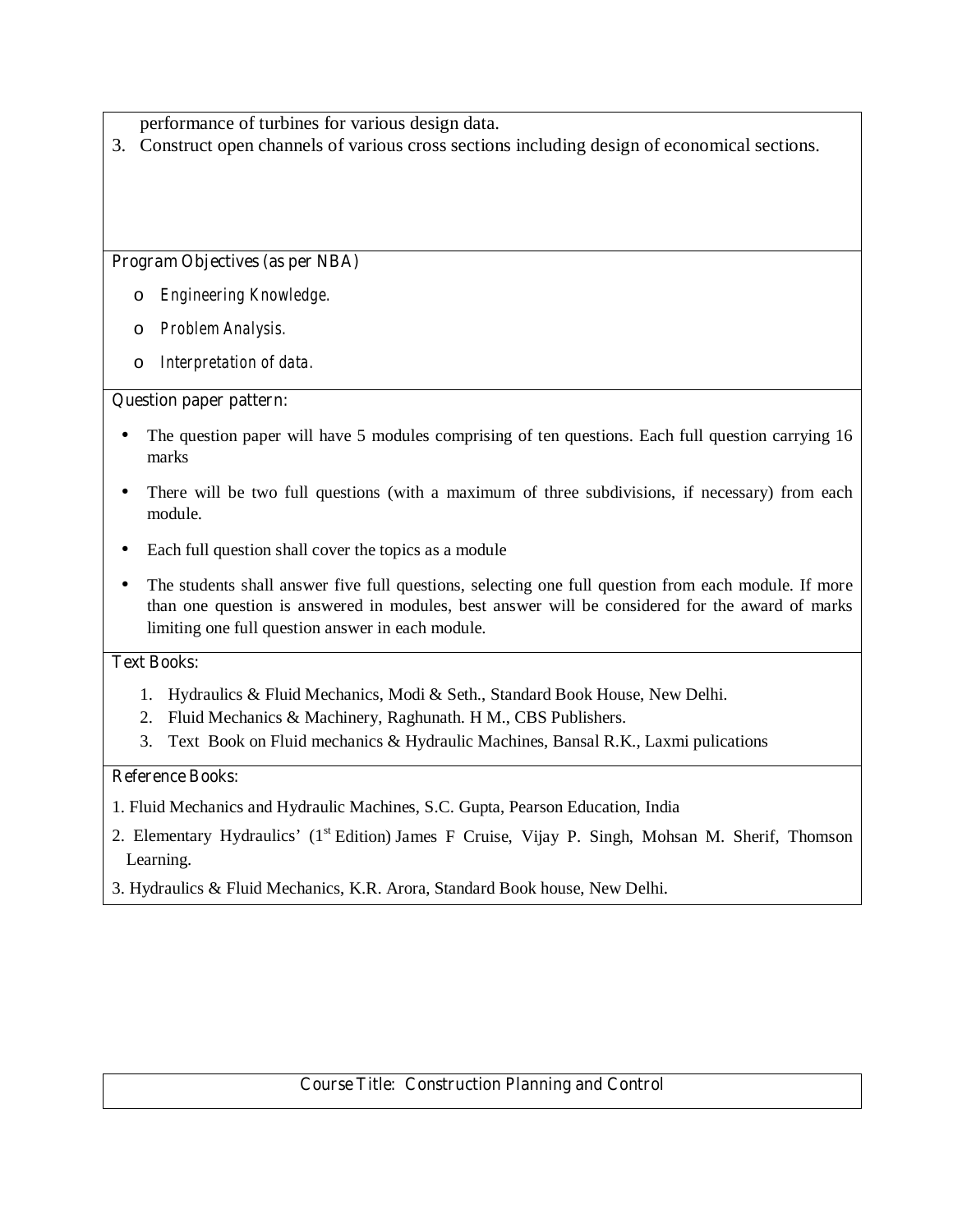performance of turbines for various design data.

3. Construct open channels of various cross sections including design of economical sections.

**Program Objectives (as per NBA)**

- *Engineering Knowledge.*
- *Problem Analysis.*
- *Interpretation of data.*

**Question paper pattern:**

- The question paper will have 5 modules comprising of ten questions. Each full question carrying 16 marks
- There will be two full questions (with a maximum of three subdivisions, if necessary) from each module.
- Each full question shall cover the topics as a module
- The students shall answer five full questions, selecting one full question from each module. If more than one question is answered in modules, best answer will be considered for the award of marks limiting one full question answer in each module.

**Text Books:**

1. Hydraulics & Fluid Mechanics, Modi & Seth., Standard Book House, New Delhi.
2. Fluid Mechanics & Machinery, Raghunath. H M., CBS Publishers.
3. Text Book on Fluid mechanics & Hydraulic Machines, Bansal R.K., Laxmi pulications

**Reference Books:**

1. Fluid Mechanics and Hydraulic Machines, S.C. Gupta, Pearson Education, India
2. Elementary Hydraulics' (1st Edition) James F Cruise, Vijay P. Singh, Mohsan M. Sherif, Thomson Learning.
3. Hydraulics & Fluid Mechanics, K.R. Arora, Standard Book house, New Delhi.

## Course Title: Construction Planning and Control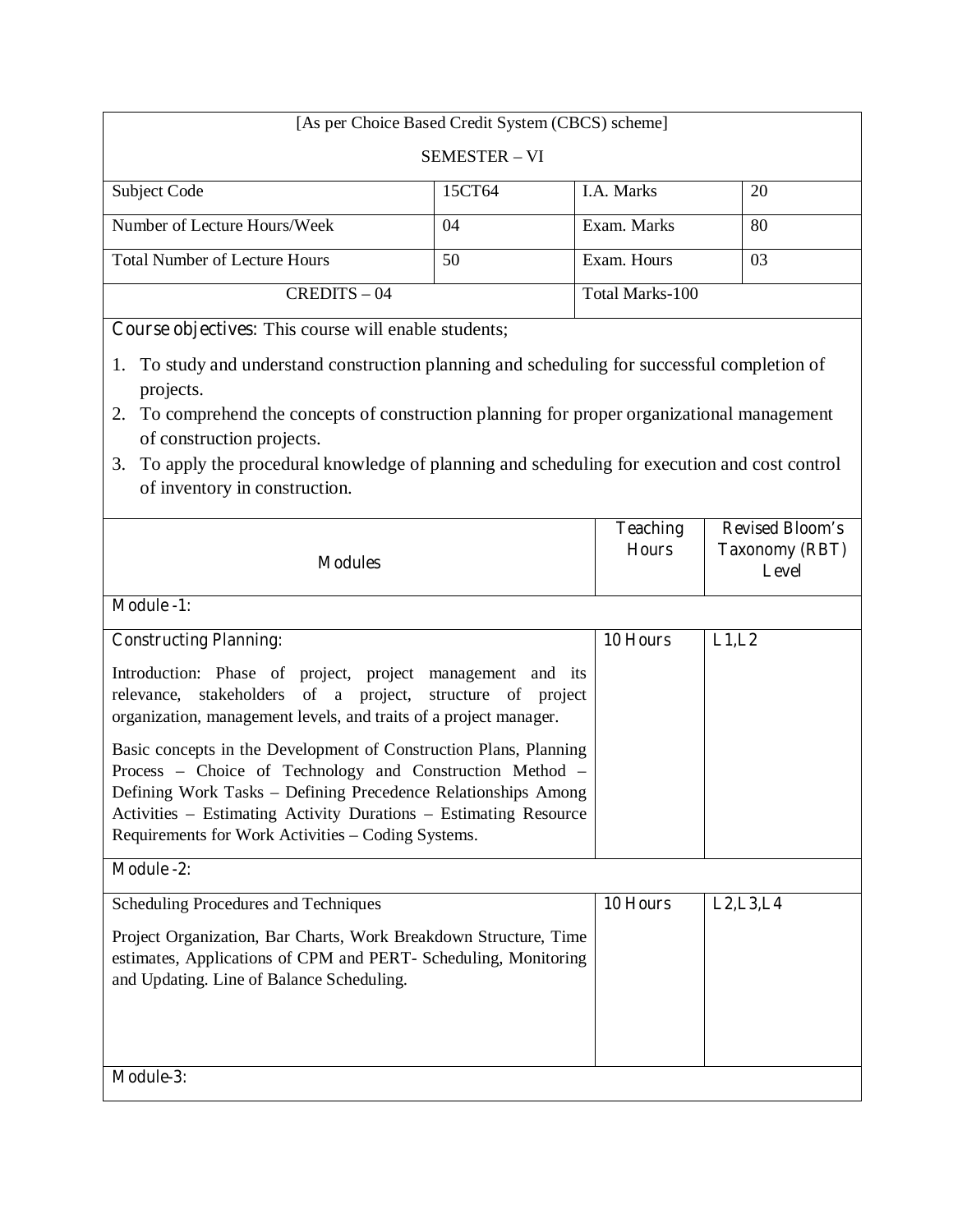[As per Choice Based Credit System (CBCS) scheme]

SEMESTER – VI

| Subject Code | 15CT64 | I.A. Marks | 20 |
|---|---|---|---|
| Number of Lecture Hours/Week | 04 | Exam. Marks | 80 |
| Total Number of Lecture Hours | 50 | Exam. Hours | 03 |
| CREDITS – 04 | | Total Marks-100 | |

**Course objectives:** This course will enable students;

1. To study and understand construction planning and scheduling for successful completion of projects.
2. To comprehend the concepts of construction planning for proper organizational management of construction projects.
3. To apply the procedural knowledge of planning and scheduling for execution and cost control of inventory in construction.

| Modules | Teaching Hours | Revised Bloom's Taxonomy (RBT) Level |
|---|---|---|
| **Module -1:** | | |
| **Constructing Planning:**<br><br>Introduction: Phase of project, project management and its relevance, stakeholders of a project, structure of project organization, management levels, and traits of a project manager.<br><br>Basic concepts in the Development of Construction Plans, Planning Process – Choice of Technology and Construction Method – Defining Work Tasks – Defining Precedence Relationships Among Activities – Estimating Activity Durations – Estimating Resource Requirements for Work Activities – Coding Systems. | 10 Hours | L1,L2 |
| **Module -2:** | | |
| Scheduling Procedures and Techniques<br><br>Project Organization, Bar Charts, Work Breakdown Structure, Time estimates, Applications of CPM and PERT- Scheduling, Monitoring and Updating. Line of Balance Scheduling. | 10 Hours | L2,L3,L4 |
| **Module-3:** | | |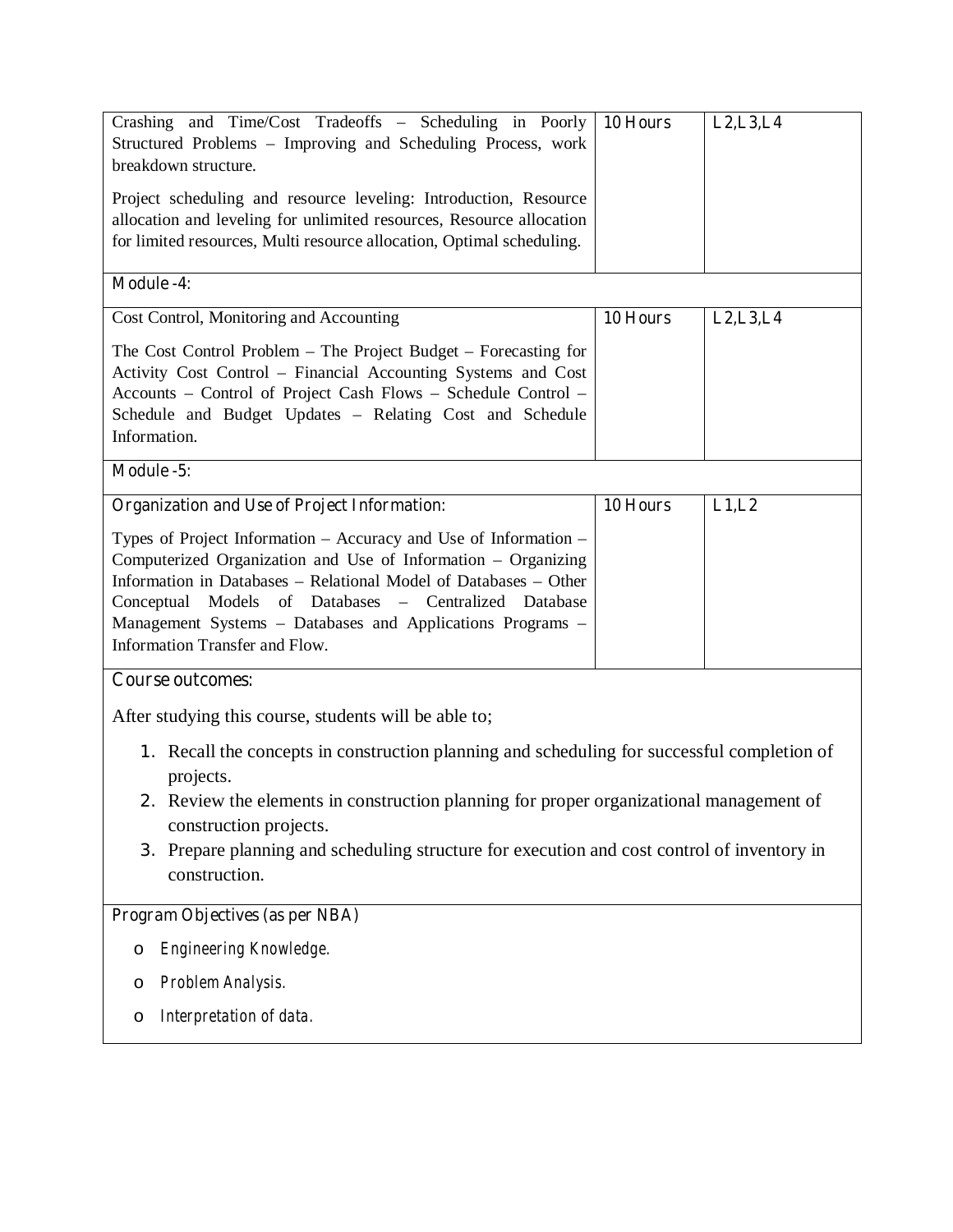| | | |
|---|---|---|
| Crashing and Time/Cost Tradeoffs – Scheduling in Poorly Structured Problems – Improving and Scheduling Process, work breakdown structure.<br><br>Project scheduling and resource leveling: Introduction, Resource allocation and leveling for unlimited resources, Resource allocation for limited resources, Multi resource allocation, Optimal scheduling. | 10 Hours | L2,L3,L4 |
| **Module -4:** | | |
| Cost Control, Monitoring and Accounting<br><br>The Cost Control Problem – The Project Budget – Forecasting for Activity Cost Control – Financial Accounting Systems and Cost Accounts – Control of Project Cash Flows – Schedule Control – Schedule and Budget Updates – Relating Cost and Schedule Information. | 10 Hours | L2,L3,L4 |
| **Module -5:** | | |
| Organization and Use of Project Information:<br><br>Types of Project Information – Accuracy and Use of Information – Computerized Organization and Use of Information – Organizing Information in Databases – Relational Model of Databases – Other Conceptual Models of Databases – Centralized Database Management Systems – Databases and Applications Programs – Information Transfer and Flow. | 10 Hours | L1,L2 |

**Course outcomes:**

After studying this course, students will be able to;

1. Recall the concepts in construction planning and scheduling for successful completion of projects.
2. Review the elements in construction planning for proper organizational management of construction projects.
3. Prepare planning and scheduling structure for execution and cost control of inventory in construction.

**Program Objectives (as per NBA)**

- *Engineering Knowledge.*
- *Problem Analysis.*
- *Interpretation of data.*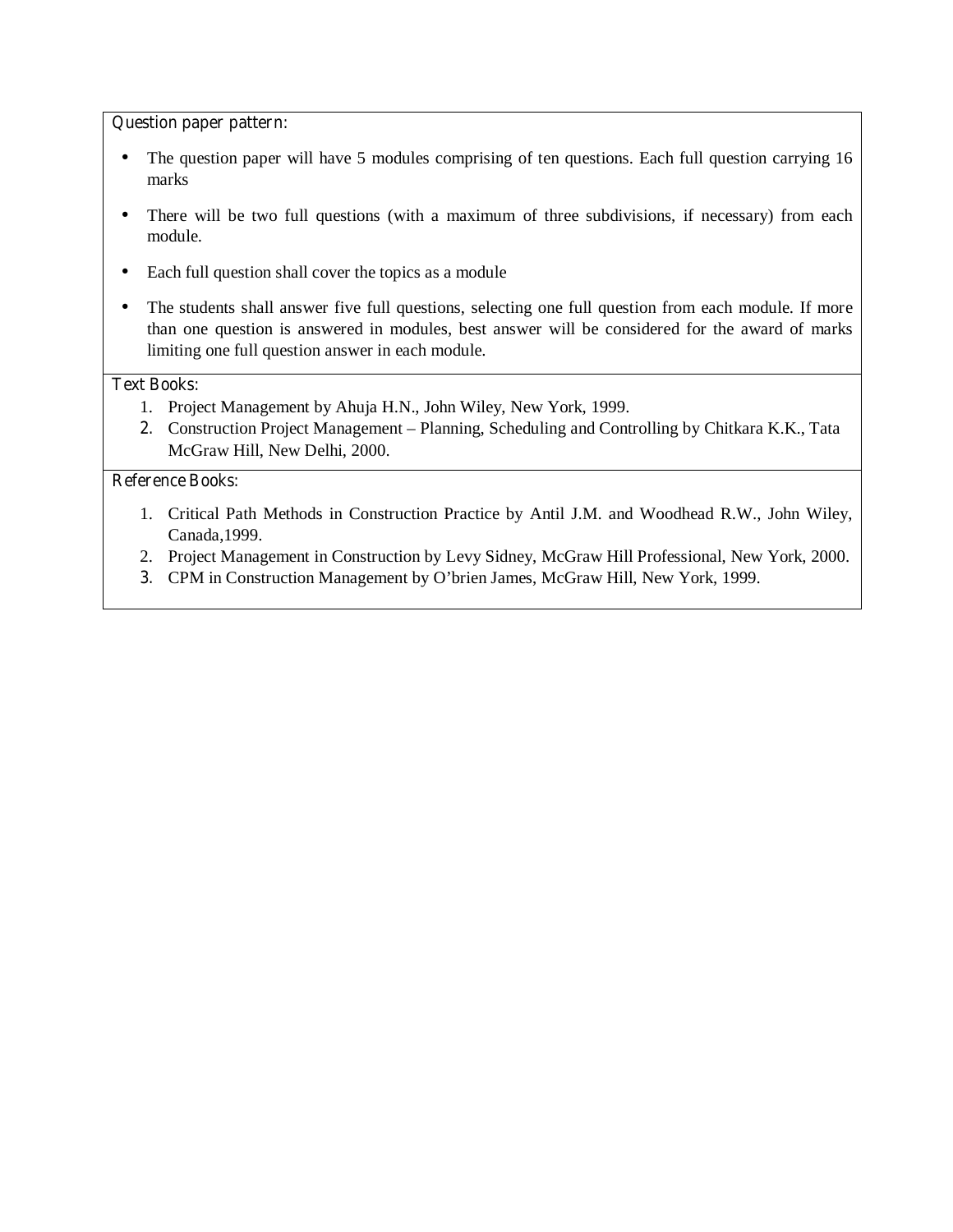**Question paper pattern:**

- The question paper will have 5 modules comprising of ten questions. Each full question carrying 16 marks
- There will be two full questions (with a maximum of three subdivisions, if necessary) from each module.
- Each full question shall cover the topics as a module
- The students shall answer five full questions, selecting one full question from each module. If more than one question is answered in modules, best answer will be considered for the award of marks limiting one full question answer in each module.

**Text Books:**

1. Project Management by Ahuja H.N., John Wiley, New York, 1999.
2. Construction Project Management – Planning, Scheduling and Controlling by Chitkara K.K., Tata McGraw Hill, New Delhi, 2000.

**Reference Books:**

1. Critical Path Methods in Construction Practice by Antil J.M. and Woodhead R.W., John Wiley, Canada,1999.
2. Project Management in Construction by Levy Sidney, McGraw Hill Professional, New York, 2000.
3. CPM in Construction Management by O'brien James, McGraw Hill, New York, 1999.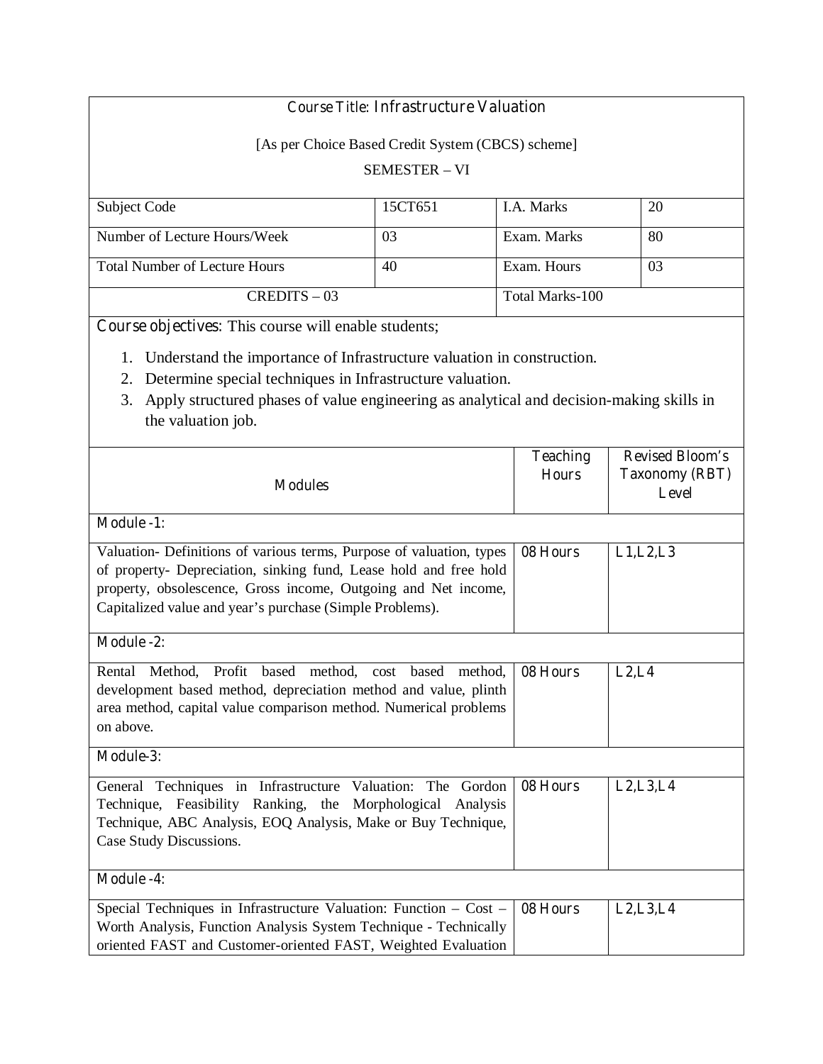**Course Title: Infrastructure Valuation**

[As per Choice Based Credit System (CBCS) scheme]

SEMESTER – VI

| Subject Code | 15CT651 | I.A. Marks | 20 |
|---|---|---|---|
| Number of Lecture Hours/Week | 03 | Exam. Marks | 80 |
| Total Number of Lecture Hours | 40 | Exam. Hours | 03 |
| CREDITS – 03 | | Total Marks-100 | |

**Course objectives:** This course will enable students;

1. Understand the importance of Infrastructure valuation in construction.
2. Determine special techniques in Infrastructure valuation.
3. Apply structured phases of value engineering as analytical and decision-making skills in the valuation job.

| Modules | Teaching Hours | Revised Bloom's Taxonomy (RBT) Level |
|---|---|---|
| **Module -1:** | | |
| Valuation- Definitions of various terms, Purpose of valuation, types of property- Depreciation, sinking fund, Lease hold and free hold property, obsolescence, Gross income, Outgoing and Net income, Capitalized value and year's purchase (Simple Problems). | 08 Hours | L1,L2,L3 |
| **Module -2:** | | |
| Rental Method, Profit based method, cost based method, development based method, depreciation method and value, plinth area method, capital value comparison method. Numerical problems on above. | 08 Hours | L2,L4 |
| **Module-3:** | | |
| General Techniques in Infrastructure Valuation: The Gordon Technique, Feasibility Ranking, the Morphological Analysis Technique, ABC Analysis, EOQ Analysis, Make or Buy Technique, Case Study Discussions. | 08 Hours | L2,L3,L4 |
| **Module -4:** | | |
| Special Techniques in Infrastructure Valuation: Function – Cost – Worth Analysis, Function Analysis System Technique - Technically oriented FAST and Customer-oriented FAST, Weighted Evaluation | 08 Hours | L2,L3,L4 |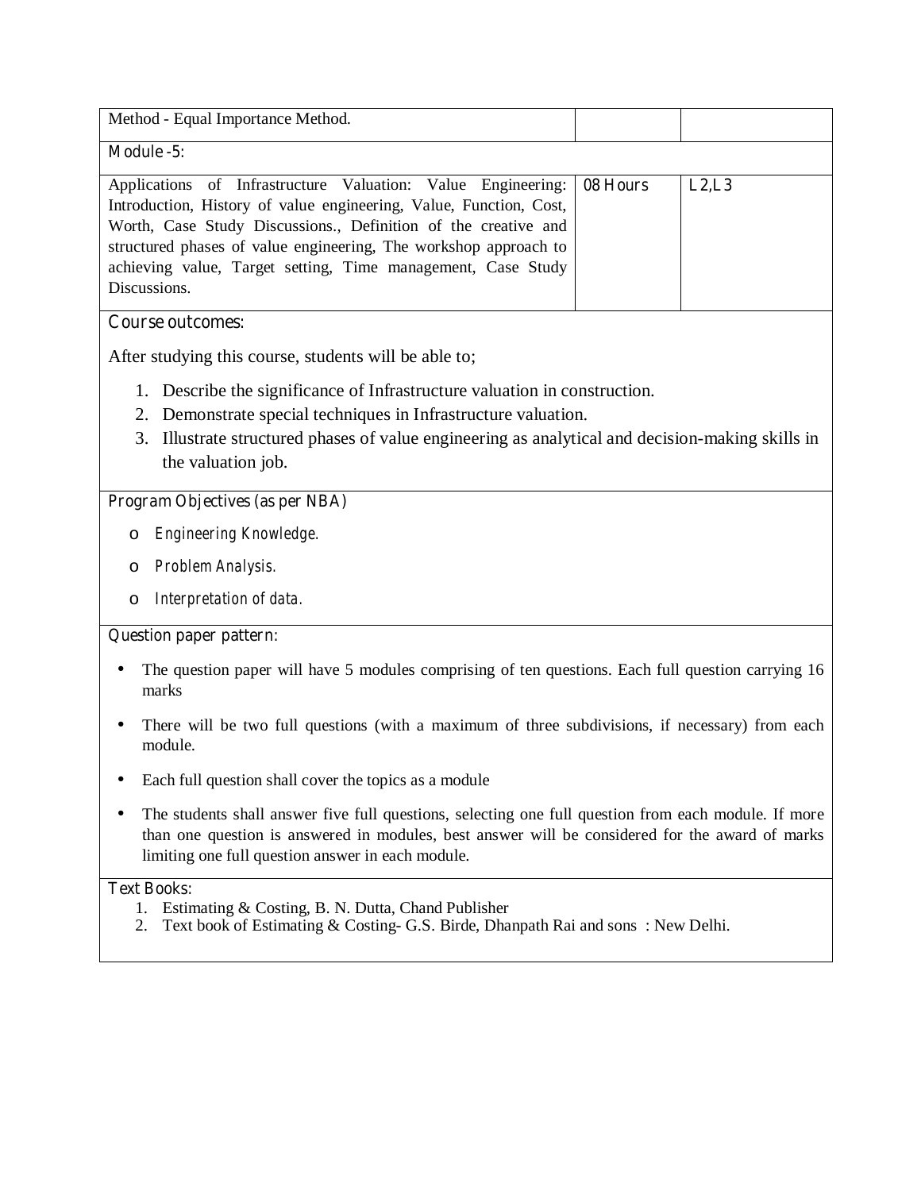| | | |
|---|---|---|
| Method - Equal Importance Method. | | |
| **Module -5:** | | |
| Applications of Infrastructure Valuation: Value Engineering: Introduction, History of value engineering, Value, Function, Cost, Worth, Case Study Discussions., Definition of the creative and structured phases of value engineering, The workshop approach to achieving value, Target setting, Time management, Case Study Discussions. | 08 Hours | L2,L3 |

**Course outcomes:**

After studying this course, students will be able to;

1. Describe the significance of Infrastructure valuation in construction.
2. Demonstrate special techniques in Infrastructure valuation.
3. Illustrate structured phases of value engineering as analytical and decision-making skills in the valuation job.

**Program Objectives (as per NBA)**

- *Engineering Knowledge.*
- *Problem Analysis.*
- *Interpretation of data.*

**Question paper pattern:**

- The question paper will have 5 modules comprising of ten questions. Each full question carrying 16 marks
- There will be two full questions (with a maximum of three subdivisions, if necessary) from each module.
- Each full question shall cover the topics as a module
- The students shall answer five full questions, selecting one full question from each module. If more than one question is answered in modules, best answer will be considered for the award of marks limiting one full question answer in each module.

**Text Books:**

1. Estimating & Costing, B. N. Dutta, Chand Publisher
2. Text book of Estimating & Costing- G.S. Birde, Dhanpath Rai and sons : New Delhi.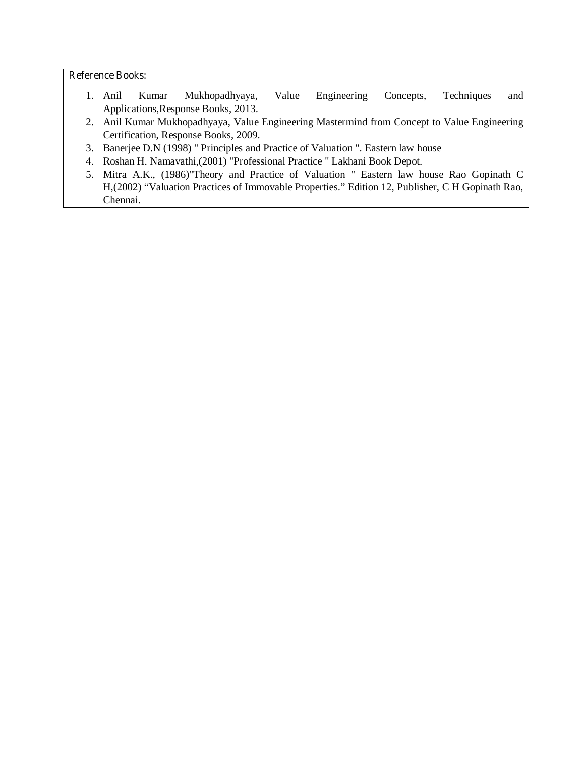**Reference Books:**

1. Anil Kumar Mukhopadhyaya, Value Engineering Concepts, Techniques and Applications,Response Books, 2013.
2. Anil Kumar Mukhopadhyaya, Value Engineering Mastermind from Concept to Value Engineering Certification, Response Books, 2009.
3. Banerjee D.N (1998) " Principles and Practice of Valuation ". Eastern law house
4. Roshan H. Namavathi,(2001) "Professional Practice " Lakhani Book Depot.
5. Mitra A.K., (1986)"Theory and Practice of Valuation " Eastern law house Rao Gopinath C H,(2002) "Valuation Practices of Immovable Properties." Edition 12, Publisher, C H Gopinath Rao, Chennai.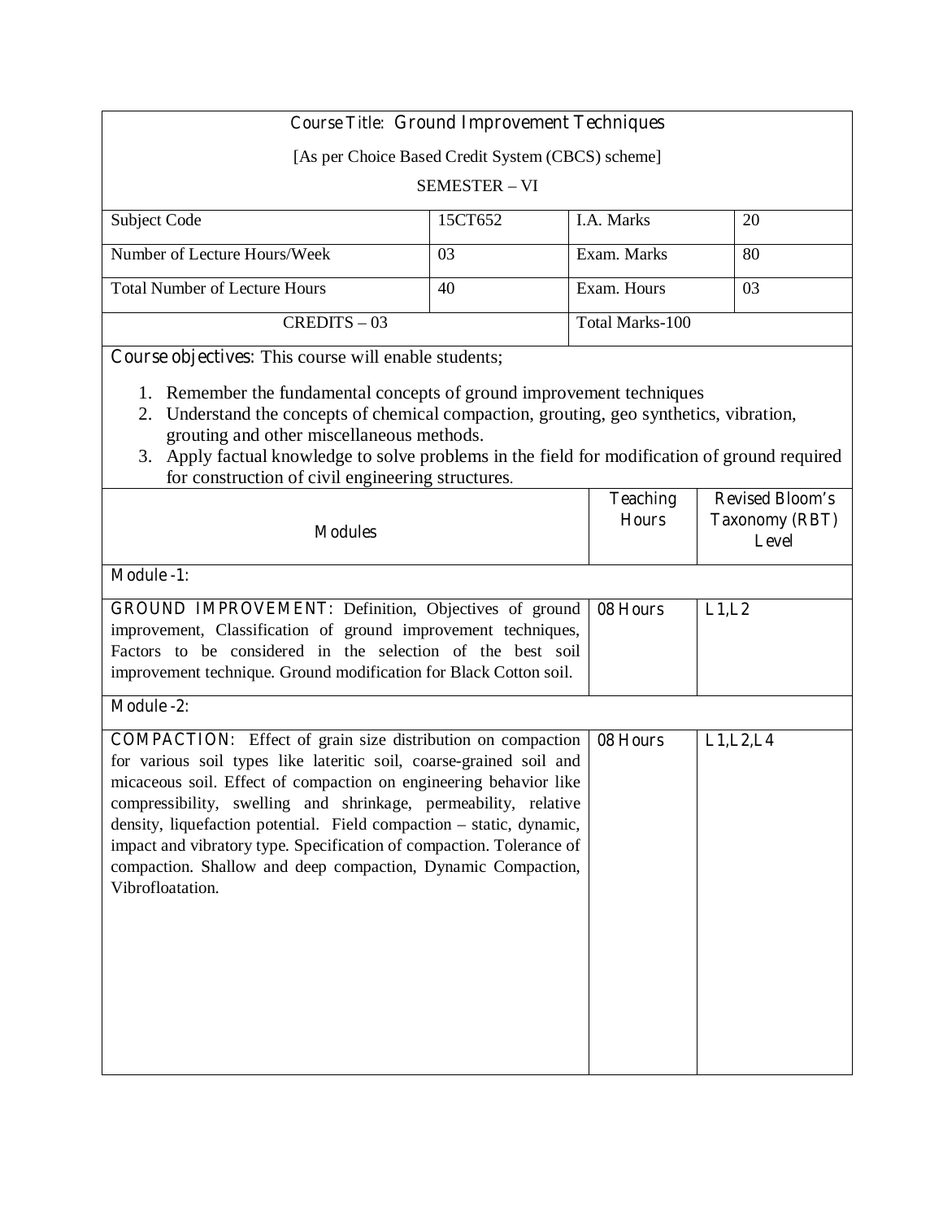**Course Title: Ground Improvement Techniques**

[As per Choice Based Credit System (CBCS) scheme]

SEMESTER – VI

| Subject Code | 15CT652 | I.A. Marks | 20 |
|---|---|---|---|
| Number of Lecture Hours/Week | 03 | Exam. Marks | 80 |
| Total Number of Lecture Hours | 40 | Exam. Hours | 03 |
| CREDITS – 03 | | Total Marks-100 | |

**Course objectives:** This course will enable students;

1. Remember the fundamental concepts of ground improvement techniques
2. Understand the concepts of chemical compaction, grouting, geo synthetics, vibration, grouting and other miscellaneous methods.
3. Apply factual knowledge to solve problems in the field for modification of ground required for construction of civil engineering structures.

| Modules | Teaching Hours | Revised Bloom's Taxonomy (RBT) Level |
|---|---|---|
| **Module -1:** | | |
| **GROUND IMPROVEMENT:** Definition, Objectives of ground improvement, Classification of ground improvement techniques, Factors to be considered in the selection of the best soil improvement technique. Ground modification for Black Cotton soil. | 08 Hours | L1,L2 |
| **Module -2:** | | |
| **COMPACTION:** Effect of grain size distribution on compaction for various soil types like lateritic soil, coarse-grained soil and micaceous soil. Effect of compaction on engineering behavior like compressibility, swelling and shrinkage, permeability, relative density, liquefaction potential. Field compaction – static, dynamic, impact and vibratory type. Specification of compaction. Tolerance of compaction. Shallow and deep compaction, Dynamic Compaction, Vibrofloatation. | 08 Hours | L1,L2,L4 |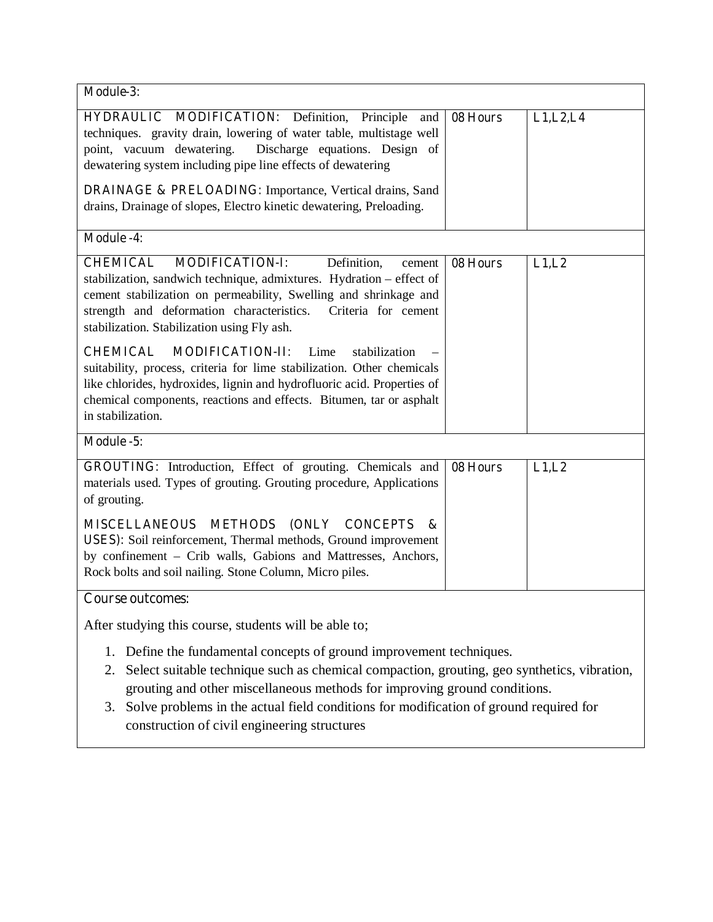| Module-3: | | |
|---|---|---|
| **HYDRAULIC MODIFICATION:** Definition, Principle and techniques. gravity drain, lowering of water table, multistage well point, vacuum dewatering. Discharge equations. Design of dewatering system including pipe line effects of dewatering<br><br>**DRAINAGE & PRELOADING:** Importance, Vertical drains, Sand drains, Drainage of slopes, Electro kinetic dewatering, Preloading. | 08 Hours | L1,L2,L4 |
| **Module -4:** | | |
| **CHEMICAL MODIFICATION-I:** Definition, cement stabilization, sandwich technique, admixtures. Hydration – effect of cement stabilization on permeability, Swelling and shrinkage and strength and deformation characteristics. Criteria for cement stabilization. Stabilization using Fly ash.<br><br>**CHEMICAL MODIFICATION-II:** Lime stabilization – suitability, process, criteria for lime stabilization. Other chemicals like chlorides, hydroxides, lignin and hydrofluoric acid. Properties of chemical components, reactions and effects. Bitumen, tar or asphalt in stabilization. | 08 Hours | L1,L2 |
| **Module -5:** | | |
| **GROUTING:** Introduction, Effect of grouting. Chemicals and materials used. Types of grouting. Grouting procedure, Applications of grouting.<br><br>**MISCELLANEOUS METHODS (ONLY CONCEPTS & USES):** Soil reinforcement, Thermal methods, Ground improvement by confinement – Crib walls, Gabions and Mattresses, Anchors, Rock bolts and soil nailing. Stone Column, Micro piles. | 08 Hours | L1,L2 |

**Course outcomes:**

After studying this course, students will be able to;

1. Define the fundamental concepts of ground improvement techniques.
2. Select suitable technique such as chemical compaction, grouting, geo synthetics, vibration, grouting and other miscellaneous methods for improving ground conditions.
3. Solve problems in the actual field conditions for modification of ground required for construction of civil engineering structures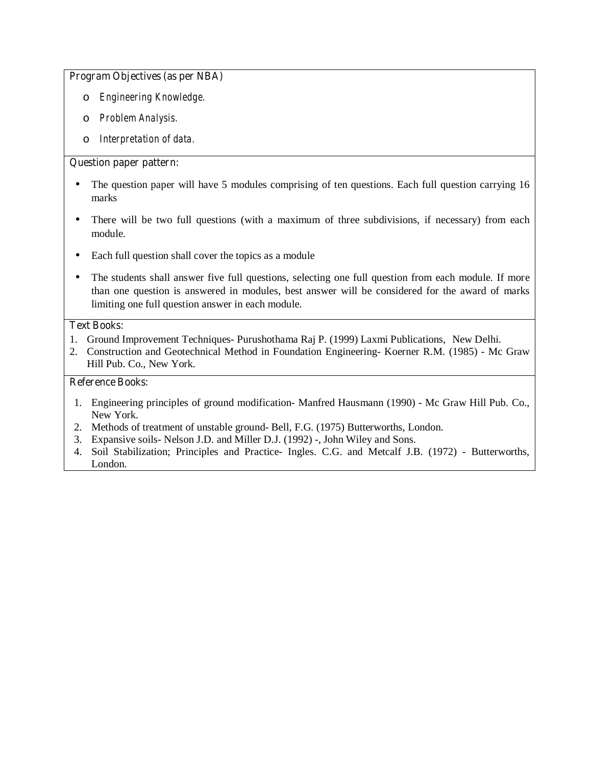**Program Objectives (as per NBA)**

- *Engineering Knowledge.*
- *Problem Analysis.*
- *Interpretation of data.*

**Question paper pattern:**

- The question paper will have 5 modules comprising of ten questions. Each full question carrying 16 marks
- There will be two full questions (with a maximum of three subdivisions, if necessary) from each module.
- Each full question shall cover the topics as a module
- The students shall answer five full questions, selecting one full question from each module. If more than one question is answered in modules, best answer will be considered for the award of marks limiting one full question answer in each module.

**Text Books:**

1. Ground Improvement Techniques- Purushothama Raj P. (1999) Laxmi Publications, New Delhi.
2. Construction and Geotechnical Method in Foundation Engineering- Koerner R.M. (1985) - Mc Graw Hill Pub. Co., New York.

**Reference Books:**

1. Engineering principles of ground modification- Manfred Hausmann (1990) - Mc Graw Hill Pub. Co., New York.
2. Methods of treatment of unstable ground- Bell, F.G. (1975) Butterworths, London.
3. Expansive soils- Nelson J.D. and Miller D.J. (1992) -, John Wiley and Sons.
4. Soil Stabilization; Principles and Practice- Ingles. C.G. and Metcalf J.B. (1972) - Butterworths, London.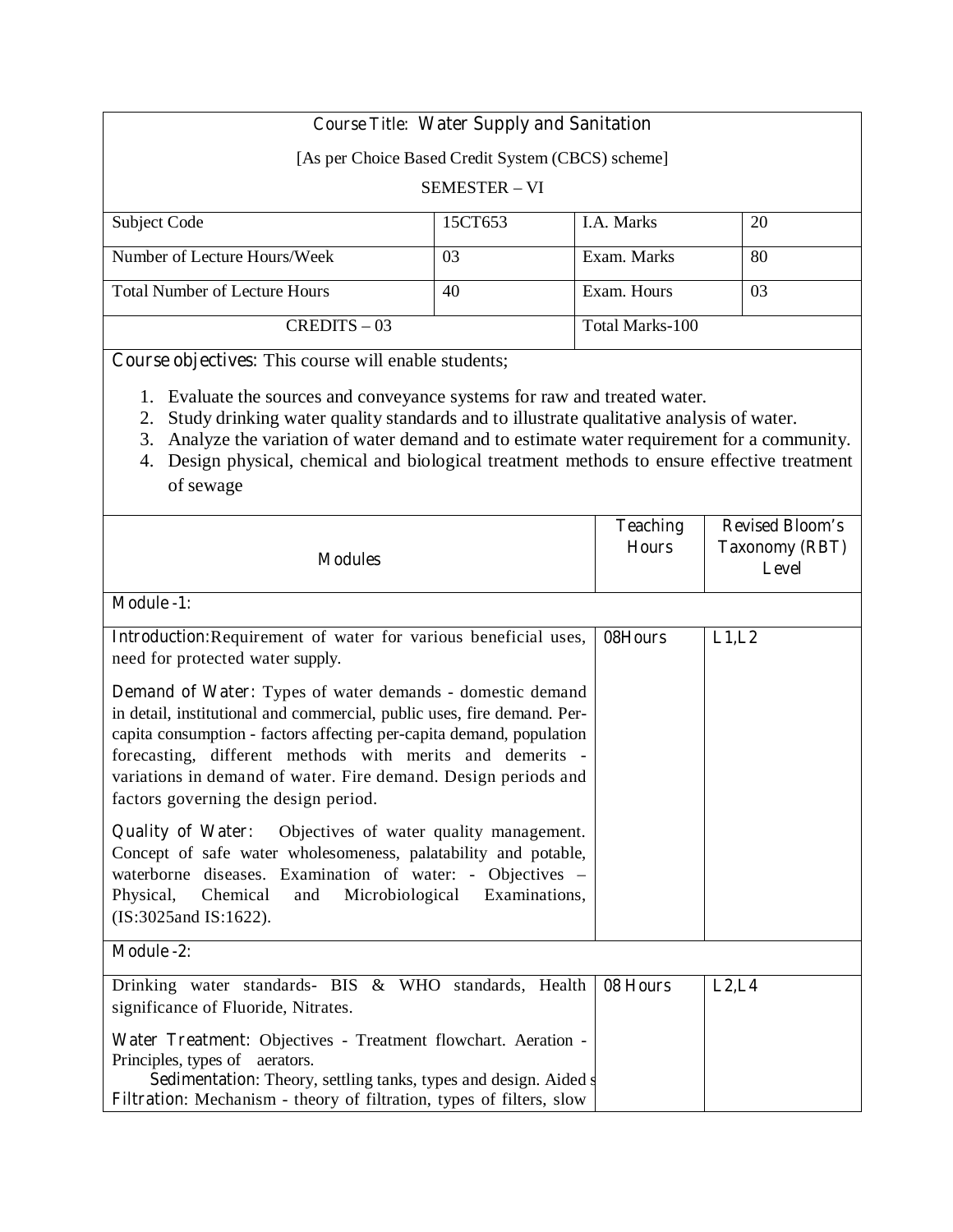| Course Title: Water Supply and Sanitation | | | |
|---|---|---|---|
| [As per Choice Based Credit System (CBCS) scheme] | | | |
| SEMESTER – VI | | | |
| Subject Code | 15CT653 | I.A. Marks | 20 |
| Number of Lecture Hours/Week | 03 | Exam. Marks | 80 |
| Total Number of Lecture Hours | 40 | Exam. Hours | 03 |
| CREDITS – 03 | | Total Marks-100 | |

**Course objectives:** This course will enable students;

1. Evaluate the sources and conveyance systems for raw and treated water.
2. Study drinking water quality standards and to illustrate qualitative analysis of water.
3. Analyze the variation of water demand and to estimate water requirement for a community.
4. Design physical, chemical and biological treatment methods to ensure effective treatment of sewage

| Modules | Teaching Hours | Revised Bloom's Taxonomy (RBT) Level |
|---|---|---|
| **Module -1:** | | |
| **Introduction:** Requirement of water for various beneficial uses, need for protected water supply.<br><br>**Demand of Water:** Types of water demands - domestic demand in detail, institutional and commercial, public uses, fire demand. Per-capita consumption - factors affecting per-capita demand, population forecasting, different methods with merits and demerits - variations in demand of water. Fire demand. Design periods and factors governing the design period.<br><br>**Quality of Water:** Objectives of water quality management. Concept of safe water wholesomeness, palatability and potable, waterborne diseases. Examination of water: - Objectives – Physical, Chemical and Microbiological Examinations, (IS:3025and IS:1622). | 08Hours | L1,L2 |
| **Module -2:** | | |
| Drinking water standards- BIS & WHO standards, Health significance of Fluoride, Nitrates.<br><br>**Water Treatment:** Objectives - Treatment flowchart. Aeration - Principles, types of aerators.<br>**Sedimentation:** Theory, settling tanks, types and design. Aided s<br>**Filtration:** Mechanism - theory of filtration, types of filters, slow | 08 Hours | L2,L4 |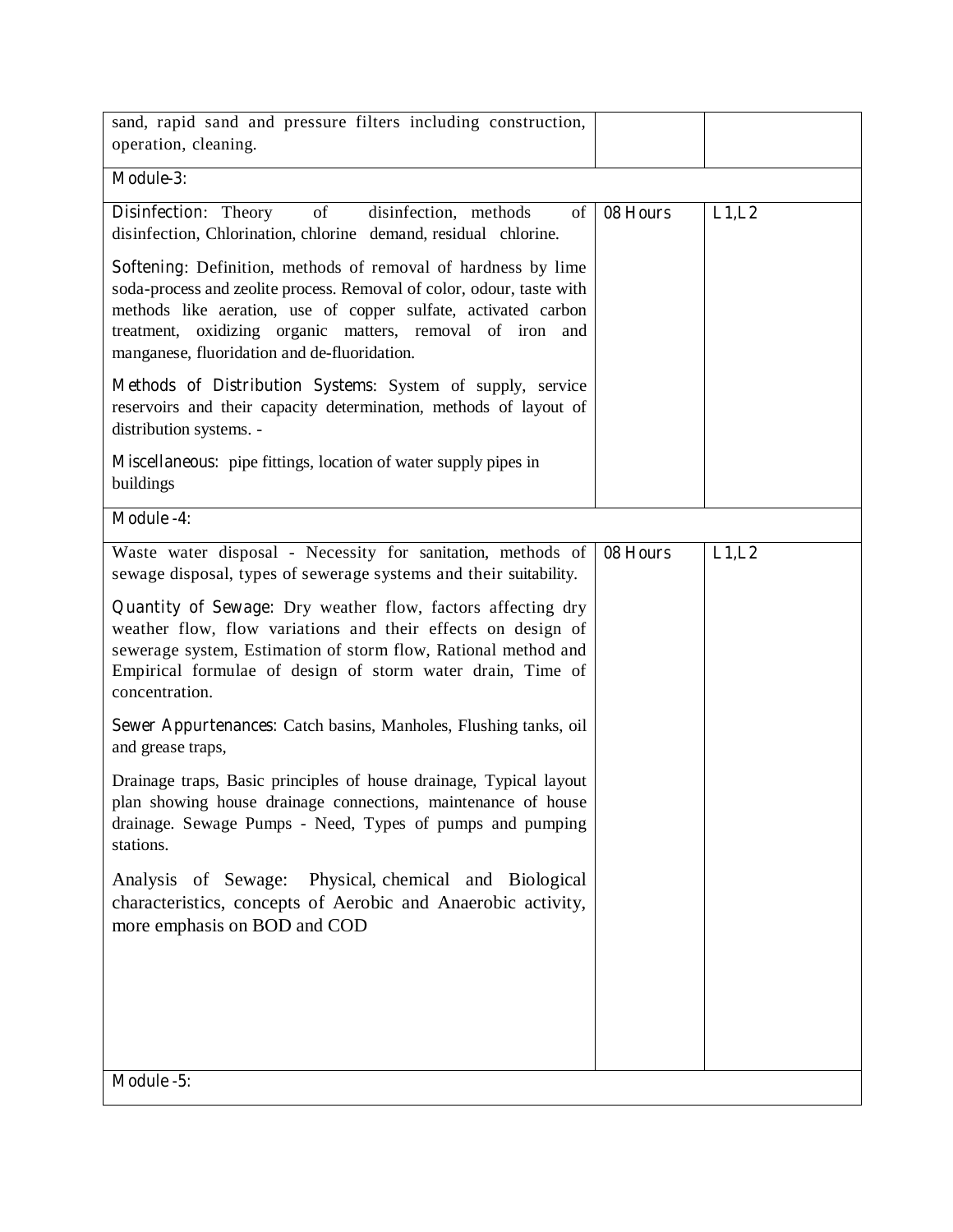| | | |
|---|---|---|
| sand, rapid sand and pressure filters including construction, operation, cleaning. | | |
| **Module-3:** | | |
| **Disinfection**: Theory of disinfection, methods of disinfection, Chlorination, chlorine demand, residual chlorine.<br><br>**Softening**: Definition, methods of removal of hardness by lime soda-process and zeolite process. Removal of color, odour, taste with methods like aeration, use of copper sulfate, activated carbon treatment, oxidizing organic matters, removal of iron and manganese, fluoridation and de-fluoridation.<br><br>**Methods of Distribution Systems**: System of supply, service reservoirs and their capacity determination, methods of layout of distribution systems. -<br><br>**Miscellaneous**: pipe fittings, location of water supply pipes in buildings | **08 Hours** | **L1,L2** |
| **Module -4:** | | |
| Waste water disposal - Necessity for sanitation, methods of sewage disposal, types of sewerage systems and their suitability.<br><br>**Quantity of Sewage**: Dry weather flow, factors affecting dry weather flow, flow variations and their effects on design of sewerage system, Estimation of storm flow, Rational method and Empirical formulae of design of storm water drain, Time of concentration.<br><br>**Sewer Appurtenances**: Catch basins, Manholes, Flushing tanks, oil and grease traps,<br><br>Drainage traps, Basic principles of house drainage, Typical layout plan showing house drainage connections, maintenance of house drainage. Sewage Pumps - Need, Types of pumps and pumping stations.<br><br>Analysis of Sewage: Physical, chemical and Biological characteristics, concepts of Aerobic and Anaerobic activity, more emphasis on BOD and COD | **08 Hours** | **L1,L2** |
| **Module -5:** | | |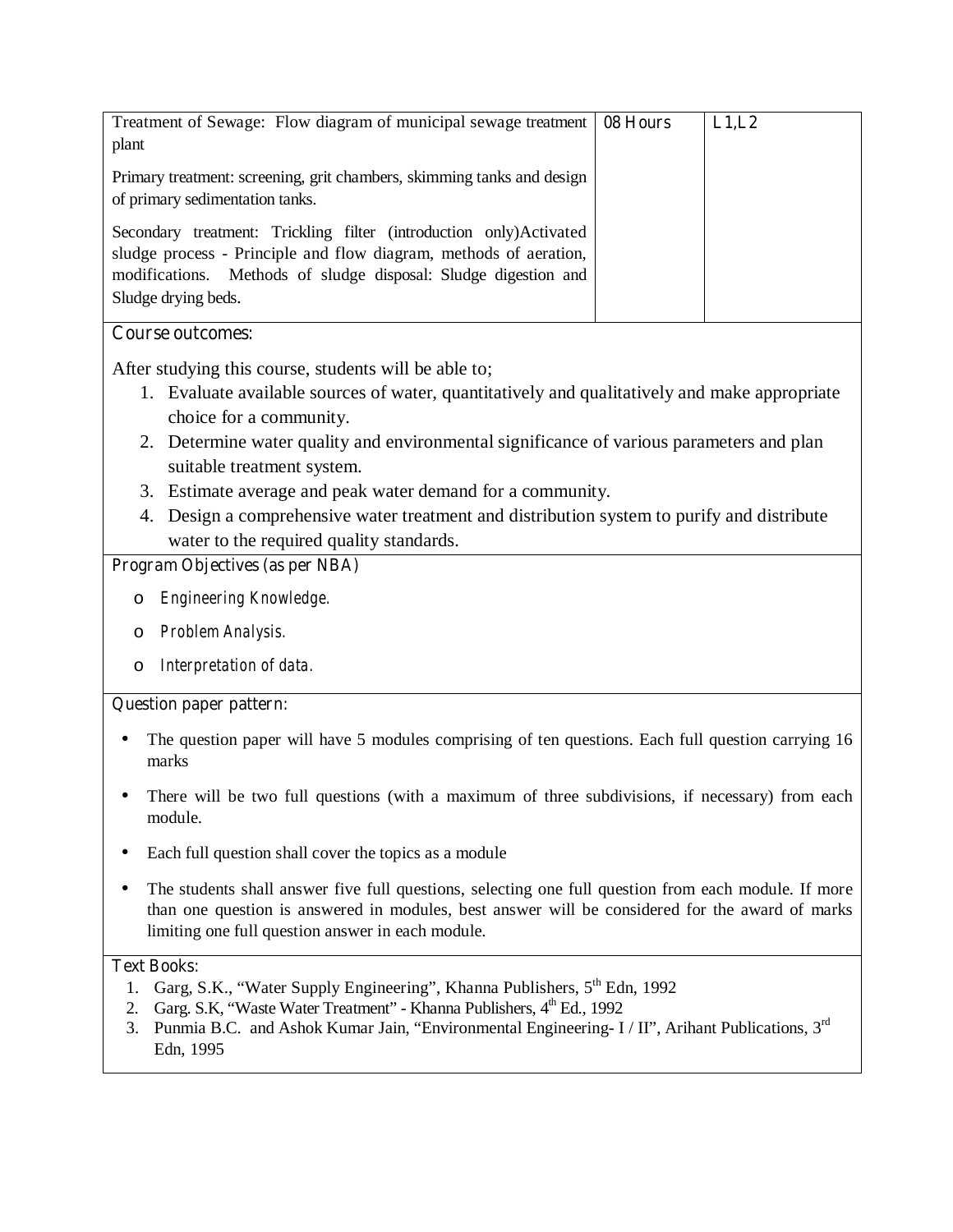| | | |
|---|---|---|
| Treatment of Sewage: Flow diagram of municipal sewage treatment plant<br><br>Primary treatment: screening, grit chambers, skimming tanks and design of primary sedimentation tanks.<br><br>Secondary treatment: Trickling filter (introduction only)Activated sludge process - Principle and flow diagram, methods of aeration, modifications. Methods of sludge disposal: Sludge digestion and Sludge drying beds. | 08 Hours | L1,L2 |

**Course outcomes:**

After studying this course, students will be able to;

1. Evaluate available sources of water, quantitatively and qualitatively and make appropriate choice for a community.
2. Determine water quality and environmental significance of various parameters and plan suitable treatment system.
3. Estimate average and peak water demand for a community.
4. Design a comprehensive water treatment and distribution system to purify and distribute water to the required quality standards.

**Program Objectives (as per NBA)**

- *Engineering Knowledge.*
- *Problem Analysis.*
- *Interpretation of data.*

**Question paper pattern:**

- The question paper will have 5 modules comprising of ten questions. Each full question carrying 16 marks
- There will be two full questions (with a maximum of three subdivisions, if necessary) from each module.
- Each full question shall cover the topics as a module
- The students shall answer five full questions, selecting one full question from each module. If more than one question is answered in modules, best answer will be considered for the award of marks limiting one full question answer in each module.

**Text Books:**

1. Garg, S.K., "Water Supply Engineering", Khanna Publishers, 5th Edn, 1992
2. Garg. S.K, "Waste Water Treatment" - Khanna Publishers, 4th Ed., 1992
3. Punmia B.C. and Ashok Kumar Jain, "Environmental Engineering- I / II", Arihant Publications, 3rd Edn, 1995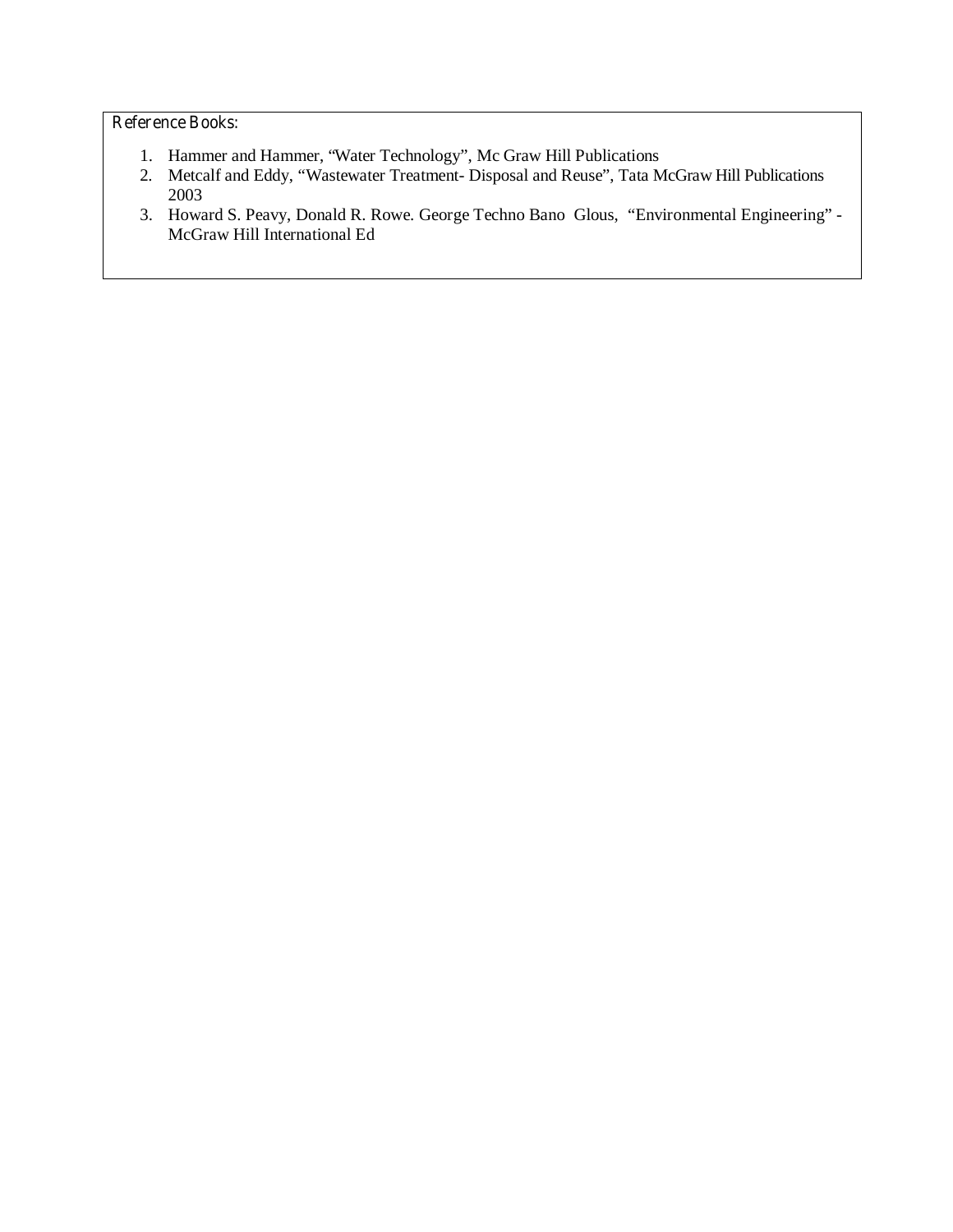Reference Books:

1. Hammer and Hammer, "Water Technology", Mc Graw Hill Publications
2. Metcalf and Eddy, "Wastewater Treatment- Disposal and Reuse", Tata McGraw Hill Publications 2003
3. Howard S. Peavy, Donald R. Rowe. George Techno Bano Glous, "Environmental Engineering" - McGraw Hill International Ed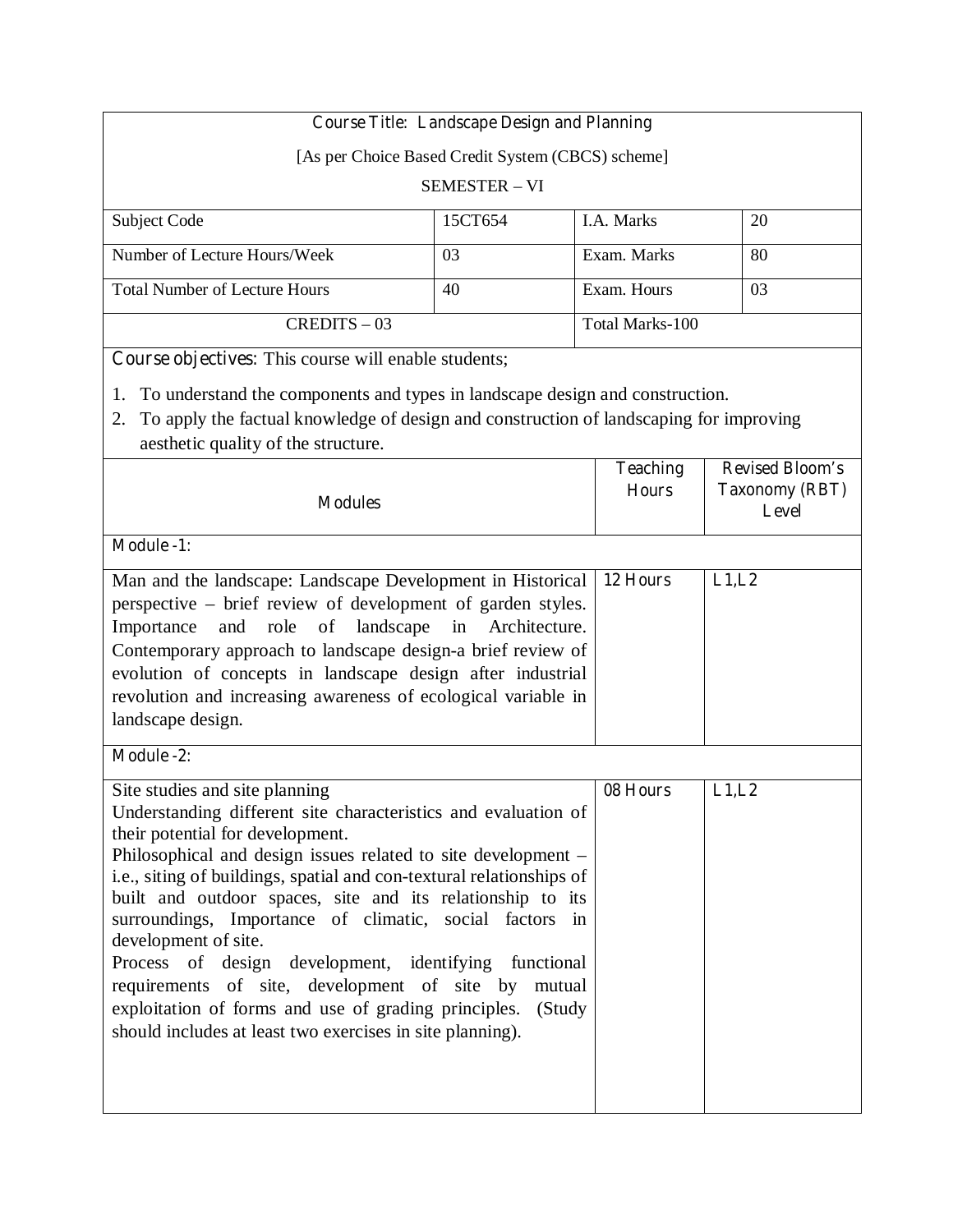## Course Title: Landscape Design and Planning

[As per Choice Based Credit System (CBCS) scheme]

SEMESTER – VI

| Subject Code | 15CT654 | I.A. Marks | 20 |
|---|---|---|---|
| Number of Lecture Hours/Week | 03 | Exam. Marks | 80 |
| Total Number of Lecture Hours | 40 | Exam. Hours | 03 |
| CREDITS – 03 | | Total Marks-100 | |

**Course objectives:** This course will enable students;

1. To understand the components and types in landscape design and construction.
2. To apply the factual knowledge of design and construction of landscaping for improving aesthetic quality of the structure.

| Modules | Teaching Hours | Revised Bloom's Taxonomy (RBT) Level |
|---|---|---|
| **Module -1:** | | |
| Man and the landscape: Landscape Development in Historical perspective – brief review of development of garden styles. Importance and role of landscape in Architecture. Contemporary approach to landscape design-a brief review of evolution of concepts in landscape design after industrial revolution and increasing awareness of ecological variable in landscape design. | 12 Hours | L1,L2 |
| **Module -2:** | | |
| Site studies and site planning<br>Understanding different site characteristics and evaluation of their potential for development.<br>Philosophical and design issues related to site development – i.e., siting of buildings, spatial and con-textural relationships of built and outdoor spaces, site and its relationship to its surroundings, Importance of climatic, social factors in development of site.<br>Process of design development, identifying functional requirements of site, development of site by mutual exploitation of forms and use of grading principles. (Study should includes at least two exercises in site planning). | 08 Hours | L1,L2 |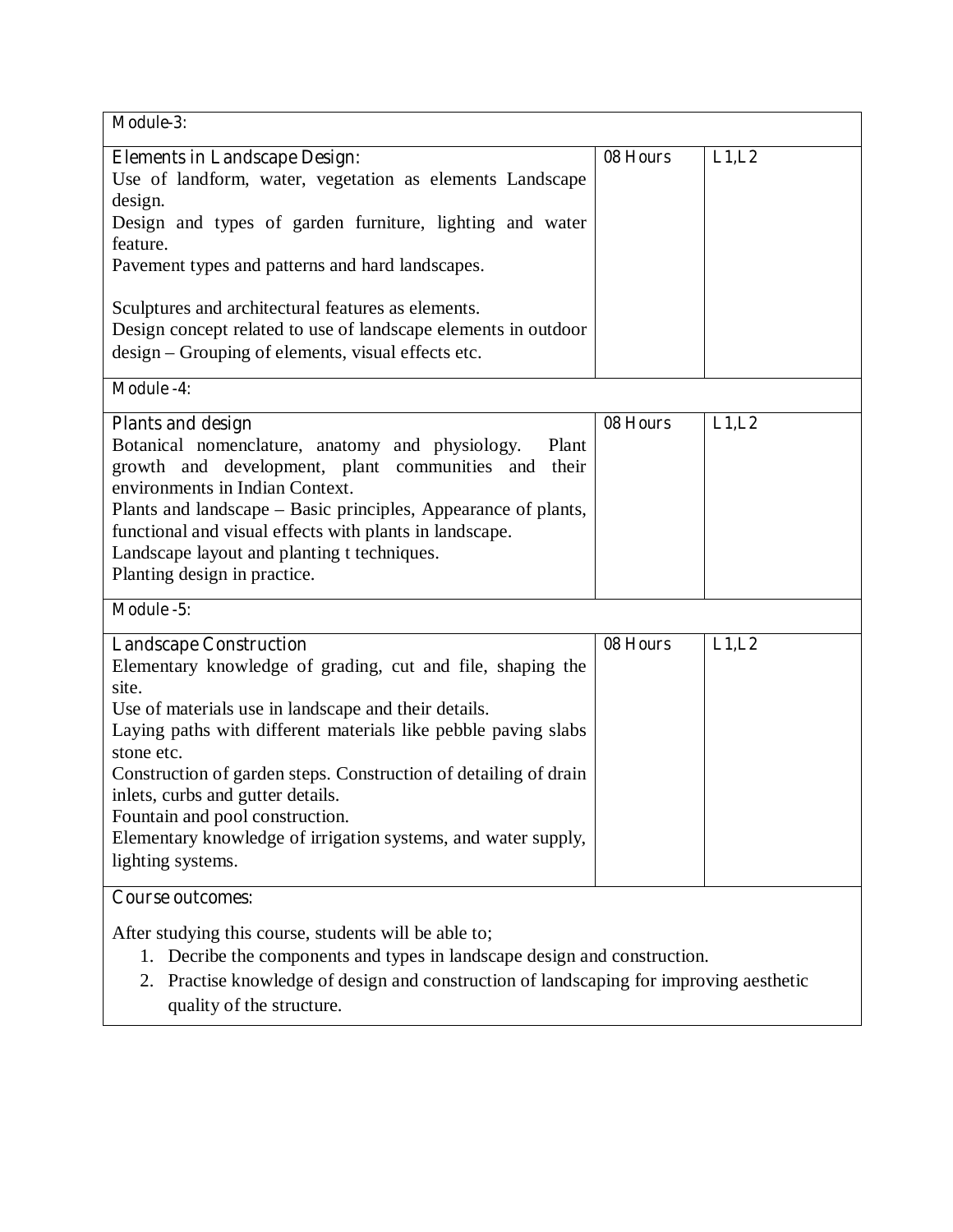| Module-3: | | |
|---|---|---|
| **Elements in Landscape Design:**<br>Use of landform, water, vegetation as elements Landscape design.<br>Design and types of garden furniture, lighting and water feature.<br>Pavement types and patterns and hard landscapes.<br><br>Sculptures and architectural features as elements.<br>Design concept related to use of landscape elements in outdoor design – Grouping of elements, visual effects etc. | 08 Hours | L1,L2 |
| **Module -4:** | | |
| **Plants and design**<br>Botanical nomenclature, anatomy and physiology. Plant growth and development, plant communities and their environments in Indian Context.<br>Plants and landscape – Basic principles, Appearance of plants, functional and visual effects with plants in landscape.<br>Landscape layout and planting t techniques.<br>Planting design in practice. | 08 Hours | L1,L2 |
| **Module -5:** | | |
| **Landscape Construction**<br>Elementary knowledge of grading, cut and file, shaping the site.<br>Use of materials use in landscape and their details.<br>Laying paths with different materials like pebble paving slabs stone etc.<br>Construction of garden steps. Construction of detailing of drain inlets, curbs and gutter details.<br>Fountain and pool construction.<br>Elementary knowledge of irrigation systems, and water supply, lighting systems. | 08 Hours | L1,L2 |

**Course outcomes:**

After studying this course, students will be able to;

1. Decribe the components and types in landscape design and construction.
2. Practise knowledge of design and construction of landscaping for improving aesthetic quality of the structure.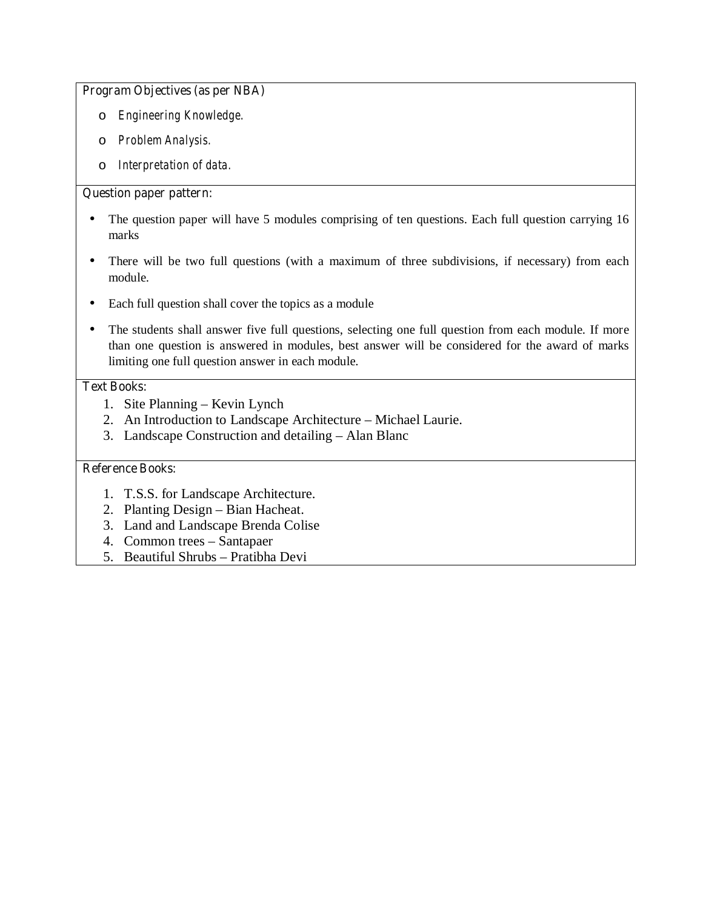**Program Objectives (as per NBA)**

- *Engineering Knowledge.*
- *Problem Analysis.*
- *Interpretation of data.*

**Question paper pattern:**

- The question paper will have 5 modules comprising of ten questions. Each full question carrying 16 marks
- There will be two full questions (with a maximum of three subdivisions, if necessary) from each module.
- Each full question shall cover the topics as a module
- The students shall answer five full questions, selecting one full question from each module. If more than one question is answered in modules, best answer will be considered for the award of marks limiting one full question answer in each module.

**Text Books:**

1. Site Planning – Kevin Lynch
2. An Introduction to Landscape Architecture – Michael Laurie.
3. Landscape Construction and detailing – Alan Blanc

**Reference Books:**

1. T.S.S. for Landscape Architecture.
2. Planting Design – Bian Hacheat.
3. Land and Landscape Brenda Colise
4. Common trees – Santapaer
5. Beautiful Shrubs – Pratibha Devi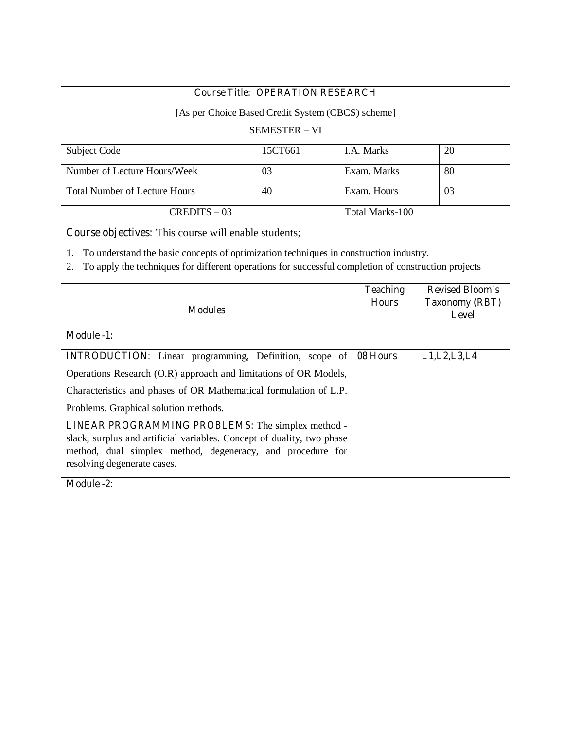**Course Title: OPERATION RESEARCH**

[As per Choice Based Credit System (CBCS) scheme]

SEMESTER – VI

| Subject Code | 15CT661 | I.A. Marks | 20 |
|---|---|---|---|
| Number of Lecture Hours/Week | 03 | Exam. Marks | 80 |
| Total Number of Lecture Hours | 40 | Exam. Hours | 03 |
| CREDITS – 03 | | Total Marks-100 | |

**Course objectives:** This course will enable students;

1. To understand the basic concepts of optimization techniques in construction industry.
2. To apply the techniques for different operations for successful completion of construction projects

| Modules | Teaching Hours | Revised Bloom's Taxonomy (RBT) Level |
|---|---|---|
| **Module -1:** | | |
| **INTRODUCTION:** Linear programming, Definition, scope of Operations Research (O.R) approach and limitations of OR Models, Characteristics and phases of OR Mathematical formulation of L.P. Problems. Graphical solution methods. **LINEAR PROGRAMMING PROBLEMS:** The simplex method - slack, surplus and artificial variables. Concept of duality, two phase method, dual simplex method, degeneracy, and procedure for resolving degenerate cases. | 08 Hours | L1,L2,L3,L4 |
| **Module -2:** | | |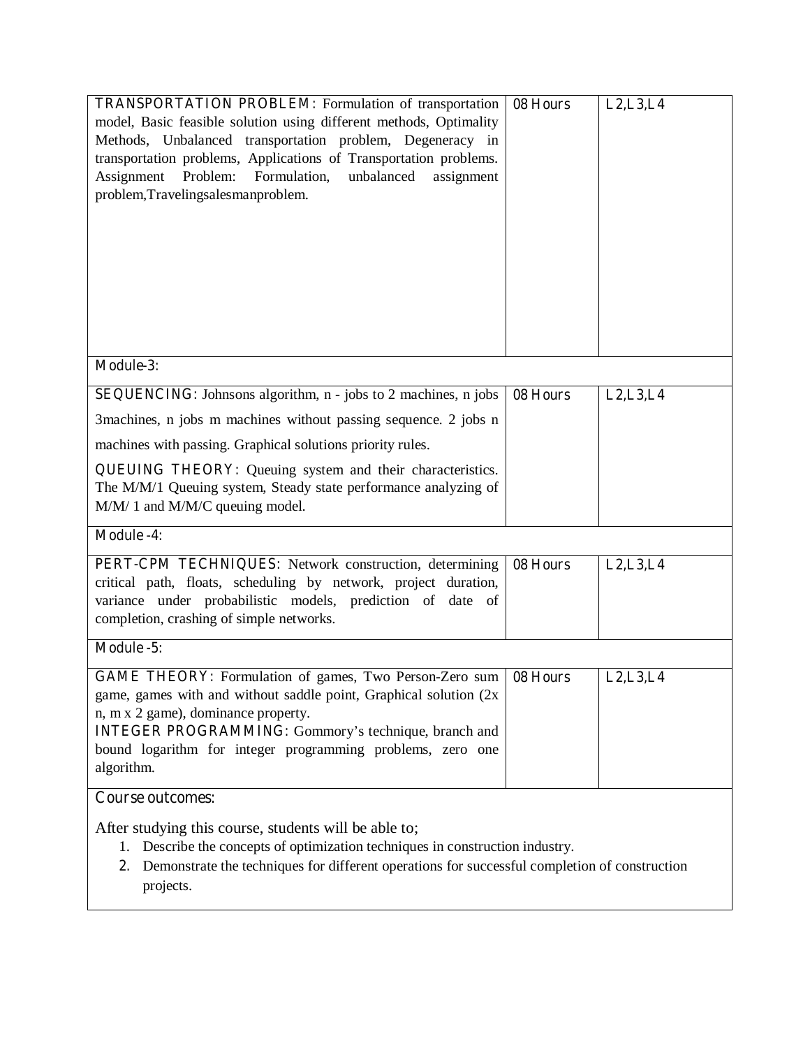| | | |
|---|---|---|
| **TRANSPORTATION PROBLEM**: Formulation of transportation model, Basic feasible solution using different methods, Optimality Methods, Unbalanced transportation problem, Degeneracy in transportation problems, Applications of Transportation problems. Assignment Problem: Formulation, unbalanced assignment problem,Travelingsalesmanproblem. | 08 Hours | L2,L3,L4 |
| **Module-3:** | | |
| **SEQUENCING**: Johnsons algorithm, n - jobs to 2 machines, n jobs 3machines, n jobs m machines without passing sequence. 2 jobs n machines with passing. Graphical solutions priority rules. **QUEUING THEORY**: Queuing system and their characteristics. The M/M/1 Queuing system, Steady state performance analyzing of M/M/ 1 and M/M/C queuing model. | 08 Hours | L2,L3,L4 |
| **Module -4:** | | |
| **PERT-CPM TECHNIQUES**: Network construction, determining critical path, floats, scheduling by network, project duration, variance under probabilistic models, prediction of date of completion, crashing of simple networks. | 08 Hours | L2,L3,L4 |
| **Module -5:** | | |
| **GAME THEORY**: Formulation of games, Two Person-Zero sum game, games with and without saddle point, Graphical solution (2x n, m x 2 game), dominance property. **INTEGER PROGRAMMING**: Gommory's technique, branch and bound logarithm for integer programming problems, zero one algorithm. | 08 Hours | L2,L3,L4 |

**Course outcomes:**

After studying this course, students will be able to;

1. Describe the concepts of optimization techniques in construction industry.
2. Demonstrate the techniques for different operations for successful completion of construction projects.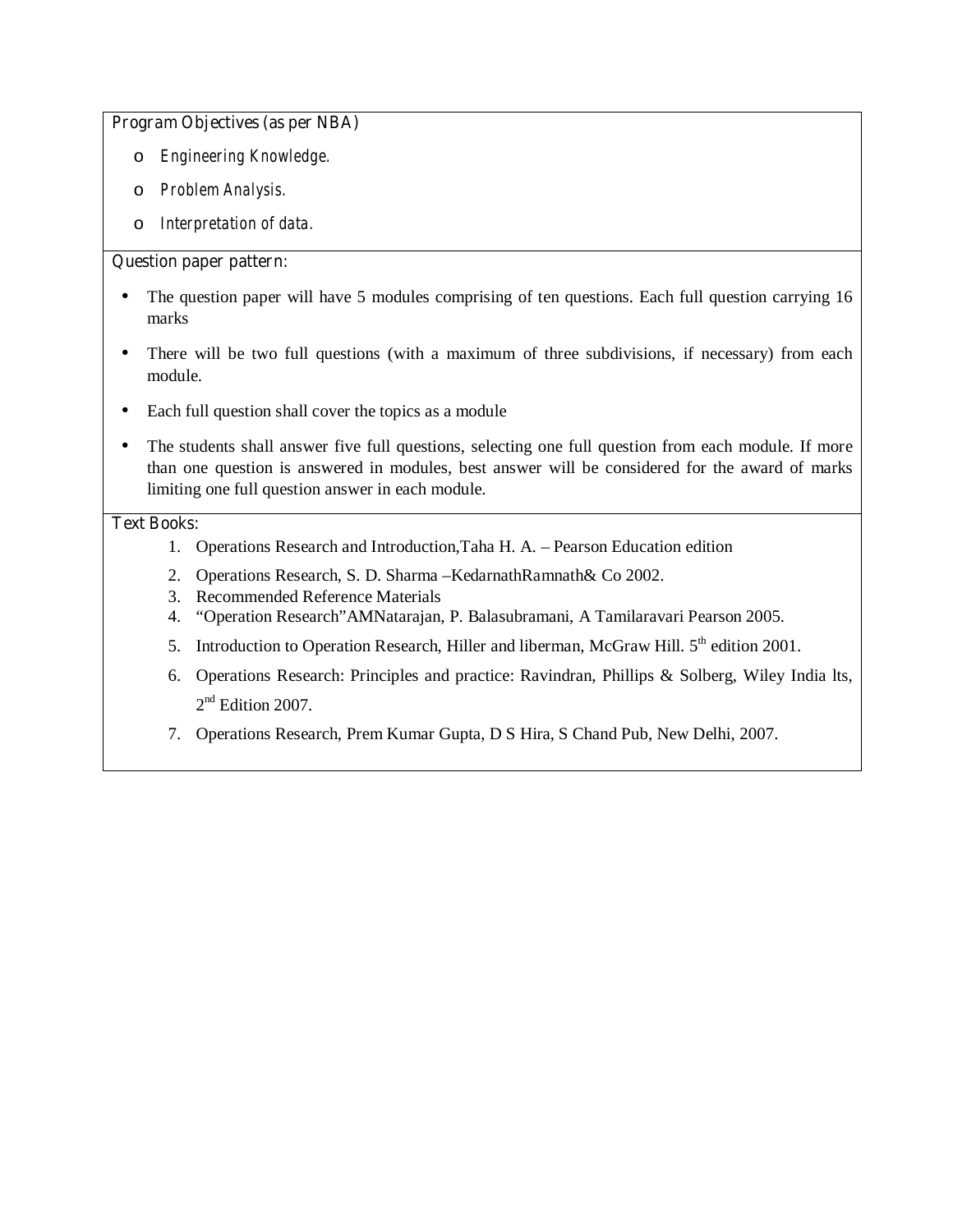**Program Objectives (as per NBA)**

- *Engineering Knowledge.*
- *Problem Analysis.*
- *Interpretation of data.*

**Question paper pattern:**

- The question paper will have 5 modules comprising of ten questions. Each full question carrying 16 marks
- There will be two full questions (with a maximum of three subdivisions, if necessary) from each module.
- Each full question shall cover the topics as a module
- The students shall answer five full questions, selecting one full question from each module. If more than one question is answered in modules, best answer will be considered for the award of marks limiting one full question answer in each module.

**Text Books:**

1. Operations Research and Introduction,Taha H. A. – Pearson Education edition
2. Operations Research, S. D. Sharma –KedarnathRamnath& Co 2002.
3. Recommended Reference Materials
4. "Operation Research"AMNatarajan, P. Balasubramani, A Tamilaravari Pearson 2005.
5. Introduction to Operation Research, Hiller and liberman, McGraw Hill. 5th edition 2001.
6. Operations Research: Principles and practice: Ravindran, Phillips & Solberg, Wiley India lts, 2nd Edition 2007.
7. Operations Research, Prem Kumar Gupta, D S Hira, S Chand Pub, New Delhi, 2007.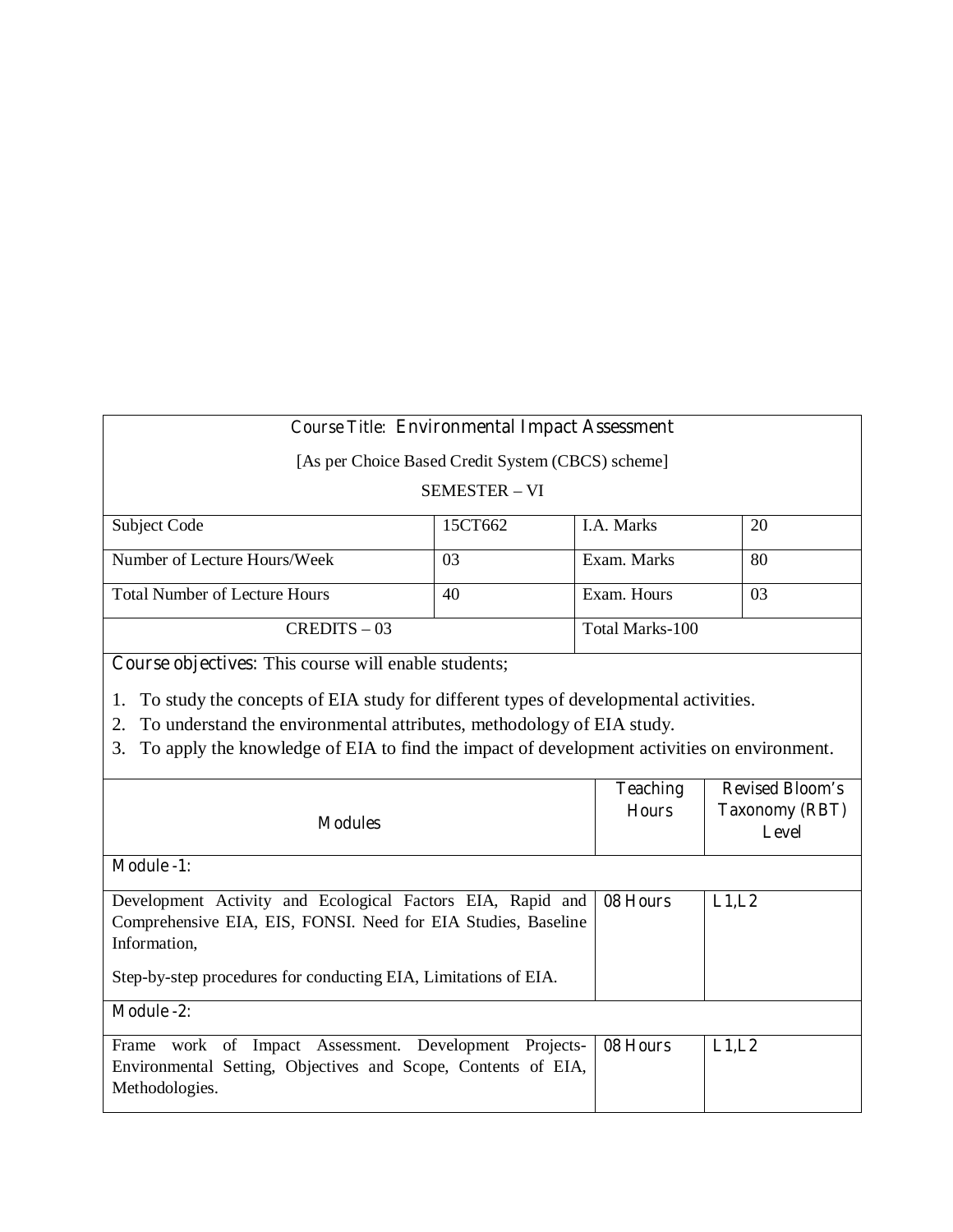**Course Title: Environmental Impact Assessment**

[As per Choice Based Credit System (CBCS) scheme]

SEMESTER – VI

| Subject Code | 15CT662 | I.A. Marks | 20 |
|---|---|---|---|
| Number of Lecture Hours/Week | 03 | Exam. Marks | 80 |
| Total Number of Lecture Hours | 40 | Exam. Hours | 03 |
| CREDITS – 03 | | Total Marks-100 | |

**Course objectives:** This course will enable students;

1. To study the concepts of EIA study for different types of developmental activities.
2. To understand the environmental attributes, methodology of EIA study.
3. To apply the knowledge of EIA to find the impact of development activities on environment.

| Modules | Teaching Hours | Revised Bloom's Taxonomy (RBT) Level |
|---|---|---|
| **Module -1:** | | |
| Development Activity and Ecological Factors EIA, Rapid and Comprehensive EIA, EIS, FONSI. Need for EIA Studies, Baseline Information,<br><br>Step-by-step procedures for conducting EIA, Limitations of EIA. | 08 Hours | L1,L2 |
| **Module -2:** | | |
| Frame work of Impact Assessment. Development Projects- Environmental Setting, Objectives and Scope, Contents of EIA, Methodologies. | 08 Hours | L1,L2 |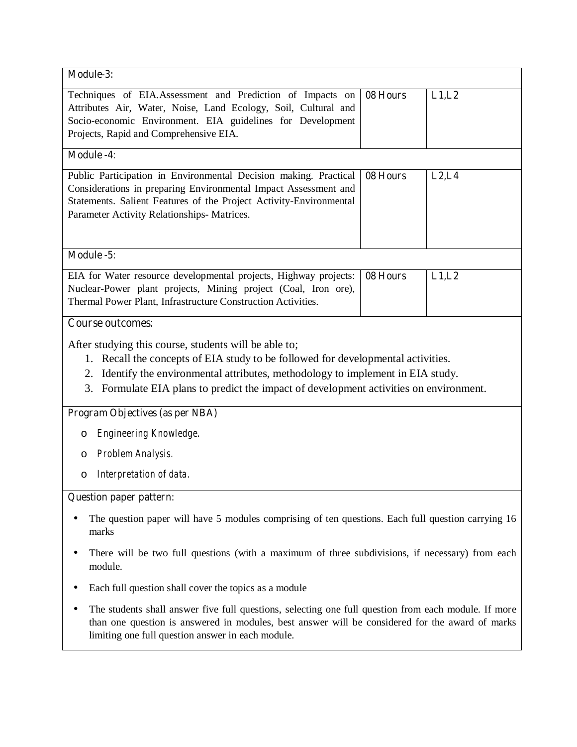| Module-3: | | |
|---|---|---|
| Techniques of EIA.Assessment and Prediction of Impacts on Attributes Air, Water, Noise, Land Ecology, Soil, Cultural and Socio-economic Environment. EIA guidelines for Development Projects, Rapid and Comprehensive EIA. | 08 Hours | L1,L2 |
| **Module -4:** | | |
| Public Participation in Environmental Decision making. Practical Considerations in preparing Environmental Impact Assessment and Statements. Salient Features of the Project Activity-Environmental Parameter Activity Relationships- Matrices. | 08 Hours | L2,L4 |
| **Module -5:** | | |
| EIA for Water resource developmental projects, Highway projects: Nuclear-Power plant projects, Mining project (Coal, Iron ore), Thermal Power Plant, Infrastructure Construction Activities. | 08 Hours | L1,L2 |

**Course outcomes:**

After studying this course, students will be able to;

1. Recall the concepts of EIA study to be followed for developmental activities.
2. Identify the environmental attributes, methodology to implement in EIA study.
3. Formulate EIA plans to predict the impact of development activities on environment.

**Program Objectives (as per NBA)**

- *Engineering Knowledge.*
- *Problem Analysis.*
- *Interpretation of data.*

**Question paper pattern:**

- The question paper will have 5 modules comprising of ten questions. Each full question carrying 16 marks
- There will be two full questions (with a maximum of three subdivisions, if necessary) from each module.
- Each full question shall cover the topics as a module
- The students shall answer five full questions, selecting one full question from each module. If more than one question is answered in modules, best answer will be considered for the award of marks limiting one full question answer in each module.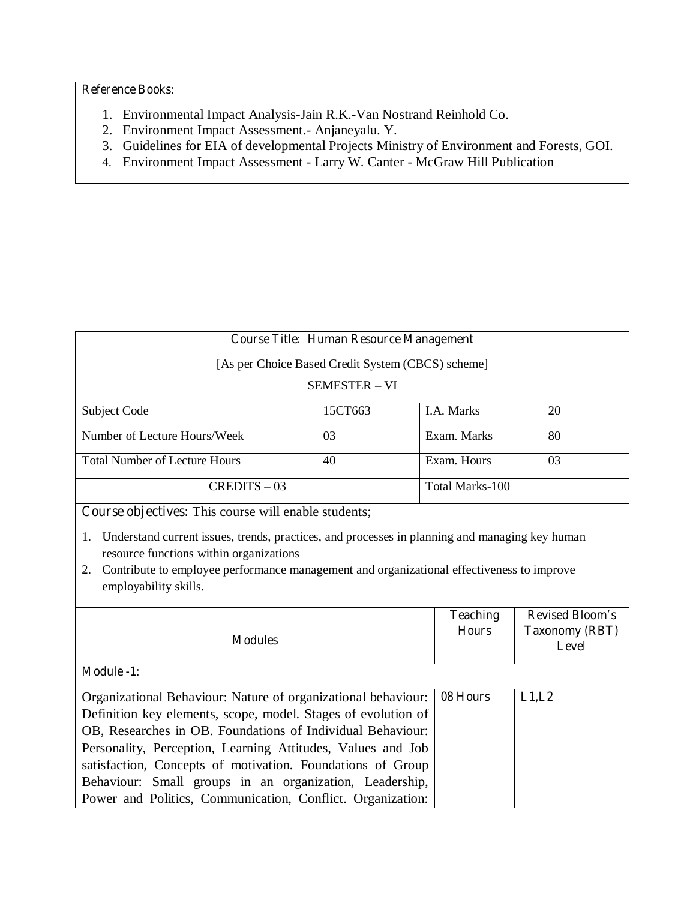Reference Books:

1. Environmental Impact Analysis-Jain R.K.-Van Nostrand Reinhold Co.
2. Environment Impact Assessment.- Anjaneyalu. Y.
3. Guidelines for EIA of developmental Projects Ministry of Environment and Forests, GOI.
4. Environment Impact Assessment - Larry W. Canter - McGraw Hill Publication

## Course Title: Human Resource Management

[As per Choice Based Credit System (CBCS) scheme]

SEMESTER – VI

| Subject Code | 15CT663 | I.A. Marks | 20 |
|---|---|---|---|
| Number of Lecture Hours/Week | 03 | Exam. Marks | 80 |
| Total Number of Lecture Hours | 40 | Exam. Hours | 03 |
| CREDITS – 03 | | Total Marks-100 | |

**Course objectives:** This course will enable students;

1. Understand current issues, trends, practices, and processes in planning and managing key human resource functions within organizations
2. Contribute to employee performance management and organizational effectiveness to improve employability skills.

| Modules | Teaching Hours | Revised Bloom's Taxonomy (RBT) Level |
|---|---|---|
| **Module -1:** | | |
| Organizational Behaviour: Nature of organizational behaviour: Definition key elements, scope, model. Stages of evolution of OB, Researches in OB. Foundations of Individual Behaviour: Personality, Perception, Learning Attitudes, Values and Job satisfaction, Concepts of motivation. Foundations of Group Behaviour: Small groups in an organization, Leadership, Power and Politics, Communication, Conflict. Organization: | 08 Hours | L1,L2 |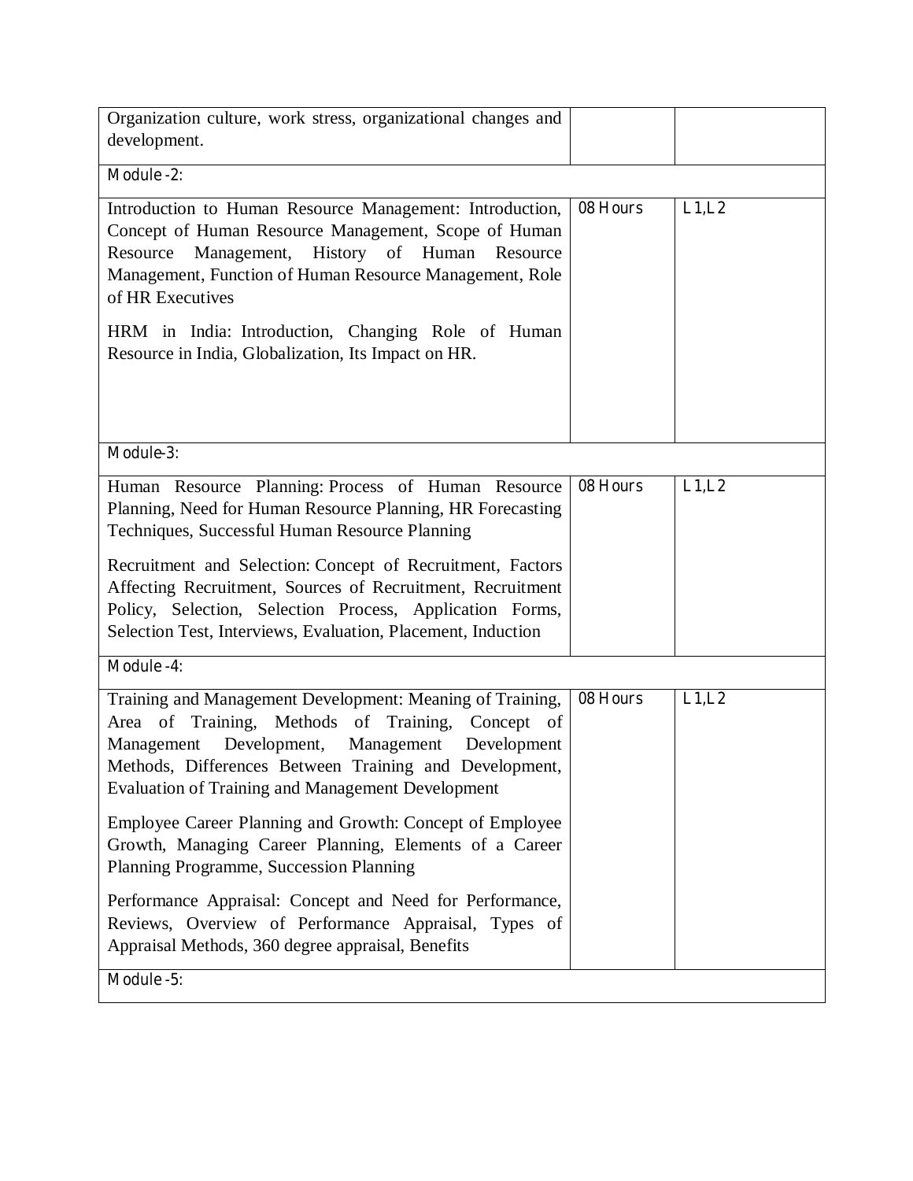| | | |
|---|---|---|
| Organization culture, work stress, organizational changes and development. | | |
| **Module -2:** | | |
| Introduction to Human Resource Management: Introduction, Concept of Human Resource Management, Scope of Human Resource Management, History of Human Resource Management, Function of Human Resource Management, Role of HR Executives<br><br>HRM in India: Introduction, Changing Role of Human Resource in India, Globalization, Its Impact on HR. | 08 Hours | L1,L2 |
| **Module-3:** | | |
| Human Resource Planning: Process of Human Resource Planning, Need for Human Resource Planning, HR Forecasting Techniques, Successful Human Resource Planning<br><br>Recruitment and Selection: Concept of Recruitment, Factors Affecting Recruitment, Sources of Recruitment, Recruitment Policy, Selection, Selection Process, Application Forms, Selection Test, Interviews, Evaluation, Placement, Induction | 08 Hours | L1,L2 |
| **Module -4:** | | |
| Training and Management Development: Meaning of Training, Area of Training, Methods of Training, Concept of Management Development, Management Development Methods, Differences Between Training and Development, Evaluation of Training and Management Development<br><br>Employee Career Planning and Growth: Concept of Employee Growth, Managing Career Planning, Elements of a Career Planning Programme, Succession Planning<br><br>Performance Appraisal: Concept and Need for Performance, Reviews, Overview of Performance Appraisal, Types of Appraisal Methods, 360 degree appraisal, Benefits | 08 Hours | L1,L2 |
| **Module -5:** | | |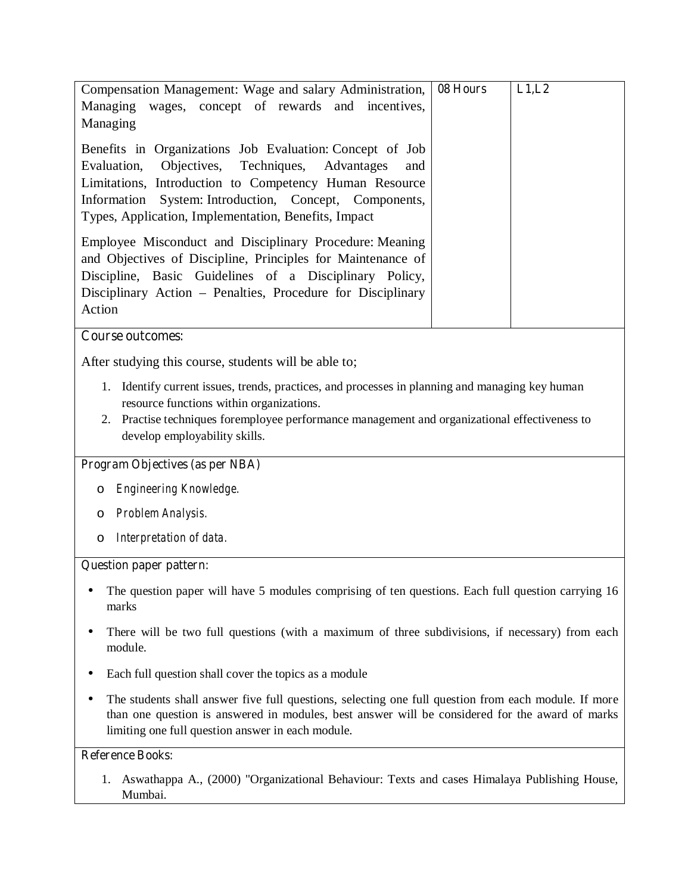| | | |
|---|---|---|
| Compensation Management: Wage and salary Administration, Managing wages, concept of rewards and incentives, Managing<br><br>Benefits in Organizations Job Evaluation: Concept of Job Evaluation, Objectives, Techniques, Advantages and Limitations, Introduction to Competency Human Resource Information System: Introduction, Concept, Components, Types, Application, Implementation, Benefits, Impact<br><br>Employee Misconduct and Disciplinary Procedure: Meaning and Objectives of Discipline, Principles for Maintenance of Discipline, Basic Guidelines of a Disciplinary Policy, Disciplinary Action – Penalties, Procedure for Disciplinary Action | 08 Hours | L1,L2 |

**Course outcomes:**

After studying this course, students will be able to;

1. Identify current issues, trends, practices, and processes in planning and managing key human resource functions within organizations.
2. Practise techniques foremployee performance management and organizational effectiveness to develop employability skills.

**Program Objectives (as per NBA)**

- *Engineering Knowledge.*
- *Problem Analysis.*
- *Interpretation of data.*

**Question paper pattern:**

- The question paper will have 5 modules comprising of ten questions. Each full question carrying 16 marks
- There will be two full questions (with a maximum of three subdivisions, if necessary) from each module.
- Each full question shall cover the topics as a module
- The students shall answer five full questions, selecting one full question from each module. If more than one question is answered in modules, best answer will be considered for the award of marks limiting one full question answer in each module.

**Reference Books:**

1. Aswathappa A., (2000) "Organizational Behaviour: Texts and cases Himalaya Publishing House, Mumbai.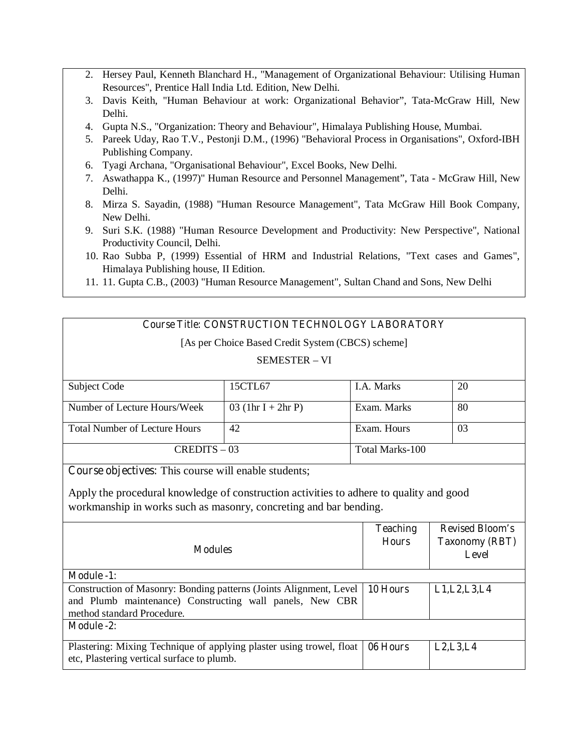2. Hersey Paul, Kenneth Blanchard H., "Management of Organizational Behaviour: Utilising Human Resources", Prentice Hall India Ltd. Edition, New Delhi.
3. Davis Keith, "Human Behaviour at work: Organizational Behavior", Tata-McGraw Hill, New Delhi.
4. Gupta N.S., "Organization: Theory and Behaviour", Himalaya Publishing House, Mumbai.
5. Pareek Uday, Rao T.V., Pestonji D.M., (1996) "Behavioral Process in Organisations", Oxford-IBH Publishing Company.
6. Tyagi Archana, "Organisational Behaviour", Excel Books, New Delhi.
7. Aswathappa K., (1997)" Human Resource and Personnel Management", Tata - McGraw Hill, New Delhi.
8. Mirza S. Sayadin, (1988) "Human Resource Management", Tata McGraw Hill Book Company, New Delhi.
9. Suri S.K. (1988) "Human Resource Development and Productivity: New Perspective", National Productivity Council, Delhi.
10. Rao Subba P, (1999) Essential of HRM and Industrial Relations, "Text cases and Games", Himalaya Publishing house, II Edition.
11. 11. Gupta C.B., (2003) "Human Resource Management", Sultan Chand and Sons, New Delhi

## Course Title: CONSTRUCTION TECHNOLOGY LABORATORY

[As per Choice Based Credit System (CBCS) scheme]

SEMESTER – VI

| Subject Code | 15CTL67 | I.A. Marks | 20 |
|---|---|---|---|
| Number of Lecture Hours/Week | 03 (1hr I + 2hr P) | Exam. Marks | 80 |
| Total Number of Lecture Hours | 42 | Exam. Hours | 03 |
| CREDITS – 03 | | Total Marks-100 | |

**Course objectives:** This course will enable students;

Apply the procedural knowledge of construction activities to adhere to quality and good workmanship in works such as masonry, concreting and bar bending.

| Modules | Teaching Hours | Revised Bloom's Taxonomy (RBT) Level |
|---|---|---|
| **Module -1:** | | |
| Construction of Masonry: Bonding patterns (Joints Alignment, Level and Plumb maintenance) Constructing wall panels, New CBR method standard Procedure. | 10 Hours | L1,L2,L3,L4 |
| **Module -2:** | | |
| Plastering: Mixing Technique of applying plaster using trowel, float etc, Plastering vertical surface to plumb. | 06 Hours | L2,L3,L4 |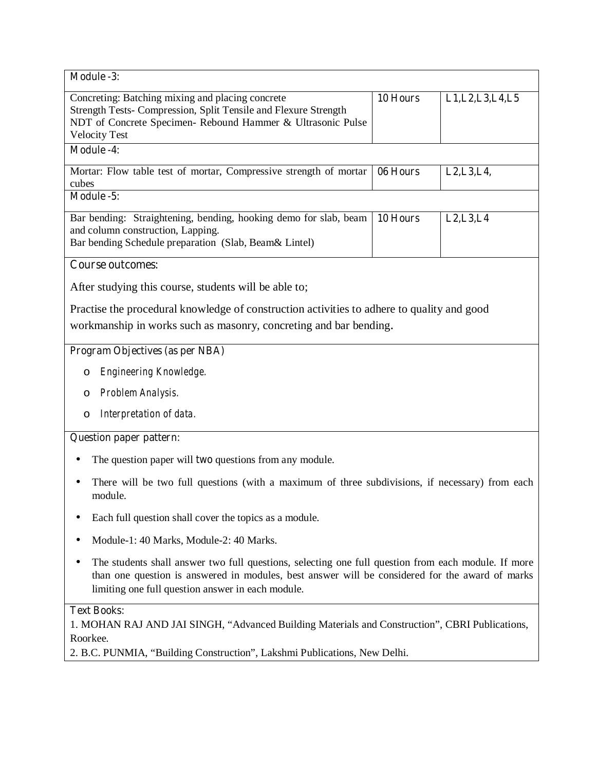| Module -3: | | |
|---|---|---|
| Concreting: Batching mixing and placing concrete<br>Strength Tests- Compression, Split Tensile and Flexure Strength<br>NDT of Concrete Specimen- Rebound Hammer & Ultrasonic Pulse Velocity Test | 10 Hours | L1,L2,L3,L4,L5 |
| **Module -4:** | | |
| Mortar: Flow table test of mortar, Compressive strength of mortar cubes | 06 Hours | L2,L3,L4, |
| **Module -5:** | | |
| Bar bending: Straightening, bending, hooking demo for slab, beam and column construction, Lapping.<br>Bar bending Schedule preparation (Slab, Beam& Lintel) | 10 Hours | L2,L3,L4 |

**Course outcomes:**

After studying this course, students will be able to;

Practise the procedural knowledge of construction activities to adhere to quality and good workmanship in works such as masonry, concreting and bar bending.

**Program Objectives (as per NBA)**

- *Engineering Knowledge.*
- *Problem Analysis.*
- *Interpretation of data.*

**Question paper pattern:**

- The question paper will two questions from any module.
- There will be two full questions (with a maximum of three subdivisions, if necessary) from each module.
- Each full question shall cover the topics as a module.
- Module-1: 40 Marks, Module-2: 40 Marks.
- The students shall answer two full questions, selecting one full question from each module. If more than one question is answered in modules, best answer will be considered for the award of marks limiting one full question answer in each module.

**Text Books:**

1. MOHAN RAJ AND JAI SINGH, "Advanced Building Materials and Construction", CBRI Publications, Roorkee.
2. B.C. PUNMIA, "Building Construction", Lakshmi Publications, New Delhi.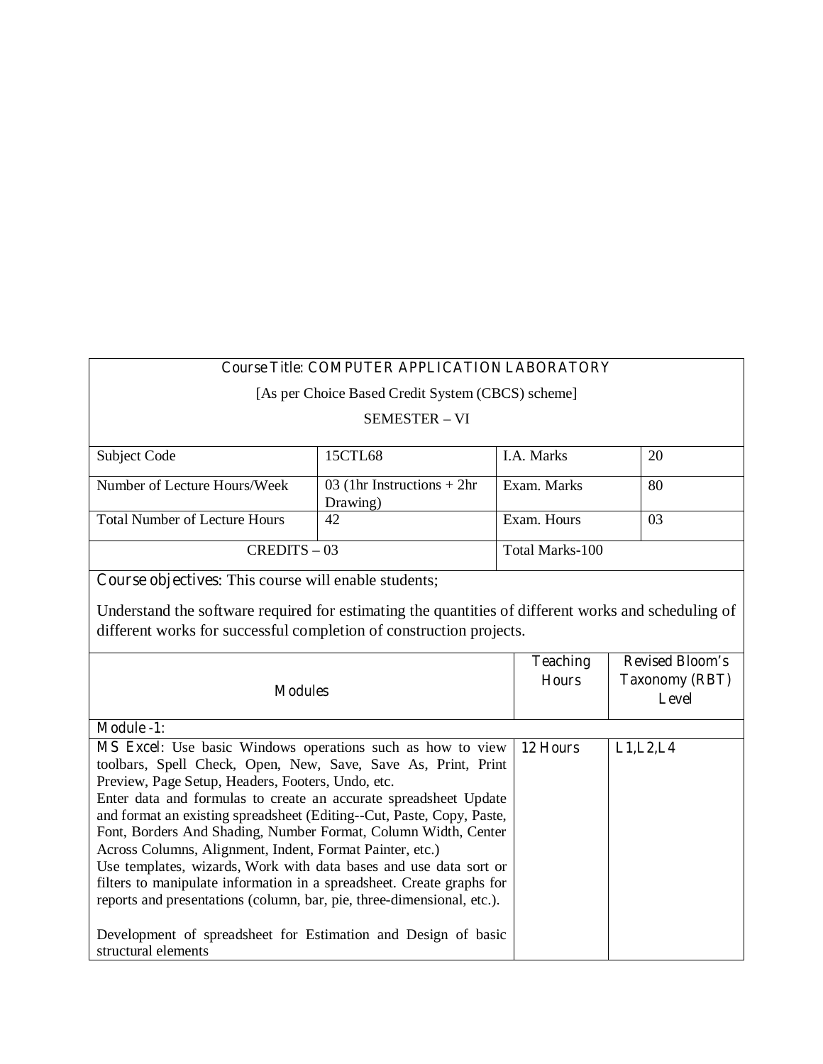**Course Title: COMPUTER APPLICATION LABORATORY**

[As per Choice Based Credit System (CBCS) scheme]

SEMESTER – VI

| Subject Code | 15CTL68 | I.A. Marks | 20 |
|---|---|---|---|
| Number of Lecture Hours/Week | 03 (1hr Instructions + 2hr Drawing) | Exam. Marks | 80 |
| Total Number of Lecture Hours | 42 | Exam. Hours | 03 |
| CREDITS – 03 | | Total Marks-100 | |

**Course objectives**: This course will enable students;

Understand the software required for estimating the quantities of different works and scheduling of different works for successful completion of construction projects.

| Modules | Teaching Hours | Revised Bloom's Taxonomy (RBT) Level |
|---|---|---|
| **Module -1:** | | |
| **MS Excel**: Use basic Windows operations such as how to view toolbars, Spell Check, Open, New, Save, Save As, Print, Print Preview, Page Setup, Headers, Footers, Undo, etc.<br>Enter data and formulas to create an accurate spreadsheet Update and format an existing spreadsheet (Editing--Cut, Paste, Copy, Paste, Font, Borders And Shading, Number Format, Column Width, Center Across Columns, Alignment, Indent, Format Painter, etc.)<br>Use templates, wizards, Work with data bases and use data sort or filters to manipulate information in a spreadsheet. Create graphs for reports and presentations (column, bar, pie, three-dimensional, etc.).<br><br>Development of spreadsheet for Estimation and Design of basic structural elements | 12 Hours | L1,L2,L4 |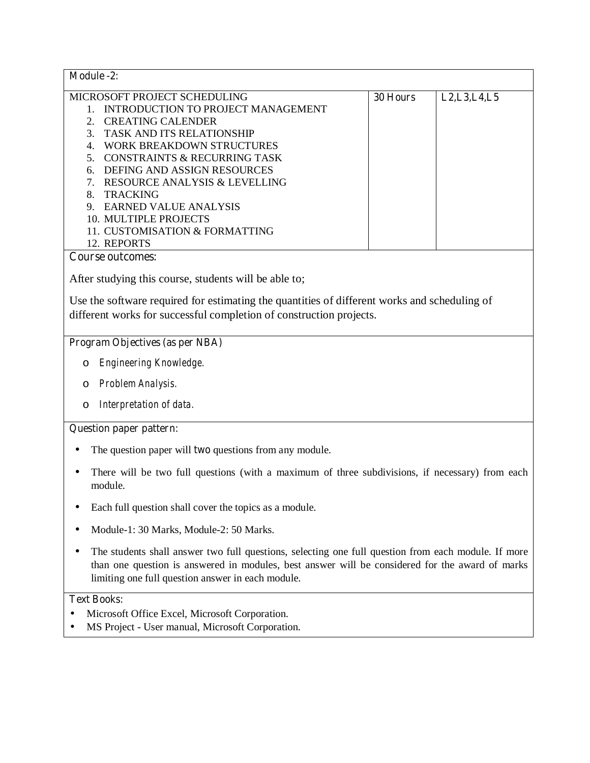| Module -2: | | |
|---|---|---|
| MICROSOFT PROJECT SCHEDULING<br>1. INTRODUCTION TO PROJECT MANAGEMENT<br>2. CREATING CALENDER<br>3. TASK AND ITS RELATIONSHIP<br>4. WORK BREAKDOWN STRUCTURES<br>5. CONSTRAINTS & RECURRING TASK<br>6. DEFING AND ASSIGN RESOURCES<br>7. RESOURCE ANALYSIS & LEVELLING<br>8. TRACKING<br>9. EARNED VALUE ANALYSIS<br>10. MULTIPLE PROJECTS<br>11. CUSTOMISATION & FORMATTING<br>12. REPORTS | 30 Hours | L2,L3,L4,L5 |

**Course outcomes:**

After studying this course, students will be able to;

Use the software required for estimating the quantities of different works and scheduling of different works for successful completion of construction projects.

**Program Objectives (as per NBA)**

- *Engineering Knowledge.*
- *Problem Analysis.*
- *Interpretation of data.*

**Question paper pattern:**

- The question paper will two questions from any module.
- There will be two full questions (with a maximum of three subdivisions, if necessary) from each module.
- Each full question shall cover the topics as a module.
- Module-1: 30 Marks, Module-2: 50 Marks.
- The students shall answer two full questions, selecting one full question from each module. If more than one question is answered in modules, best answer will be considered for the award of marks limiting one full question answer in each module.

**Text Books:**

- Microsoft Office Excel, Microsoft Corporation.
- MS Project - User manual, Microsoft Corporation.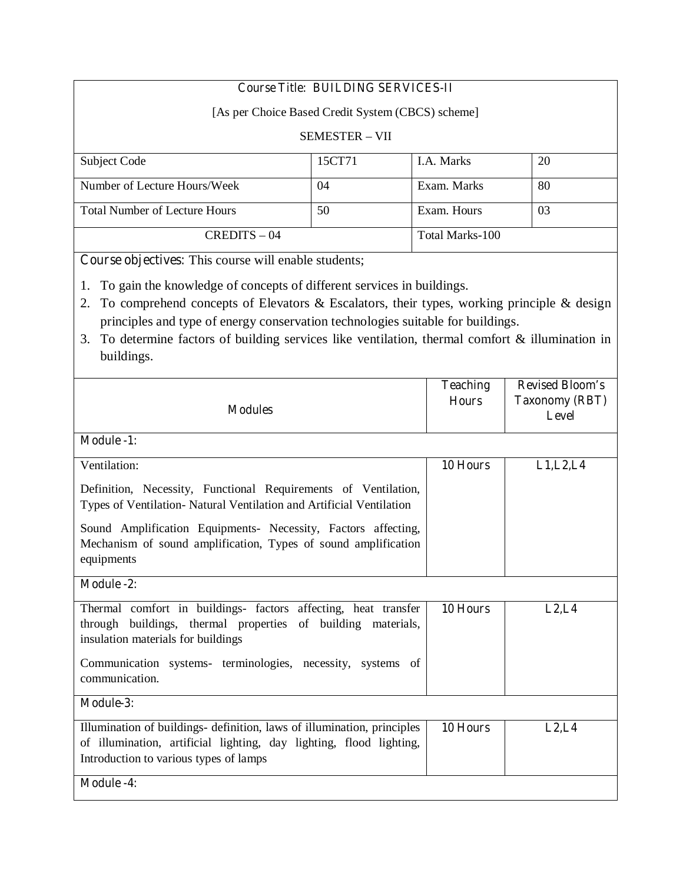**Course Title: BUILDING SERVICES-II**

[As per Choice Based Credit System (CBCS) scheme]

SEMESTER – VII

| Subject Code | 15CT71 | I.A. Marks | 20 |
|---|---|---|---|
| Number of Lecture Hours/Week | 04 | Exam. Marks | 80 |
| Total Number of Lecture Hours | 50 | Exam. Hours | 03 |
| CREDITS – 04 | | Total Marks-100 | |

**Course objectives:** This course will enable students;

1. To gain the knowledge of concepts of different services in buildings.
2. To comprehend concepts of Elevators & Escalators, their types, working principle & design principles and type of energy conservation technologies suitable for buildings.
3. To determine factors of building services like ventilation, thermal comfort & illumination in buildings.

| Modules | Teaching Hours | Revised Bloom's Taxonomy (RBT) Level |
|---|---|---|
| **Module -1:** | | |
| Ventilation:<br><br>Definition, Necessity, Functional Requirements of Ventilation, Types of Ventilation- Natural Ventilation and Artificial Ventilation<br><br>Sound Amplification Equipments- Necessity, Factors affecting, Mechanism of sound amplification, Types of sound amplification equipments | 10 Hours | L1,L2,L4 |
| **Module -2:** | | |
| Thermal comfort in buildings- factors affecting, heat transfer through buildings, thermal properties of building materials, insulation materials for buildings<br><br>Communication systems- terminologies, necessity, systems of communication. | 10 Hours | L2,L4 |
| **Module-3:** | | |
| Illumination of buildings- definition, laws of illumination, principles of illumination, artificial lighting, day lighting, flood lighting, Introduction to various types of lamps | 10 Hours | L2,L4 |
| **Module -4:** | | |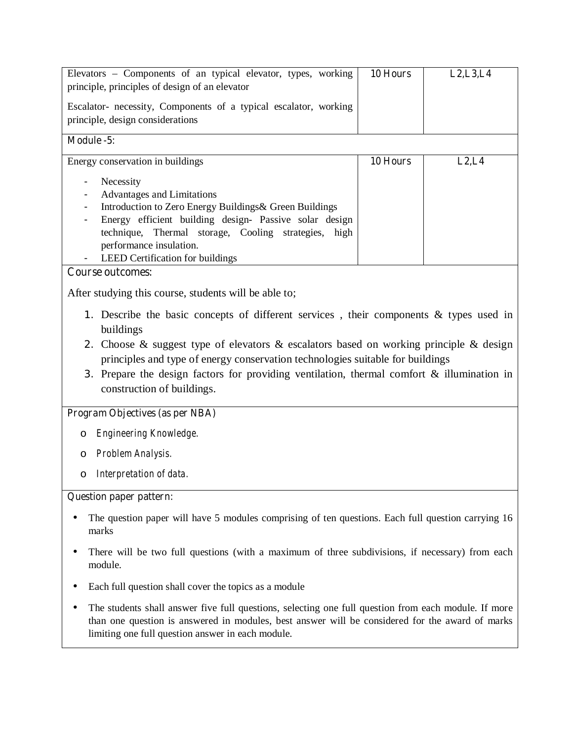| | | |
|---|---|---|
| Elevators – Components of an typical elevator, types, working principle, principles of design of an elevator<br><br>Escalator- necessity, Components of a typical escalator, working principle, design considerations | 10 Hours | L2,L3,L4 |
| **Module -5:** | | |
| Energy conservation in buildings<br><br>- Necessity<br>- Advantages and Limitations<br>- Introduction to Zero Energy Buildings& Green Buildings<br>- Energy efficient building design- Passive solar design technique, Thermal storage, Cooling strategies, high performance insulation.<br>- LEED Certification for buildings | 10 Hours | L2,L4 |

**Course outcomes:**

After studying this course, students will be able to;

1. Describe the basic concepts of different services , their components & types used in buildings
2. Choose & suggest type of elevators & escalators based on working principle & design principles and type of energy conservation technologies suitable for buildings
3. Prepare the design factors for providing ventilation, thermal comfort & illumination in construction of buildings.

**Program Objectives (as per NBA)**

- *Engineering Knowledge.*
- *Problem Analysis.*
- *Interpretation of data.*

**Question paper pattern:**

- The question paper will have 5 modules comprising of ten questions. Each full question carrying 16 marks
- There will be two full questions (with a maximum of three subdivisions, if necessary) from each module.
- Each full question shall cover the topics as a module
- The students shall answer five full questions, selecting one full question from each module. If more than one question is answered in modules, best answer will be considered for the award of marks limiting one full question answer in each module.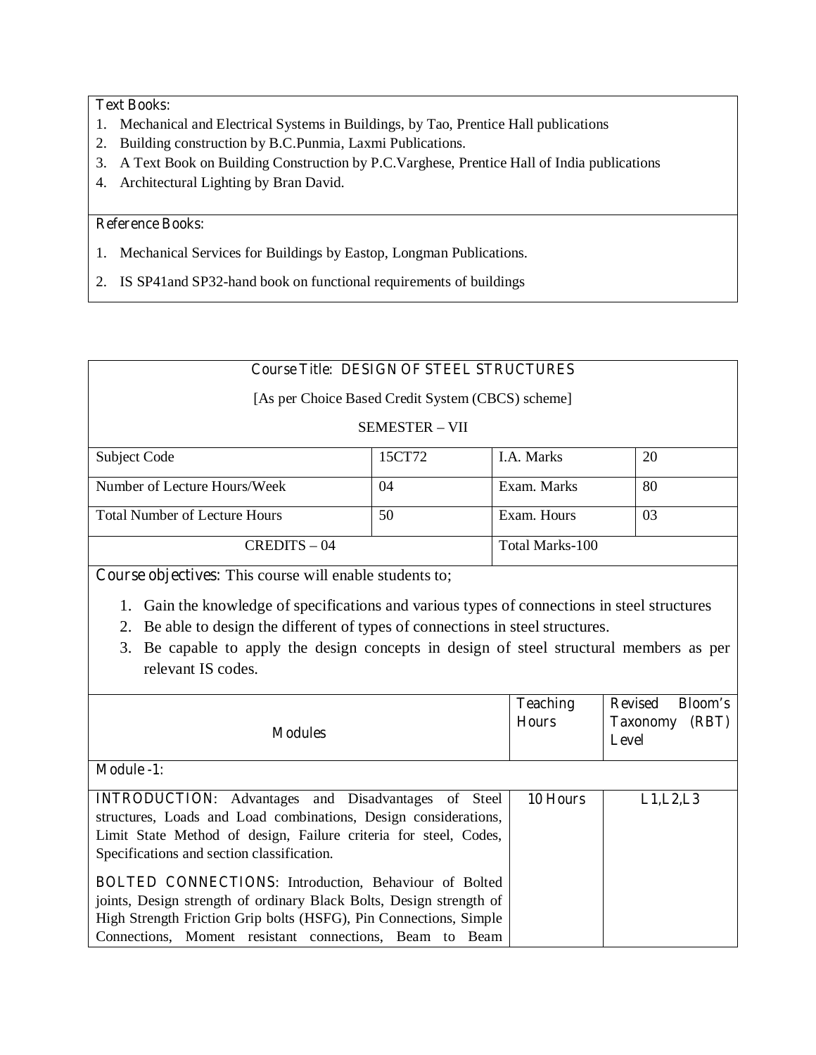**Text Books:**

1. Mechanical and Electrical Systems in Buildings, by Tao, Prentice Hall publications
2. Building construction by B.C.Punmia, Laxmi Publications.
3. A Text Book on Building Construction by P.C.Varghese, Prentice Hall of India publications
4. Architectural Lighting by Bran David.

**Reference Books:**

1. Mechanical Services for Buildings by Eastop, Longman Publications.
2. IS SP41and SP32-hand book on functional requirements of buildings

**Course Title: DESIGN OF STEEL STRUCTURES**

[As per Choice Based Credit System (CBCS) scheme]

SEMESTER – VII

| Subject Code | 15CT72 | I.A. Marks | 20 |
|---|---|---|---|
| Number of Lecture Hours/Week | 04 | Exam. Marks | 80 |
| Total Number of Lecture Hours | 50 | Exam. Hours | 03 |
| CREDITS – 04 | | Total Marks-100 | |

**Course objectives:** This course will enable students to;

1. Gain the knowledge of specifications and various types of connections in steel structures
2. Be able to design the different of types of connections in steel structures.
3. Be capable to apply the design concepts in design of steel structural members as per relevant IS codes.

| Modules | Teaching Hours | Revised Bloom's Taxonomy (RBT) Level |
|---|---|---|
| **Module -1:** | | |
| **INTRODUCTION:** Advantages and Disadvantages of Steel structures, Loads and Load combinations, Design considerations, Limit State Method of design, Failure criteria for steel, Codes, Specifications and section classification.<br><br>**BOLTED CONNECTIONS:** Introduction, Behaviour of Bolted joints, Design strength of ordinary Black Bolts, Design strength of High Strength Friction Grip bolts (HSFG), Pin Connections, Simple Connections, Moment resistant connections, Beam to Beam | 10 Hours | L1,L2,L3 |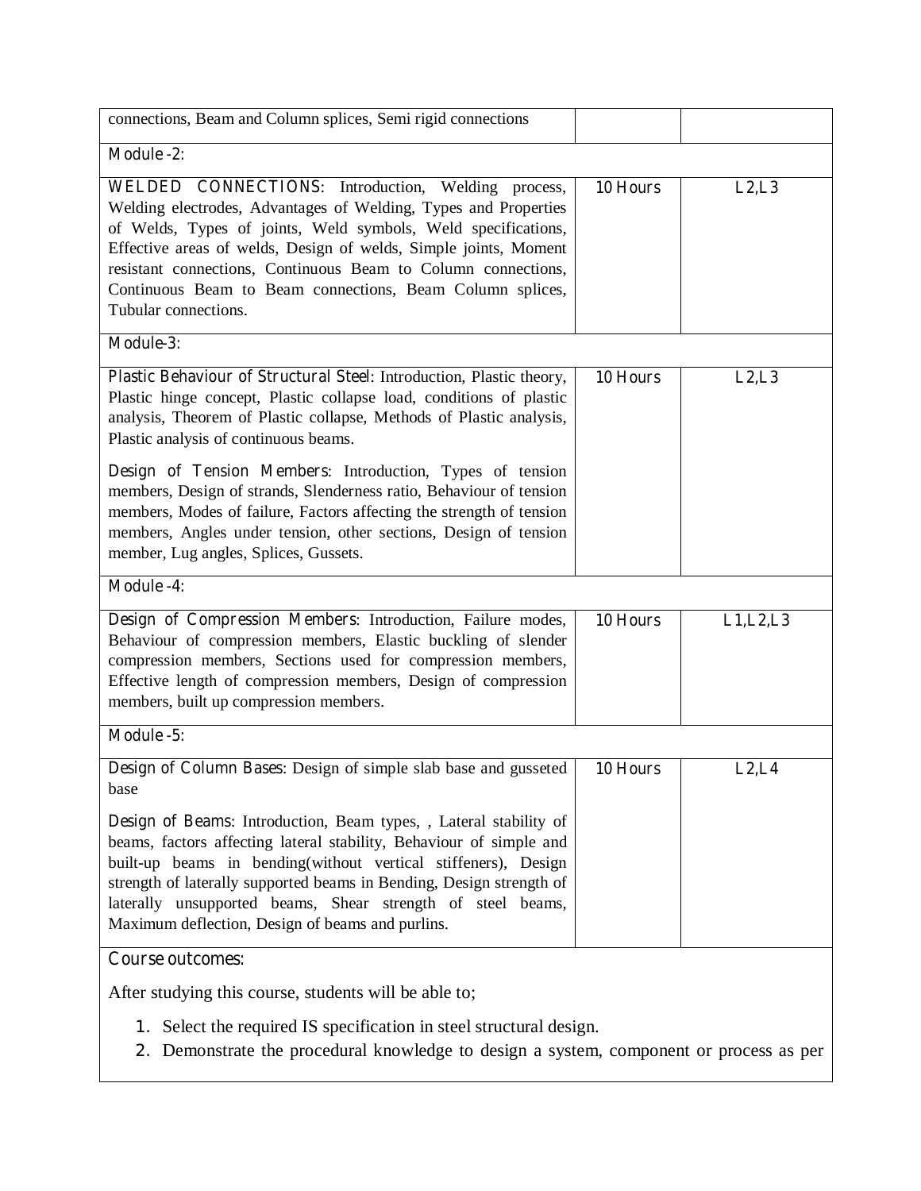| | | |
|---|---|---|
| connections, Beam and Column splices, Semi rigid connections | | |
| **Module -2:** | | |
| **WELDED CONNECTIONS**: Introduction, Welding process, Welding electrodes, Advantages of Welding, Types and Properties of Welds, Types of joints, Weld symbols, Weld specifications, Effective areas of welds, Design of welds, Simple joints, Moment resistant connections, Continuous Beam to Column connections, Continuous Beam to Beam connections, Beam Column splices, Tubular connections. | **10 Hours** | **L2,L3** |
| **Module-3:** | | |
| **Plastic Behaviour of Structural Steel**: Introduction, Plastic theory, Plastic hinge concept, Plastic collapse load, conditions of plastic analysis, Theorem of Plastic collapse, Methods of Plastic analysis, Plastic analysis of continuous beams.<br><br>**Design of Tension Members**: Introduction, Types of tension members, Design of strands, Slenderness ratio, Behaviour of tension members, Modes of failure, Factors affecting the strength of tension members, Angles under tension, other sections, Design of tension member, Lug angles, Splices, Gussets. | **10 Hours** | **L2,L3** |
| **Module -4:** | | |
| **Design of Compression Members**: Introduction, Failure modes, Behaviour of compression members, Elastic buckling of slender compression members, Sections used for compression members, Effective length of compression members, Design of compression members, built up compression members. | **10 Hours** | **L1,L2,L3** |
| **Module -5:** | | |
| **Design of Column Bases**: Design of simple slab base and gusseted base<br><br>**Design of Beams**: Introduction, Beam types, , Lateral stability of beams, factors affecting lateral stability, Behaviour of simple and built-up beams in bending(without vertical stiffeners), Design strength of laterally supported beams in Bending, Design strength of laterally unsupported beams, Shear strength of steel beams, Maximum deflection, Design of beams and purlins. | **10 Hours** | **L2,L4** |

**Course outcomes:**

After studying this course, students will be able to;

1. Select the required IS specification in steel structural design.
2. Demonstrate the procedural knowledge to design a system, component or process as per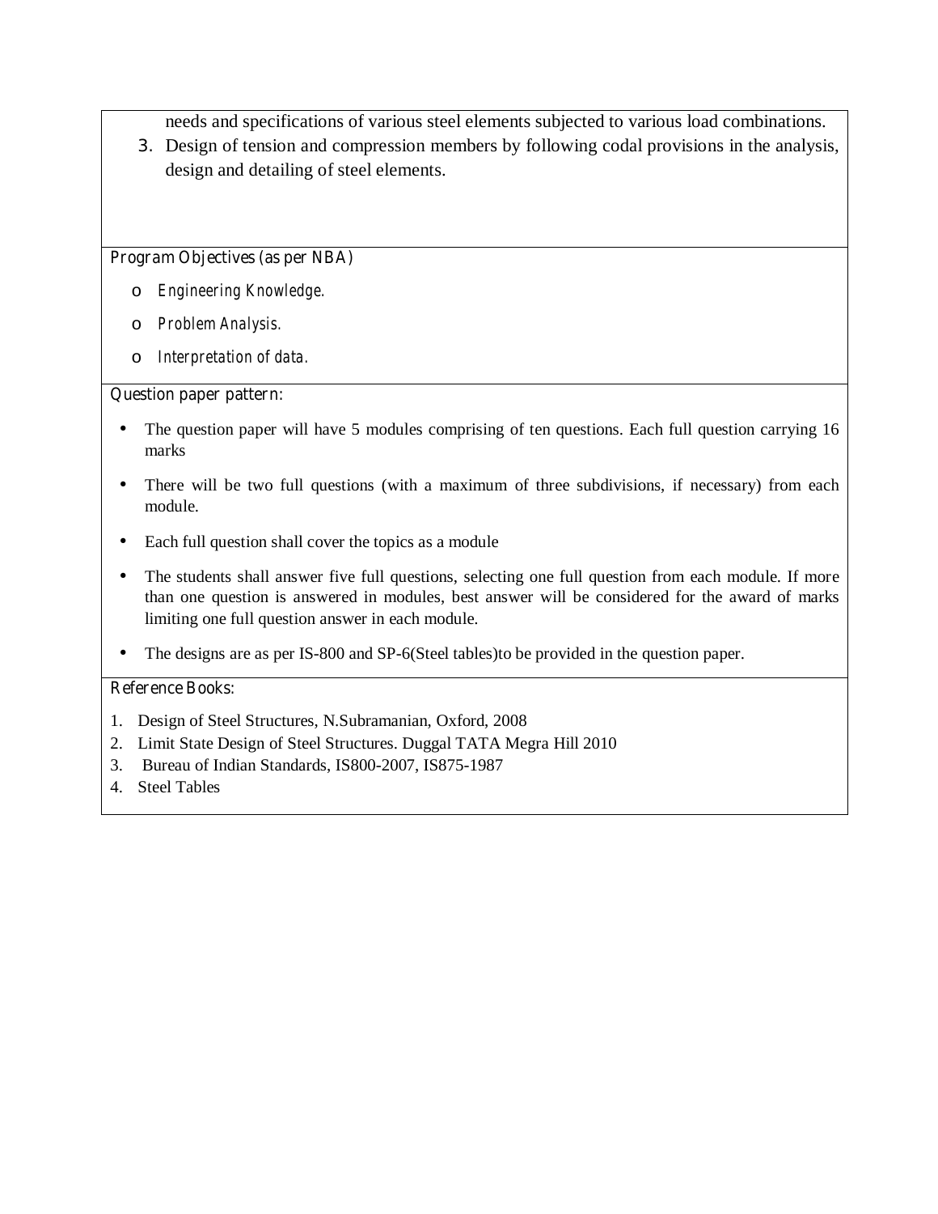needs and specifications of various steel elements subjected to various load combinations.

3. Design of tension and compression members by following codal provisions in the analysis, design and detailing of steel elements.

**Program Objectives (as per NBA)**

- *Engineering Knowledge.*
- *Problem Analysis.*
- *Interpretation of data.*

**Question paper pattern:**

- The question paper will have 5 modules comprising of ten questions. Each full question carrying 16 marks
- There will be two full questions (with a maximum of three subdivisions, if necessary) from each module.
- Each full question shall cover the topics as a module
- The students shall answer five full questions, selecting one full question from each module. If more than one question is answered in modules, best answer will be considered for the award of marks limiting one full question answer in each module.
- The designs are as per IS-800 and SP-6(Steel tables)to be provided in the question paper.

**Reference Books:**

1. Design of Steel Structures, N.Subramanian, Oxford, 2008
2. Limit State Design of Steel Structures. Duggal TATA Megra Hill 2010
3. Bureau of Indian Standards, IS800-2007, IS875-1987
4. Steel Tables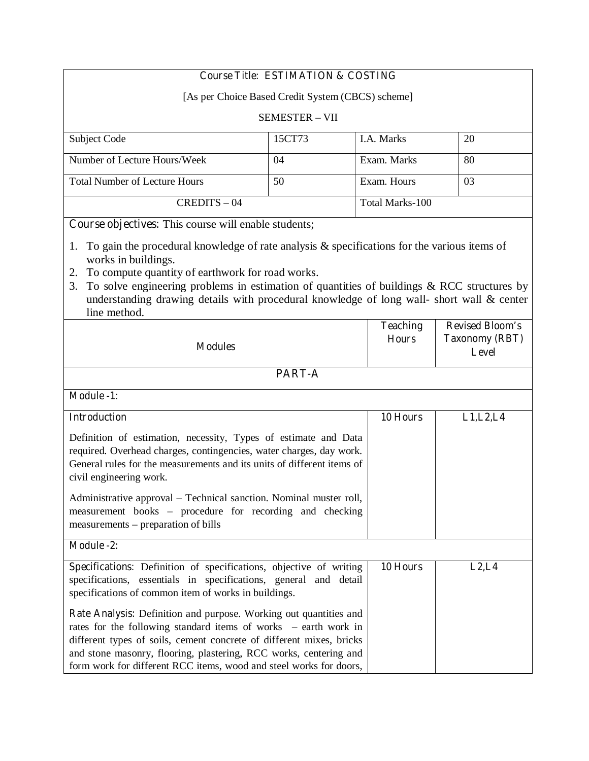**Course Title: ESTIMATION & COSTING**

[As per Choice Based Credit System (CBCS) scheme]

SEMESTER – VII

| Subject Code | 15CT73 | I.A. Marks | 20 |
|---|---|---|---|
| Number of Lecture Hours/Week | 04 | Exam. Marks | 80 |
| Total Number of Lecture Hours | 50 | Exam. Hours | 03 |
| CREDITS – 04 | | Total Marks-100 | |

**Course objectives:** This course will enable students;

1. To gain the procedural knowledge of rate analysis & specifications for the various items of works in buildings.
2. To compute quantity of earthwork for road works.
3. To solve engineering problems in estimation of quantities of buildings & RCC structures by understanding drawing details with procedural knowledge of long wall- short wall & center line method.

| Modules | Teaching Hours | Revised Bloom's Taxonomy (RBT) Level |
|---|---|---|
| **PART-A** | | |
| **Module -1:** | | |
| **Introduction**<br><br>Definition of estimation, necessity, Types of estimate and Data required. Overhead charges, contingencies, water charges, day work. General rules for the measurements and its units of different items of civil engineering work.<br><br>Administrative approval – Technical sanction. Nominal muster roll, measurement books – procedure for recording and checking measurements – preparation of bills | 10 Hours | L1,L2,L4 |
| **Module -2:** | | |
| **Specifications**: Definition of specifications, objective of writing specifications, essentials in specifications, general and detail specifications of common item of works in buildings.<br><br>**Rate Analysis**: Definition and purpose. Working out quantities and rates for the following standard items of works – earth work in different types of soils, cement concrete of different mixes, bricks and stone masonry, flooring, plastering, RCC works, centering and form work for different RCC items, wood and steel works for doors, | 10 Hours | L2,L4 |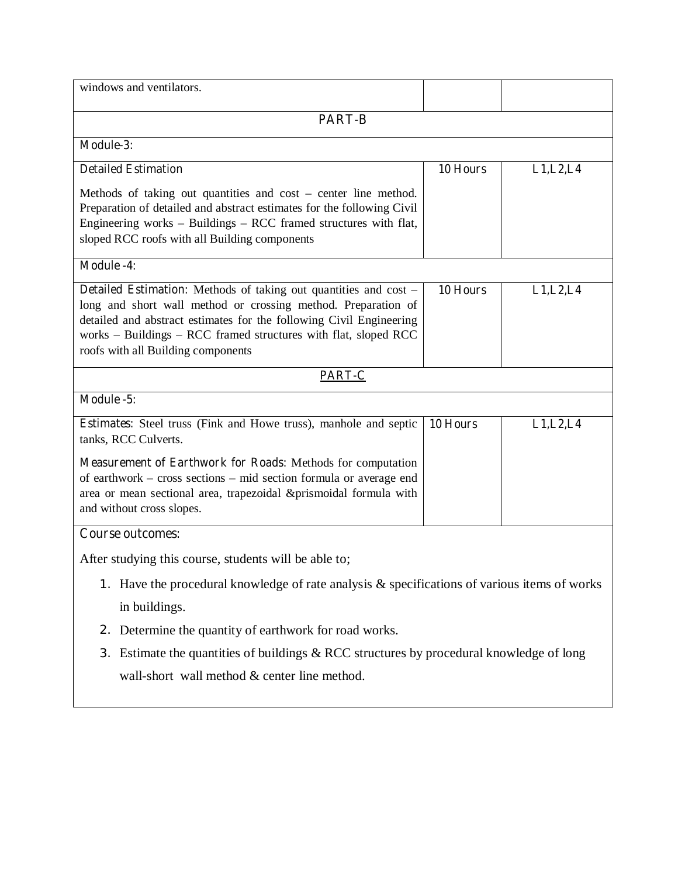| windows and ventilators. | | |
|---|---|---|
| **PART-B** | | |
| **Module-3:** | | |
| **Detailed Estimation**<br><br>Methods of taking out quantities and cost – center line method. Preparation of detailed and abstract estimates for the following Civil Engineering works – Buildings – RCC framed structures with flat, sloped RCC roofs with all Building components | **10 Hours** | **L1,L2,L4** |
| **Module -4:** | | |
| **Detailed Estimation**: Methods of taking out quantities and cost – long and short wall method or crossing method. Preparation of detailed and abstract estimates for the following Civil Engineering works – Buildings – RCC framed structures with flat, sloped RCC roofs with all Building components | **10 Hours** | **L1,L2,L4** |
| **PART-C** | | |
| **Module -5:** | | |
| **Estimates**: Steel truss (Fink and Howe truss), manhole and septic tanks, RCC Culverts.<br><br>**Measurement of Earthwork for Roads**: Methods for computation of earthwork – cross sections – mid section formula or average end area or mean sectional area, trapezoidal &prismoidal formula with and without cross slopes. | **10 Hours** | **L1,L2,L4** |

**Course outcomes:**

After studying this course, students will be able to;

1. Have the procedural knowledge of rate analysis & specifications of various items of works in buildings.
2. Determine the quantity of earthwork for road works.
3. Estimate the quantities of buildings & RCC structures by procedural knowledge of long wall-short wall method & center line method.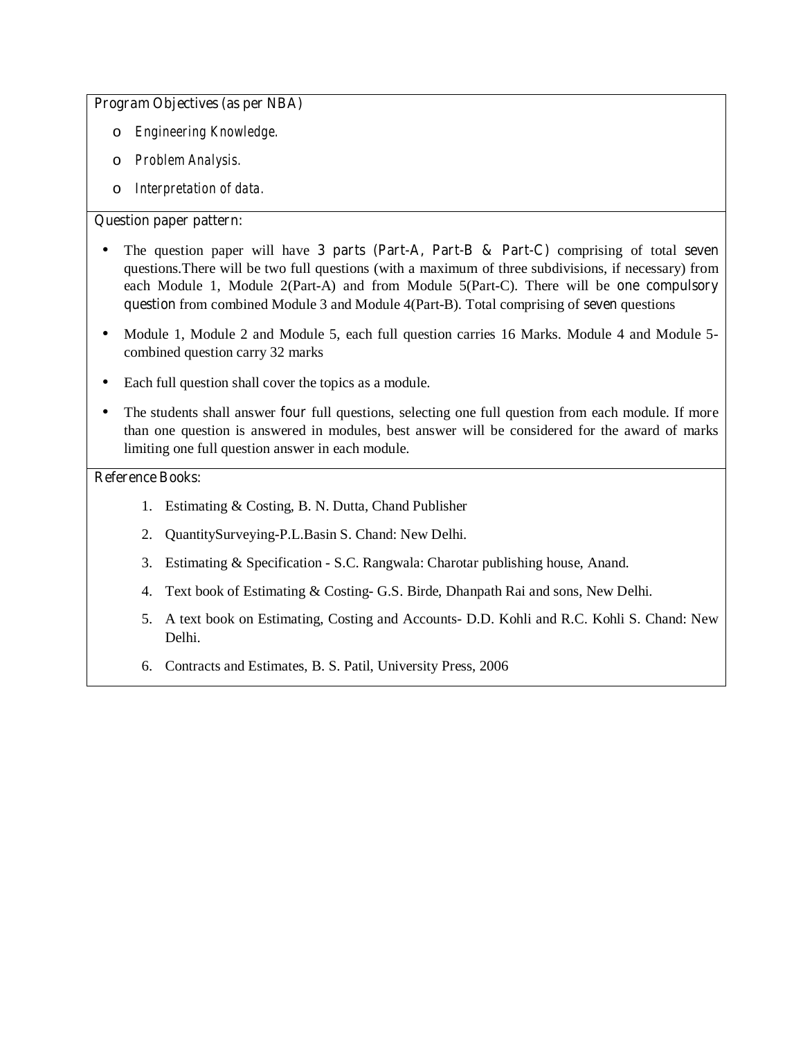**Program Objectives (as per NBA)**

- *Engineering Knowledge.*
- *Problem Analysis.*
- *Interpretation of data.*

**Question paper pattern:**

- The question paper will have **3 parts (Part-A, Part-B & Part-C)** comprising of total **seven** questions.There will be two full questions (with a maximum of three subdivisions, if necessary) from each Module 1, Module 2(Part-A) and from Module 5(Part-C). There will be **one compulsory question** from combined Module 3 and Module 4(Part-B). Total comprising of **seven** questions
- Module 1, Module 2 and Module 5, each full question carries 16 Marks. Module 4 and Module 5-combined question carry 32 marks
- Each full question shall cover the topics as a module.
- The students shall answer **four** full questions, selecting one full question from each module. If more than one question is answered in modules, best answer will be considered for the award of marks limiting one full question answer in each module.

**Reference Books:**

1. Estimating & Costing, B. N. Dutta, Chand Publisher
2. QuantitySurveying-P.L.Basin S. Chand: New Delhi.
3. Estimating & Specification - S.C. Rangwala: Charotar publishing house, Anand.
4. Text book of Estimating & Costing- G.S. Birde, Dhanpath Rai and sons, New Delhi.
5. A text book on Estimating, Costing and Accounts- D.D. Kohli and R.C. Kohli S. Chand: New Delhi.
6. Contracts and Estimates, B. S. Patil, University Press, 2006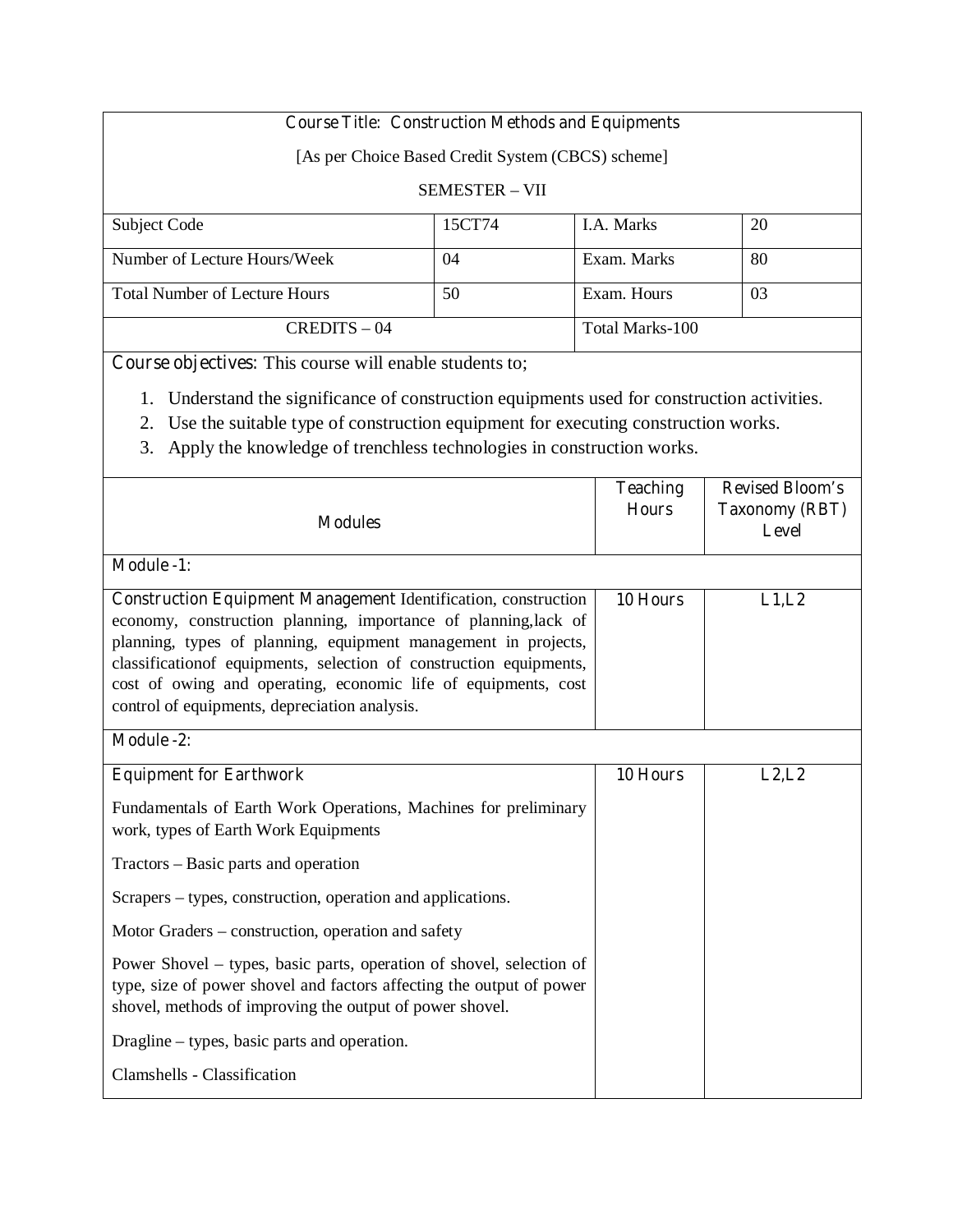**Course Title: Construction Methods and Equipments**

[As per Choice Based Credit System (CBCS) scheme]

SEMESTER – VII

| Subject Code | 15CT74 | I.A. Marks | 20 |
|---|---|---|---|
| Number of Lecture Hours/Week | 04 | Exam. Marks | 80 |
| Total Number of Lecture Hours | 50 | Exam. Hours | 03 |
| CREDITS – 04 | | Total Marks-100 | |

**Course objectives:** This course will enable students to;

1. Understand the significance of construction equipments used for construction activities.
2. Use the suitable type of construction equipment for executing construction works.
3. Apply the knowledge of trenchless technologies in construction works.

| Modules | Teaching Hours | Revised Bloom's Taxonomy (RBT) Level |
|---|---|---|
| **Module -1:** | | |
| **Construction Equipment Management** Identification, construction economy, construction planning, importance of planning,lack of planning, types of planning, equipment management in projects, classificationof equipments, selection of construction equipments, cost of owing and operating, economic life of equipments, cost control of equipments, depreciation analysis. | 10 Hours | L1,L2 |
| **Module -2:** | | |
| **Equipment for Earthwork**<br><br>Fundamentals of Earth Work Operations, Machines for preliminary work, types of Earth Work Equipments<br><br>Tractors – Basic parts and operation<br><br>Scrapers – types, construction, operation and applications.<br><br>Motor Graders – construction, operation and safety<br><br>Power Shovel – types, basic parts, operation of shovel, selection of type, size of power shovel and factors affecting the output of power shovel, methods of improving the output of power shovel.<br><br>Dragline – types, basic parts and operation.<br><br>Clamshells - Classification | 10 Hours | L2,L2 |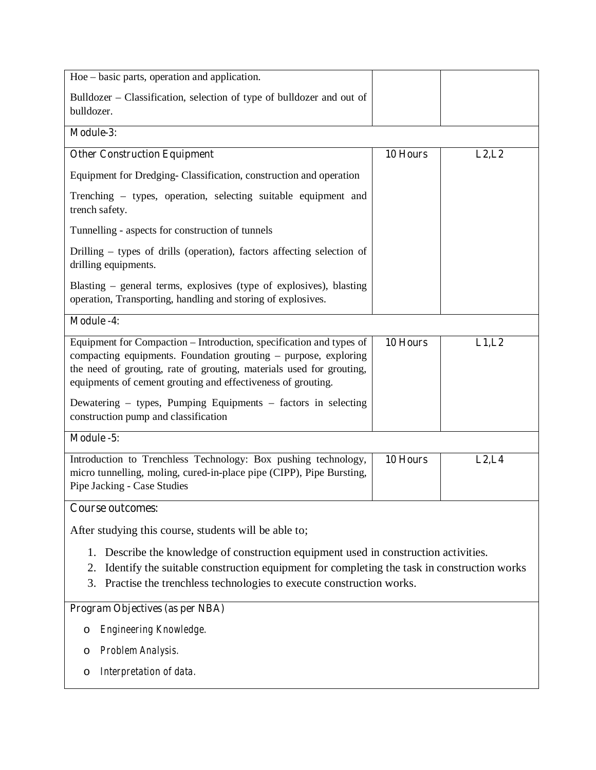| | | |
|---|---|---|
| Hoe – basic parts, operation and application.<br><br>Bulldozer – Classification, selection of type of bulldozer and out of bulldozer. | | |
| **Module-3:** | | |
| **Other Construction Equipment**<br><br>Equipment for Dredging- Classification, construction and operation<br><br>Trenching – types, operation, selecting suitable equipment and trench safety.<br><br>Tunnelling - aspects for construction of tunnels<br><br>Drilling – types of drills (operation), factors affecting selection of drilling equipments.<br><br>Blasting – general terms, explosives (type of explosives), blasting operation, Transporting, handling and storing of explosives. | 10 Hours | L2,L2 |
| **Module -4:** | | |
| Equipment for Compaction – Introduction, specification and types of compacting equipments. Foundation grouting – purpose, exploring the need of grouting, rate of grouting, materials used for grouting, equipments of cement grouting and effectiveness of grouting.<br><br>Dewatering – types, Pumping Equipments – factors in selecting construction pump and classification | 10 Hours | L1,L2 |
| **Module -5:** | | |
| Introduction to Trenchless Technology: Box pushing technology, micro tunnelling, moling, cured-in-place pipe (CIPP), Pipe Bursting, Pipe Jacking - Case Studies | 10 Hours | L2,L4 |

**Course outcomes:**

After studying this course, students will be able to;

1. Describe the knowledge of construction equipment used in construction activities.
2. Identify the suitable construction equipment for completing the task in construction works
3. Practise the trenchless technologies to execute construction works.

**Program Objectives (as per NBA)**

- *Engineering Knowledge.*
- *Problem Analysis.*
- *Interpretation of data.*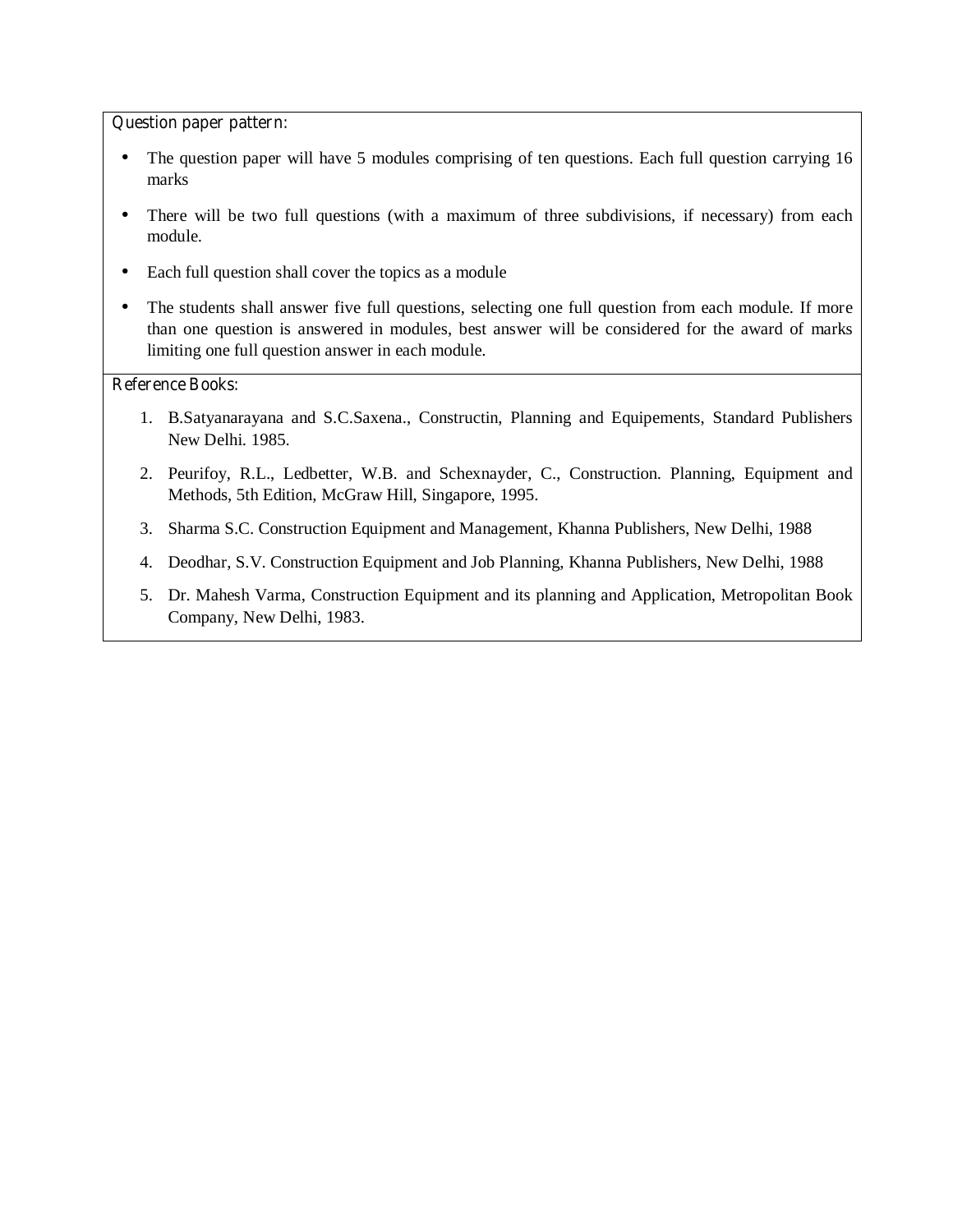**Question paper pattern:**

- The question paper will have 5 modules comprising of ten questions. Each full question carrying 16 marks
- There will be two full questions (with a maximum of three subdivisions, if necessary) from each module.
- Each full question shall cover the topics as a module
- The students shall answer five full questions, selecting one full question from each module. If more than one question is answered in modules, best answer will be considered for the award of marks limiting one full question answer in each module.

**Reference Books:**

1. B.Satyanarayana and S.C.Saxena., Constructin, Planning and Equipements, Standard Publishers New Delhi. 1985.
2. Peurifoy, R.L., Ledbetter, W.B. and Schexnayder, C., Construction. Planning, Equipment and Methods, 5th Edition, McGraw Hill, Singapore, 1995.
3. Sharma S.C. Construction Equipment and Management, Khanna Publishers, New Delhi, 1988
4. Deodhar, S.V. Construction Equipment and Job Planning, Khanna Publishers, New Delhi, 1988
5. Dr. Mahesh Varma, Construction Equipment and its planning and Application, Metropolitan Book Company, New Delhi, 1983.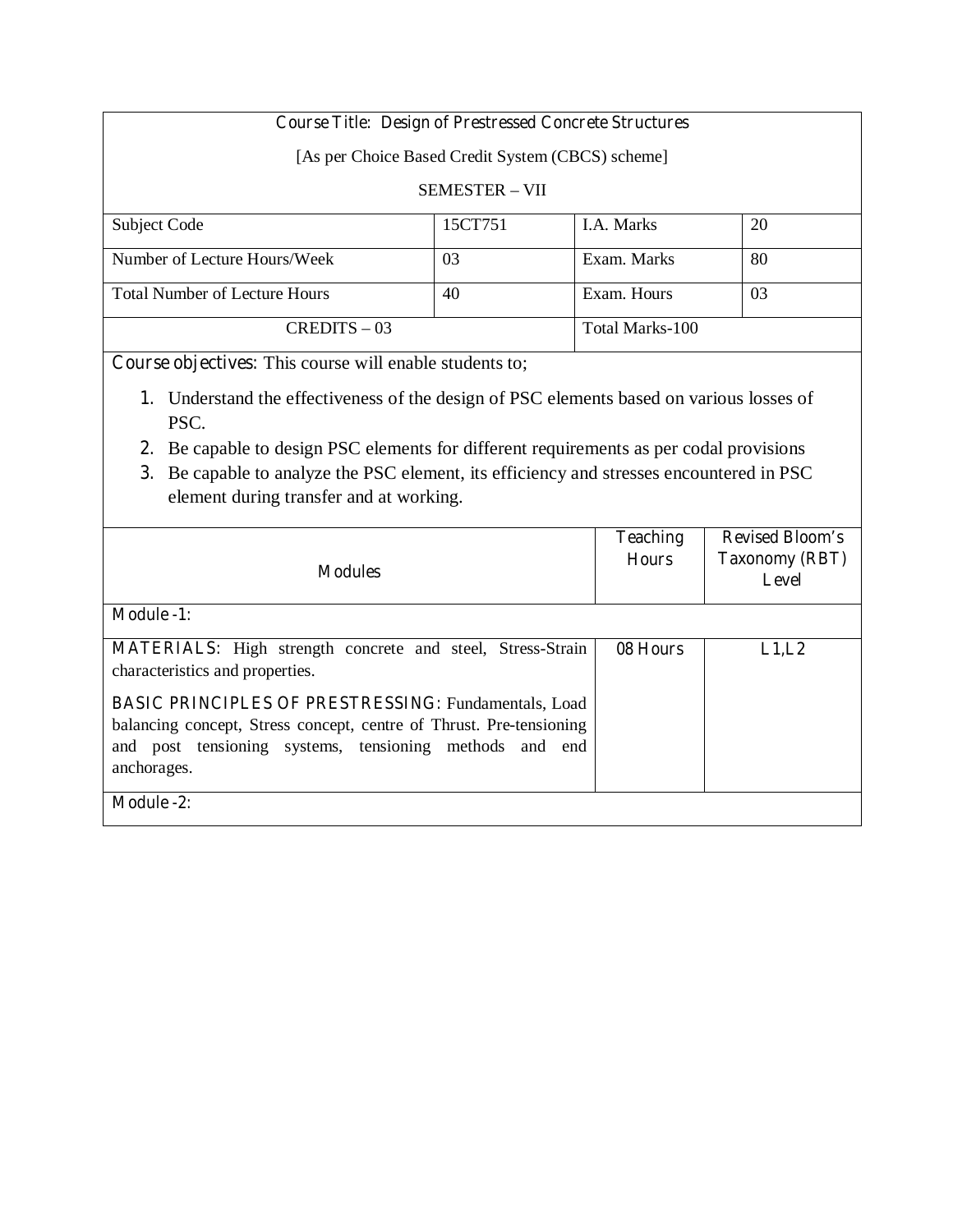**Course Title: Design of Prestressed Concrete Structures**

[As per Choice Based Credit System (CBCS) scheme]

SEMESTER – VII

| Subject Code | 15CT751 | I.A. Marks | 20 |
| --- | --- | --- | --- |
| Number of Lecture Hours/Week | 03 | Exam. Marks | 80 |
| Total Number of Lecture Hours | 40 | Exam. Hours | 03 |
| CREDITS – 03 | | Total Marks-100 | |

**Course objectives:** This course will enable students to;

1. Understand the effectiveness of the design of PSC elements based on various losses of PSC.
2. Be capable to design PSC elements for different requirements as per codal provisions
3. Be capable to analyze the PSC element, its efficiency and stresses encountered in PSC element during transfer and at working.

| Modules | Teaching Hours | Revised Bloom's Taxonomy (RBT) Level |
| --- | --- | --- |
| **Module -1:** | | |
| **MATERIALS:** High strength concrete and steel, Stress-Strain characteristics and properties.<br><br>**BASIC PRINCIPLES OF PRESTRESSING:** Fundamentals, Load balancing concept, Stress concept, centre of Thrust. Pre-tensioning and post tensioning systems, tensioning methods and end anchorages. | 08 Hours | L1,L2 |
| **Module -2:** | | |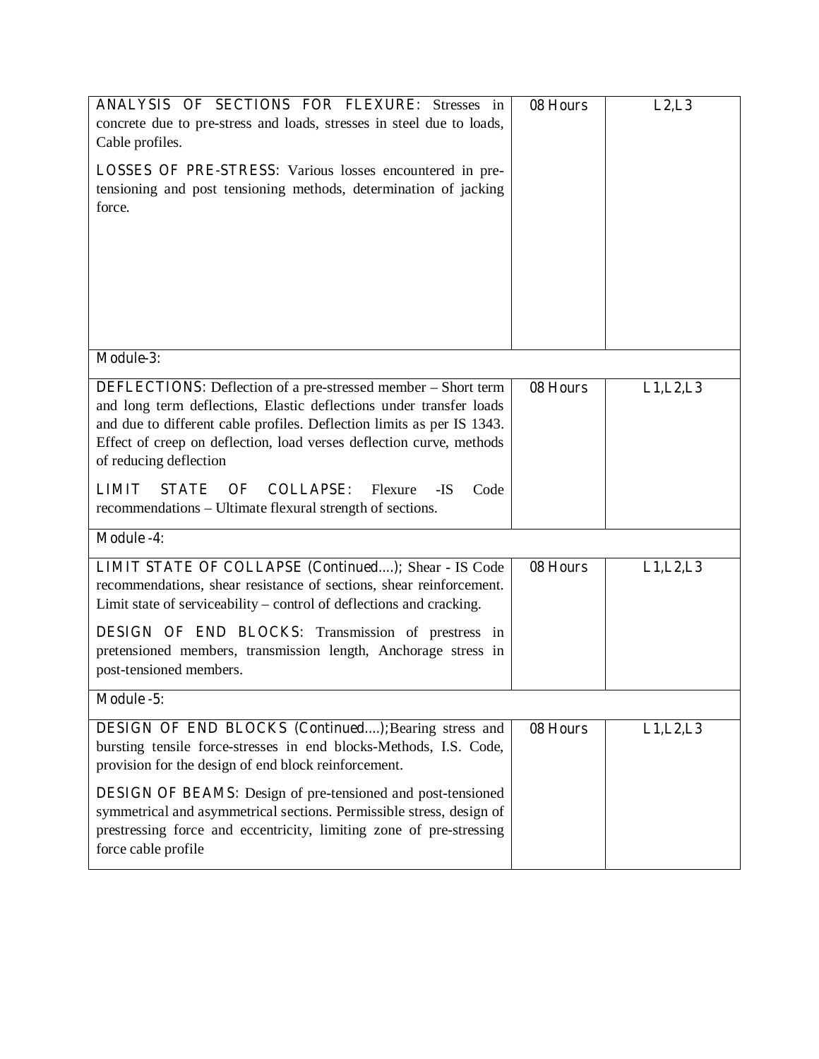| | | |
|---|---|---|
| **ANALYSIS OF SECTIONS FOR FLEXURE:** Stresses in concrete due to pre-stress and loads, stresses in steel due to loads, Cable profiles.<br><br>**LOSSES OF PRE-STRESS:** Various losses encountered in pre-tensioning and post tensioning methods, determination of jacking force. | 08 Hours | L2,L3 |
| **Module-3:** | | |
| **DEFLECTIONS:** Deflection of a pre-stressed member – Short term and long term deflections, Elastic deflections under transfer loads and due to different cable profiles. Deflection limits as per IS 1343. Effect of creep on deflection, load verses deflection curve, methods of reducing deflection<br><br>**LIMIT STATE OF COLLAPSE:** Flexure -IS Code recommendations – Ultimate flexural strength of sections. | 08 Hours | L1,L2,L3 |
| **Module -4:** | | |
| **LIMIT STATE OF COLLAPSE (Continued….);** Shear - IS Code recommendations, shear resistance of sections, shear reinforcement. Limit state of serviceability – control of deflections and cracking.<br><br>**DESIGN OF END BLOCKS:** Transmission of prestress in pretensioned members, transmission length, Anchorage stress in post-tensioned members. | 08 Hours | L1,L2,L3 |
| **Module -5:** | | |
| **DESIGN OF END BLOCKS (Continued….);**Bearing stress and bursting tensile force-stresses in end blocks-Methods, I.S. Code, provision for the design of end block reinforcement.<br><br>**DESIGN OF BEAMS:** Design of pre-tensioned and post-tensioned symmetrical and asymmetrical sections. Permissible stress, design of prestressing force and eccentricity, limiting zone of pre-stressing force cable profile | 08 Hours | L1,L2,L3 |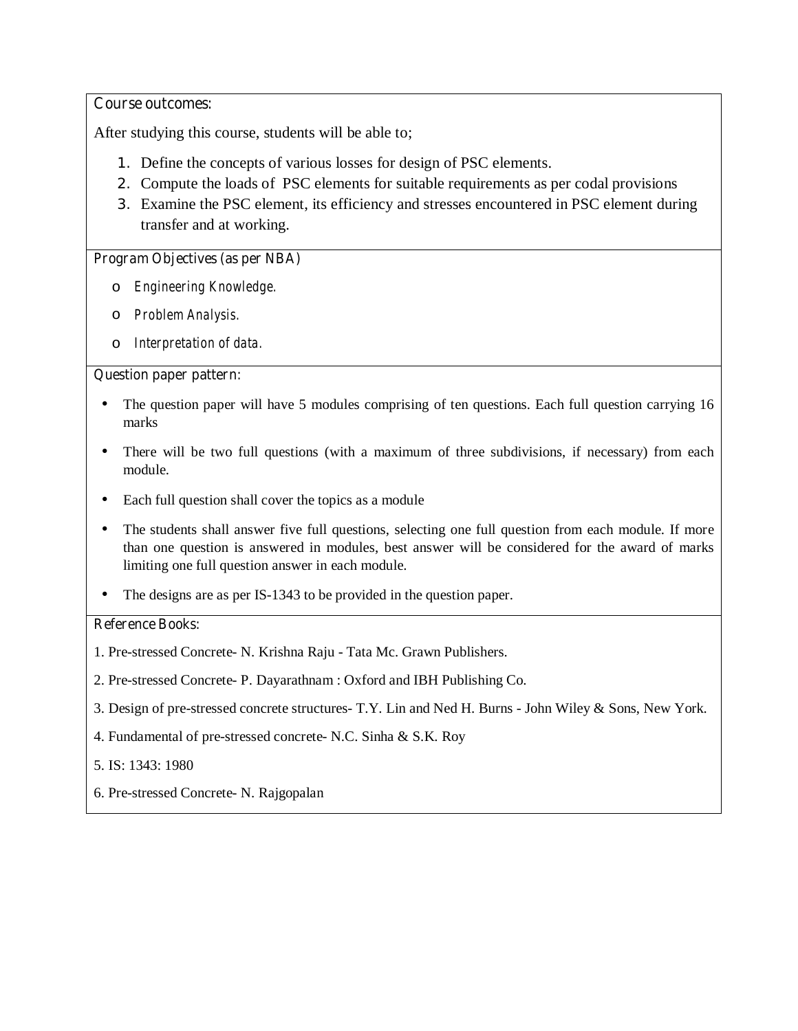**Course outcomes:**

After studying this course, students will be able to;

1. Define the concepts of various losses for design of PSC elements.
2. Compute the loads of PSC elements for suitable requirements as per codal provisions
3. Examine the PSC element, its efficiency and stresses encountered in PSC element during transfer and at working.

**Program Objectives (as per NBA)**

- *Engineering Knowledge.*
- *Problem Analysis.*
- *Interpretation of data.*

**Question paper pattern:**

- The question paper will have 5 modules comprising of ten questions. Each full question carrying 16 marks
- There will be two full questions (with a maximum of three subdivisions, if necessary) from each module.
- Each full question shall cover the topics as a module
- The students shall answer five full questions, selecting one full question from each module. If more than one question is answered in modules, best answer will be considered for the award of marks limiting one full question answer in each module.
- The designs are as per IS-1343 to be provided in the question paper.

**Reference Books:**

1. Pre-stressed Concrete- N. Krishna Raju - Tata Mc. Grawn Publishers.
2. Pre-stressed Concrete- P. Dayarathnam : Oxford and IBH Publishing Co.
3. Design of pre-stressed concrete structures- T.Y. Lin and Ned H. Burns - John Wiley & Sons, New York.
4. Fundamental of pre-stressed concrete- N.C. Sinha & S.K. Roy
5. IS: 1343: 1980
6. Pre-stressed Concrete- N. Rajgopalan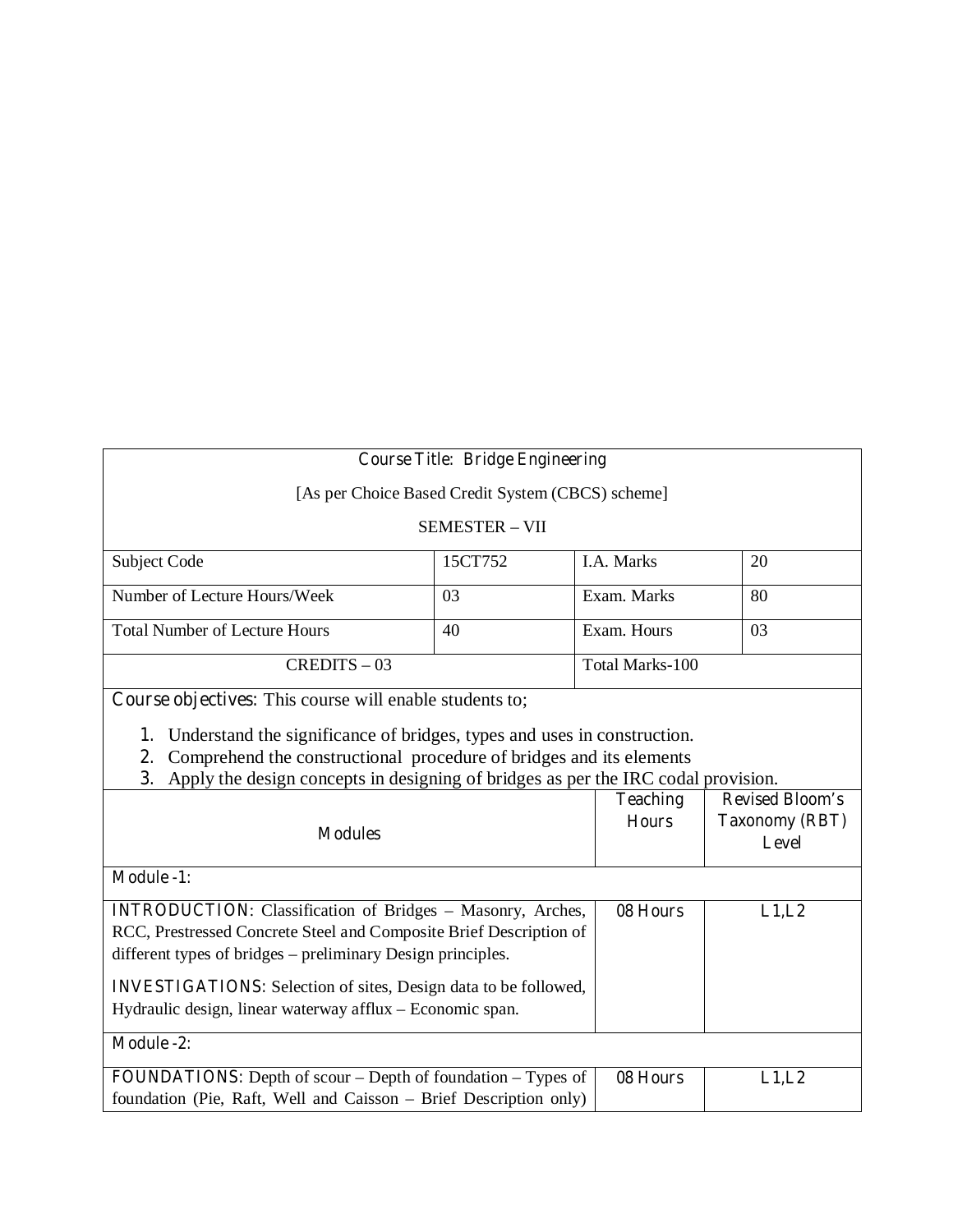| Course Title: Bridge Engineering | | | |
|---|---|---|---|
| [As per Choice Based Credit System (CBCS) scheme] | | | |
| SEMESTER – VII | | | |
| Subject Code | 15CT752 | I.A. Marks | 20 |
| Number of Lecture Hours/Week | 03 | Exam. Marks | 80 |
| Total Number of Lecture Hours | 40 | Exam. Hours | 03 |
| CREDITS – 03 | | Total Marks-100 | |

**Course objectives:** This course will enable students to;

1. Understand the significance of bridges, types and uses in construction.
2. Comprehend the constructional procedure of bridges and its elements
3. Apply the design concepts in designing of bridges as per the IRC codal provision.

| Modules | Teaching Hours | Revised Bloom's Taxonomy (RBT) Level |
|---|---|---|
| **Module -1:** | | |
| **INTRODUCTION:** Classification of Bridges – Masonry, Arches, RCC, Prestressed Concrete Steel and Composite Brief Description of different types of bridges – preliminary Design principles. **INVESTIGATIONS:** Selection of sites, Design data to be followed, Hydraulic design, linear waterway afflux – Economic span. | 08 Hours | L1,L2 |
| **Module -2:** | | |
| **FOUNDATIONS:** Depth of scour – Depth of foundation – Types of foundation (Pie, Raft, Well and Caisson – Brief Description only) | 08 Hours | L1,L2 |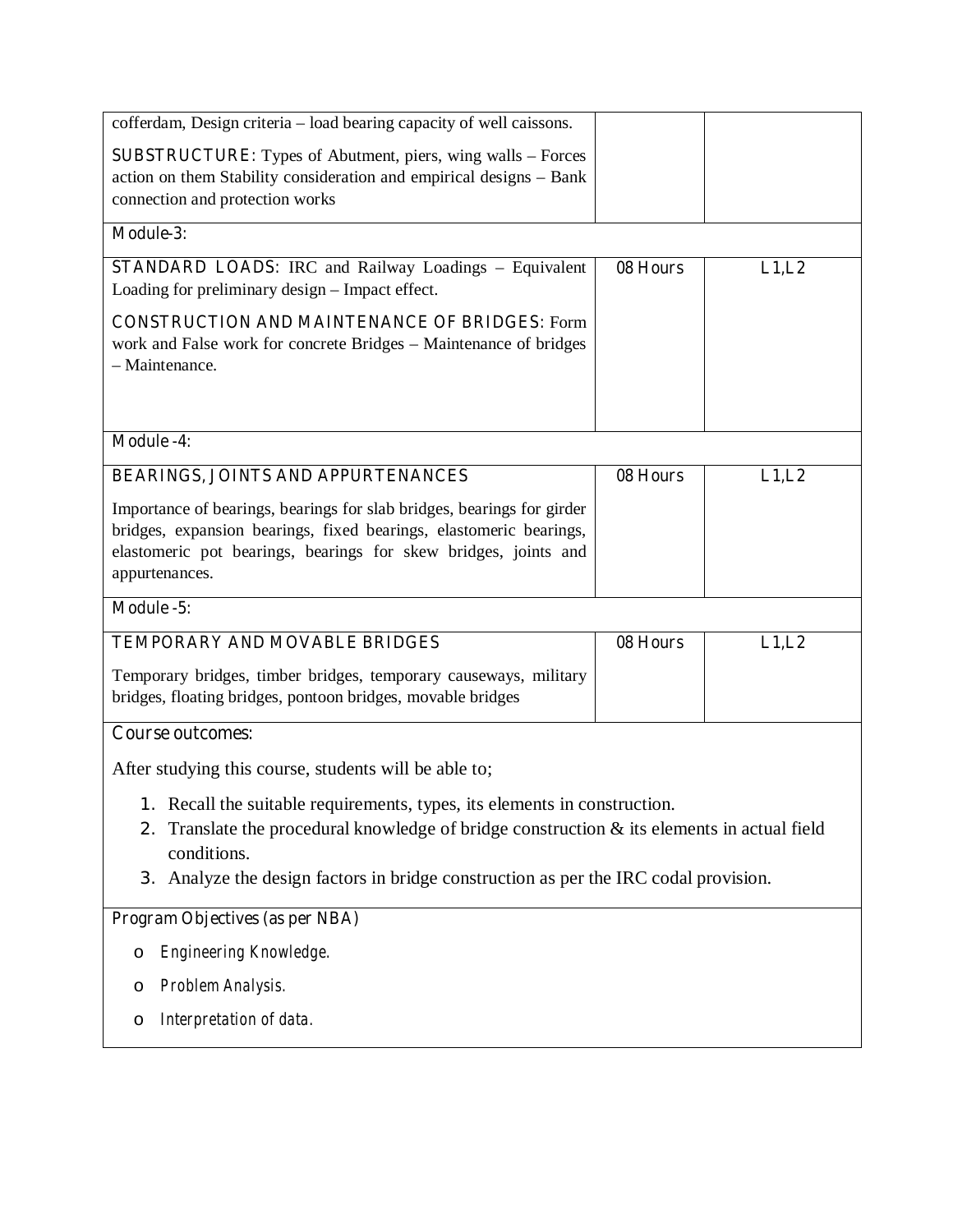| | | |
|---|---|---|
| cofferdam, Design criteria – load bearing capacity of well caissons.<br><br>**SUBSTRUCTURE:** Types of Abutment, piers, wing walls – Forces action on them Stability consideration and empirical designs – Bank connection and protection works | | |
| **Module-3:** | | |
| **STANDARD LOADS:** IRC and Railway Loadings – Equivalent Loading for preliminary design – Impact effect.<br><br>**CONSTRUCTION AND MAINTENANCE OF BRIDGES:** Form work and False work for concrete Bridges – Maintenance of bridges – Maintenance. | 08 Hours | L1,L2 |
| **Module -4:** | | |
| **BEARINGS, JOINTS AND APPURTENANCES**<br><br>Importance of bearings, bearings for slab bridges, bearings for girder bridges, expansion bearings, fixed bearings, elastomeric bearings, elastomeric pot bearings, bearings for skew bridges, joints and appurtenances. | 08 Hours | L1,L2 |
| **Module -5:** | | |
| **TEMPORARY AND MOVABLE BRIDGES**<br><br>Temporary bridges, timber bridges, temporary causeways, military bridges, floating bridges, pontoon bridges, movable bridges | 08 Hours | L1,L2 |

**Course outcomes:**

After studying this course, students will be able to;

1. Recall the suitable requirements, types, its elements in construction.
2. Translate the procedural knowledge of bridge construction & its elements in actual field conditions.
3. Analyze the design factors in bridge construction as per the IRC codal provision.

**Program Objectives (as per NBA)**

- *Engineering Knowledge.*
- *Problem Analysis.*
- *Interpretation of data.*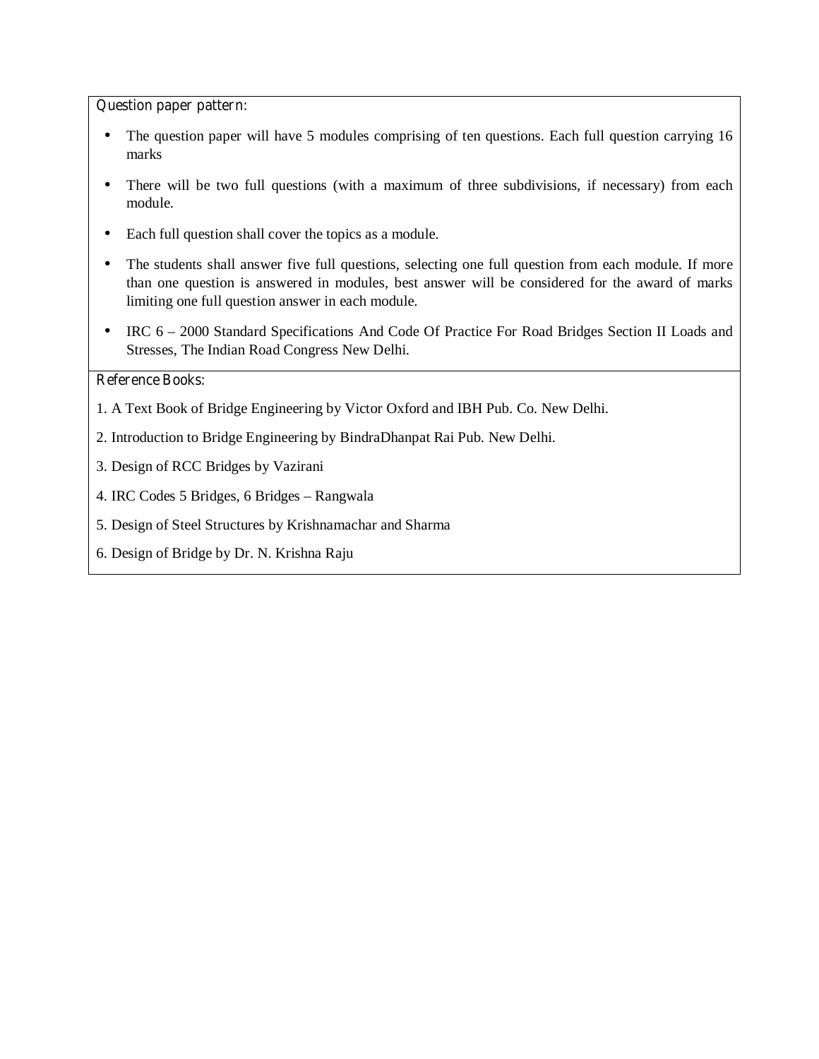**Question paper pattern:**

- The question paper will have 5 modules comprising of ten questions. Each full question carrying 16 marks
- There will be two full questions (with a maximum of three subdivisions, if necessary) from each module.
- Each full question shall cover the topics as a module.
- The students shall answer five full questions, selecting one full question from each module. If more than one question is answered in modules, best answer will be considered for the award of marks limiting one full question answer in each module.
- IRC 6 – 2000 Standard Specifications And Code Of Practice For Road Bridges Section II Loads and Stresses, The Indian Road Congress New Delhi.

**Reference Books:**

1. A Text Book of Bridge Engineering by Victor Oxford and IBH Pub. Co. New Delhi.
2. Introduction to Bridge Engineering by BindraDhanpat Rai Pub. New Delhi.
3. Design of RCC Bridges by Vazirani
4. IRC Codes 5 Bridges, 6 Bridges – Rangwala
5. Design of Steel Structures by Krishnamachar and Sharma
6. Design of Bridge by Dr. N. Krishna Raju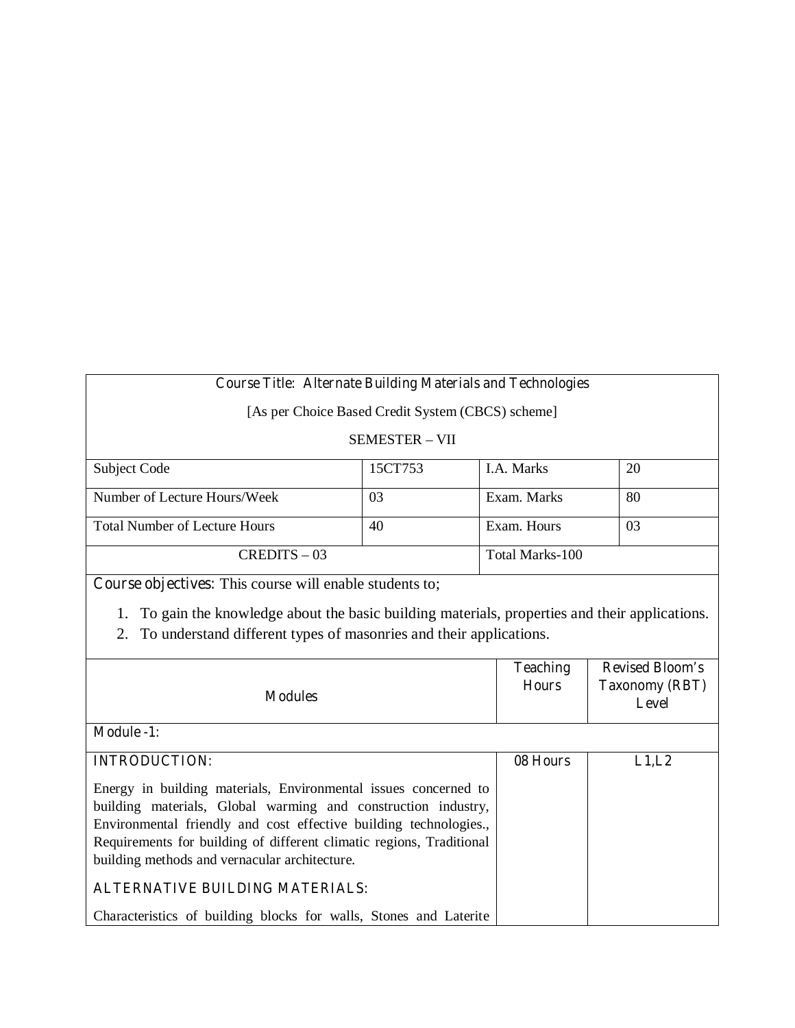| Course Title: Alternate Building Materials and Technologies | | | |
|---|---|---|---|
| [As per Choice Based Credit System (CBCS) scheme] | | | |
| SEMESTER – VII | | | |
| Subject Code | 15CT753 | I.A. Marks | 20 |
| Number of Lecture Hours/Week | 03 | Exam. Marks | 80 |
| Total Number of Lecture Hours | 40 | Exam. Hours | 03 |
| CREDITS – 03 | | Total Marks-100 | |

**Course objectives:** This course will enable students to;

1. To gain the knowledge about the basic building materials, properties and their applications.
2. To understand different types of masonries and their applications.

| Modules | Teaching Hours | Revised Bloom's Taxonomy (RBT) Level |
|---|---|---|
| **Module -1:** | | |
| **INTRODUCTION:** <br><br> Energy in building materials, Environmental issues concerned to building materials, Global warming and construction industry, Environmental friendly and cost effective building technologies., Requirements for building of different climatic regions, Traditional building methods and vernacular architecture. <br><br> **ALTERNATIVE BUILDING MATERIALS:** <br><br> Characteristics of building blocks for walls, Stones and Laterite | 08 Hours | L1,L2 |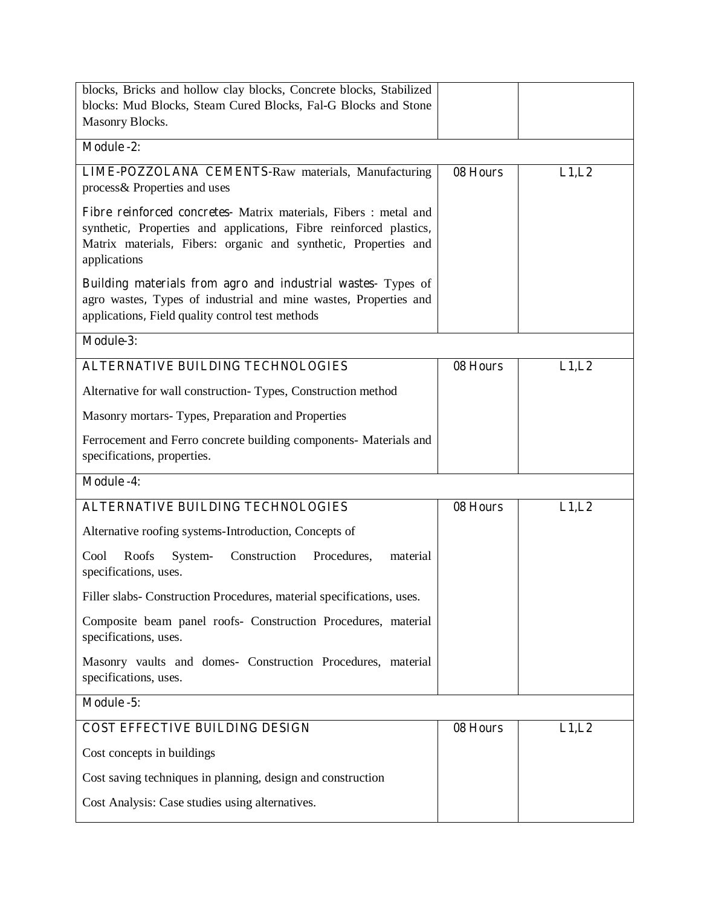| | | |
|---|---|---|
| blocks, Bricks and hollow clay blocks, Concrete blocks, Stabilized blocks: Mud Blocks, Steam Cured Blocks, Fal-G Blocks and Stone Masonry Blocks. | | |
| **Module -2:** | | |
| **LIME-POZZOLANA CEMENTS**-Raw materials, Manufacturing process& Properties and uses<br><br>**Fibre reinforced concretes**- Matrix materials, Fibers : metal and synthetic, Properties and applications, Fibre reinforced plastics, Matrix materials, Fibers: organic and synthetic, Properties and applications<br><br>**Building materials from agro and industrial wastes**- Types of agro wastes, Types of industrial and mine wastes, Properties and applications, Field quality control test methods | 08 Hours | L1,L2 |
| **Module-3:** | | |
| **ALTERNATIVE BUILDING TECHNOLOGIES**<br><br>Alternative for wall construction- Types, Construction method<br><br>Masonry mortars- Types, Preparation and Properties<br><br>Ferrocement and Ferro concrete building components- Materials and specifications, properties. | 08 Hours | L1,L2 |
| **Module -4:** | | |
| **ALTERNATIVE BUILDING TECHNOLOGIES**<br><br>Alternative roofing systems-Introduction, Concepts of<br><br>Cool Roofs System- Construction Procedures, material specifications, uses.<br><br>Filler slabs- Construction Procedures, material specifications, uses.<br><br>Composite beam panel roofs- Construction Procedures, material specifications, uses.<br><br>Masonry vaults and domes- Construction Procedures, material specifications, uses. | 08 Hours | L1,L2 |
| **Module -5:** | | |
| **COST EFFECTIVE BUILDING DESIGN**<br><br>Cost concepts in buildings<br><br>Cost saving techniques in planning, design and construction<br><br>Cost Analysis: Case studies using alternatives. | 08 Hours | L1,L2 |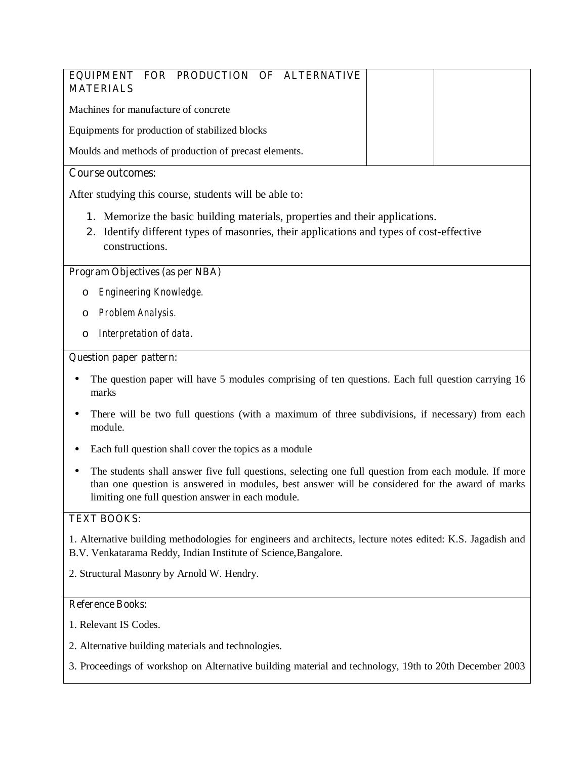| EQUIPMENT FOR PRODUCTION OF ALTERNATIVE MATERIALS<br><br>Machines for manufacture of concrete<br><br>Equipments for production of stabilized blocks<br><br>Moulds and methods of production of precast elements. | | |
|---|---|---|

**Course outcomes:**

After studying this course, students will be able to:

1. Memorize the basic building materials, properties and their applications.
2. Identify different types of masonries, their applications and types of cost-effective constructions.

**Program Objectives (as per NBA)**

- *Engineering Knowledge.*
- *Problem Analysis.*
- *Interpretation of data.*

**Question paper pattern:**

- The question paper will have 5 modules comprising of ten questions. Each full question carrying 16 marks
- There will be two full questions (with a maximum of three subdivisions, if necessary) from each module.
- Each full question shall cover the topics as a module
- The students shall answer five full questions, selecting one full question from each module. If more than one question is answered in modules, best answer will be considered for the award of marks limiting one full question answer in each module.

**TEXT BOOKS:**

1. Alternative building methodologies for engineers and architects, lecture notes edited: K.S. Jagadish and B.V. Venkatarama Reddy, Indian Institute of Science,Bangalore.

2. Structural Masonry by Arnold W. Hendry.

**Reference Books:**

1. Relevant IS Codes.

2. Alternative building materials and technologies.

3. Proceedings of workshop on Alternative building material and technology, 19th to 20th December 2003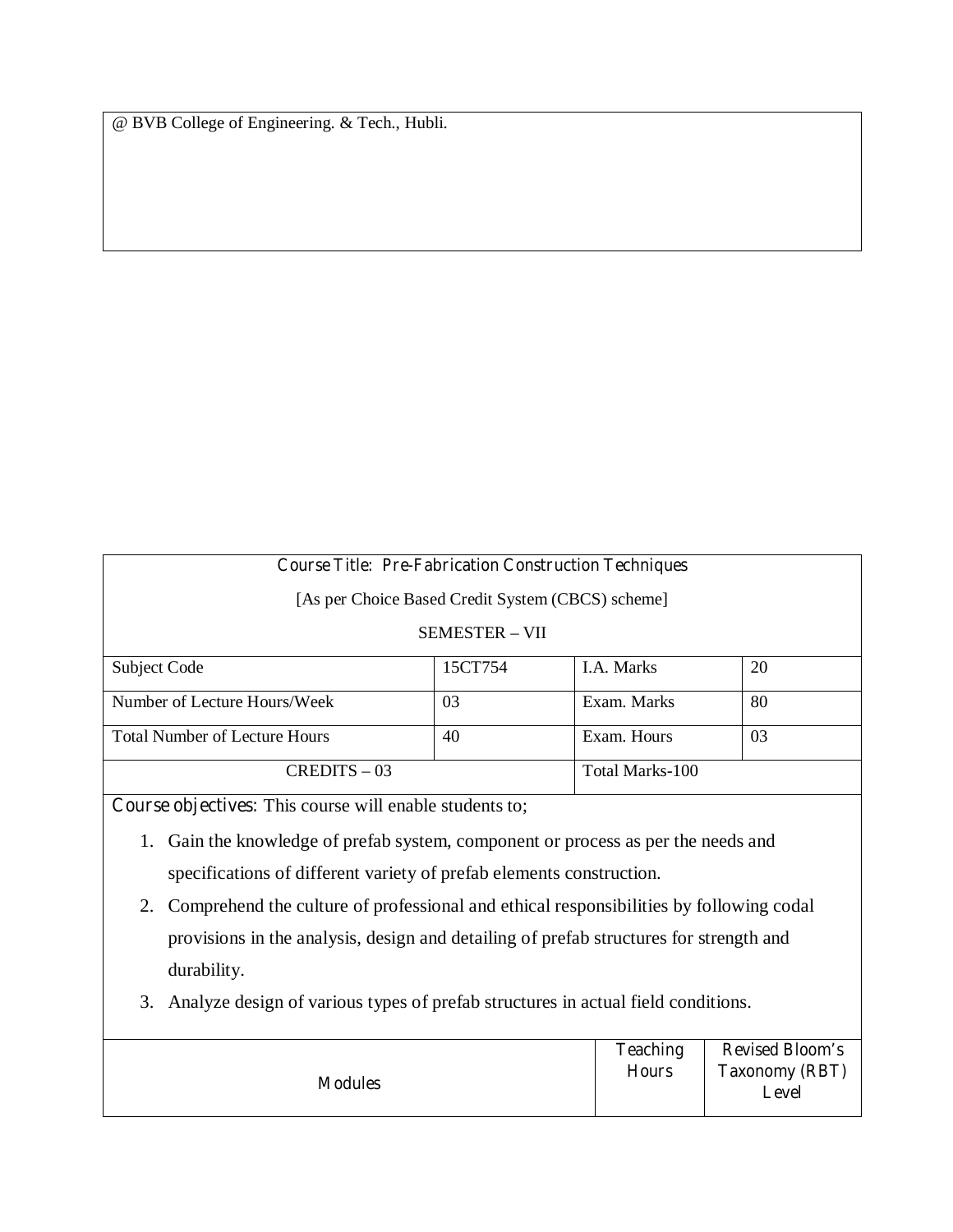@ BVB College of Engineering. & Tech., Hubli.

| Course Title: Pre-Fabrication Construction Techniques | | | |
|---|---|---|---|
| [As per Choice Based Credit System (CBCS) scheme] | | | |
| SEMESTER – VII | | | |
| Subject Code | 15CT754 | I.A. Marks | 20 |
| Number of Lecture Hours/Week | 03 | Exam. Marks | 80 |
| Total Number of Lecture Hours | 40 | Exam. Hours | 03 |
| CREDITS – 03 | | Total Marks-100 | |

**Course objectives:** This course will enable students to;

1. Gain the knowledge of prefab system, component or process as per the needs and specifications of different variety of prefab elements construction.
2. Comprehend the culture of professional and ethical responsibilities by following codal provisions in the analysis, design and detailing of prefab structures for strength and durability.
3. Analyze design of various types of prefab structures in actual field conditions.

| Modules | Teaching Hours | Revised Bloom's Taxonomy (RBT) Level |
|---|---|---|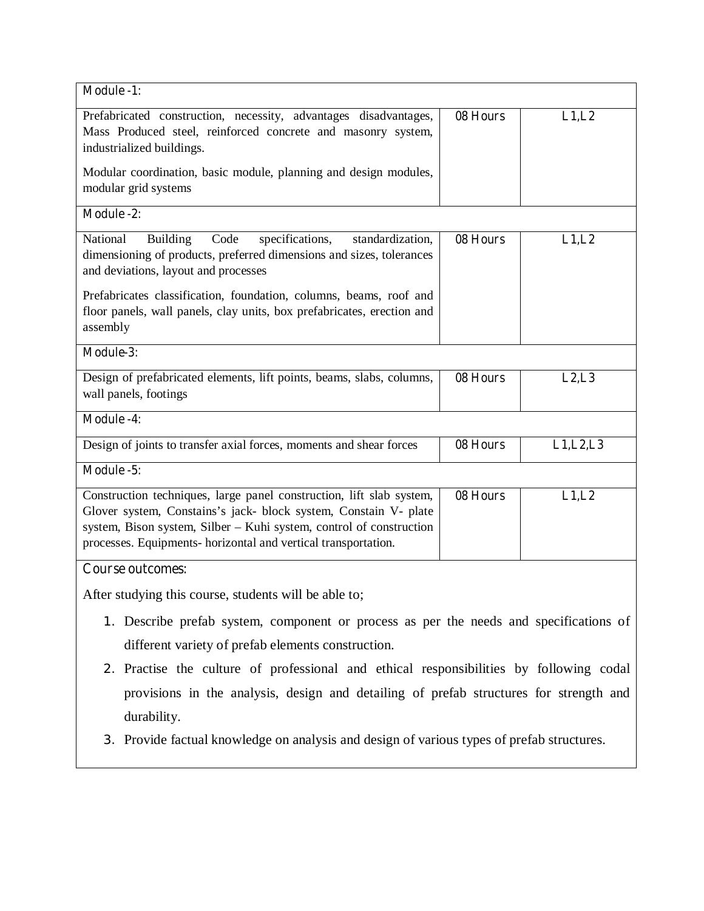| Module -1: | | |
|---|---|---|
| Prefabricated construction, necessity, advantages disadvantages, Mass Produced steel, reinforced concrete and masonry system, industrialized buildings.<br><br>Modular coordination, basic module, planning and design modules, modular grid systems | 08 Hours | L1,L2 |
| **Module -2:** | | |
| National Building Code specifications, standardization, dimensioning of products, preferred dimensions and sizes, tolerances and deviations, layout and processes<br><br>Prefabricates classification, foundation, columns, beams, roof and floor panels, wall panels, clay units, box prefabricates, erection and assembly | 08 Hours | L1,L2 |
| **Module-3:** | | |
| Design of prefabricated elements, lift points, beams, slabs, columns, wall panels, footings | 08 Hours | L2,L3 |
| **Module -4:** | | |
| Design of joints to transfer axial forces, moments and shear forces | 08 Hours | L1,L2,L3 |
| **Module -5:** | | |
| Construction techniques, large panel construction, lift slab system, Glover system, Constains's jack- block system, Constain V- plate system, Bison system, Silber – Kuhi system, control of construction processes. Equipments- horizontal and vertical transportation. | 08 Hours | L1,L2 |

**Course outcomes:**

After studying this course, students will be able to;

1. Describe prefab system, component or process as per the needs and specifications of different variety of prefab elements construction.
2. Practise the culture of professional and ethical responsibilities by following codal provisions in the analysis, design and detailing of prefab structures for strength and durability.
3. Provide factual knowledge on analysis and design of various types of prefab structures.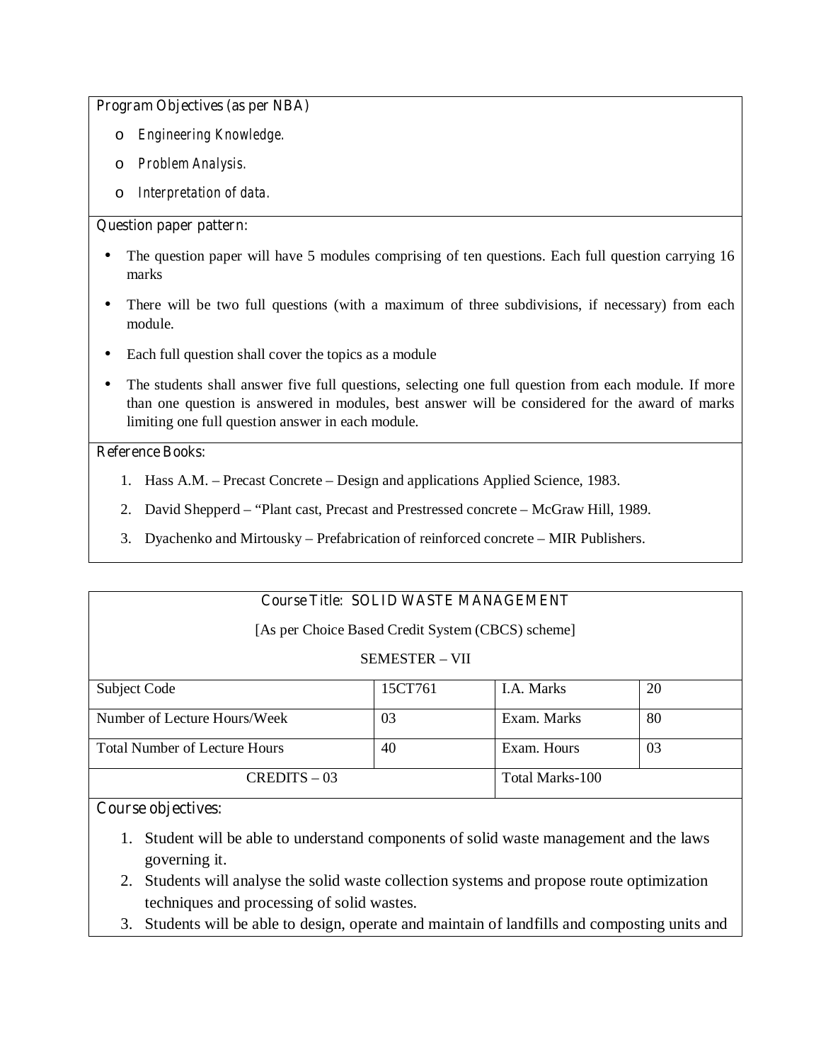**Program Objectives (as per NBA)**

- *Engineering Knowledge.*
- *Problem Analysis.*
- *Interpretation of data.*

**Question paper pattern:**

- The question paper will have 5 modules comprising of ten questions. Each full question carrying 16 marks
- There will be two full questions (with a maximum of three subdivisions, if necessary) from each module.
- Each full question shall cover the topics as a module
- The students shall answer five full questions, selecting one full question from each module. If more than one question is answered in modules, best answer will be considered for the award of marks limiting one full question answer in each module.

**Reference Books:**

1. Hass A.M. – Precast Concrete – Design and applications Applied Science, 1983.
2. David Shepperd – "Plant cast, Precast and Prestressed concrete – McGraw Hill, 1989.
3. Dyachenko and Mirtousky – Prefabrication of reinforced concrete – MIR Publishers.

## Course Title: SOLID WASTE MANAGEMENT

[As per Choice Based Credit System (CBCS) scheme]

SEMESTER – VII

| Subject Code | 15CT761 | I.A. Marks | 20 |
|---|---|---|---|
| Number of Lecture Hours/Week | 03 | Exam. Marks | 80 |
| Total Number of Lecture Hours | 40 | Exam. Hours | 03 |
| CREDITS – 03 | | Total Marks-100 | |

**Course objectives:**

1. Student will be able to understand components of solid waste management and the laws governing it.
2. Students will analyse the solid waste collection systems and propose route optimization techniques and processing of solid wastes.
3. Students will be able to design, operate and maintain of landfills and composting units and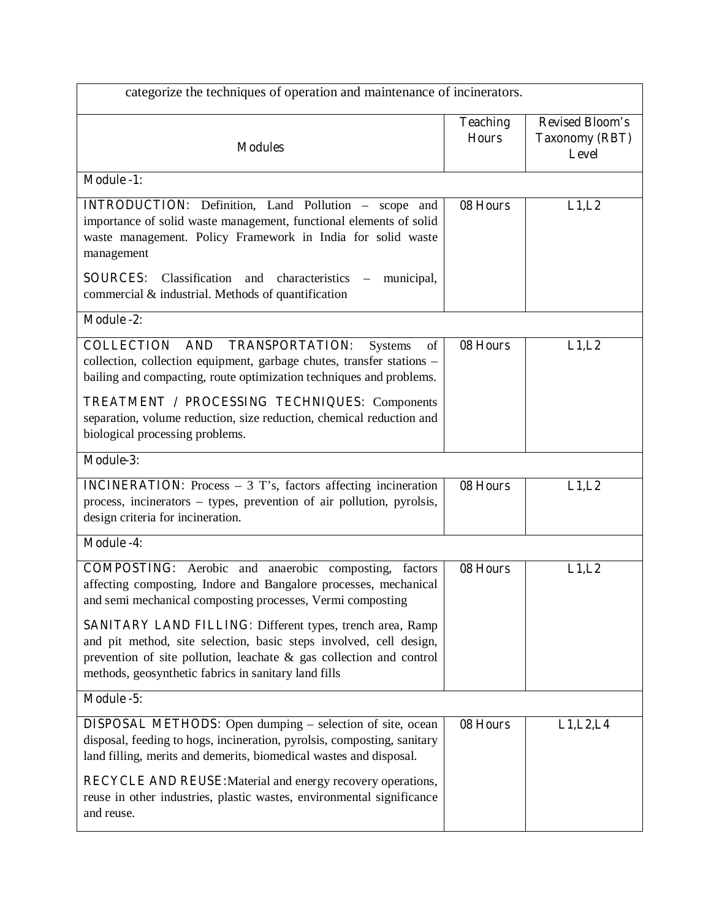categorize the techniques of operation and maintenance of incinerators.

| Modules | Teaching Hours | Revised Bloom's Taxonomy (RBT) Level |
|---|---|---|
| **Module -1:** | | |
| **INTRODUCTION:** Definition, Land Pollution – scope and importance of solid waste management, functional elements of solid waste management. Policy Framework in India for solid waste management<br><br>**SOURCES:** Classification and characteristics – municipal, commercial & industrial. Methods of quantification | 08 Hours | L1,L2 |
| **Module -2:** | | |
| **COLLECTION AND TRANSPORTATION:** Systems of collection, collection equipment, garbage chutes, transfer stations – bailing and compacting, route optimization techniques and problems.<br><br>**TREATMENT / PROCESSING TECHNIQUES:** Components separation, volume reduction, size reduction, chemical reduction and biological processing problems. | 08 Hours | L1,L2 |
| **Module-3:** | | |
| **INCINERATION:** Process – 3 T's, factors affecting incineration process, incinerators – types, prevention of air pollution, pyrolsis, design criteria for incineration. | 08 Hours | L1,L2 |
| **Module -4:** | | |
| **COMPOSTING:** Aerobic and anaerobic composting, factors affecting composting, Indore and Bangalore processes, mechanical and semi mechanical composting processes, Vermi composting<br><br>**SANITARY LAND FILLING:** Different types, trench area, Ramp and pit method, site selection, basic steps involved, cell design, prevention of site pollution, leachate & gas collection and control methods, geosynthetic fabrics in sanitary land fills | 08 Hours | L1,L2 |
| **Module -5:** | | |
| **DISPOSAL METHODS:** Open dumping – selection of site, ocean disposal, feeding to hogs, incineration, pyrolsis, composting, sanitary land filling, merits and demerits, biomedical wastes and disposal.<br><br>**RECYCLE AND REUSE:** Material and energy recovery operations, reuse in other industries, plastic wastes, environmental significance and reuse. | 08 Hours | L1,L2,L4 |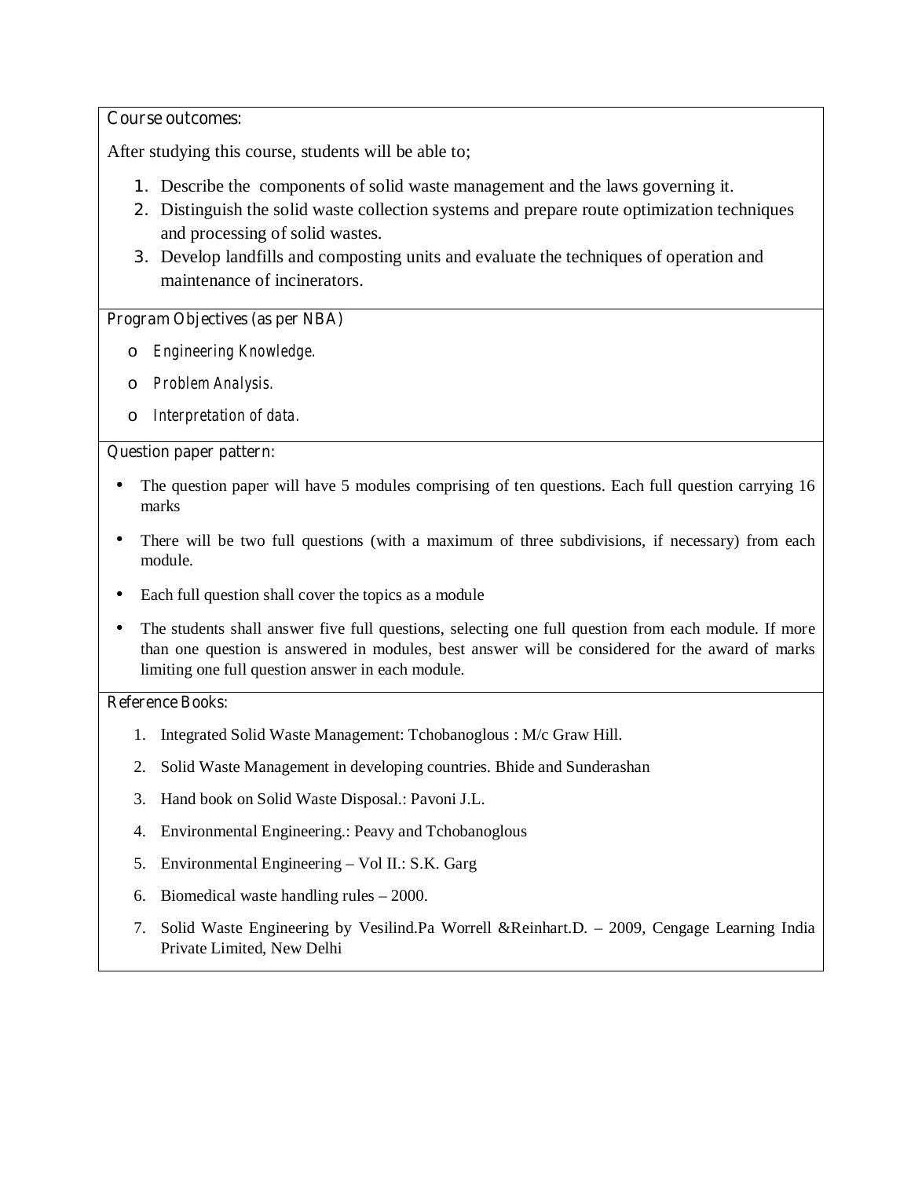**Course outcomes:**

After studying this course, students will be able to;

1. Describe the components of solid waste management and the laws governing it.
2. Distinguish the solid waste collection systems and prepare route optimization techniques and processing of solid wastes.
3. Develop landfills and composting units and evaluate the techniques of operation and maintenance of incinerators.

**Program Objectives (as per NBA)**

- *Engineering Knowledge.*
- *Problem Analysis.*
- *Interpretation of data.*

**Question paper pattern:**

- The question paper will have 5 modules comprising of ten questions. Each full question carrying 16 marks
- There will be two full questions (with a maximum of three subdivisions, if necessary) from each module.
- Each full question shall cover the topics as a module
- The students shall answer five full questions, selecting one full question from each module. If more than one question is answered in modules, best answer will be considered for the award of marks limiting one full question answer in each module.

**Reference Books:**

1. Integrated Solid Waste Management: Tchobanoglous : M/c Graw Hill.
2. Solid Waste Management in developing countries. Bhide and Sunderashan
3. Hand book on Solid Waste Disposal.: Pavoni J.L.
4. Environmental Engineering.: Peavy and Tchobanoglous
5. Environmental Engineering – Vol II.: S.K. Garg
6. Biomedical waste handling rules – 2000.
7. Solid Waste Engineering by Vesilind.Pa Worrell &Reinhart.D. – 2009, Cengage Learning India Private Limited, New Delhi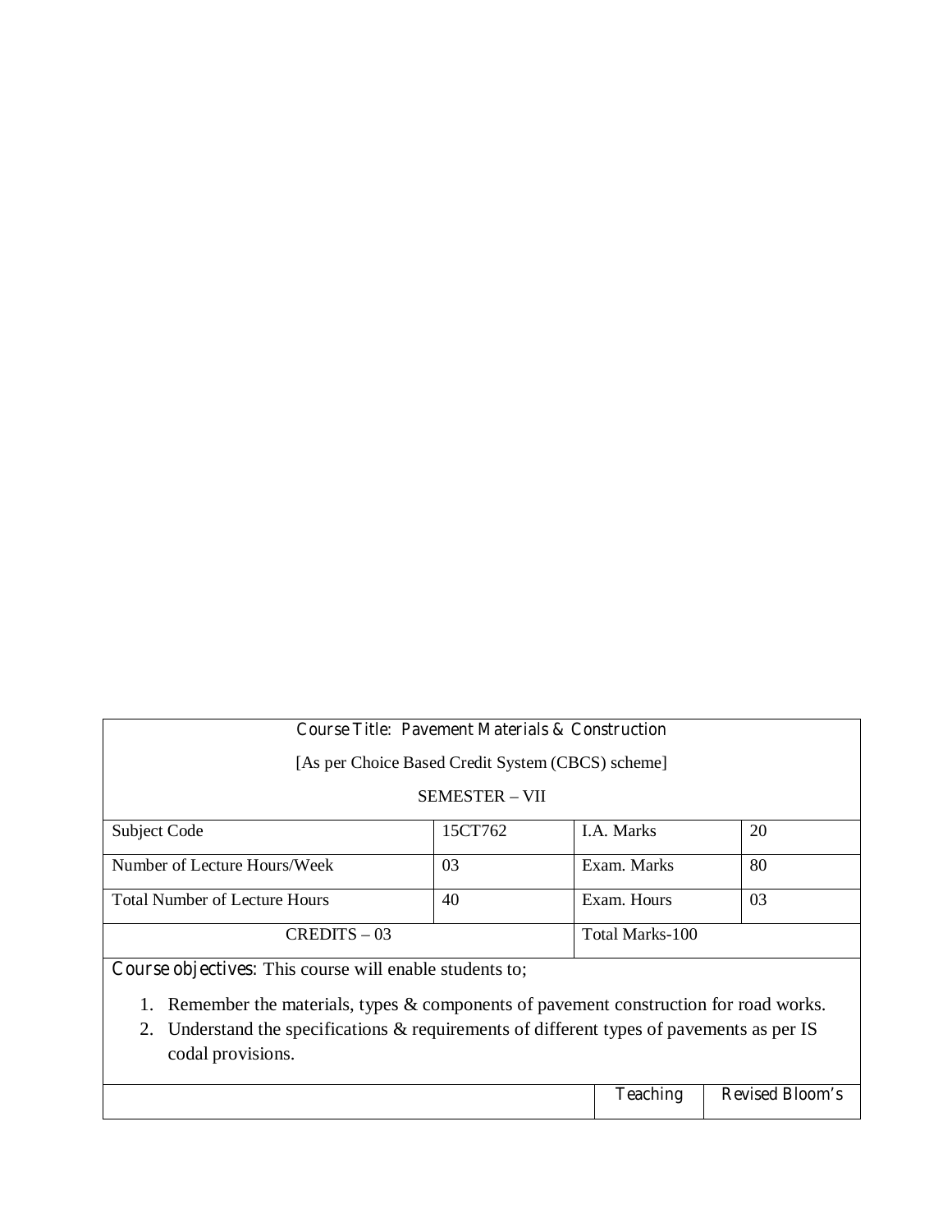| Course Title: Pavement Materials & Construction | | | |
|---|---|---|---|
| [As per Choice Based Credit System (CBCS) scheme] | | | |
| SEMESTER – VII | | | |
| Subject Code | 15CT762 | I.A. Marks | 20 |
| Number of Lecture Hours/Week | 03 | Exam. Marks | 80 |
| Total Number of Lecture Hours | 40 | Exam. Hours | 03 |
| CREDITS – 03 | | Total Marks-100 | |

**Course objectives:** This course will enable students to;

1. Remember the materials, types & components of pavement construction for road works.
2. Understand the specifications & requirements of different types of pavements as per IS codal provisions.

| | Teaching | Revised Bloom's |
|---|---|---|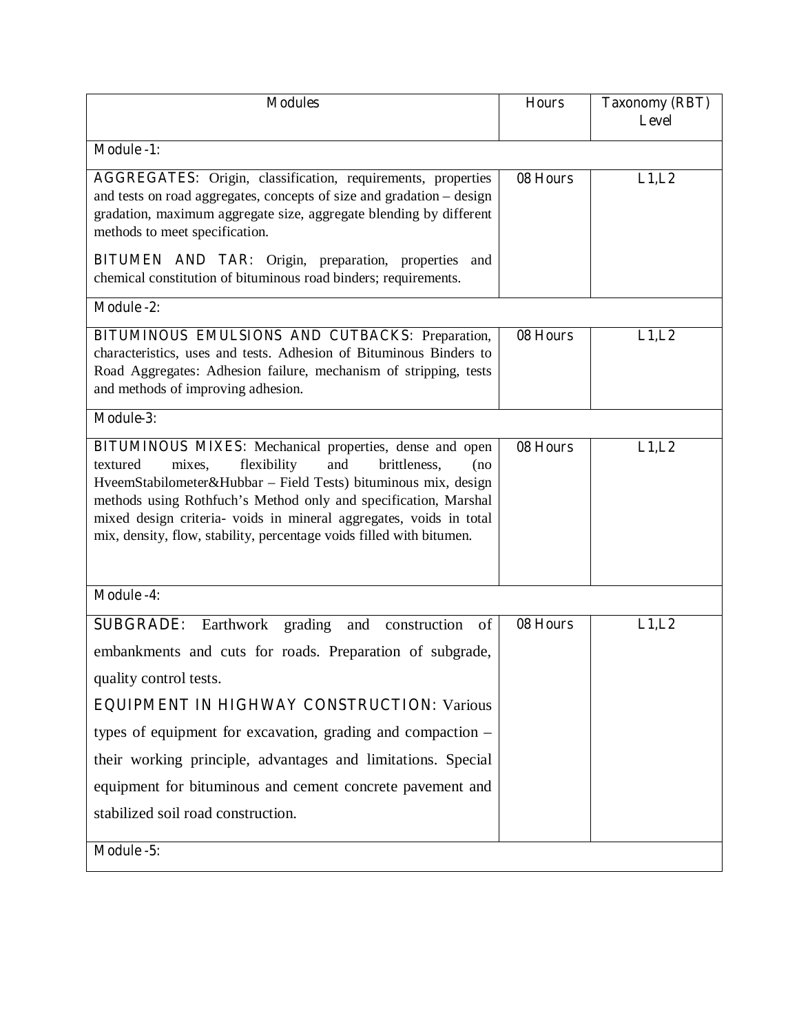| Modules | Hours | Taxonomy (RBT) Level |
|---|---|---|
| Module -1: | | |
| AGGREGATES: Origin, classification, requirements, properties and tests on road aggregates, concepts of size and gradation – design gradation, maximum aggregate size, aggregate blending by different methods to meet specification. <br><br> BITUMEN AND TAR: Origin, preparation, properties and chemical constitution of bituminous road binders; requirements. | 08 Hours | L1,L2 |
| Module -2: | | |
| BITUMINOUS EMULSIONS AND CUTBACKS: Preparation, characteristics, uses and tests. Adhesion of Bituminous Binders to Road Aggregates: Adhesion failure, mechanism of stripping, tests and methods of improving adhesion. | 08 Hours | L1,L2 |
| Module-3: | | |
| BITUMINOUS MIXES: Mechanical properties, dense and open textured mixes, flexibility and brittleness, (no HveemStabilometer&Hubbar – Field Tests) bituminous mix, design methods using Rothfuch's Method only and specification, Marshal mixed design criteria- voids in mineral aggregates, voids in total mix, density, flow, stability, percentage voids filled with bitumen. | 08 Hours | L1,L2 |
| Module -4: | | |
| SUBGRADE: Earthwork grading and construction of embankments and cuts for roads. Preparation of subgrade, quality control tests. <br><br> EQUIPMENT IN HIGHWAY CONSTRUCTION: Various types of equipment for excavation, grading and compaction – their working principle, advantages and limitations. Special equipment for bituminous and cement concrete pavement and stabilized soil road construction. | 08 Hours | L1,L2 |
| Module -5: | | |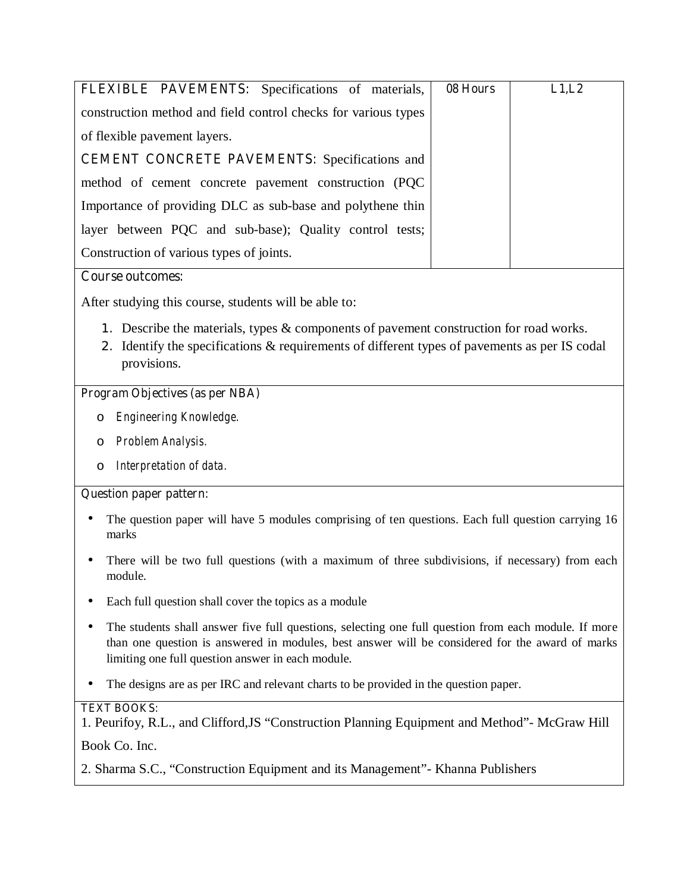| | | |
|---|---|---|
| **FLEXIBLE PAVEMENTS**: Specifications of materials, construction method and field control checks for various types of flexible pavement layers.<br>**CEMENT CONCRETE PAVEMENTS**: Specifications and method of cement concrete pavement construction (PQC Importance of providing DLC as sub-base and polythene thin layer between PQC and sub-base); Quality control tests; Construction of various types of joints. | 08 Hours | L1,L2 |

**Course outcomes:**

After studying this course, students will be able to:

1. Describe the materials, types & components of pavement construction for road works.
2. Identify the specifications & requirements of different types of pavements as per IS codal provisions.

**Program Objectives (as per NBA)**

- *Engineering Knowledge.*
- *Problem Analysis.*
- *Interpretation of data.*

**Question paper pattern:**

- The question paper will have 5 modules comprising of ten questions. Each full question carrying 16 marks
- There will be two full questions (with a maximum of three subdivisions, if necessary) from each module.
- Each full question shall cover the topics as a module
- The students shall answer five full questions, selecting one full question from each module. If more than one question is answered in modules, best answer will be considered for the award of marks limiting one full question answer in each module.
- The designs are as per IRC and relevant charts to be provided in the question paper.

**TEXT BOOKS:**

1. Peurifoy, R.L., and Clifford,JS "Construction Planning Equipment and Method"- McGraw Hill Book Co. Inc.
2. Sharma S.C., "Construction Equipment and its Management"- Khanna Publishers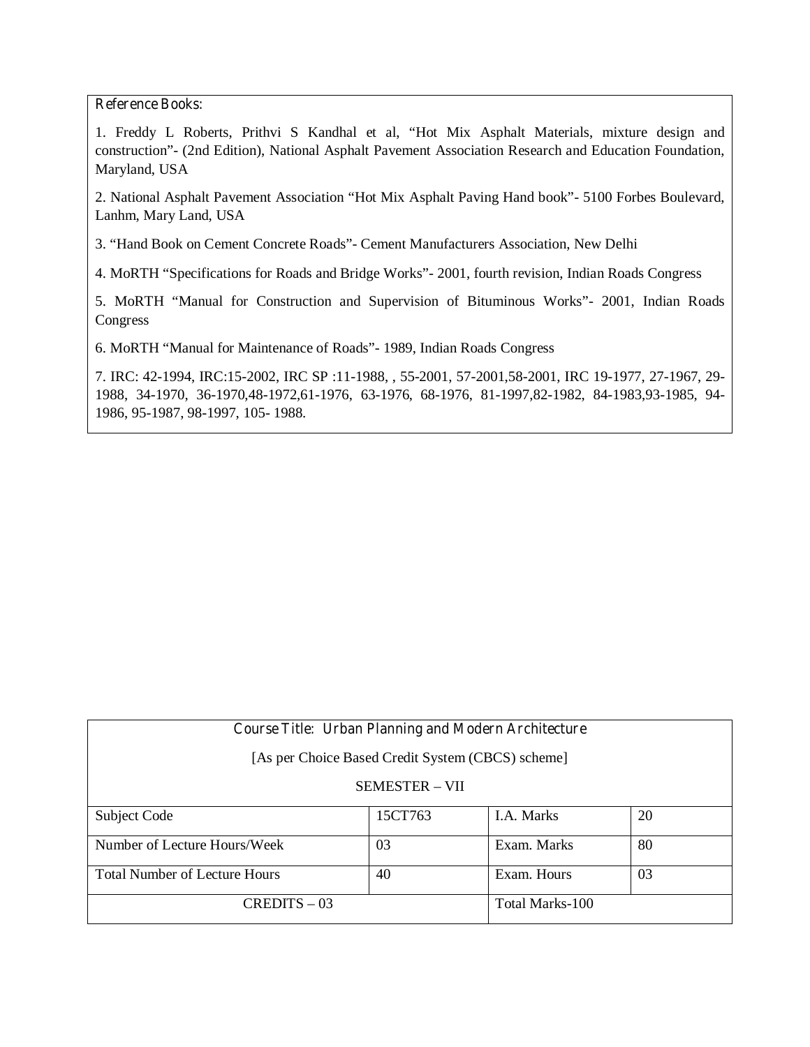**Reference Books:**

1. Freddy L Roberts, Prithvi S Kandhal et al, “Hot Mix Asphalt Materials, mixture design and construction”- (2nd Edition), National Asphalt Pavement Association Research and Education Foundation, Maryland, USA

2. National Asphalt Pavement Association “Hot Mix Asphalt Paving Hand book”- 5100 Forbes Boulevard, Lanhm, Mary Land, USA

3. “Hand Book on Cement Concrete Roads”- Cement Manufacturers Association, New Delhi

4. MoRTH “Specifications for Roads and Bridge Works”- 2001, fourth revision, Indian Roads Congress

5. MoRTH “Manual for Construction and Supervision of Bituminous Works”- 2001, Indian Roads Congress

6. MoRTH “Manual for Maintenance of Roads”- 1989, Indian Roads Congress

7. IRC: 42-1994, IRC:15-2002, IRC SP :11-1988, , 55-2001, 57-2001,58-2001, IRC 19-1977, 27-1967, 29-1988, 34-1970, 36-1970,48-1972,61-1976, 63-1976, 68-1976, 81-1997,82-1982, 84-1983,93-1985, 94-1986, 95-1987, 98-1997, 105- 1988.

**Course Title: Urban Planning and Modern Architecture**

[As per Choice Based Credit System (CBCS) scheme]

SEMESTER – VII

| Subject Code | 15CT763 | I.A. Marks | 20 |
|---|---|---|---|
| Number of Lecture Hours/Week | 03 | Exam. Marks | 80 |
| Total Number of Lecture Hours | 40 | Exam. Hours | 03 |
| CREDITS – 03 | | Total Marks-100 | |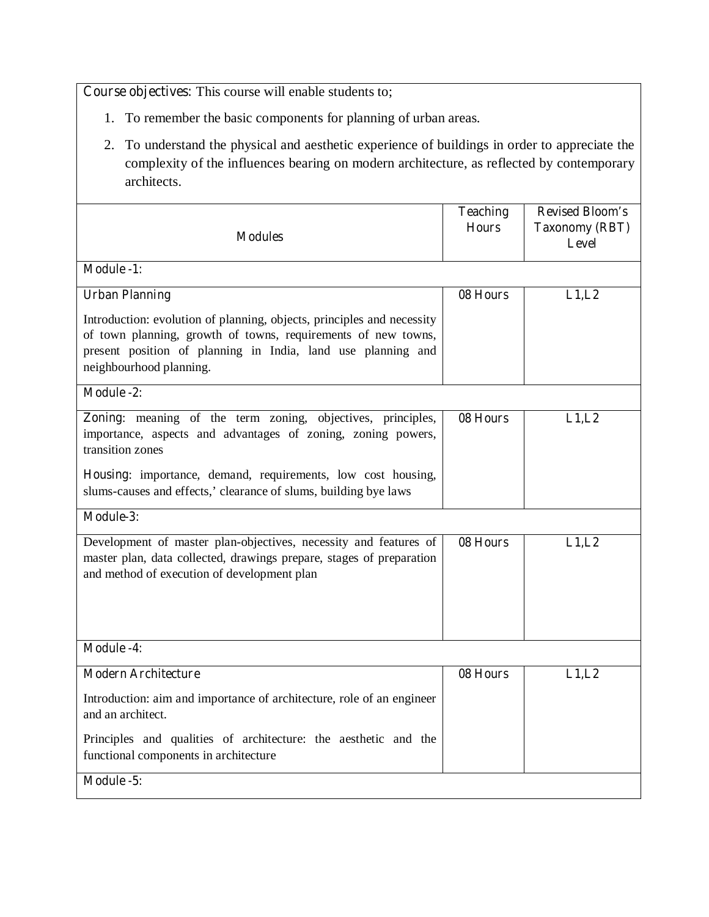**Course objectives:** This course will enable students to;

1. To remember the basic components for planning of urban areas.
2. To understand the physical and aesthetic experience of buildings in order to appreciate the complexity of the influences bearing on modern architecture, as reflected by contemporary architects.

| Modules | Teaching Hours | Revised Bloom's Taxonomy (RBT) Level |
|---|---|---|
| **Module -1:** | | |
| **Urban Planning**<br><br>Introduction: evolution of planning, objects, principles and necessity of town planning, growth of towns, requirements of new towns, present position of planning in India, land use planning and neighbourhood planning. | 08 Hours | L1,L2 |
| **Module -2:** | | |
| **Zoning**: meaning of the term zoning, objectives, principles, importance, aspects and advantages of zoning, zoning powers, transition zones<br><br>**Housing**: importance, demand, requirements, low cost housing, slums-causes and effects,' clearance of slums, building bye laws | 08 Hours | L1,L2 |
| **Module-3:** | | |
| Development of master plan-objectives, necessity and features of master plan, data collected, drawings prepare, stages of preparation and method of execution of development plan | 08 Hours | L1,L2 |
| **Module -4:** | | |
| **Modern Architecture**<br><br>Introduction: aim and importance of architecture, role of an engineer and an architect.<br><br>Principles and qualities of architecture: the aesthetic and the functional components in architecture | 08 Hours | L1,L2 |
| **Module -5:** | | |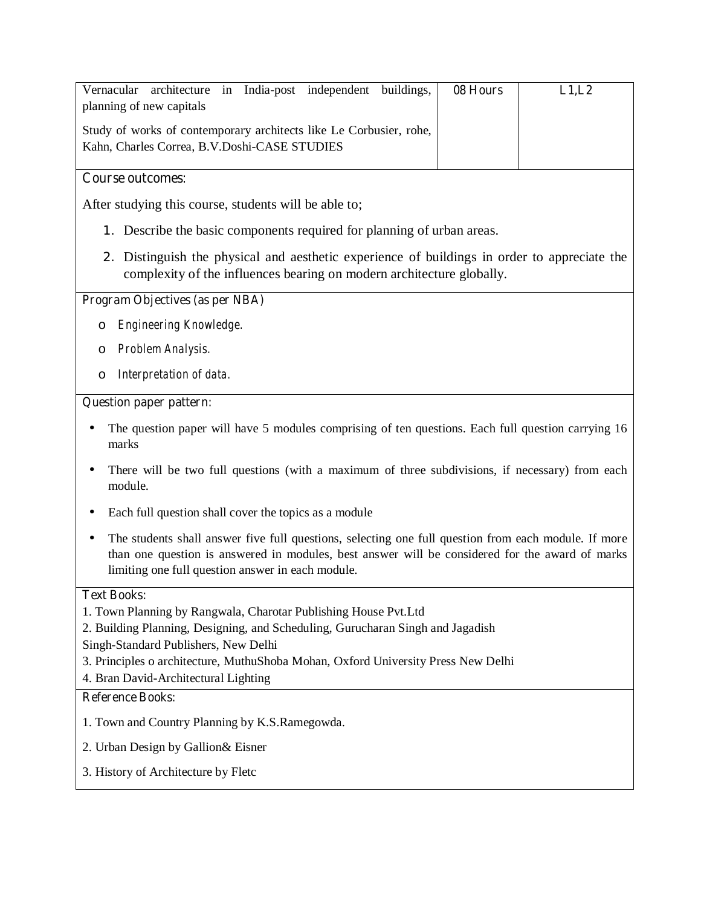| | | |
|---|---|---|
| Vernacular architecture in India-post independent buildings, planning of new capitals<br><br>Study of works of contemporary architects like Le Corbusier, rohe, Kahn, Charles Correa, B.V.Doshi-CASE STUDIES | 08 Hours | L1,L2 |

**Course outcomes:**

After studying this course, students will be able to;

1. Describe the basic components required for planning of urban areas.
2. Distinguish the physical and aesthetic experience of buildings in order to appreciate the complexity of the influences bearing on modern architecture globally.

**Program Objectives (as per NBA)**

- *Engineering Knowledge.*
- *Problem Analysis.*
- *Interpretation of data.*

**Question paper pattern:**

- The question paper will have 5 modules comprising of ten questions. Each full question carrying 16 marks
- There will be two full questions (with a maximum of three subdivisions, if necessary) from each module.
- Each full question shall cover the topics as a module
- The students shall answer five full questions, selecting one full question from each module. If more than one question is answered in modules, best answer will be considered for the award of marks limiting one full question answer in each module.

**Text Books:**

1. Town Planning by Rangwala, Charotar Publishing House Pvt.Ltd
2. Building Planning, Designing, and Scheduling, Gurucharan Singh and Jagadish Singh-Standard Publishers, New Delhi
3. Principles o architecture, MuthuShoba Mohan, Oxford University Press New Delhi
4. Bran David-Architectural Lighting

**Reference Books:**

1. Town and Country Planning by K.S.Ramegowda.
2. Urban Design by Gallion& Eisner
3. History of Architecture by Fletc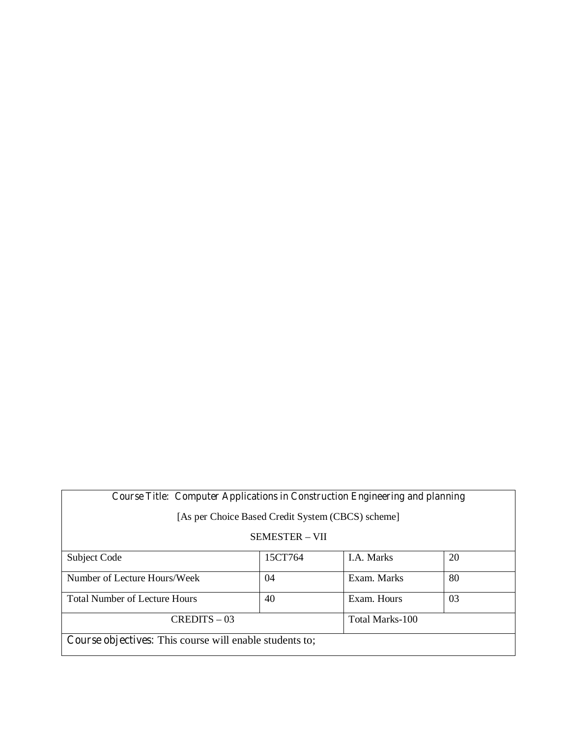| Course Title: Computer Applications in Construction Engineering and planning<br>[As per Choice Based Credit System (CBCS) scheme]<br>SEMESTER – VII | | | |
|---|---|---|---|
| Subject Code | 15CT764 | I.A. Marks | 20 |
| Number of Lecture Hours/Week | 04 | Exam. Marks | 80 |
| Total Number of Lecture Hours | 40 | Exam. Hours | 03 |
| CREDITS – 03 | | Total Marks-100 | |
| **Course objectives**: This course will enable students to; | | | |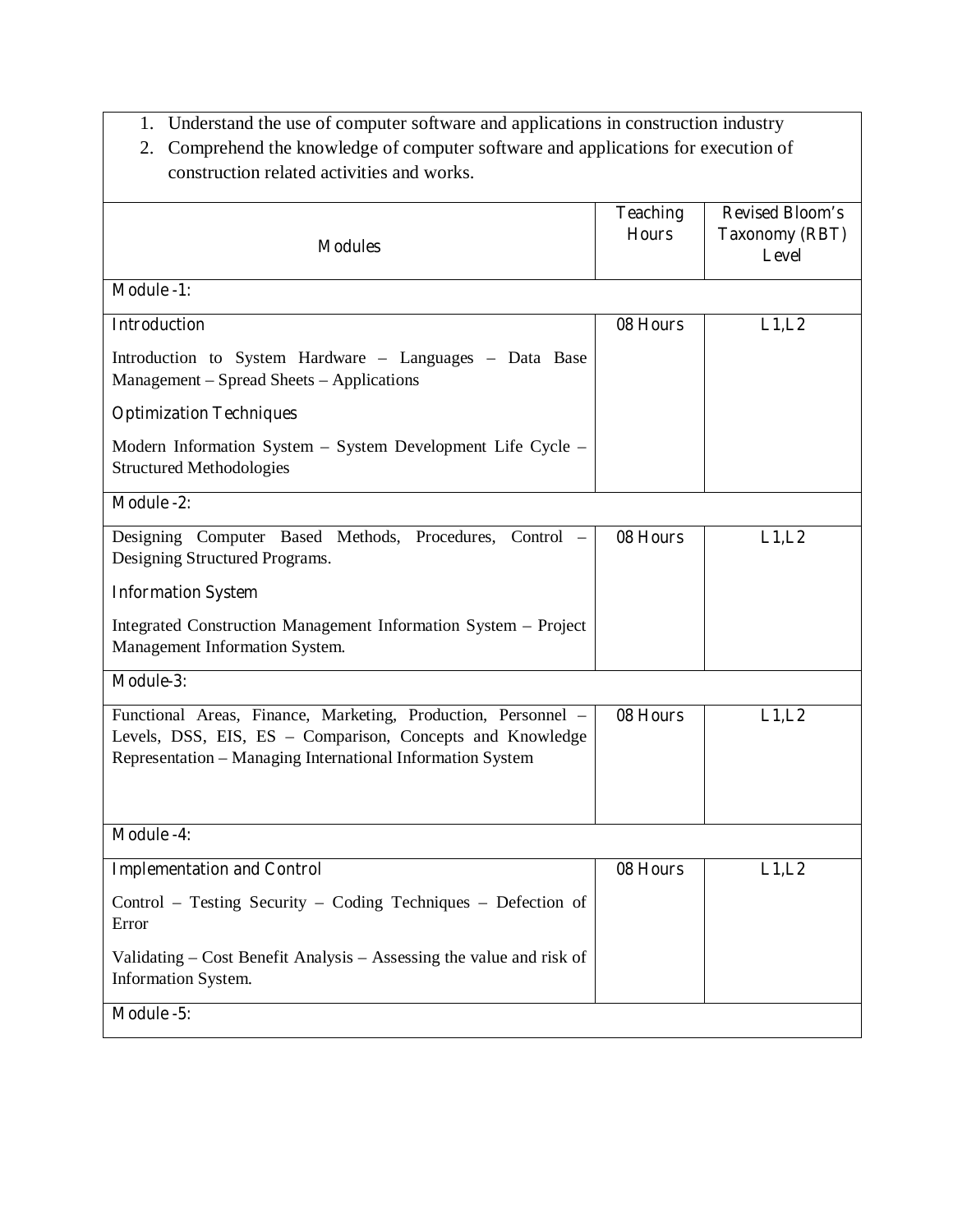1. Understand the use of computer software and applications in construction industry
2. Comprehend the knowledge of computer software and applications for execution of construction related activities and works.

| Modules | Teaching Hours | Revised Bloom's Taxonomy (RBT) Level |
|---|---|---|
| **Module -1:** | | |
| **Introduction**<br>Introduction to System Hardware – Languages – Data Base Management – Spread Sheets – Applications<br>**Optimization Techniques**<br>Modern Information System – System Development Life Cycle – Structured Methodologies | 08 Hours | L1,L2 |
| **Module -2:** | | |
| Designing Computer Based Methods, Procedures, Control – Designing Structured Programs.<br>**Information System**<br>Integrated Construction Management Information System – Project Management Information System. | 08 Hours | L1,L2 |
| **Module-3:** | | |
| Functional Areas, Finance, Marketing, Production, Personnel – Levels, DSS, EIS, ES – Comparison, Concepts and Knowledge Representation – Managing International Information System | 08 Hours | L1,L2 |
| **Module -4:** | | |
| **Implementation and Control**<br>Control – Testing Security – Coding Techniques – Defection of Error<br>Validating – Cost Benefit Analysis – Assessing the value and risk of Information System. | 08 Hours | L1,L2 |
| **Module -5:** | | |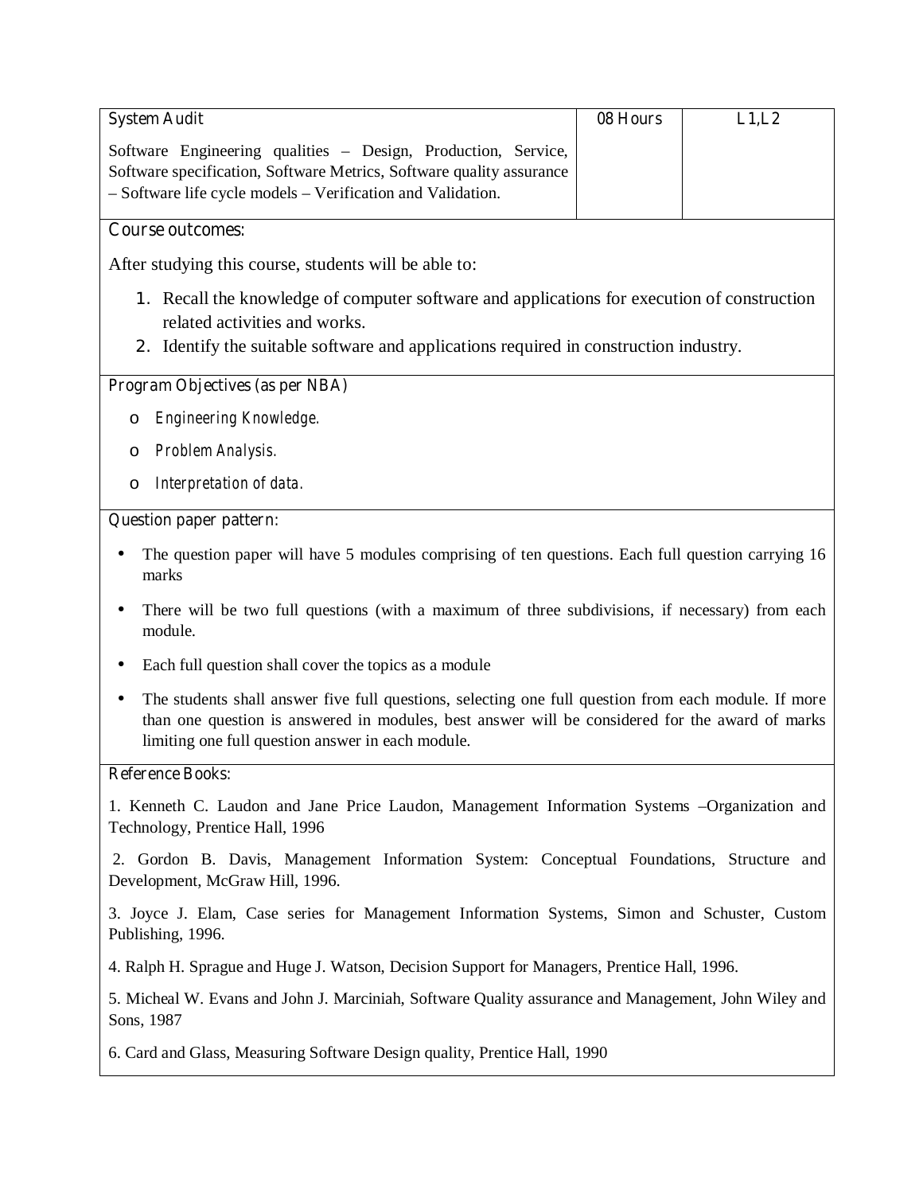| System Audit | 08 Hours | L1,L2 |
|---|---|---|
| Software Engineering qualities – Design, Production, Service, Software specification, Software Metrics, Software quality assurance – Software life cycle models – Verification and Validation. | | |

**Course outcomes:**

After studying this course, students will be able to:

1. Recall the knowledge of computer software and applications for execution of construction related activities and works.
2. Identify the suitable software and applications required in construction industry.

**Program Objectives (as per NBA)**

- *Engineering Knowledge.*
- *Problem Analysis.*
- *Interpretation of data.*

**Question paper pattern:**

- The question paper will have 5 modules comprising of ten questions. Each full question carrying 16 marks
- There will be two full questions (with a maximum of three subdivisions, if necessary) from each module.
- Each full question shall cover the topics as a module
- The students shall answer five full questions, selecting one full question from each module. If more than one question is answered in modules, best answer will be considered for the award of marks limiting one full question answer in each module.

**Reference Books:**

1. Kenneth C. Laudon and Jane Price Laudon, Management Information Systems –Organization and Technology, Prentice Hall, 1996

2. Gordon B. Davis, Management Information System: Conceptual Foundations, Structure and Development, McGraw Hill, 1996.

3. Joyce J. Elam, Case series for Management Information Systems, Simon and Schuster, Custom Publishing, 1996.

4. Ralph H. Sprague and Huge J. Watson, Decision Support for Managers, Prentice Hall, 1996.

5. Micheal W. Evans and John J. Marciniah, Software Quality assurance and Management, John Wiley and Sons, 1987

6. Card and Glass, Measuring Software Design quality, Prentice Hall, 1990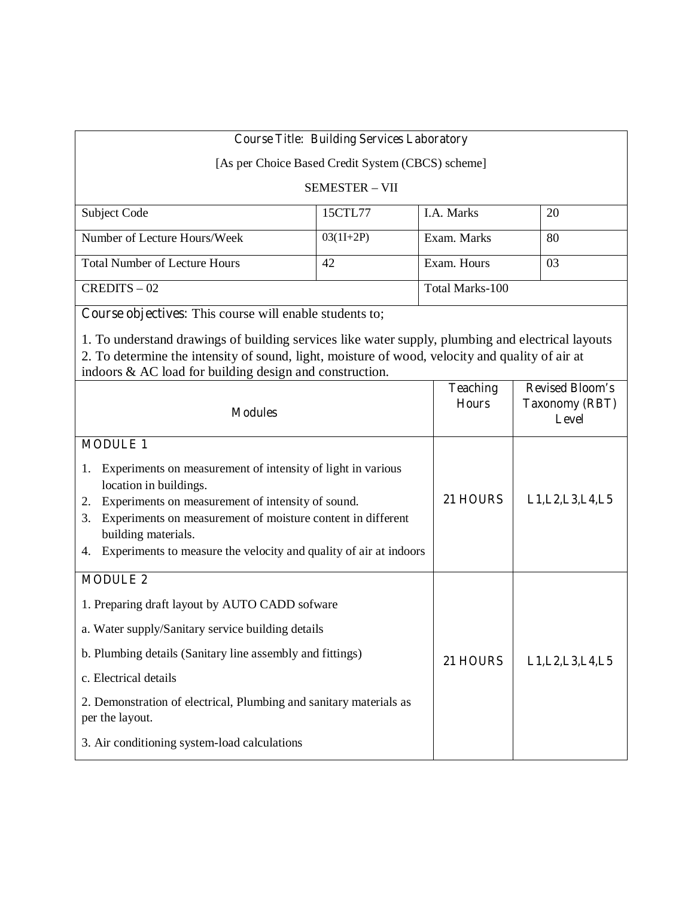**Course Title: Building Services Laboratory**

[As per Choice Based Credit System (CBCS) scheme]

SEMESTER – VII

| Subject Code | 15CTL77 | I.A. Marks | 20 |
|---|---|---|---|
| Number of Lecture Hours/Week | 03(1I+2P) | Exam. Marks | 80 |
| Total Number of Lecture Hours | 42 | Exam. Hours | 03 |
| CREDITS – 02 | | Total Marks-100 | |

**Course objectives:** This course will enable students to;

1. To understand drawings of building services like water supply, plumbing and electrical layouts
2. To determine the intensity of sound, light, moisture of wood, velocity and quality of air at indoors & AC load for building design and construction.

| Modules | Teaching Hours | Revised Bloom's Taxonomy (RBT) Level |
|---|---|---|
| **MODULE 1**<br>1. Experiments on measurement of intensity of light in various location in buildings.<br>2. Experiments on measurement of intensity of sound.<br>3. Experiments on measurement of moisture content in different building materials.<br>4. Experiments to measure the velocity and quality of air at indoors | 21 HOURS | L1,L2,L3,L4,L5 |
| **MODULE 2**<br>1. Preparing draft layout by AUTO CADD sofware<br>a. Water supply/Sanitary service building details<br>b. Plumbing details (Sanitary line assembly and fittings)<br>c. Electrical details<br>2. Demonstration of electrical, Plumbing and sanitary materials as per the layout.<br>3. Air conditioning system-load calculations | 21 HOURS | L1,L2,L3,L4,L5 |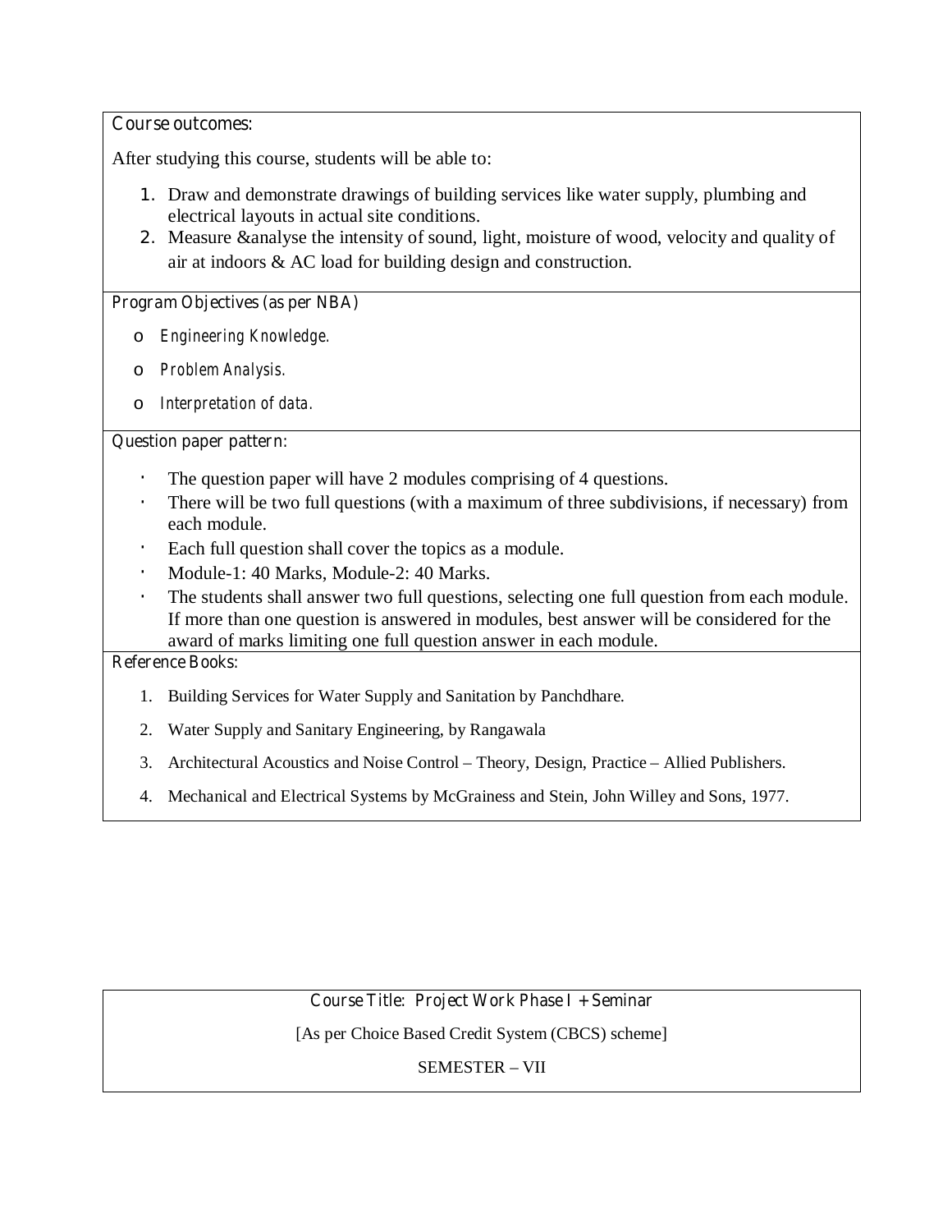**Course outcomes:**

After studying this course, students will be able to:

1. Draw and demonstrate drawings of building services like water supply, plumbing and electrical layouts in actual site conditions.
2. Measure &analyse the intensity of sound, light, moisture of wood, velocity and quality of air at indoors & AC load for building design and construction.

**Program Objectives (as per NBA)**

- *Engineering Knowledge.*
- *Problem Analysis.*
- *Interpretation of data.*

**Question paper pattern:**

- The question paper will have 2 modules comprising of 4 questions.
- There will be two full questions (with a maximum of three subdivisions, if necessary) from each module.
- Each full question shall cover the topics as a module.
- Module-1: 40 Marks, Module-2: 40 Marks.
- The students shall answer two full questions, selecting one full question from each module. If more than one question is answered in modules, best answer will be considered for the award of marks limiting one full question answer in each module.

**Reference Books:**

1. Building Services for Water Supply and Sanitation by Panchdhare.
2. Water Supply and Sanitary Engineering, by Rangawala
3. Architectural Acoustics and Noise Control – Theory, Design, Practice – Allied Publishers.
4. Mechanical and Electrical Systems by McGrainess and Stein, John Willey and Sons, 1977.

**Course Title: Project Work Phase I + Seminar**

[As per Choice Based Credit System (CBCS) scheme]

SEMESTER – VII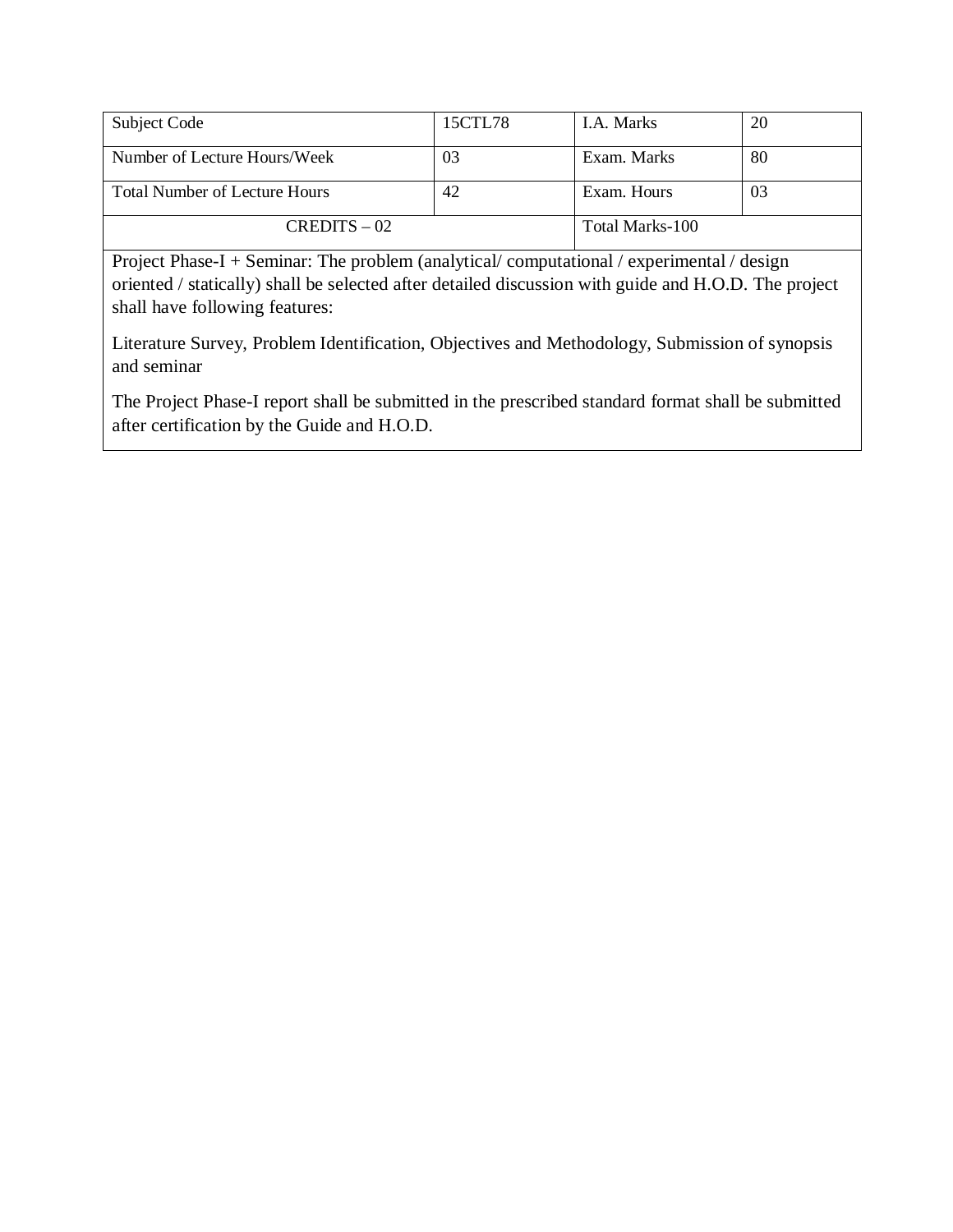| Subject Code | 15CTL78 | I.A. Marks | 20 |
|---|---|---|---|
| Number of Lecture Hours/Week | 03 | Exam. Marks | 80 |
| Total Number of Lecture Hours | 42 | Exam. Hours | 03 |
| CREDITS – 02 | | Total Marks-100 | |

Project Phase-I + Seminar: The problem (analytical/ computational / experimental / design oriented / statically) shall be selected after detailed discussion with guide and H.O.D. The project shall have following features:

Literature Survey, Problem Identification, Objectives and Methodology, Submission of synopsis and seminar

The Project Phase-I report shall be submitted in the prescribed standard format shall be submitted after certification by the Guide and H.O.D.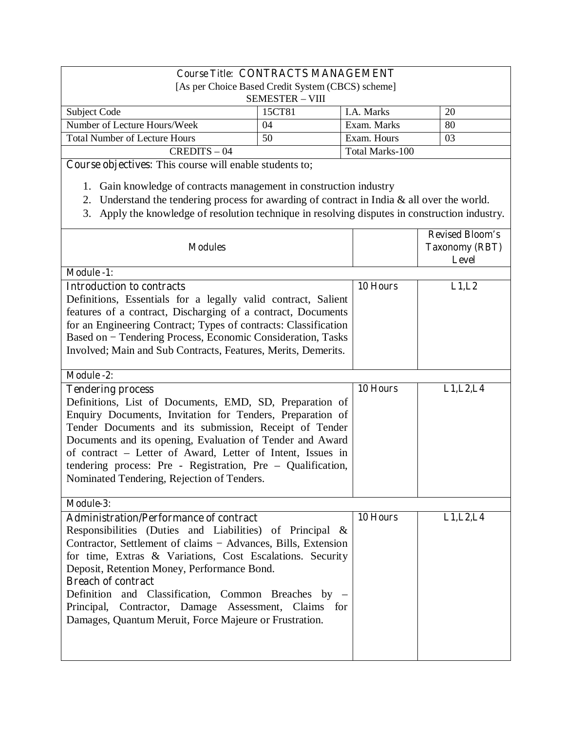## Course Title: CONTRACTS MANAGEMENT

[As per Choice Based Credit System (CBCS) scheme]

SEMESTER – VIII

| Subject Code | 15CT81 | I.A. Marks | 20 |
|---|---|---|---|
| Number of Lecture Hours/Week | 04 | Exam. Marks | 80 |
| Total Number of Lecture Hours | 50 | Exam. Hours | 03 |
| CREDITS – 04 | | Total Marks-100 | |

**Course objectives:** This course will enable students to;

1. Gain knowledge of contracts management in construction industry
2. Understand the tendering process for awarding of contract in India & all over the world.
3. Apply the knowledge of resolution technique in resolving disputes in construction industry.

| Modules | | Revised Bloom's Taxonomy (RBT) Level |
|---|---|---|
| **Module -1:** | | |
| **Introduction to contracts** <br> Definitions, Essentials for a legally valid contract, Salient features of a contract, Discharging of a contract, Documents for an Engineering Contract; Types of contracts: Classification Based on − Tendering Process, Economic Consideration, Tasks Involved; Main and Sub Contracts, Features, Merits, Demerits. | 10 Hours | L1,L2 |
| **Module -2:** | | |
| **Tendering process** <br> Definitions, List of Documents, EMD, SD, Preparation of Enquiry Documents, Invitation for Tenders, Preparation of Tender Documents and its submission, Receipt of Tender Documents and its opening, Evaluation of Tender and Award of contract – Letter of Award, Letter of Intent, Issues in tendering process: Pre - Registration, Pre – Qualification, Nominated Tendering, Rejection of Tenders. | 10 Hours | L1,L2,L4 |
| **Module-3:** | | |
| **Administration/Performance of contract** <br> Responsibilities (Duties and Liabilities) of Principal & Contractor, Settlement of claims − Advances, Bills, Extension for time, Extras & Variations, Cost Escalations. Security Deposit, Retention Money, Performance Bond. <br> **Breach of contract** <br> Definition and Classification, Common Breaches by – Principal, Contractor, Damage Assessment, Claims for Damages, Quantum Meruit, Force Majeure or Frustration. | 10 Hours | L1,L2,L4 |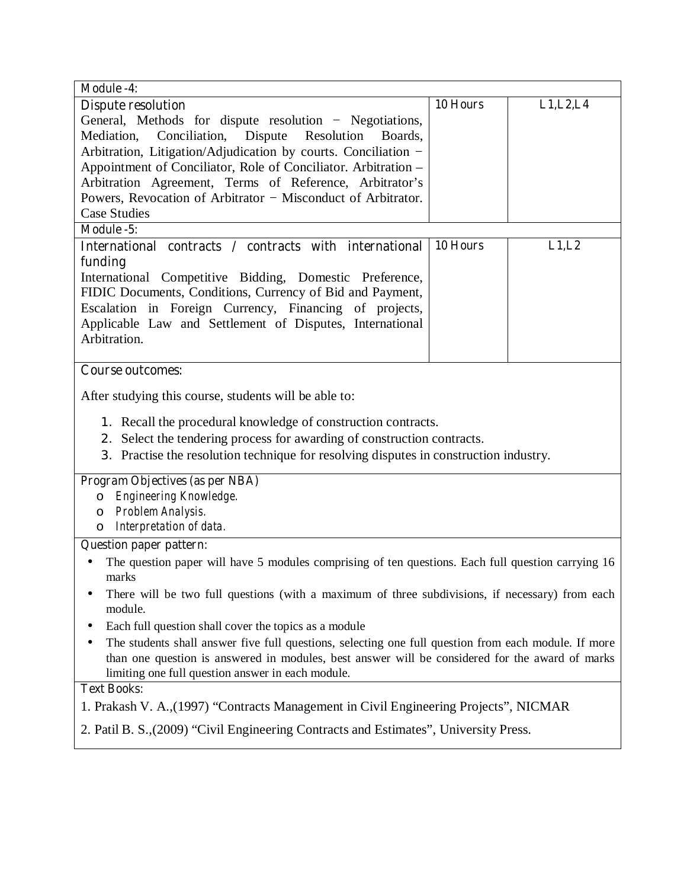| Module -4: | | |
|---|---|---|
| **Dispute resolution**<br>General, Methods for dispute resolution − Negotiations, Mediation, Conciliation, Dispute Resolution Boards, Arbitration, Litigation/Adjudication by courts. Conciliation − Appointment of Conciliator, Role of Conciliator. Arbitration – Arbitration Agreement, Terms of Reference, Arbitrator's Powers, Revocation of Arbitrator − Misconduct of Arbitrator. Case Studies | 10 Hours | L1,L2,L4 |
| **Module -5:** | | |
| **International contracts / contracts with international funding**<br>International Competitive Bidding, Domestic Preference, FIDIC Documents, Conditions, Currency of Bid and Payment, Escalation in Foreign Currency, Financing of projects, Applicable Law and Settlement of Disputes, International Arbitration. | 10 Hours | L1,L2 |

**Course outcomes:**

After studying this course, students will be able to:

1. Recall the procedural knowledge of construction contracts.
2. Select the tendering process for awarding of construction contracts.
3. Practise the resolution technique for resolving disputes in construction industry.

**Program Objectives (as per NBA)**

- *Engineering Knowledge.*
- *Problem Analysis.*
- *Interpretation of data.*

**Question paper pattern:**

- The question paper will have 5 modules comprising of ten questions. Each full question carrying 16 marks
- There will be two full questions (with a maximum of three subdivisions, if necessary) from each module.
- Each full question shall cover the topics as a module
- The students shall answer five full questions, selecting one full question from each module. If more than one question is answered in modules, best answer will be considered for the award of marks limiting one full question answer in each module.

**Text Books:**

1. Prakash V. A.,(1997) "Contracts Management in Civil Engineering Projects", NICMAR

2. Patil B. S.,(2009) "Civil Engineering Contracts and Estimates", University Press.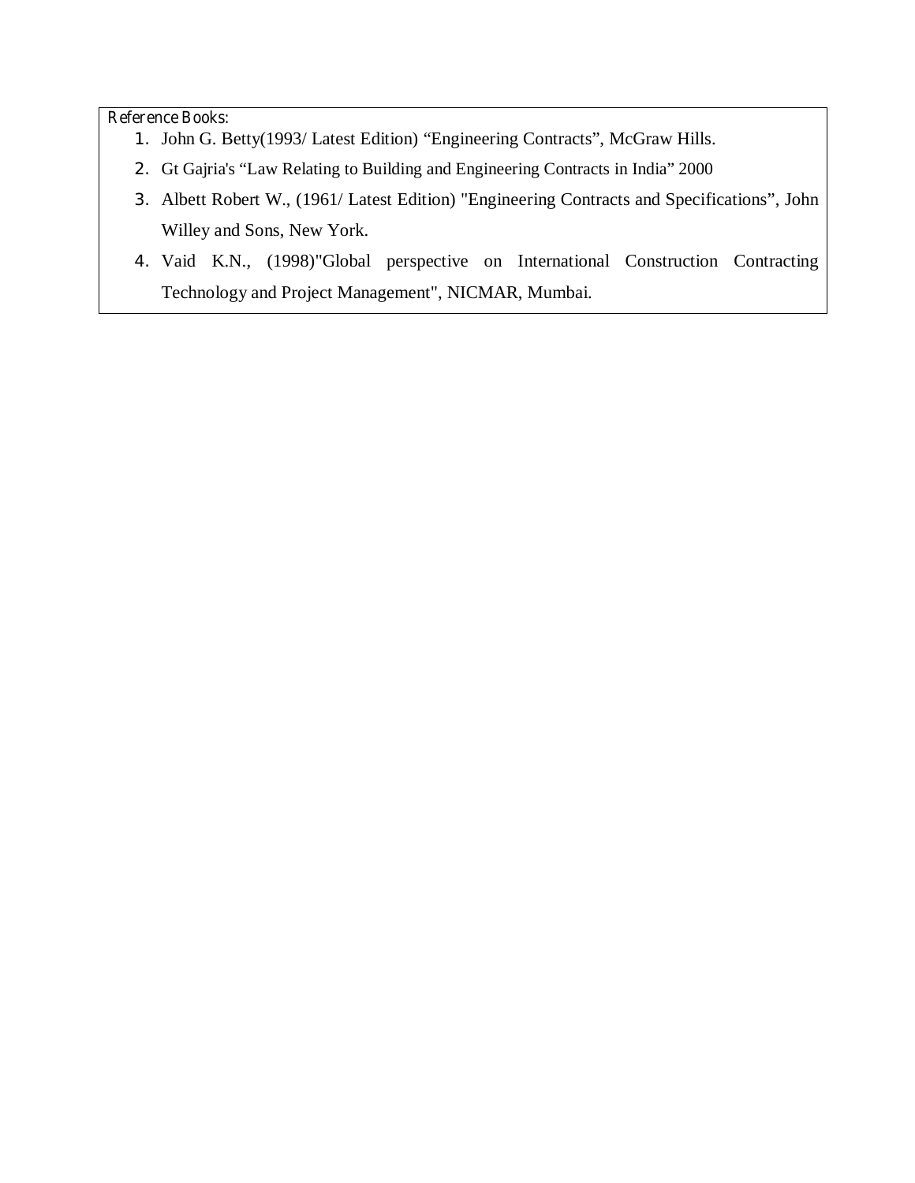Reference Books:

1. John G. Betty(1993/ Latest Edition) “Engineering Contracts”, McGraw Hills.
2. Gt Gajria's “Law Relating to Building and Engineering Contracts in India” 2000
3. Albett Robert W., (1961/ Latest Edition) "Engineering Contracts and Specifications”, John Willey and Sons, New York.
4. Vaid K.N., (1998)"Global perspective on International Construction Contracting Technology and Project Management", NICMAR, Mumbai.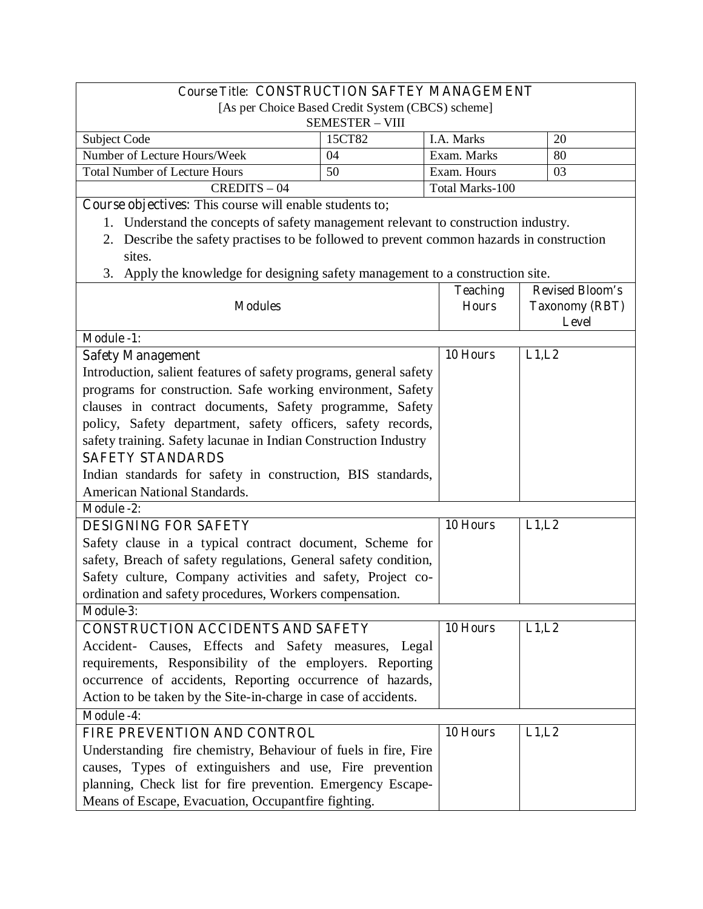Course Title: **CONSTRUCTION SAFTEY MANAGEMENT**

[As per Choice Based Credit System (CBCS) scheme]

SEMESTER – VIII

| Subject Code | 15CT82 | I.A. Marks | 20 |
|---|---|---|---|
| Number of Lecture Hours/Week | 04 | Exam. Marks | 80 |
| Total Number of Lecture Hours | 50 | Exam. Hours | 03 |
| CREDITS – 04 | | Total Marks-100 | |

**Course objectives:** This course will enable students to;

1. Understand the concepts of safety management relevant to construction industry.
2. Describe the safety practises to be followed to prevent common hazards in construction sites.
3. Apply the knowledge for designing safety management to a construction site.

| Modules | Teaching Hours | Revised Bloom's Taxonomy (RBT) Level |
|---|---|---|
| **Module -1:** | | |
| **Safety Management** Introduction, salient features of safety programs, general safety programs for construction. Safe working environment, Safety clauses in contract documents, Safety programme, Safety policy, Safety department, safety officers, safety records, safety training. Safety lacunae in Indian Construction Industry **SAFETY STANDARDS** Indian standards for safety in construction, BIS standards, American National Standards. | 10 Hours | L1,L2 |
| **Module -2:** | | |
| **DESIGNING FOR SAFETY** Safety clause in a typical contract document, Scheme for safety, Breach of safety regulations, General safety condition, Safety culture, Company activities and safety, Project co-ordination and safety procedures, Workers compensation. | 10 Hours | L1,L2 |
| **Module-3:** | | |
| **CONSTRUCTION ACCIDENTS AND SAFETY** Accident- Causes, Effects and Safety measures, Legal requirements, Responsibility of the employers. Reporting occurrence of accidents, Reporting occurrence of hazards, Action to be taken by the Site-in-charge in case of accidents. | 10 Hours | L1,L2 |
| **Module -4:** | | |
| **FIRE PREVENTION AND CONTROL** Understanding fire chemistry, Behaviour of fuels in fire, Fire causes, Types of extinguishers and use, Fire prevention planning, Check list for fire prevention. Emergency Escape-Means of Escape, Evacuation, Occupantfire fighting. | 10 Hours | L1,L2 |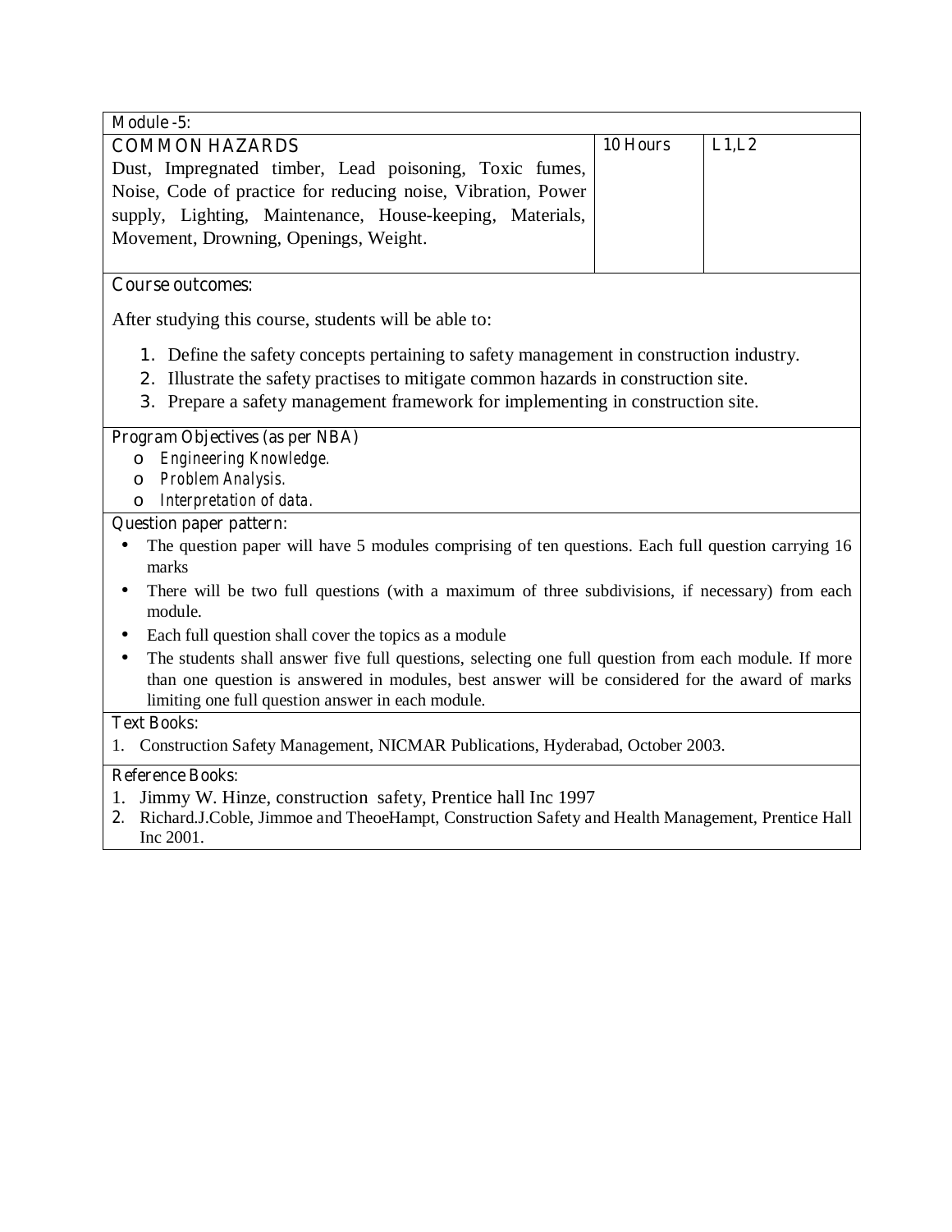| Module -5: | | |
|---|---|---|
| COMMON HAZARDS<br>Dust, Impregnated timber, Lead poisoning, Toxic fumes, Noise, Code of practice for reducing noise, Vibration, Power supply, Lighting, Maintenance, House-keeping, Materials, Movement, Drowning, Openings, Weight. | 10 Hours | L1,L2 |

**Course outcomes:**

After studying this course, students will be able to:

1. Define the safety concepts pertaining to safety management in construction industry.
2. Illustrate the safety practises to mitigate common hazards in construction site.
3. Prepare a safety management framework for implementing in construction site.

**Program Objectives (as per NBA)**

- *Engineering Knowledge.*
- *Problem Analysis.*
- *Interpretation of data.*

**Question paper pattern:**

- The question paper will have 5 modules comprising of ten questions. Each full question carrying 16 marks
- There will be two full questions (with a maximum of three subdivisions, if necessary) from each module.
- Each full question shall cover the topics as a module
- The students shall answer five full questions, selecting one full question from each module. If more than one question is answered in modules, best answer will be considered for the award of marks limiting one full question answer in each module.

**Text Books:**

1. Construction Safety Management, NICMAR Publications, Hyderabad, October 2003.

**Reference Books:**

1. Jimmy W. Hinze, construction safety, Prentice hall Inc 1997
2. Richard.J.Coble, Jimmoe and TheoeHampt, Construction Safety and Health Management, Prentice Hall Inc 2001.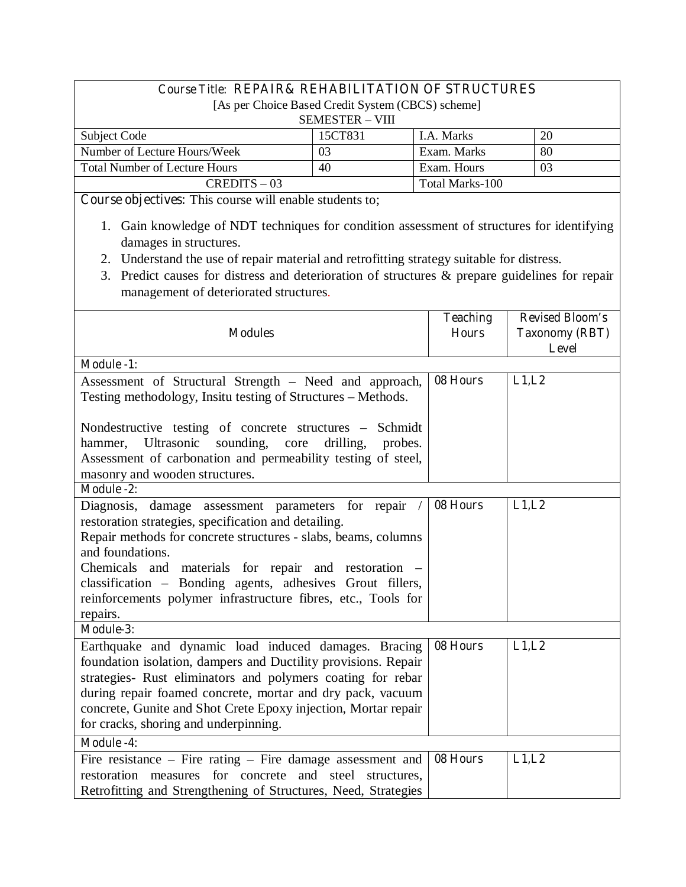| Course Title: REPAIR& REHABILITATION OF STRUCTURES<br>[As per Choice Based Credit System (CBCS) scheme]<br>SEMESTER – VIII | | | |
|---|---|---|---|
| Subject Code | 15CT831 | I.A. Marks | 20 |
| Number of Lecture Hours/Week | 03 | Exam. Marks | 80 |
| Total Number of Lecture Hours | 40 | Exam. Hours | 03 |
| CREDITS – 03 | | Total Marks-100 | |

**Course objectives:** This course will enable students to;

1. Gain knowledge of NDT techniques for condition assessment of structures for identifying damages in structures.
2. Understand the use of repair material and retrofitting strategy suitable for distress.
3. Predict causes for distress and deterioration of structures & prepare guidelines for repair management of deteriorated structures.

| Modules | Teaching Hours | Revised Bloom's Taxonomy (RBT) Level |
|---|---|---|
| **Module -1:** | | |
| Assessment of Structural Strength – Need and approach, Testing methodology, Insitu testing of Structures – Methods.<br><br>Nondestructive testing of concrete structures – Schmidt hammer, Ultrasonic sounding, core drilling, probes. Assessment of carbonation and permeability testing of steel, masonry and wooden structures. | 08 Hours | L1,L2 |
| **Module -2:** | | |
| Diagnosis, damage assessment parameters for repair / restoration strategies, specification and detailing.<br>Repair methods for concrete structures - slabs, beams, columns and foundations.<br>Chemicals and materials for repair and restoration – classification – Bonding agents, adhesives Grout fillers, reinforcements polymer infrastructure fibres, etc., Tools for repairs. | 08 Hours | L1,L2 |
| **Module-3:** | | |
| Earthquake and dynamic load induced damages. Bracing foundation isolation, dampers and Ductility provisions. Repair strategies- Rust eliminators and polymers coating for rebar during repair foamed concrete, mortar and dry pack, vacuum concrete, Gunite and Shot Crete Epoxy injection, Mortar repair for cracks, shoring and underpinning. | 08 Hours | L1,L2 |
| **Module -4:** | | |
| Fire resistance – Fire rating – Fire damage assessment and restoration measures for concrete and steel structures, Retrofitting and Strengthening of Structures, Need, Strategies | 08 Hours | L1,L2 |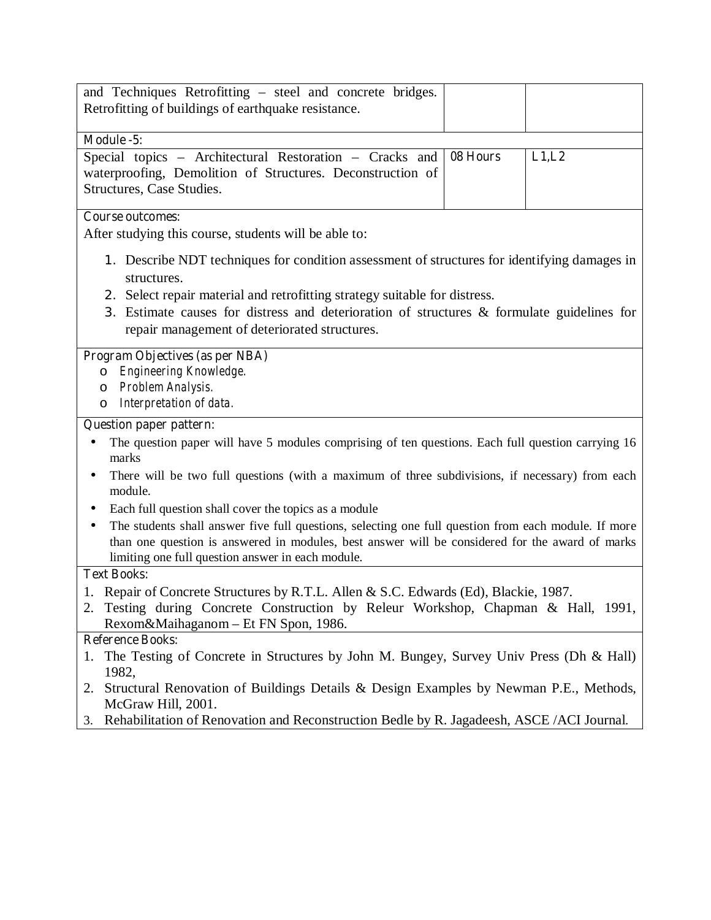| | | |
|---|---|---|
| and Techniques Retrofitting – steel and concrete bridges. Retrofitting of buildings of earthquake resistance. | | |
| **Module -5:** | | |
| Special topics – Architectural Restoration – Cracks and waterproofing, Demolition of Structures. Deconstruction of Structures, Case Studies. | 08 Hours | L1,L2 |

**Course outcomes:**

After studying this course, students will be able to:

1. Describe NDT techniques for condition assessment of structures for identifying damages in structures.
2. Select repair material and retrofitting strategy suitable for distress.
3. Estimate causes for distress and deterioration of structures & formulate guidelines for repair management of deteriorated structures.

**Program Objectives (as per NBA)**

- *Engineering Knowledge.*
- *Problem Analysis.*
- *Interpretation of data.*

**Question paper pattern:**

- The question paper will have 5 modules comprising of ten questions. Each full question carrying 16 marks
- There will be two full questions (with a maximum of three subdivisions, if necessary) from each module.
- Each full question shall cover the topics as a module
- The students shall answer five full questions, selecting one full question from each module. If more than one question is answered in modules, best answer will be considered for the award of marks limiting one full question answer in each module.

**Text Books:**

1. Repair of Concrete Structures by R.T.L. Allen & S.C. Edwards (Ed), Blackie, 1987.
2. Testing during Concrete Construction by Releur Workshop, Chapman & Hall, 1991, Rexom&Maihaganom – Et FN Spon, 1986.

**Reference Books:**

1. The Testing of Concrete in Structures by John M. Bungey, Survey Univ Press (Dh & Hall) 1982,
2. Structural Renovation of Buildings Details & Design Examples by Newman P.E., Methods, McGraw Hill, 2001.
3. Rehabilitation of Renovation and Reconstruction Bedle by R. Jagadeesh, ASCE /ACI Journal.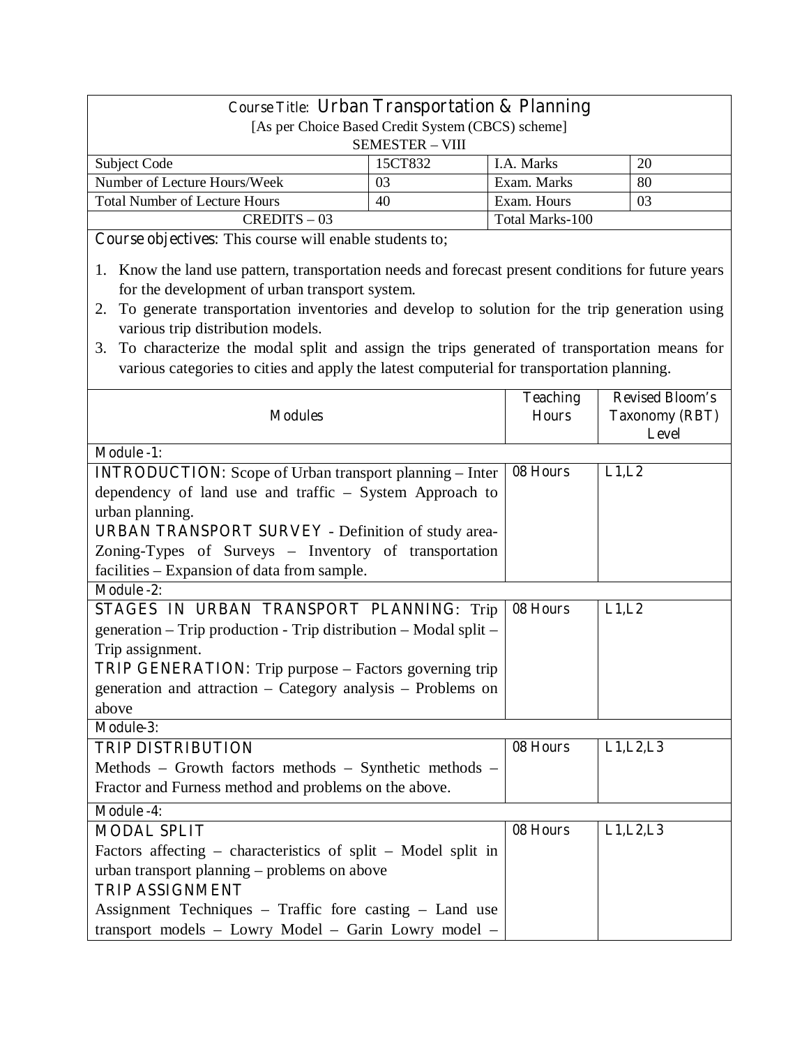Course Title: **Urban Transportation & Planning**

[As per Choice Based Credit System (CBCS) scheme]

SEMESTER – VIII

| Subject Code | 15CT832 | I.A. Marks | 20 |
|---|---|---|---|
| Number of Lecture Hours/Week | 03 | Exam. Marks | 80 |
| Total Number of Lecture Hours | 40 | Exam. Hours | 03 |
| CREDITS – 03 | | Total Marks-100 | |

**Course objectives:** This course will enable students to;

1. Know the land use pattern, transportation needs and forecast present conditions for future years for the development of urban transport system.
2. To generate transportation inventories and develop to solution for the trip generation using various trip distribution models.
3. To characterize the modal split and assign the trips generated of transportation means for various categories to cities and apply the latest computerial for transportation planning.

| Modules | Teaching Hours | Revised Bloom's Taxonomy (RBT) Level |
|---|---|---|
| **Module -1:** | | |
| **INTRODUCTION:** Scope of Urban transport planning – Inter dependency of land use and traffic – System Approach to urban planning. **URBAN TRANSPORT SURVEY** - Definition of study area-Zoning-Types of Surveys – Inventory of transportation facilities – Expansion of data from sample. | 08 Hours | L1,L2 |
| **Module -2:** | | |
| **STAGES IN URBAN TRANSPORT PLANNING:** Trip generation – Trip production - Trip distribution – Modal split – Trip assignment. **TRIP GENERATION:** Trip purpose – Factors governing trip generation and attraction – Category analysis – Problems on above | 08 Hours | L1,L2 |
| **Module-3:** | | |
| **TRIP DISTRIBUTION** Methods – Growth factors methods – Synthetic methods – Fractor and Furness method and problems on the above. | 08 Hours | L1,L2,L3 |
| **Module -4:** | | |
| **MODAL SPLIT** Factors affecting – characteristics of split – Model split in urban transport planning – problems on above **TRIP ASSIGNMENT** Assignment Techniques – Traffic fore casting – Land use transport models – Lowry Model – Garin Lowry model – | 08 Hours | L1,L2,L3 |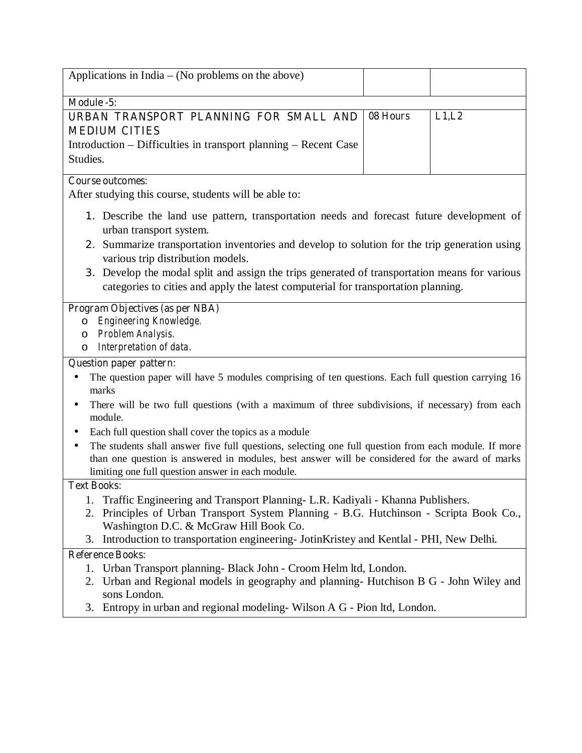| | | |
|---|---|---|
| Applications in India – (No problems on the above) | | |
| Module -5: | | |
| URBAN TRANSPORT PLANNING FOR SMALL AND MEDIUM CITIES<br>Introduction – Difficulties in transport planning – Recent Case Studies. | 08 Hours | L1,L2 |

**Course outcomes:**

After studying this course, students will be able to:

1. Describe the land use pattern, transportation needs and forecast future development of urban transport system.
2. Summarize transportation inventories and develop to solution for the trip generation using various trip distribution models.
3. Develop the modal split and assign the trips generated of transportation means for various categories to cities and apply the latest computerial for transportation planning.

**Program Objectives (as per NBA)**

- *Engineering Knowledge.*
- *Problem Analysis.*
- *Interpretation of data.*

**Question paper pattern:**

- The question paper will have 5 modules comprising of ten questions. Each full question carrying 16 marks
- There will be two full questions (with a maximum of three subdivisions, if necessary) from each module.
- Each full question shall cover the topics as a module
- The students shall answer five full questions, selecting one full question from each module. If more than one question is answered in modules, best answer will be considered for the award of marks limiting one full question answer in each module.

**Text Books:**

1. Traffic Engineering and Transport Planning- L.R. Kadiyali - Khanna Publishers.
2. Principles of Urban Transport System Planning - B.G. Hutchinson - Scripta Book Co., Washington D.C. & McGraw Hill Book Co.
3. Introduction to transportation engineering- JotinKristey and Kentlal - PHI, New Delhi.

**Reference Books:**

1. Urban Transport planning- Black John - Croom Helm ltd, London.
2. Urban and Regional models in geography and planning- Hutchison B G - John Wiley and sons London.
3. Entropy in urban and regional modeling- Wilson A G - Pion ltd, London.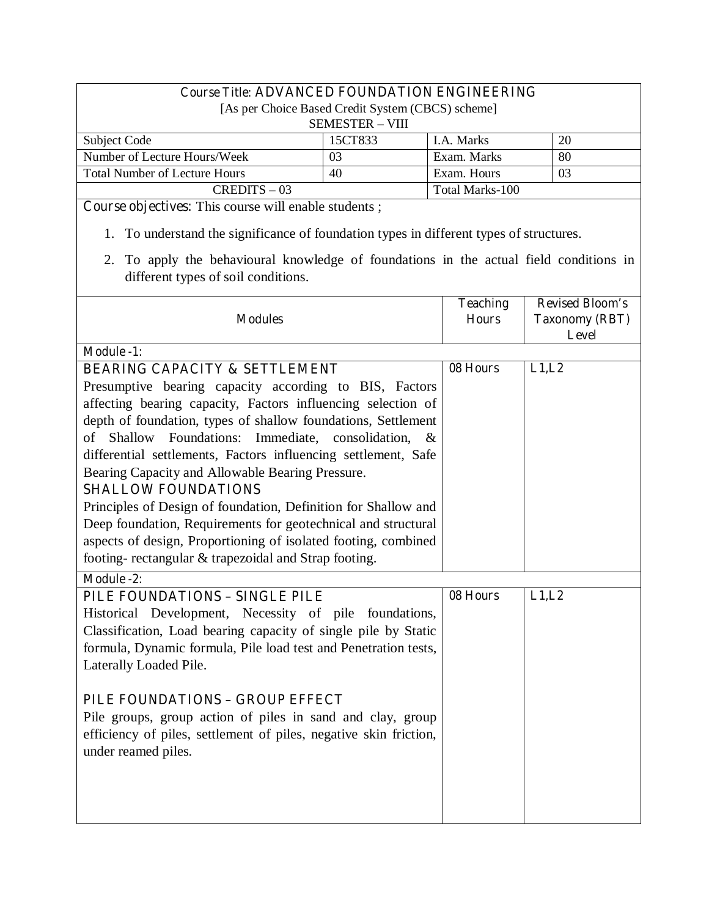**Course Title: ADVANCED FOUNDATION ENGINEERING**

[As per Choice Based Credit System (CBCS) scheme]

SEMESTER – VIII

| Subject Code | 15CT833 | I.A. Marks | 20 |
|---|---|---|---|
| Number of Lecture Hours/Week | 03 | Exam. Marks | 80 |
| Total Number of Lecture Hours | 40 | Exam. Hours | 03 |
| CREDITS – 03 | | Total Marks-100 | |

**Course objectives:** This course will enable students ;

1. To understand the significance of foundation types in different types of structures.
2. To apply the behavioural knowledge of foundations in the actual field conditions in different types of soil conditions.

| Modules | Teaching Hours | Revised Bloom's Taxonomy (RBT) Level |
|---|---|---|
| **Module -1:** | | |
| **BEARING CAPACITY & SETTLEMENT** Presumptive bearing capacity according to BIS, Factors affecting bearing capacity, Factors influencing selection of depth of foundation, types of shallow foundations, Settlement of Shallow Foundations: Immediate, consolidation, & differential settlements, Factors influencing settlement, Safe Bearing Capacity and Allowable Bearing Pressure. **SHALLOW FOUNDATIONS** Principles of Design of foundation, Definition for Shallow and Deep foundation, Requirements for geotechnical and structural aspects of design, Proportioning of isolated footing, combined footing- rectangular & trapezoidal and Strap footing. | 08 Hours | L1,L2 |
| **Module -2:** | | |
| **PILE FOUNDATIONS – SINGLE PILE** Historical Development, Necessity of pile foundations, Classification, Load bearing capacity of single pile by Static formula, Dynamic formula, Pile load test and Penetration tests, Laterally Loaded Pile. **PILE FOUNDATIONS – GROUP EFFECT** Pile groups, group action of piles in sand and clay, group efficiency of piles, settlement of piles, negative skin friction, under reamed piles. | 08 Hours | L1,L2 |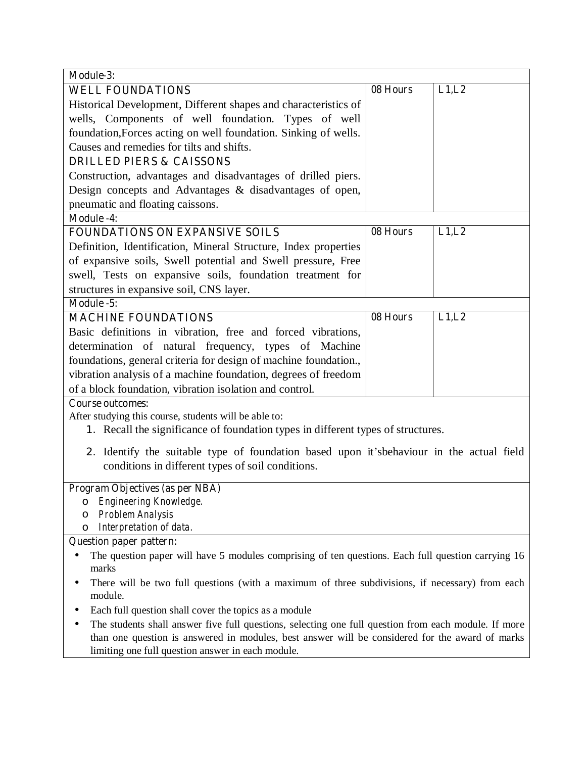| Module-3: | | |
|---|---|---|
| **WELL FOUNDATIONS**<br>Historical Development, Different shapes and characteristics of wells, Components of well foundation. Types of well foundation,Forces acting on well foundation. Sinking of wells. Causes and remedies for tilts and shifts.<br>**DRILLED PIERS & CAISSONS**<br>Construction, advantages and disadvantages of drilled piers. Design concepts and Advantages & disadvantages of open, pneumatic and floating caissons. | 08 Hours | L1,L2 |
| **Module -4:** | | |
| **FOUNDATIONS ON EXPANSIVE SOILS**<br>Definition, Identification, Mineral Structure, Index properties of expansive soils, Swell potential and Swell pressure, Free swell, Tests on expansive soils, foundation treatment for structures in expansive soil, CNS layer. | 08 Hours | L1,L2 |
| **Module -5:** | | |
| **MACHINE FOUNDATIONS**<br>Basic definitions in vibration, free and forced vibrations, determination of natural frequency, types of Machine foundations, general criteria for design of machine foundation., vibration analysis of a machine foundation, degrees of freedom of a block foundation, vibration isolation and control. | 08 Hours | L1,L2 |

**Course outcomes:**

After studying this course, students will be able to:

1. Recall the significance of foundation types in different types of structures.
2. Identify the suitable type of foundation based upon it'sbehaviour in the actual field conditions in different types of soil conditions.

**Program Objectives (as per NBA)**

- *Engineering Knowledge.*
- *Problem Analysis*
- *Interpretation of data.*

**Question paper pattern:**

- The question paper will have 5 modules comprising of ten questions. Each full question carrying 16 marks
- There will be two full questions (with a maximum of three subdivisions, if necessary) from each module.
- Each full question shall cover the topics as a module
- The students shall answer five full questions, selecting one full question from each module. If more than one question is answered in modules, best answer will be considered for the award of marks limiting one full question answer in each module.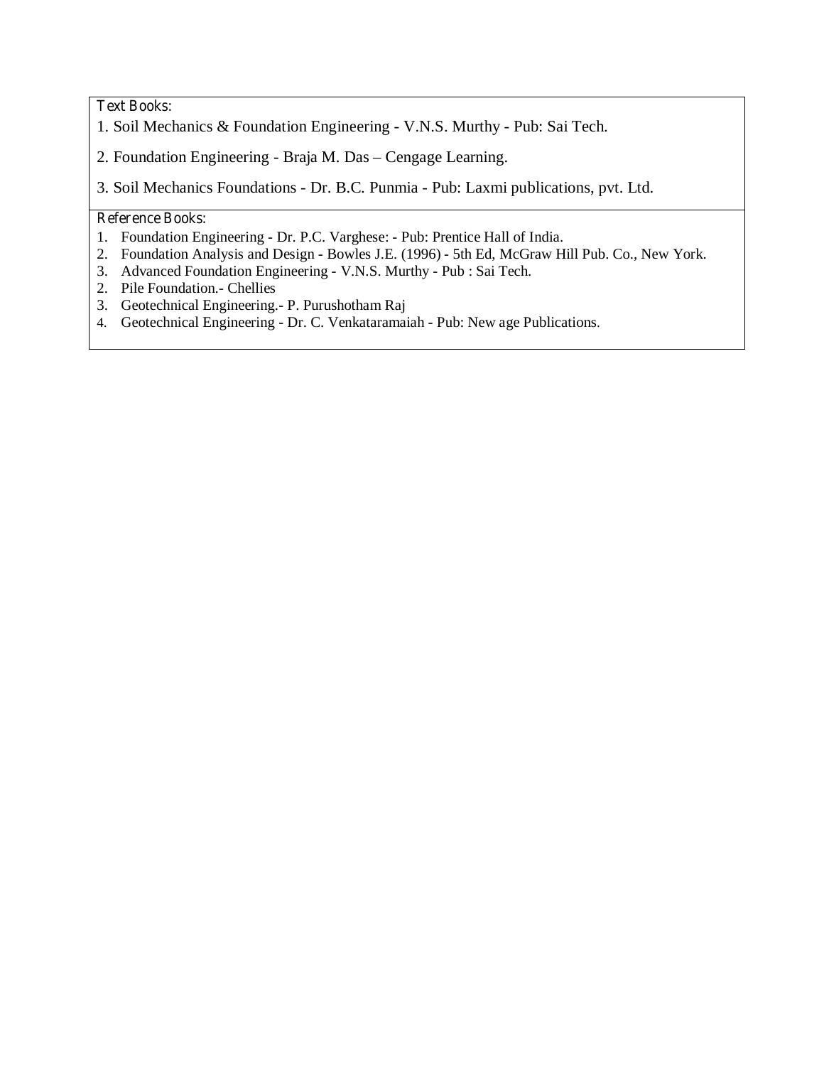Text Books:

1. Soil Mechanics & Foundation Engineering - V.N.S. Murthy - Pub: Sai Tech.

2. Foundation Engineering - Braja M. Das – Cengage Learning.

3. Soil Mechanics Foundations - Dr. B.C. Punmia - Pub: Laxmi publications, pvt. Ltd.

Reference Books:

1. Foundation Engineering - Dr. P.C. Varghese: - Pub: Prentice Hall of India.
2. Foundation Analysis and Design - Bowles J.E. (1996) - 5th Ed, McGraw Hill Pub. Co., New York.
3. Advanced Foundation Engineering - V.N.S. Murthy - Pub : Sai Tech.
2. Pile Foundation.- Chellies
3. Geotechnical Engineering.- P. Purushotham Raj
4. Geotechnical Engineering - Dr. C. Venkataramaiah - Pub: New age Publications.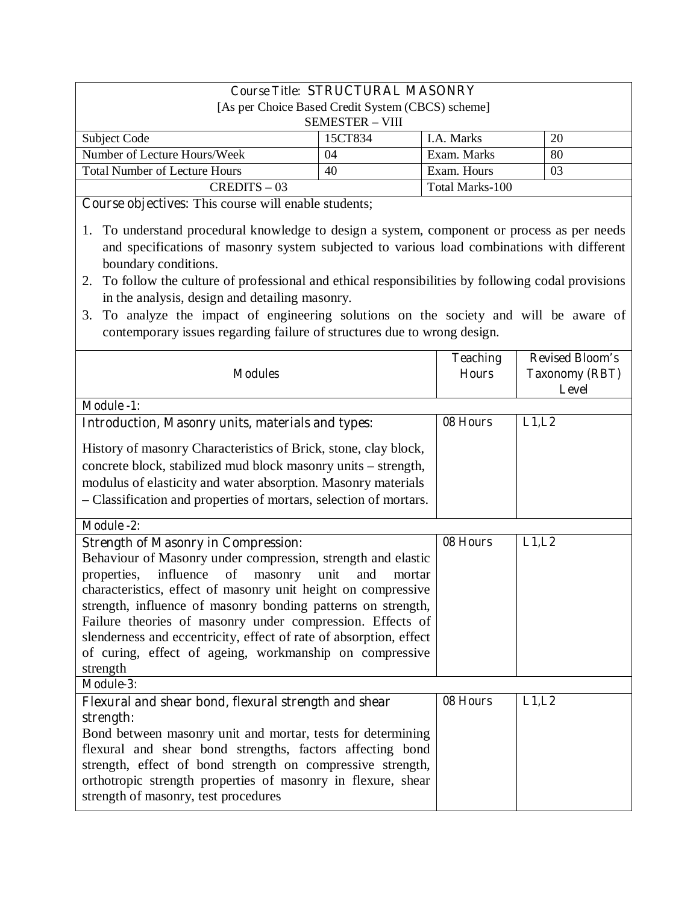**Course Title: STRUCTURAL MASONRY**

[As per Choice Based Credit System (CBCS) scheme]

SEMESTER – VIII

| Subject Code | 15CT834 | I.A. Marks | 20 |
|---|---|---|---|
| Number of Lecture Hours/Week | 04 | Exam. Marks | 80 |
| Total Number of Lecture Hours | 40 | Exam. Hours | 03 |
| CREDITS – 03 | | Total Marks-100 | |

**Course objectives:** This course will enable students;

1. To understand procedural knowledge to design a system, component or process as per needs and specifications of masonry system subjected to various load combinations with different boundary conditions.
2. To follow the culture of professional and ethical responsibilities by following codal provisions in the analysis, design and detailing masonry.
3. To analyze the impact of engineering solutions on the society and will be aware of contemporary issues regarding failure of structures due to wrong design.

| Modules | Teaching Hours | Revised Bloom's Taxonomy (RBT) Level |
|---|---|---|
| **Module -1:** | | |
| **Introduction, Masonry units, materials and types:** History of masonry Characteristics of Brick, stone, clay block, concrete block, stabilized mud block masonry units – strength, modulus of elasticity and water absorption. Masonry materials – Classification and properties of mortars, selection of mortars. | 08 Hours | L1,L2 |
| **Module -2:** | | |
| **Strength of Masonry in Compression:** Behaviour of Masonry under compression, strength and elastic properties, influence of masonry unit and mortar characteristics, effect of masonry unit height on compressive strength, influence of masonry bonding patterns on strength, Failure theories of masonry under compression. Effects of slenderness and eccentricity, effect of rate of absorption, effect of curing, effect of ageing, workmanship on compressive strength | 08 Hours | L1,L2 |
| **Module-3:** | | |
| **Flexural and shear bond, flexural strength and shear strength:** Bond between masonry unit and mortar, tests for determining flexural and shear bond strengths, factors affecting bond strength, effect of bond strength on compressive strength, orthotropic strength properties of masonry in flexure, shear strength of masonry, test procedures | 08 Hours | L1,L2 |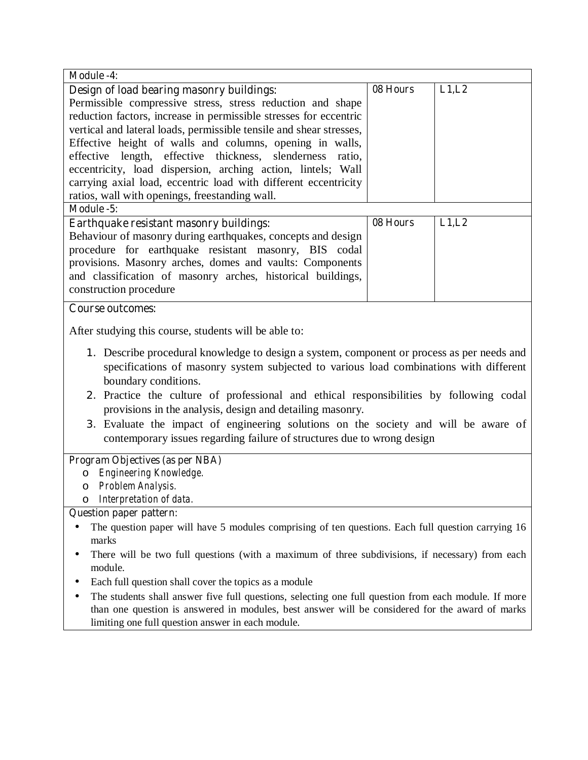| Module -4: | | |
|---|---|---|
| **Design of load bearing masonry buildings:** Permissible compressive stress, stress reduction and shape reduction factors, increase in permissible stresses for eccentric vertical and lateral loads, permissible tensile and shear stresses, Effective height of walls and columns, opening in walls, effective length, effective thickness, slenderness ratio, eccentricity, load dispersion, arching action, lintels; Wall carrying axial load, eccentric load with different eccentricity ratios, wall with openings, freestanding wall. | 08 Hours | L1,L2 |
| **Module -5:** | | |
| **Earthquake resistant masonry buildings:** Behaviour of masonry during earthquakes, concepts and design procedure for earthquake resistant masonry, BIS codal provisions. Masonry arches, domes and vaults: Components and classification of masonry arches, historical buildings, construction procedure | 08 Hours | L1,L2 |

**Course outcomes:**

After studying this course, students will be able to:

1. Describe procedural knowledge to design a system, component or process as per needs and specifications of masonry system subjected to various load combinations with different boundary conditions.
2. Practice the culture of professional and ethical responsibilities by following codal provisions in the analysis, design and detailing masonry.
3. Evaluate the impact of engineering solutions on the society and will be aware of contemporary issues regarding failure of structures due to wrong design

**Program Objectives (as per NBA)**

- *Engineering Knowledge.*
- *Problem Analysis.*
- *Interpretation of data.*

**Question paper pattern:**

- The question paper will have 5 modules comprising of ten questions. Each full question carrying 16 marks
- There will be two full questions (with a maximum of three subdivisions, if necessary) from each module.
- Each full question shall cover the topics as a module
- The students shall answer five full questions, selecting one full question from each module. If more than one question is answered in modules, best answer will be considered for the award of marks limiting one full question answer in each module.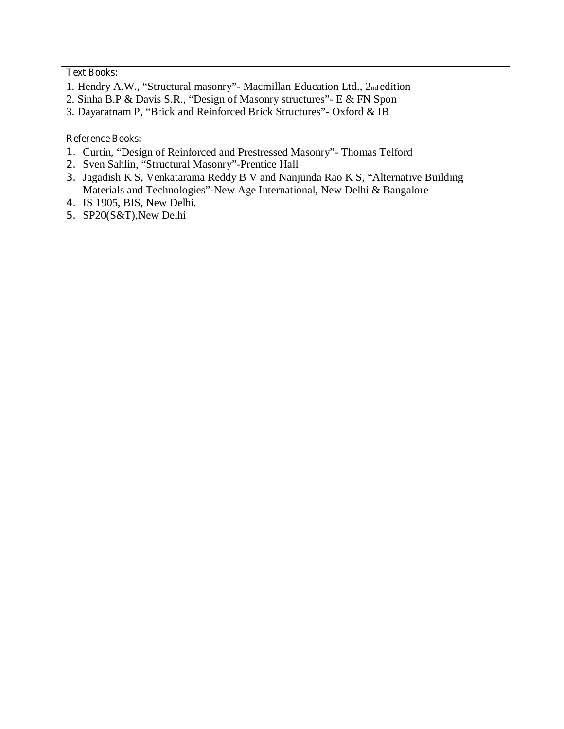**Text Books:**

1. Hendry A.W., “Structural masonry”- Macmillan Education Ltd., 2nd edition
2. Sinha B.P & Davis S.R., “Design of Masonry structures”- E & FN Spon
3. Dayaratnam P, “Brick and Reinforced Brick Structures”- Oxford & IB

**Reference Books:**

1. Curtin, “Design of Reinforced and Prestressed Masonry”- Thomas Telford
2. Sven Sahlin, “Structural Masonry”-Prentice Hall
3. Jagadish K S, Venkatarama Reddy B V and Nanjunda Rao K S, “Alternative Building Materials and Technologies”-New Age International, New Delhi & Bangalore
4. IS 1905, BIS, New Delhi.
5. SP20(S&T),New Delhi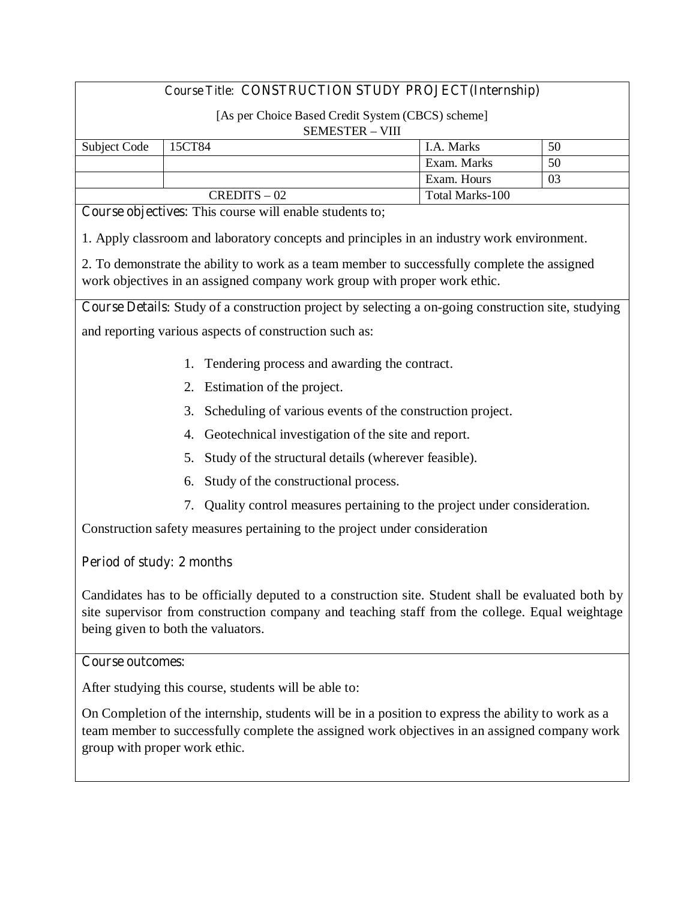Course Title: **CONSTRUCTION STUDY PROJECT (Internship)**

[As per Choice Based Credit System (CBCS) scheme]
SEMESTER – VIII

| Subject Code | 15CT84 | I.A. Marks | 50 |
|---|---|---|---|
| | | Exam. Marks | 50 |
| | | Exam. Hours | 03 |
| CREDITS – 02 | | Total Marks-100 | |

**Course objectives:** This course will enable students to;

1. Apply classroom and laboratory concepts and principles in an industry work environment.

2. To demonstrate the ability to work as a team member to successfully complete the assigned work objectives in an assigned company work group with proper work ethic.

**Course Details:** Study of a construction project by selecting a on-going construction site, studying and reporting various aspects of construction such as:

1. Tendering process and awarding the contract.
2. Estimation of the project.
3. Scheduling of various events of the construction project.
4. Geotechnical investigation of the site and report.
5. Study of the structural details (wherever feasible).
6. Study of the constructional process.
7. Quality control measures pertaining to the project under consideration.

Construction safety measures pertaining to the project under consideration

**Period of study: 2 months**

Candidates has to be officially deputed to a construction site. Student shall be evaluated both by site supervisor from construction company and teaching staff from the college. Equal weightage being given to both the valuators.

**Course outcomes:**

After studying this course, students will be able to:

On Completion of the internship, students will be in a position to express the ability to work as a team member to successfully complete the assigned work objectives in an assigned company work group with proper work ethic.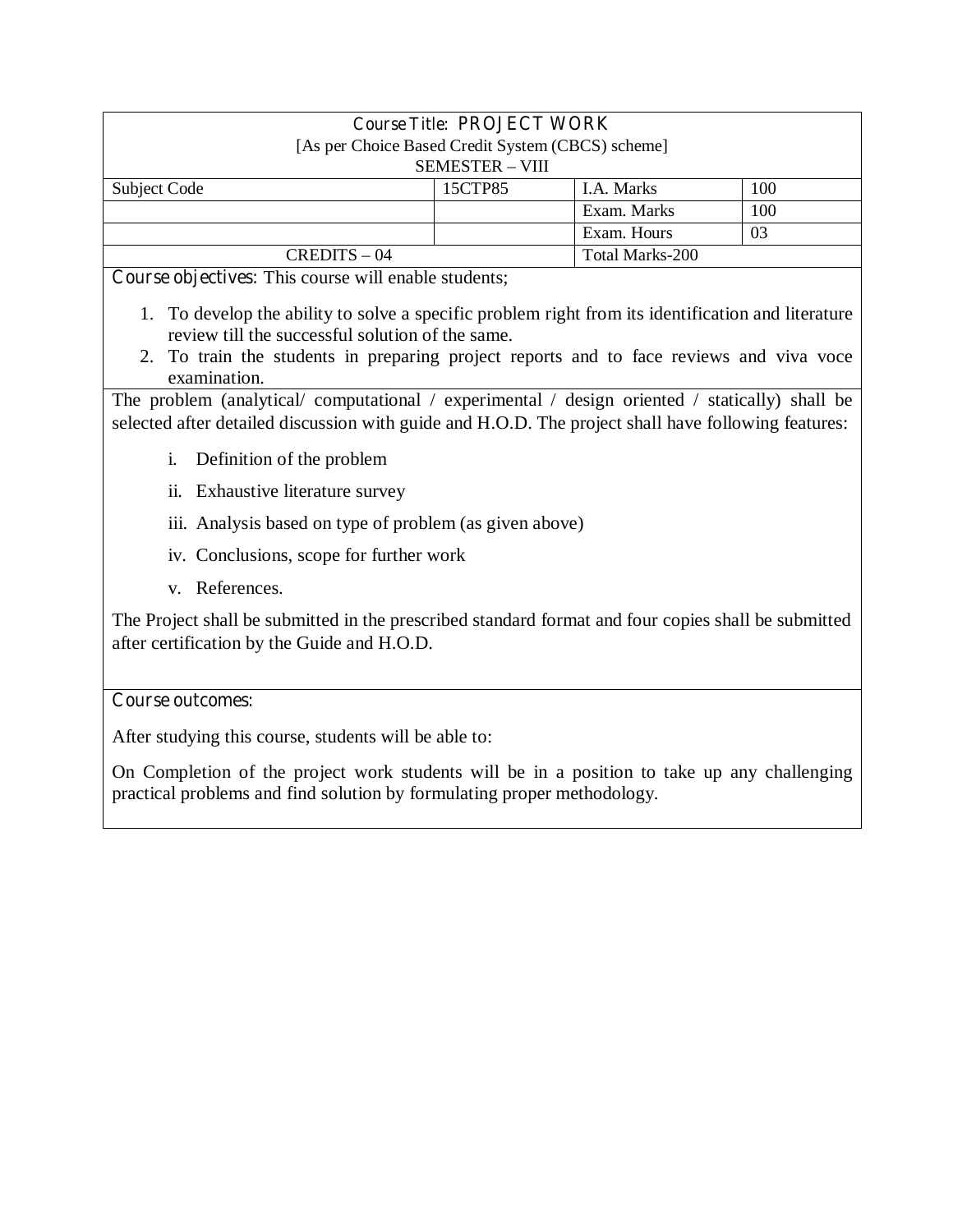**Course Title: PROJECT WORK**

[As per Choice Based Credit System (CBCS) scheme]

SEMESTER – VIII

| Subject Code | 15CTP85 | I.A. Marks | 100 |
|---|---|---|---|
| | | Exam. Marks | 100 |
| | | Exam. Hours | 03 |
| CREDITS – 04 | | Total Marks-200 | |

**Course objectives:** This course will enable students;

1. To develop the ability to solve a specific problem right from its identification and literature review till the successful solution of the same.
2. To train the students in preparing project reports and to face reviews and viva voce examination.

The problem (analytical/ computational / experimental / design oriented / statically) shall be selected after detailed discussion with guide and H.O.D. The project shall have following features:

i. Definition of the problem

ii. Exhaustive literature survey

iii. Analysis based on type of problem (as given above)

iv. Conclusions, scope for further work

v. References.

The Project shall be submitted in the prescribed standard format and four copies shall be submitted after certification by the Guide and H.O.D.

**Course outcomes:**

After studying this course, students will be able to:

On Completion of the project work students will be in a position to take up any challenging practical problems and find solution by formulating proper methodology.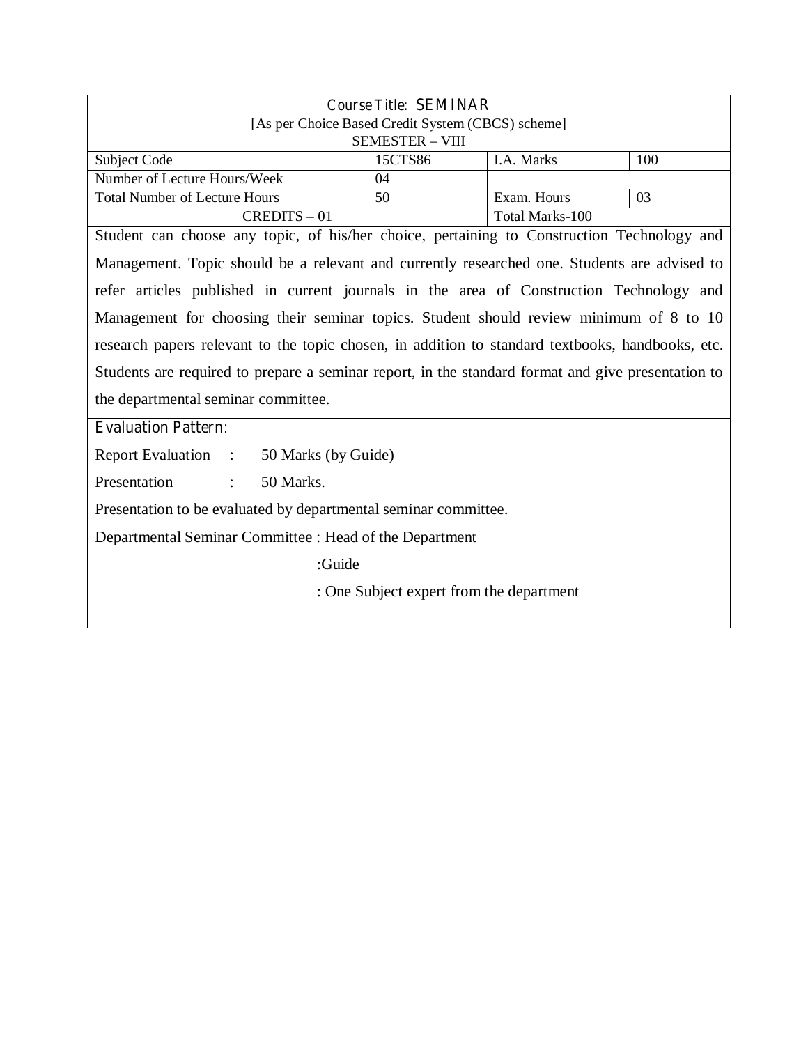## Course Title: SEMINAR

[As per Choice Based Credit System (CBCS) scheme]

SEMESTER – VIII

| | | | |
|---|---|---|---|
| Subject Code | 15CTS86 | I.A. Marks | 100 |
| Number of Lecture Hours/Week | 04 | | |
| Total Number of Lecture Hours | 50 | Exam. Hours | 03 |
| CREDITS – 01 | | Total Marks-100 | |

Student can choose any topic, of his/her choice, pertaining to Construction Technology and Management. Topic should be a relevant and currently researched one. Students are advised to refer articles published in current journals in the area of Construction Technology and Management for choosing their seminar topics. Student should review minimum of 8 to 10 research papers relevant to the topic chosen, in addition to standard textbooks, handbooks, etc. Students are required to prepare a seminar report, in the standard format and give presentation to the departmental seminar committee.

**Evaluation Pattern:**

Report Evaluation : 50 Marks (by Guide)

Presentation : 50 Marks.

Presentation to be evaluated by departmental seminar committee.

Departmental Seminar Committee : Head of the Department

:Guide

: One Subject expert from the department